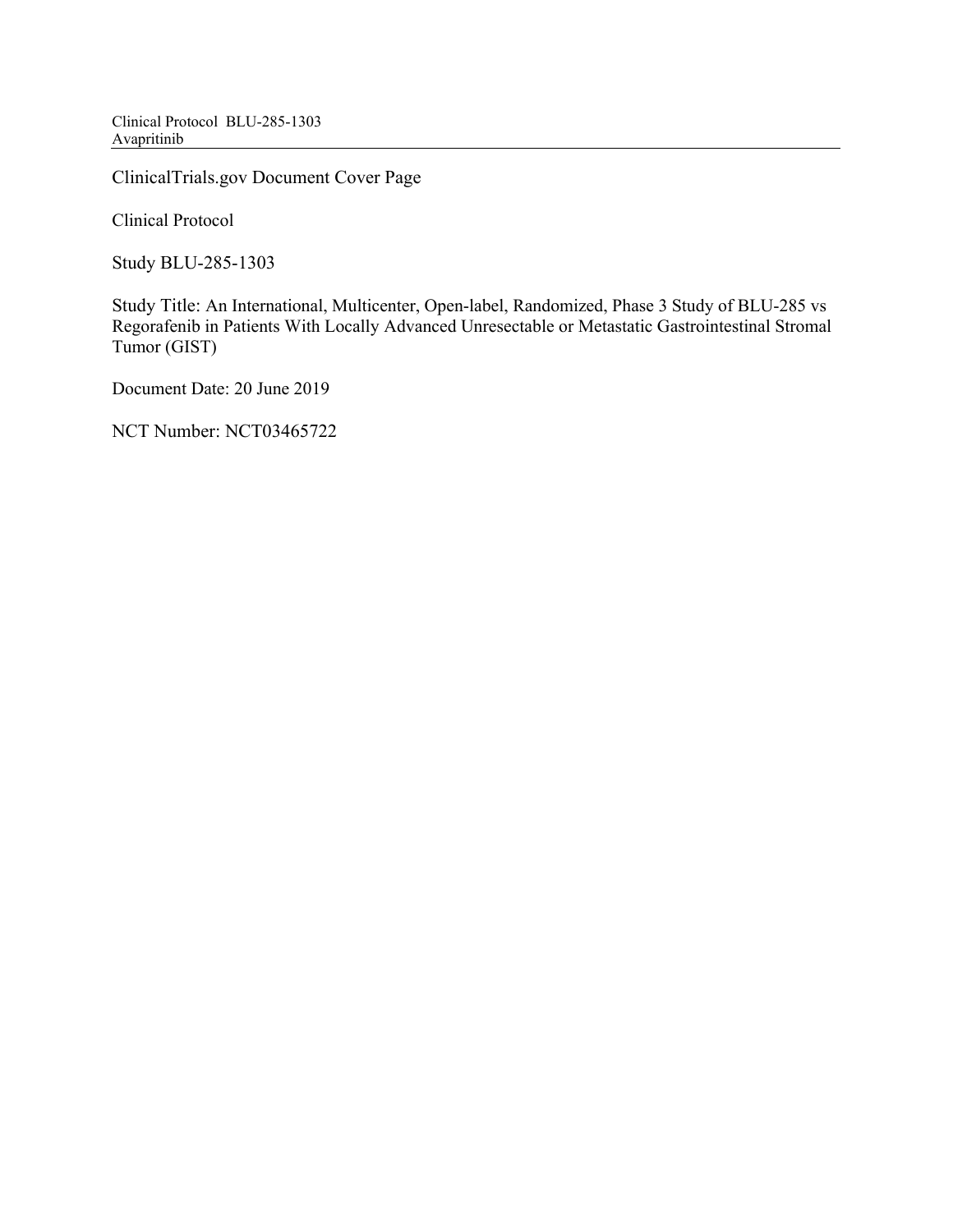ClinicalTrials.gov Document Cover Page

Clinical Protocol

Study BLU-285-1303

Study Title: An International, Multicenter, Open-label, Randomized, Phase 3 Study of BLU-285 vs Regorafenib in Patients With Locally Advanced Unresectable or Metastatic Gastrointestinal Stromal Tumor (GIST)

Document Date: 20 June 2019

NCT Number: NCT03465722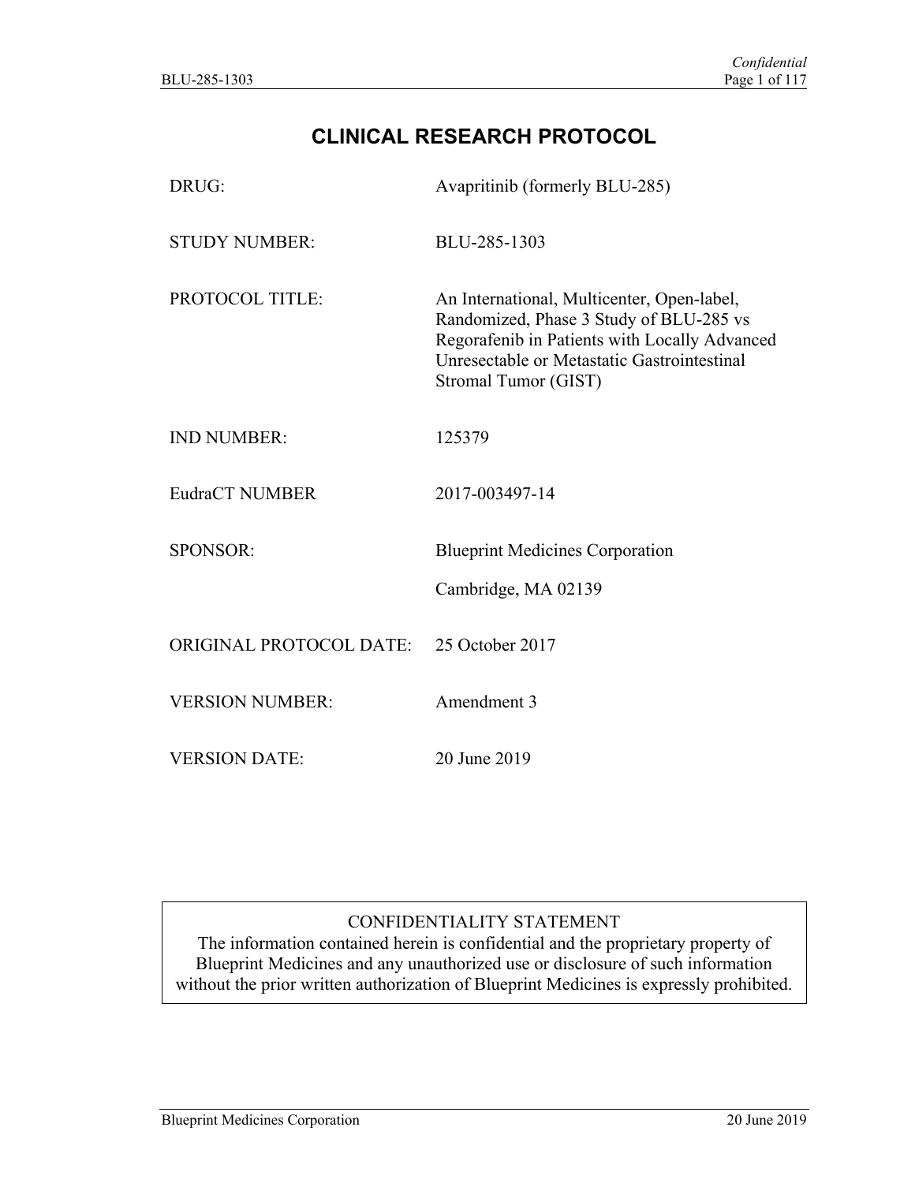# CLINICAL RESEARCH PROTOCOL

| | |
|---|---|
| DRUG: | Avapritinib (formerly BLU-285) |
| STUDY NUMBER: | BLU-285-1303 |
| PROTOCOL TITLE: | An International, Multicenter, Open-label, Randomized, Phase 3 Study of BLU-285 vs Regorafenib in Patients with Locally Advanced Unresectable or Metastatic Gastrointestinal Stromal Tumor (GIST) |
| IND NUMBER: | 125379 |
| EudraCT NUMBER | 2017-003497-14 |
| SPONSOR: | Blueprint Medicines Corporation<br>Cambridge, MA 02139 |
| ORIGINAL PROTOCOL DATE: | 25 October 2017 |
| VERSION NUMBER: | Amendment 3 |
| VERSION DATE: | 20 June 2019 |

CONFIDENTIALITY STATEMENT

The information contained herein is confidential and the proprietary property of Blueprint Medicines and any unauthorized use or disclosure of such information without the prior written authorization of Blueprint Medicines is expressly prohibited.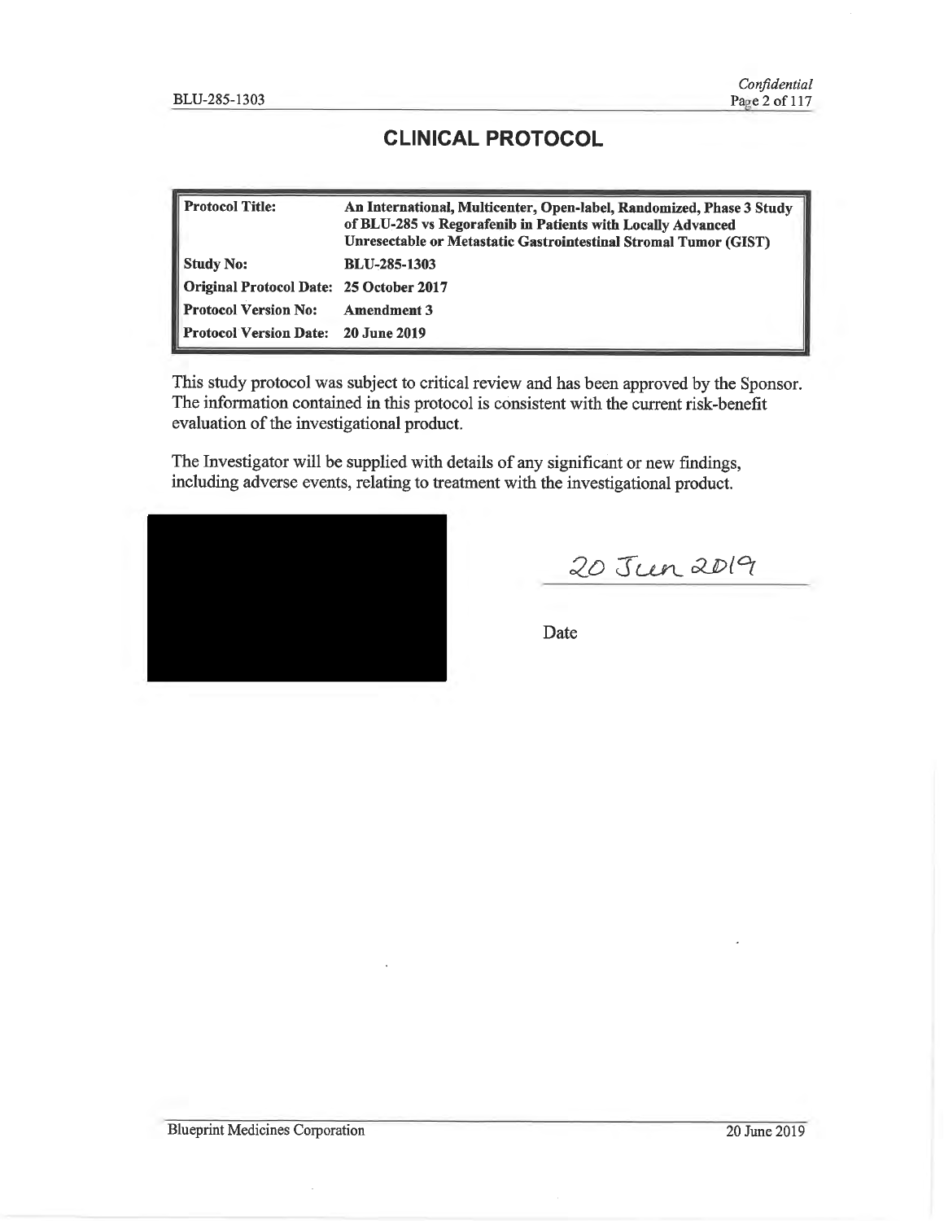# CLINICAL PROTOCOL

| Protocol Title: | An International, Multicenter, Open-label, Randomized, Phase 3 Study of BLU-285 vs Regorafenib in Patients with Locally Advanced Unresectable or Metastatic Gastrointestinal Stromal Tumor (GIST) |
|---|---|
| Study No: | BLU-285-1303 |
| Original Protocol Date: | 25 October 2017 |
| Protocol Version No: | Amendment 3 |
| Protocol Version Date: | 20 June 2019 |

This study protocol was subject to critical review and has been approved by the Sponsor. The information contained in this protocol is consistent with the current risk-benefit evaluation of the investigational product.

The Investigator will be supplied with details of any significant or new findings, including adverse events, relating to treatment with the investigational product.

20 Jun 2019

Date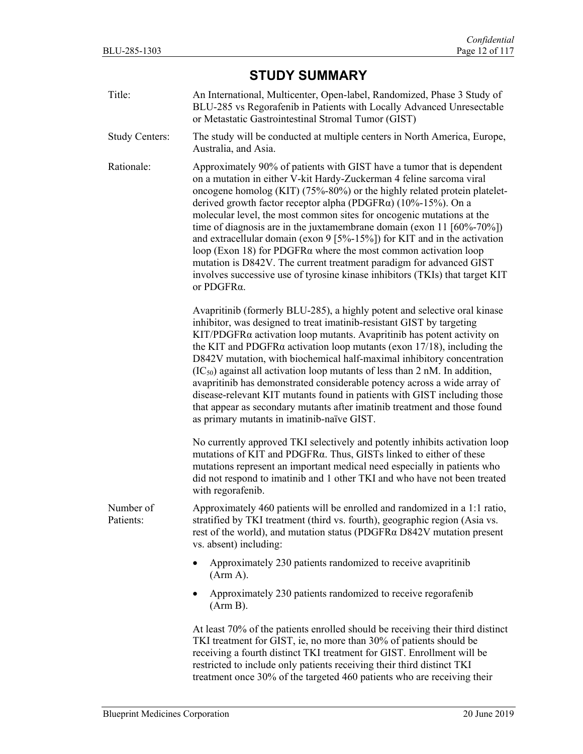# STUDY SUMMARY

**Title:** An International, Multicenter, Open-label, Randomized, Phase 3 Study of BLU-285 vs Regorafenib in Patients with Locally Advanced Unresectable or Metastatic Gastrointestinal Stromal Tumor (GIST)

**Study Centers:** The study will be conducted at multiple centers in North America, Europe, Australia, and Asia.

**Rationale:** Approximately 90% of patients with GIST have a tumor that is dependent on a mutation in either V-kit Hardy-Zuckerman 4 feline sarcoma viral oncogene homolog (KIT) (75%-80%) or the highly related protein platelet-derived growth factor receptor alpha (PDGFRα) (10%-15%). On a molecular level, the most common sites for oncogenic mutations at the time of diagnosis are in the juxtamembrane domain (exon 11 [60%-70%]) and extracellular domain (exon 9 [5%-15%]) for KIT and in the activation loop (Exon 18) for PDGFRα where the most common activation loop mutation is D842V. The current treatment paradigm for advanced GIST involves successive use of tyrosine kinase inhibitors (TKIs) that target KIT or PDGFRα.

Avapritinib (formerly BLU-285), a highly potent and selective oral kinase inhibitor, was designed to treat imatinib-resistant GIST by targeting KIT/PDGFRα activation loop mutants. Avapritinib has potent activity on the KIT and PDGFRα activation loop mutants (exon 17/18), including the D842V mutation, with biochemical half-maximal inhibitory concentration ($IC_{50}$) against all activation loop mutants of less than 2 nM. In addition, avapritinib has demonstrated considerable potency across a wide array of disease-relevant KIT mutants found in patients with GIST including those that appear as secondary mutants after imatinib treatment and those found as primary mutants in imatinib-naïve GIST.

No currently approved TKI selectively and potently inhibits activation loop mutations of KIT and PDGFRα. Thus, GISTs linked to either of these mutations represent an important medical need especially in patients who did not respond to imatinib and 1 other TKI and who have not been treated with regorafenib.

**Number of Patients:** Approximately 460 patients will be enrolled and randomized in a 1:1 ratio, stratified by TKI treatment (third vs. fourth), geographic region (Asia vs. rest of the world), and mutation status (PDGFRα D842V mutation present vs. absent) including:

- Approximately 230 patients randomized to receive avapritinib (Arm A).
- Approximately 230 patients randomized to receive regorafenib (Arm B).

At least 70% of the patients enrolled should be receiving their third distinct TKI treatment for GIST, ie, no more than 30% of patients should be receiving a fourth distinct TKI treatment for GIST. Enrollment will be restricted to include only patients receiving their third distinct TKI treatment once 30% of the targeted 460 patients who are receiving their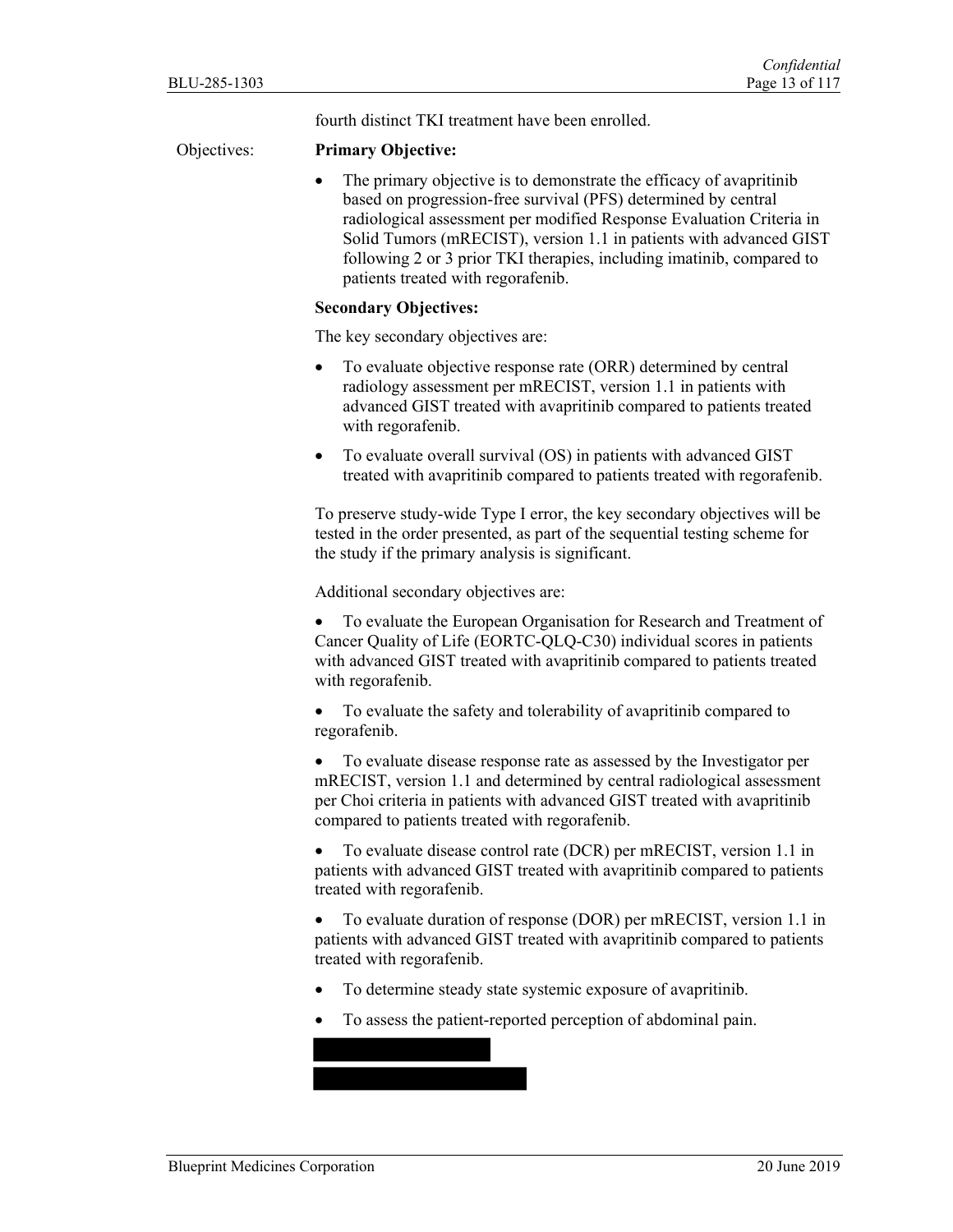fourth distinct TKI treatment have been enrolled.

Objectives:

**Primary Objective:**

- The primary objective is to demonstrate the efficacy of avapritinib based on progression-free survival (PFS) determined by central radiological assessment per modified Response Evaluation Criteria in Solid Tumors (mRECIST), version 1.1 in patients with advanced GIST following 2 or 3 prior TKI therapies, including imatinib, compared to patients treated with regorafenib.

**Secondary Objectives:**

The key secondary objectives are:

- To evaluate objective response rate (ORR) determined by central radiology assessment per mRECIST, version 1.1 in patients with advanced GIST treated with avapritinib compared to patients treated with regorafenib.
- To evaluate overall survival (OS) in patients with advanced GIST treated with avapritinib compared to patients treated with regorafenib.

To preserve study-wide Type I error, the key secondary objectives will be tested in the order presented, as part of the sequential testing scheme for the study if the primary analysis is significant.

Additional secondary objectives are:

- To evaluate the European Organisation for Research and Treatment of Cancer Quality of Life (EORTC-QLQ-C30) individual scores in patients with advanced GIST treated with avapritinib compared to patients treated with regorafenib.
- To evaluate the safety and tolerability of avapritinib compared to regorafenib.
- To evaluate disease response rate as assessed by the Investigator per mRECIST, version 1.1 and determined by central radiological assessment per Choi criteria in patients with advanced GIST treated with avapritinib compared to patients treated with regorafenib.
- To evaluate disease control rate (DCR) per mRECIST, version 1.1 in patients with advanced GIST treated with avapritinib compared to patients treated with regorafenib.
- To evaluate duration of response (DOR) per mRECIST, version 1.1 in patients with advanced GIST treated with avapritinib compared to patients treated with regorafenib.
- To determine steady state systemic exposure of avapritinib.
- To assess the patient-reported perception of abdominal pain.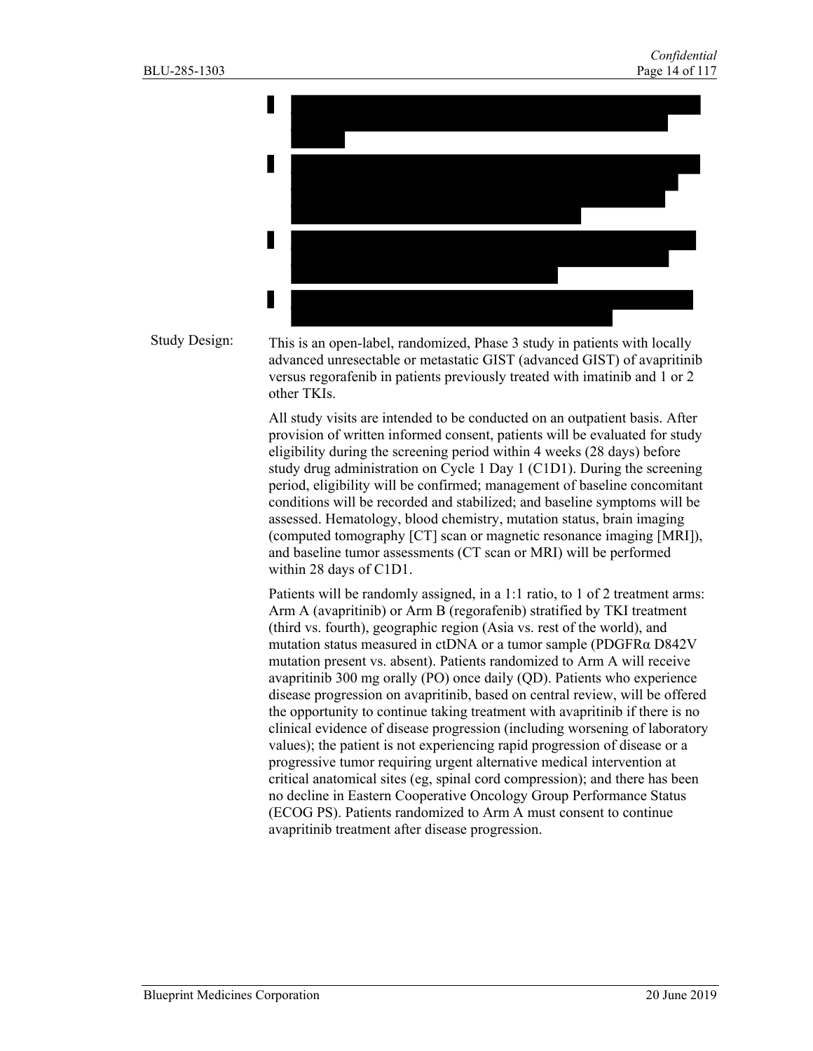- [REDACTED]
- [REDACTED]
- [REDACTED]
- [REDACTED]

Study Design:

This is an open-label, randomized, Phase 3 study in patients with locally advanced unresectable or metastatic GIST (advanced GIST) of avapritinib versus regorafenib in patients previously treated with imatinib and 1 or 2 other TKIs.

All study visits are intended to be conducted on an outpatient basis. After provision of written informed consent, patients will be evaluated for study eligibility during the screening period within 4 weeks (28 days) before study drug administration on Cycle 1 Day 1 (C1D1). During the screening period, eligibility will be confirmed; management of baseline concomitant conditions will be recorded and stabilized; and baseline symptoms will be assessed. Hematology, blood chemistry, mutation status, brain imaging (computed tomography [CT] scan or magnetic resonance imaging [MRI]), and baseline tumor assessments (CT scan or MRI) will be performed within 28 days of C1D1.

Patients will be randomly assigned, in a 1:1 ratio, to 1 of 2 treatment arms: Arm A (avapritinib) or Arm B (regorafenib) stratified by TKI treatment (third vs. fourth), geographic region (Asia vs. rest of the world), and mutation status measured in ctDNA or a tumor sample (PDGFRα D842V mutation present vs. absent). Patients randomized to Arm A will receive avapritinib 300 mg orally (PO) once daily (QD). Patients who experience disease progression on avapritinib, based on central review, will be offered the opportunity to continue taking treatment with avapritinib if there is no clinical evidence of disease progression (including worsening of laboratory values); the patient is not experiencing rapid progression of disease or a progressive tumor requiring urgent alternative medical intervention at critical anatomical sites (eg, spinal cord compression); and there has been no decline in Eastern Cooperative Oncology Group Performance Status (ECOG PS). Patients randomized to Arm A must consent to continue avapritinib treatment after disease progression.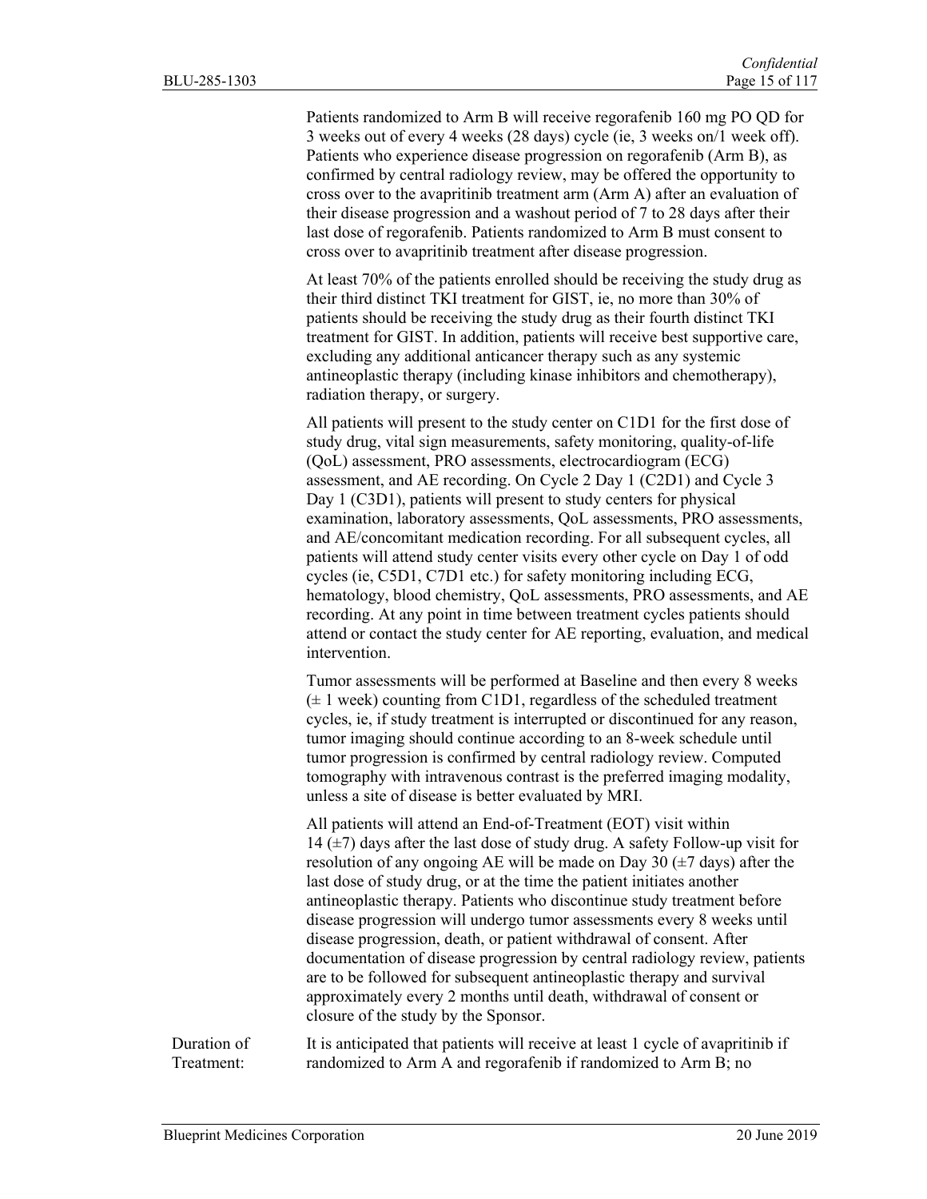Patients randomized to Arm B will receive regorafenib 160 mg PO QD for 3 weeks out of every 4 weeks (28 days) cycle (ie, 3 weeks on/1 week off). Patients who experience disease progression on regorafenib (Arm B), as confirmed by central radiology review, may be offered the opportunity to cross over to the avapritinib treatment arm (Arm A) after an evaluation of their disease progression and a washout period of 7 to 28 days after their last dose of regorafenib. Patients randomized to Arm B must consent to cross over to avapritinib treatment after disease progression.

At least 70% of the patients enrolled should be receiving the study drug as their third distinct TKI treatment for GIST, ie, no more than 30% of patients should be receiving the study drug as their fourth distinct TKI treatment for GIST. In addition, patients will receive best supportive care, excluding any additional anticancer therapy such as any systemic antineoplastic therapy (including kinase inhibitors and chemotherapy), radiation therapy, or surgery.

All patients will present to the study center on C1D1 for the first dose of study drug, vital sign measurements, safety monitoring, quality-of-life (QoL) assessment, PRO assessments, electrocardiogram (ECG) assessment, and AE recording. On Cycle 2 Day 1 (C2D1) and Cycle 3 Day 1 (C3D1), patients will present to study centers for physical examination, laboratory assessments, QoL assessments, PRO assessments, and AE/concomitant medication recording. For all subsequent cycles, all patients will attend study center visits every other cycle on Day 1 of odd cycles (ie, C5D1, C7D1 etc.) for safety monitoring including ECG, hematology, blood chemistry, QoL assessments, PRO assessments, and AE recording. At any point in time between treatment cycles patients should attend or contact the study center for AE reporting, evaluation, and medical intervention.

Tumor assessments will be performed at Baseline and then every 8 weeks (± 1 week) counting from C1D1, regardless of the scheduled treatment cycles, ie, if study treatment is interrupted or discontinued for any reason, tumor imaging should continue according to an 8-week schedule until tumor progression is confirmed by central radiology review. Computed tomography with intravenous contrast is the preferred imaging modality, unless a site of disease is better evaluated by MRI.

All patients will attend an End-of-Treatment (EOT) visit within 14 (±7) days after the last dose of study drug. A safety Follow-up visit for resolution of any ongoing AE will be made on Day 30 (±7 days) after the last dose of study drug, or at the time the patient initiates another antineoplastic therapy. Patients who discontinue study treatment before disease progression will undergo tumor assessments every 8 weeks until disease progression, death, or patient withdrawal of consent. After documentation of disease progression by central radiology review, patients are to be followed for subsequent antineoplastic therapy and survival approximately every 2 months until death, withdrawal of consent or closure of the study by the Sponsor.

Duration of Treatment: It is anticipated that patients will receive at least 1 cycle of avapritinib if randomized to Arm A and regorafenib if randomized to Arm B; no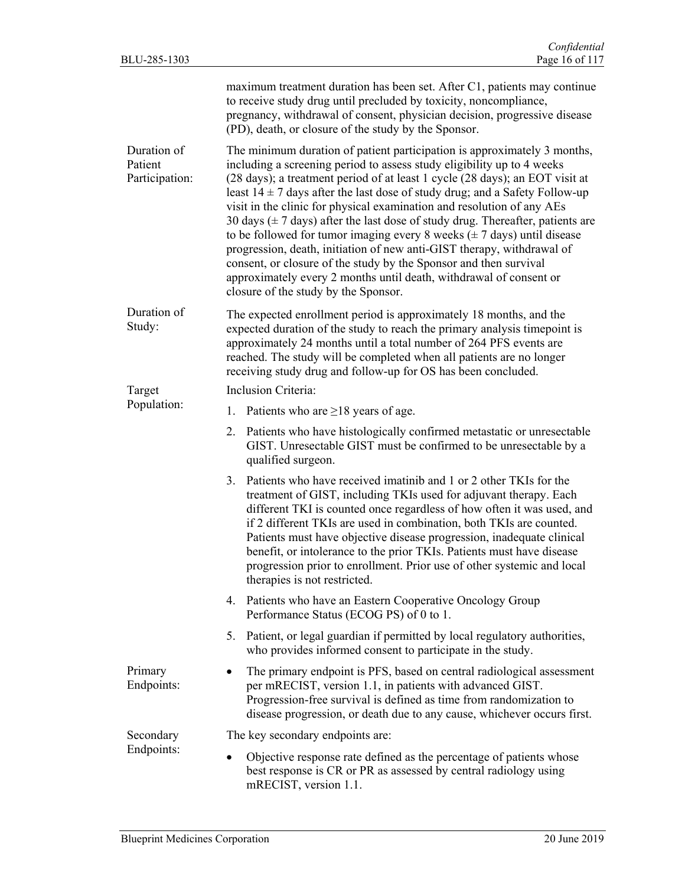| | |
|---|---|
| | maximum treatment duration has been set. After C1, patients may continue to receive study drug until precluded by toxicity, noncompliance, pregnancy, withdrawal of consent, physician decision, progressive disease (PD), death, or closure of the study by the Sponsor. |
| Duration of Patient Participation: | The minimum duration of patient participation is approximately 3 months, including a screening period to assess study eligibility up to 4 weeks (28 days); a treatment period of at least 1 cycle (28 days); an EOT visit at least 14 ± 7 days after the last dose of study drug; and a Safety Follow-up visit in the clinic for physical examination and resolution of any AEs 30 days (± 7 days) after the last dose of study drug. Thereafter, patients are to be followed for tumor imaging every 8 weeks (± 7 days) until disease progression, death, initiation of new anti-GIST therapy, withdrawal of consent, or closure of the study by the Sponsor and then survival approximately every 2 months until death, withdrawal of consent or closure of the study by the Sponsor. |
| Duration of Study: | The expected enrollment period is approximately 18 months, and the expected duration of the study to reach the primary analysis timepoint is approximately 24 months until a total number of 264 PFS events are reached. The study will be completed when all patients are no longer receiving study drug and follow-up for OS has been concluded. |
| Target Population: | Inclusion Criteria:<br>1. Patients who are ≥18 years of age.<br>2. Patients who have histologically confirmed metastatic or unresectable GIST. Unresectable GIST must be confirmed to be unresectable by a qualified surgeon.<br>3. Patients who have received imatinib and 1 or 2 other TKIs for the treatment of GIST, including TKIs used for adjuvant therapy. Each different TKI is counted once regardless of how often it was used, and if 2 different TKIs are used in combination, both TKIs are counted. Patients must have objective disease progression, inadequate clinical benefit, or intolerance to the prior TKIs. Patients must have disease progression prior to enrollment. Prior use of other systemic and local therapies is not restricted.<br>4. Patients who have an Eastern Cooperative Oncology Group Performance Status (ECOG PS) of 0 to 1.<br>5. Patient, or legal guardian if permitted by local regulatory authorities, who provides informed consent to participate in the study. |
| Primary Endpoints: | • The primary endpoint is PFS, based on central radiological assessment per mRECIST, version 1.1, in patients with advanced GIST. Progression-free survival is defined as time from randomization to disease progression, or death due to any cause, whichever occurs first. |
| Secondary Endpoints: | The key secondary endpoints are:<br>• Objective response rate defined as the percentage of patients whose best response is CR or PR as assessed by central radiology using mRECIST, version 1.1. |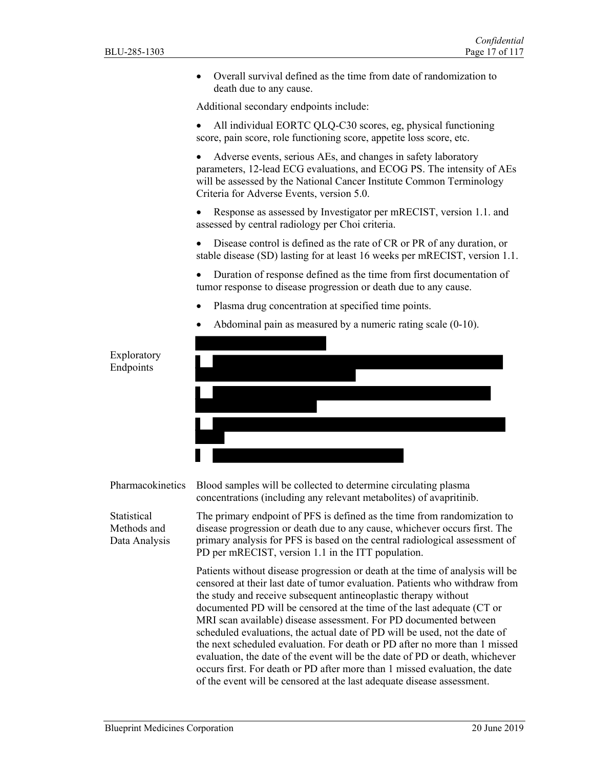- Overall survival defined as the time from date of randomization to death due to any cause.

Additional secondary endpoints include:

- All individual EORTC QLQ-C30 scores, eg, physical functioning score, pain score, role functioning score, appetite loss score, etc.
- Adverse events, serious AEs, and changes in safety laboratory parameters, 12-lead ECG evaluations, and ECOG PS. The intensity of AEs will be assessed by the National Cancer Institute Common Terminology Criteria for Adverse Events, version 5.0.
- Response as assessed by Investigator per mRECIST, version 1.1. and assessed by central radiology per Choi criteria.
- Disease control is defined as the rate of CR or PR of any duration, or stable disease (SD) lasting for at least 16 weeks per mRECIST, version 1.1.
- Duration of response defined as the time from first documentation of tumor response to disease progression or death due to any cause.
- Plasma drug concentration at specified time points.
- Abdominal pain as measured by a numeric rating scale (0-10).

| | |
|---|---|
| Exploratory Endpoints | [redacted] |
| Pharmacokinetics | Blood samples will be collected to determine circulating plasma concentrations (including any relevant metabolites) of avapritinib. |
| Statistical Methods and Data Analysis | The primary endpoint of PFS is defined as the time from randomization to disease progression or death due to any cause, whichever occurs first. The primary analysis for PFS is based on the central radiological assessment of PD per mRECIST, version 1.1 in the ITT population.<br><br>Patients without disease progression or death at the time of analysis will be censored at their last date of tumor evaluation. Patients who withdraw from the study and receive subsequent antineoplastic therapy without documented PD will be censored at the time of the last adequate (CT or MRI scan available) disease assessment. For PD documented between scheduled evaluations, the actual date of PD will be used, not the date of the next scheduled evaluation. For death or PD after no more than 1 missed evaluation, the date of the event will be the date of PD or death, whichever occurs first. For death or PD after more than 1 missed evaluation, the date of the event will be censored at the last adequate disease assessment. |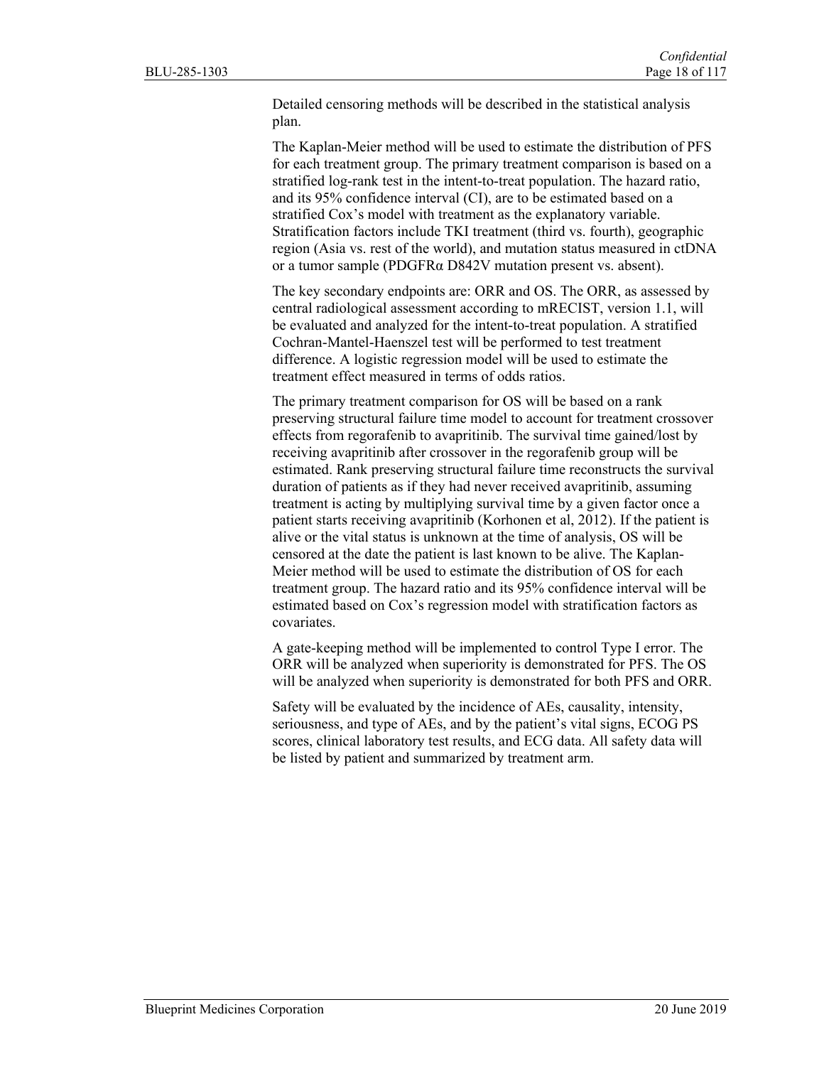Detailed censoring methods will be described in the statistical analysis plan.

The Kaplan-Meier method will be used to estimate the distribution of PFS for each treatment group. The primary treatment comparison is based on a stratified log-rank test in the intent-to-treat population. The hazard ratio, and its 95% confidence interval (CI), are to be estimated based on a stratified Cox's model with treatment as the explanatory variable. Stratification factors include TKI treatment (third vs. fourth), geographic region (Asia vs. rest of the world), and mutation status measured in ctDNA or a tumor sample (PDGFRα D842V mutation present vs. absent).

The key secondary endpoints are: ORR and OS. The ORR, as assessed by central radiological assessment according to mRECIST, version 1.1, will be evaluated and analyzed for the intent-to-treat population. A stratified Cochran-Mantel-Haenszel test will be performed to test treatment difference. A logistic regression model will be used to estimate the treatment effect measured in terms of odds ratios.

The primary treatment comparison for OS will be based on a rank preserving structural failure time model to account for treatment crossover effects from regorafenib to avapritinib. The survival time gained/lost by receiving avapritinib after crossover in the regorafenib group will be estimated. Rank preserving structural failure time reconstructs the survival duration of patients as if they had never received avapritinib, assuming treatment is acting by multiplying survival time by a given factor once a patient starts receiving avapritinib (Korhonen et al, 2012). If the patient is alive or the vital status is unknown at the time of analysis, OS will be censored at the date the patient is last known to be alive. The Kaplan-Meier method will be used to estimate the distribution of OS for each treatment group. The hazard ratio and its 95% confidence interval will be estimated based on Cox's regression model with stratification factors as covariates.

A gate-keeping method will be implemented to control Type I error. The ORR will be analyzed when superiority is demonstrated for PFS. The OS will be analyzed when superiority is demonstrated for both PFS and ORR.

Safety will be evaluated by the incidence of AEs, causality, intensity, seriousness, and type of AEs, and by the patient's vital signs, ECOG PS scores, clinical laboratory test results, and ECG data. All safety data will be listed by patient and summarized by treatment arm.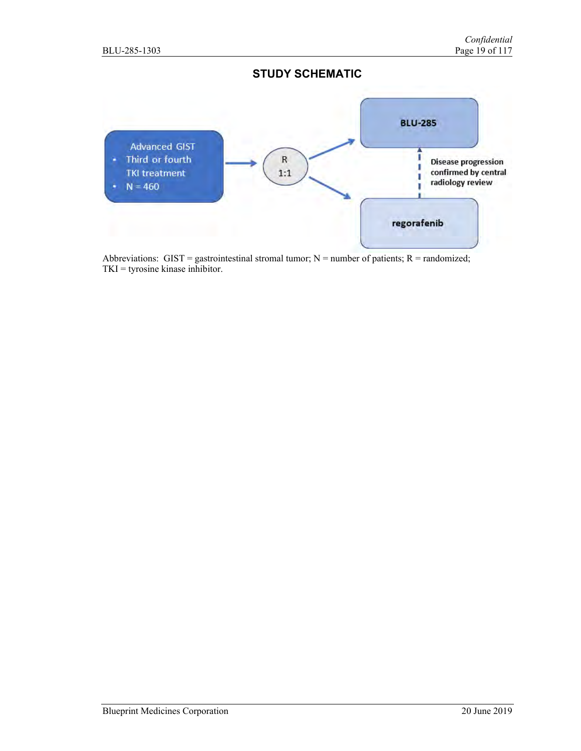## STUDY SCHEMATIC

Advanced GIST
- Third or fourth TKI treatment
- N = 460

R
1:1

BLU-285

regorafenib

Disease progression confirmed by central radiology review

Abbreviations: GIST = gastrointestinal stromal tumor; N = number of patients; R = randomized; TKI = tyrosine kinase inhibitor.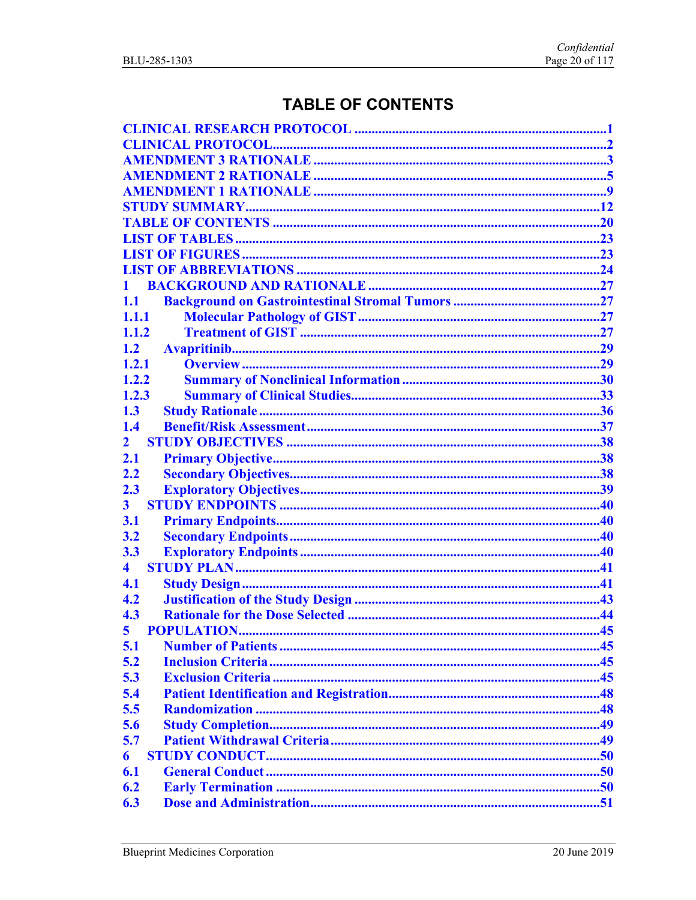# TABLE OF CONTENTS

CLINICAL RESEARCH PROTOCOL ........................................................................1
CLINICAL PROTOCOL........................................................................................2
AMENDMENT 3 RATIONALE ...........................................................................3
AMENDMENT 2 RATIONALE ...........................................................................5
AMENDMENT 1 RATIONALE ...........................................................................9
STUDY SUMMARY.............................................................................................12
TABLE OF CONTENTS ......................................................................................20
LIST OF TABLES.................................................................................................23
LIST OF FIGURES ...............................................................................................23
LIST OF ABBREVIATIONS ...............................................................................24
1 BACKGROUND AND RATIONALE ..............................................................27
1.1 Background on Gastrointestinal Stromal Tumors ..........................................27
1.1.1 Molecular Pathology of GIST .....................................................................27
1.1.2 Treatment of GIST ......................................................................................27
1.2 Avapritinib.........................................................................................................29
1.2.1 Overview .....................................................................................................29
1.2.2 Summary of Nonclinical Information .........................................................30
1.2.3 Summary of Clinical Studies.......................................................................33
1.3 Study Rationale ................................................................................................36
1.4 Benefit/Risk Assessment...................................................................................37
2 STUDY OBJECTIVES .......................................................................................38
2.1 Primary Objective.............................................................................................38
2.2 Secondary Objectives.......................................................................................38
2.3 Exploratory Objectives.....................................................................................39
3 STUDY ENDPOINTS .........................................................................................40
3.1 Primary Endpoints............................................................................................40
3.2 Secondary Endpoints........................................................................................40
3.3 Exploratory Endpoints......................................................................................40
4 STUDY PLAN.......................................................................................................41
4.1 Study Design.....................................................................................................41
4.2 Justification of the Study Design .....................................................................43
4.3 Rationale for the Dose Selected .......................................................................44
5 POPULATION.......................................................................................................45
5.1 Number of Patients ...........................................................................................45
5.2 Inclusion Criteria ..............................................................................................45
5.3 Exclusion Criteria .............................................................................................45
5.4 Patient Identification and Registration.............................................................48
5.5 Randomization ..................................................................................................48
5.6 Study Completion..............................................................................................49
5.7 Patient Withdrawal Criteria..............................................................................49
6 STUDY CONDUCT...............................................................................................50
6.1 General Conduct ...............................................................................................50
6.2 Early Termination .............................................................................................50
6.3 Dose and Administration...................................................................................51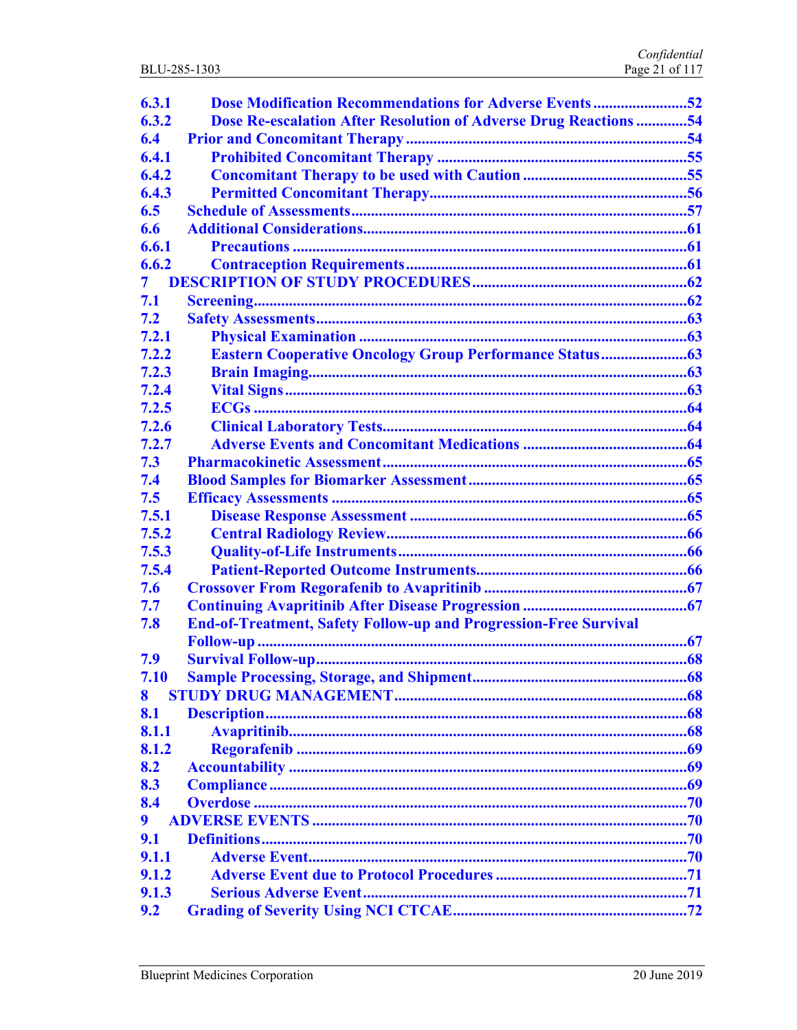| | | |
|---|---|---|
| 6.3.1 | Dose Modification Recommendations for Adverse Events | 52 |
| 6.3.2 | Dose Re-escalation After Resolution of Adverse Drug Reactions | 54 |
| 6.4 | Prior and Concomitant Therapy | 54 |
| 6.4.1 | Prohibited Concomitant Therapy | 55 |
| 6.4.2 | Concomitant Therapy to be used with Caution | 55 |
| 6.4.3 | Permitted Concomitant Therapy | 56 |
| 6.5 | Schedule of Assessments | 57 |
| 6.6 | Additional Considerations | 61 |
| 6.6.1 | Precautions | 61 |
| 6.6.2 | Contraception Requirements | 61 |
| 7 | DESCRIPTION OF STUDY PROCEDURES | 62 |
| 7.1 | Screening | 62 |
| 7.2 | Safety Assessments | 63 |
| 7.2.1 | Physical Examination | 63 |
| 7.2.2 | Eastern Cooperative Oncology Group Performance Status | 63 |
| 7.2.3 | Brain Imaging | 63 |
| 7.2.4 | Vital Signs | 63 |
| 7.2.5 | ECGs | 64 |
| 7.2.6 | Clinical Laboratory Tests | 64 |
| 7.2.7 | Adverse Events and Concomitant Medications | 64 |
| 7.3 | Pharmacokinetic Assessment | 65 |
| 7.4 | Blood Samples for Biomarker Assessment | 65 |
| 7.5 | Efficacy Assessments | 65 |
| 7.5.1 | Disease Response Assessment | 65 |
| 7.5.2 | Central Radiology Review | 66 |
| 7.5.3 | Quality-of-Life Instruments | 66 |
| 7.5.4 | Patient-Reported Outcome Instruments | 66 |
| 7.6 | Crossover From Regorafenib to Avapritinib | 67 |
| 7.7 | Continuing Avapritinib After Disease Progression | 67 |
| 7.8 | End-of-Treatment, Safety Follow-up and Progression-Free Survival Follow-up | 67 |
| 7.9 | Survival Follow-up | 68 |
| 7.10 | Sample Processing, Storage, and Shipment | 68 |
| 8 | STUDY DRUG MANAGEMENT | 68 |
| 8.1 | Description | 68 |
| 8.1.1 | Avapritinib | 68 |
| 8.1.2 | Regorafenib | 69 |
| 8.2 | Accountability | 69 |
| 8.3 | Compliance | 69 |
| 8.4 | Overdose | 70 |
| 9 | ADVERSE EVENTS | 70 |
| 9.1 | Definitions | 70 |
| 9.1.1 | Adverse Event | 70 |
| 9.1.2 | Adverse Event due to Protocol Procedures | 71 |
| 9.1.3 | Serious Adverse Event | 71 |
| 9.2 | Grading of Severity Using NCI CTCAE | 72 |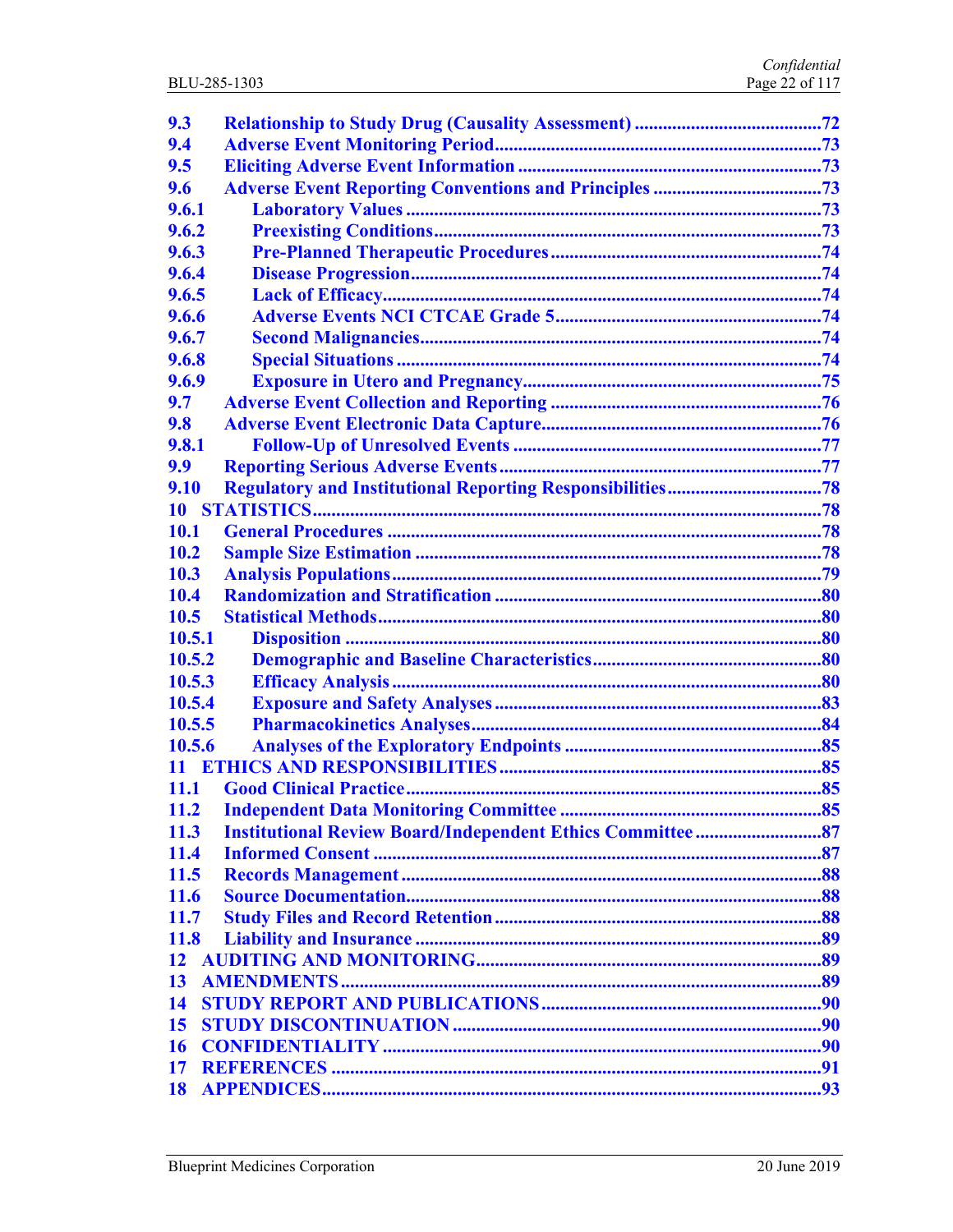| | | |
|---|---|---|
| 9.3 | Relationship to Study Drug (Causality Assessment) | 72 |
| 9.4 | Adverse Event Monitoring Period | 73 |
| 9.5 | Eliciting Adverse Event Information | 73 |
| 9.6 | Adverse Event Reporting Conventions and Principles | 73 |
| 9.6.1 | Laboratory Values | 73 |
| 9.6.2 | Preexisting Conditions | 73 |
| 9.6.3 | Pre-Planned Therapeutic Procedures | 74 |
| 9.6.4 | Disease Progression | 74 |
| 9.6.5 | Lack of Efficacy | 74 |
| 9.6.6 | Adverse Events NCI CTCAE Grade 5 | 74 |
| 9.6.7 | Second Malignancies | 74 |
| 9.6.8 | Special Situations | 74 |
| 9.6.9 | Exposure in Utero and Pregnancy | 75 |
| 9.7 | Adverse Event Collection and Reporting | 76 |
| 9.8 | Adverse Event Electronic Data Capture | 76 |
| 9.8.1 | Follow-Up of Unresolved Events | 77 |
| 9.9 | Reporting Serious Adverse Events | 77 |
| 9.10 | Regulatory and Institutional Reporting Responsibilities | 78 |
| 10 | STATISTICS | 78 |
| 10.1 | General Procedures | 78 |
| 10.2 | Sample Size Estimation | 78 |
| 10.3 | Analysis Populations | 79 |
| 10.4 | Randomization and Stratification | 80 |
| 10.5 | Statistical Methods | 80 |
| 10.5.1 | Disposition | 80 |
| 10.5.2 | Demographic and Baseline Characteristics | 80 |
| 10.5.3 | Efficacy Analysis | 80 |
| 10.5.4 | Exposure and Safety Analyses | 83 |
| 10.5.5 | Pharmacokinetics Analyses | 84 |
| 10.5.6 | Analyses of the Exploratory Endpoints | 85 |
| 11 | ETHICS AND RESPONSIBILITIES | 85 |
| 11.1 | Good Clinical Practice | 85 |
| 11.2 | Independent Data Monitoring Committee | 85 |
| 11.3 | Institutional Review Board/Independent Ethics Committee | 87 |
| 11.4 | Informed Consent | 87 |
| 11.5 | Records Management | 88 |
| 11.6 | Source Documentation | 88 |
| 11.7 | Study Files and Record Retention | 88 |
| 11.8 | Liability and Insurance | 89 |
| 12 | AUDITING AND MONITORING | 89 |
| 13 | AMENDMENTS | 89 |
| 14 | STUDY REPORT AND PUBLICATIONS | 90 |
| 15 | STUDY DISCONTINUATION | 90 |
| 16 | CONFIDENTIALITY | 90 |
| 17 | REFERENCES | 91 |
| 18 | APPENDICES | 93 |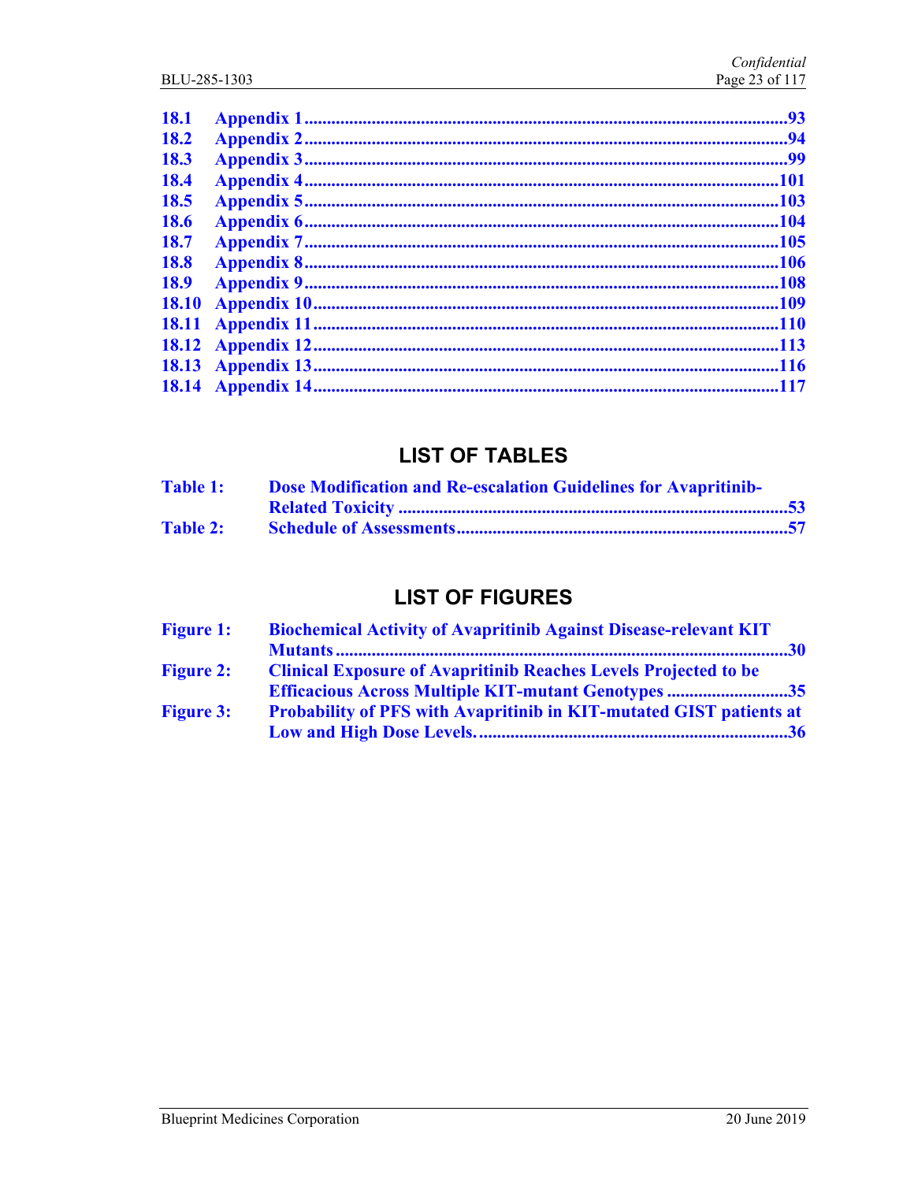18.1 Appendix 1 ... 93
18.2 Appendix 2 ... 94
18.3 Appendix 3 ... 99
18.4 Appendix 4 ... 101
18.5 Appendix 5 ... 103
18.6 Appendix 6 ... 104
18.7 Appendix 7 ... 105
18.8 Appendix 8 ... 106
18.9 Appendix 9 ... 108
18.10 Appendix 10 ... 109
18.11 Appendix 11 ... 110
18.12 Appendix 12 ... 113
18.13 Appendix 13 ... 116
18.14 Appendix 14 ... 117

## LIST OF TABLES

Table 1: Dose Modification and Re-escalation Guidelines for Avapritinib-Related Toxicity ... 53
Table 2: Schedule of Assessments ... 57

## LIST OF FIGURES

Figure 1: Biochemical Activity of Avapritinib Against Disease-relevant KIT Mutants ... 30
Figure 2: Clinical Exposure of Avapritinib Reaches Levels Projected to be Efficacious Across Multiple KIT-mutant Genotypes ... 35
Figure 3: Probability of PFS with Avapritinib in KIT-mutated GIST patients at Low and High Dose Levels. ... 36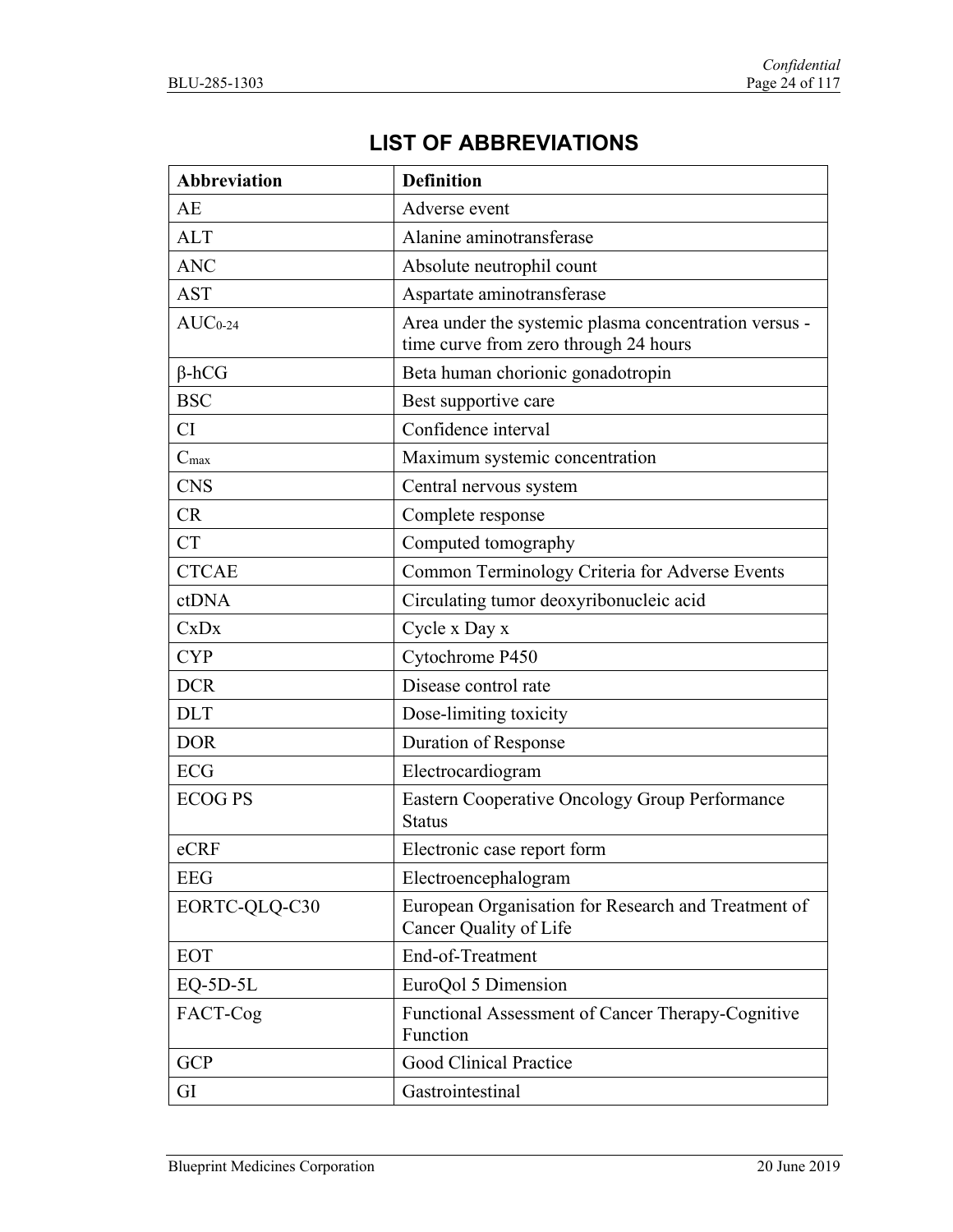# LIST OF ABBREVIATIONS

| Abbreviation | Definition |
|---|---|
| AE | Adverse event |
| ALT | Alanine aminotransferase |
| ANC | Absolute neutrophil count |
| AST | Aspartate aminotransferase |
| $AUC_{0-24}$ | Area under the systemic plasma concentration versus -time curve from zero through 24 hours |
| β-hCG | Beta human chorionic gonadotropin |
| BSC | Best supportive care |
| CI | Confidence interval |
| $C_{max}$ | Maximum systemic concentration |
| CNS | Central nervous system |
| CR | Complete response |
| CT | Computed tomography |
| CTCAE | Common Terminology Criteria for Adverse Events |
| ctDNA | Circulating tumor deoxyribonucleic acid |
| CxDx | Cycle x Day x |
| CYP | Cytochrome P450 |
| DCR | Disease control rate |
| DLT | Dose-limiting toxicity |
| DOR | Duration of Response |
| ECG | Electrocardiogram |
| ECOG PS | Eastern Cooperative Oncology Group Performance Status |
| eCRF | Electronic case report form |
| EEG | Electroencephalogram |
| EORTC-QLQ-C30 | European Organisation for Research and Treatment of Cancer Quality of Life |
| EOT | End-of-Treatment |
| EQ-5D-5L | EuroQol 5 Dimension |
| FACT-Cog | Functional Assessment of Cancer Therapy-Cognitive Function |
| GCP | Good Clinical Practice |
| GI | Gastrointestinal |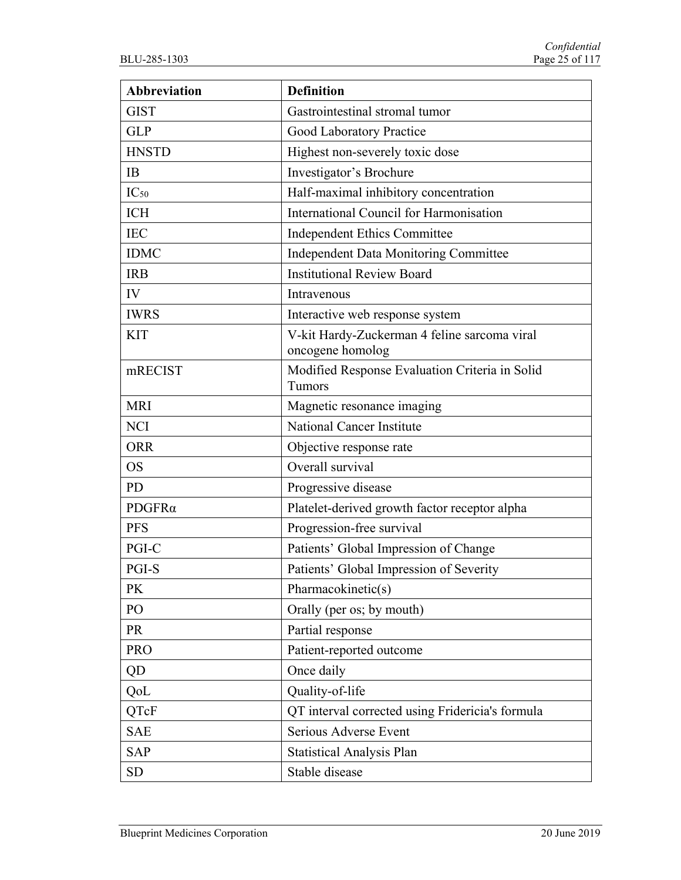| Abbreviation | Definition |
| --- | --- |
| GIST | Gastrointestinal stromal tumor |
| GLP | Good Laboratory Practice |
| HNSTD | Highest non-severely toxic dose |
| IB | Investigator’s Brochure |
| $IC_{50}$ | Half-maximal inhibitory concentration |
| ICH | International Council for Harmonisation |
| IEC | Independent Ethics Committee |
| IDMC | Independent Data Monitoring Committee |
| IRB | Institutional Review Board |
| IV | Intravenous |
| IWRS | Interactive web response system |
| KIT | V-kit Hardy-Zuckerman 4 feline sarcoma viral oncogene homolog |
| mRECIST | Modified Response Evaluation Criteria in Solid Tumors |
| MRI | Magnetic resonance imaging |
| NCI | National Cancer Institute |
| ORR | Objective response rate |
| OS | Overall survival |
| PD | Progressive disease |
| PDGFRα | Platelet-derived growth factor receptor alpha |
| PFS | Progression-free survival |
| PGI-C | Patients’ Global Impression of Change |
| PGI-S | Patients’ Global Impression of Severity |
| PK | Pharmacokinetic(s) |
| PO | Orally (per os; by mouth) |
| PR | Partial response |
| PRO | Patient-reported outcome |
| QD | Once daily |
| QoL | Quality-of-life |
| QTcF | QT interval corrected using Fridericia's formula |
| SAE | Serious Adverse Event |
| SAP | Statistical Analysis Plan |
| SD | Stable disease |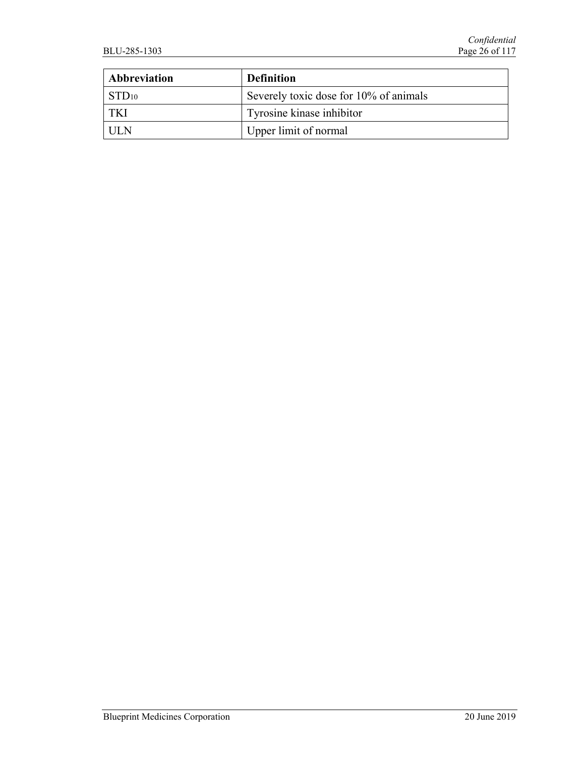| Abbreviation | Definition |
|---|---|
| $STD_{10}$ | Severely toxic dose for 10% of animals |
| TKI | Tyrosine kinase inhibitor |
| ULN | Upper limit of normal |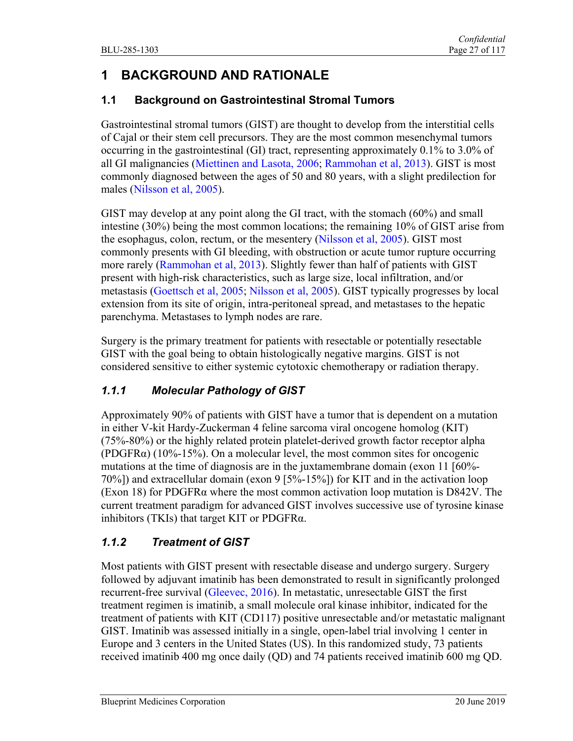# 1 BACKGROUND AND RATIONALE

## 1.1 Background on Gastrointestinal Stromal Tumors

Gastrointestinal stromal tumors (GIST) are thought to develop from the interstitial cells of Cajal or their stem cell precursors. They are the most common mesenchymal tumors occurring in the gastrointestinal (GI) tract, representing approximately 0.1% to 3.0% of all GI malignancies (Miettinen and Lasota, 2006; Rammohan et al, 2013). GIST is most commonly diagnosed between the ages of 50 and 80 years, with a slight predilection for males (Nilsson et al, 2005).

GIST may develop at any point along the GI tract, with the stomach (60%) and small intestine (30%) being the most common locations; the remaining 10% of GIST arise from the esophagus, colon, rectum, or the mesentery (Nilsson et al, 2005). GIST most commonly presents with GI bleeding, with obstruction or acute tumor rupture occurring more rarely (Rammohan et al, 2013). Slightly fewer than half of patients with GIST present with high-risk characteristics, such as large size, local infiltration, and/or metastasis (Goettsch et al, 2005; Nilsson et al, 2005). GIST typically progresses by local extension from its site of origin, intra-peritoneal spread, and metastases to the hepatic parenchyma. Metastases to lymph nodes are rare.

Surgery is the primary treatment for patients with resectable or potentially resectable GIST with the goal being to obtain histologically negative margins. GIST is not considered sensitive to either systemic cytotoxic chemotherapy or radiation therapy.

### *1.1.1 Molecular Pathology of GIST*

Approximately 90% of patients with GIST have a tumor that is dependent on a mutation in either V-kit Hardy-Zuckerman 4 feline sarcoma viral oncogene homolog (KIT) (75%-80%) or the highly related protein platelet-derived growth factor receptor alpha (PDGFRα) (10%-15%). On a molecular level, the most common sites for oncogenic mutations at the time of diagnosis are in the juxtamembrane domain (exon 11 [60%-70%]) and extracellular domain (exon 9 [5%-15%]) for KIT and in the activation loop (Exon 18) for PDGFRα where the most common activation loop mutation is D842V. The current treatment paradigm for advanced GIST involves successive use of tyrosine kinase inhibitors (TKIs) that target KIT or PDGFRα.

### *1.1.2 Treatment of GIST*

Most patients with GIST present with resectable disease and undergo surgery. Surgery followed by adjuvant imatinib has been demonstrated to result in significantly prolonged recurrent-free survival (Gleevec, 2016). In metastatic, unresectable GIST the first treatment regimen is imatinib, a small molecule oral kinase inhibitor, indicated for the treatment of patients with KIT (CD117) positive unresectable and/or metastatic malignant GIST. Imatinib was assessed initially in a single, open-label trial involving 1 center in Europe and 3 centers in the United States (US). In this randomized study, 73 patients received imatinib 400 mg once daily (QD) and 74 patients received imatinib 600 mg QD.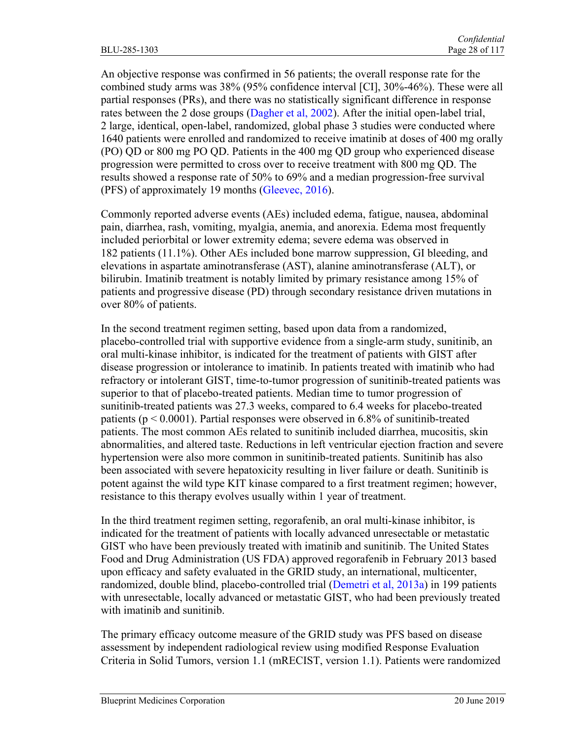An objective response was confirmed in 56 patients; the overall response rate for the combined study arms was 38% (95% confidence interval [CI], 30%-46%). These were all partial responses (PRs), and there was no statistically significant difference in response rates between the 2 dose groups (Dagher et al, 2002). After the initial open-label trial, 2 large, identical, open-label, randomized, global phase 3 studies were conducted where 1640 patients were enrolled and randomized to receive imatinib at doses of 400 mg orally (PO) QD or 800 mg PO QD. Patients in the 400 mg QD group who experienced disease progression were permitted to cross over to receive treatment with 800 mg QD. The results showed a response rate of 50% to 69% and a median progression-free survival (PFS) of approximately 19 months (Gleevec, 2016).

Commonly reported adverse events (AEs) included edema, fatigue, nausea, abdominal pain, diarrhea, rash, vomiting, myalgia, anemia, and anorexia. Edema most frequently included periorbital or lower extremity edema; severe edema was observed in 182 patients (11.1%). Other AEs included bone marrow suppression, GI bleeding, and elevations in aspartate aminotransferase (AST), alanine aminotransferase (ALT), or bilirubin. Imatinib treatment is notably limited by primary resistance among 15% of patients and progressive disease (PD) through secondary resistance driven mutations in over 80% of patients.

In the second treatment regimen setting, based upon data from a randomized, placebo-controlled trial with supportive evidence from a single-arm study, sunitinib, an oral multi-kinase inhibitor, is indicated for the treatment of patients with GIST after disease progression or intolerance to imatinib. In patients treated with imatinib who had refractory or intolerant GIST, time-to-tumor progression of sunitinib-treated patients was superior to that of placebo-treated patients. Median time to tumor progression of sunitinib-treated patients was 27.3 weeks, compared to 6.4 weeks for placebo-treated patients ($p < 0.0001$). Partial responses were observed in 6.8% of sunitinib-treated patients. The most common AEs related to sunitinib included diarrhea, mucositis, skin abnormalities, and altered taste. Reductions in left ventricular ejection fraction and severe hypertension were also more common in sunitinib-treated patients. Sunitinib has also been associated with severe hepatoxicity resulting in liver failure or death. Sunitinib is potent against the wild type KIT kinase compared to a first treatment regimen; however, resistance to this therapy evolves usually within 1 year of treatment.

In the third treatment regimen setting, regorafenib, an oral multi-kinase inhibitor, is indicated for the treatment of patients with locally advanced unresectable or metastatic GIST who have been previously treated with imatinib and sunitinib. The United States Food and Drug Administration (US FDA) approved regorafenib in February 2013 based upon efficacy and safety evaluated in the GRID study, an international, multicenter, randomized, double blind, placebo-controlled trial (Demetri et al, 2013a) in 199 patients with unresectable, locally advanced or metastatic GIST, who had been previously treated with imatinib and sunitinib.

The primary efficacy outcome measure of the GRID study was PFS based on disease assessment by independent radiological review using modified Response Evaluation Criteria in Solid Tumors, version 1.1 (mRECIST, version 1.1). Patients were randomized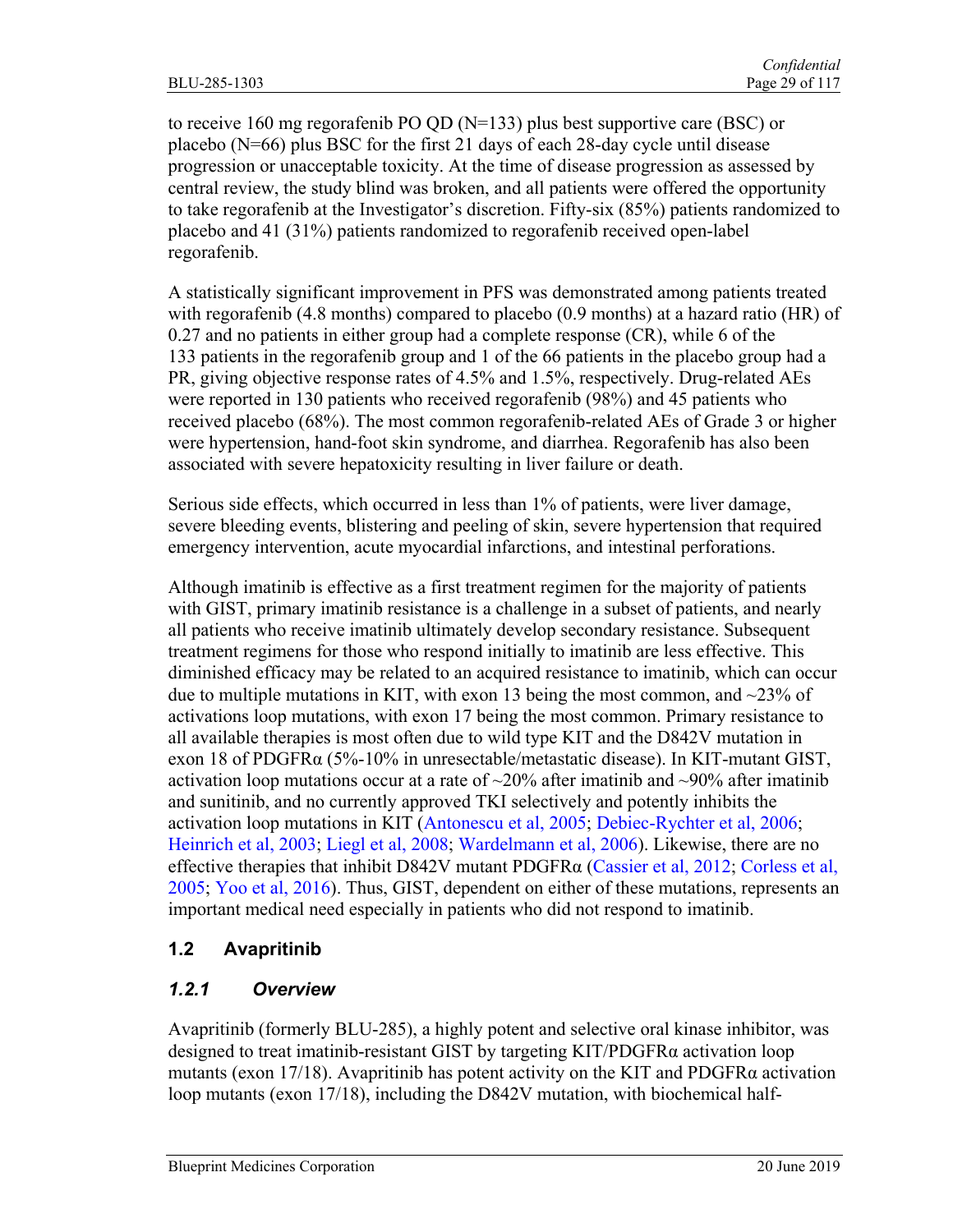to receive 160 mg regorafenib PO QD (N=133) plus best supportive care (BSC) or placebo (N=66) plus BSC for the first 21 days of each 28-day cycle until disease progression or unacceptable toxicity. At the time of disease progression as assessed by central review, the study blind was broken, and all patients were offered the opportunity to take regorafenib at the Investigator's discretion. Fifty-six (85%) patients randomized to placebo and 41 (31%) patients randomized to regorafenib received open-label regorafenib.

A statistically significant improvement in PFS was demonstrated among patients treated with regorafenib (4.8 months) compared to placebo (0.9 months) at a hazard ratio (HR) of 0.27 and no patients in either group had a complete response (CR), while 6 of the 133 patients in the regorafenib group and 1 of the 66 patients in the placebo group had a PR, giving objective response rates of 4.5% and 1.5%, respectively. Drug-related AEs were reported in 130 patients who received regorafenib (98%) and 45 patients who received placebo (68%). The most common regorafenib-related AEs of Grade 3 or higher were hypertension, hand-foot skin syndrome, and diarrhea. Regorafenib has also been associated with severe hepatoxicity resulting in liver failure or death.

Serious side effects, which occurred in less than 1% of patients, were liver damage, severe bleeding events, blistering and peeling of skin, severe hypertension that required emergency intervention, acute myocardial infarctions, and intestinal perforations.

Although imatinib is effective as a first treatment regimen for the majority of patients with GIST, primary imatinib resistance is a challenge in a subset of patients, and nearly all patients who receive imatinib ultimately develop secondary resistance. Subsequent treatment regimens for those who respond initially to imatinib are less effective. This diminished efficacy may be related to an acquired resistance to imatinib, which can occur due to multiple mutations in KIT, with exon 13 being the most common, and ~23% of activations loop mutations, with exon 17 being the most common. Primary resistance to all available therapies is most often due to wild type KIT and the D842V mutation in exon 18 of PDGFRα (5%-10% in unresectable/metastatic disease). In KIT-mutant GIST, activation loop mutations occur at a rate of ~20% after imatinib and ~90% after imatinib and sunitinib, and no currently approved TKI selectively and potently inhibits the activation loop mutations in KIT (Antonescu et al, 2005; Debiec-Rychter et al, 2006; Heinrich et al, 2003; Liegl et al, 2008; Wardelmann et al, 2006). Likewise, there are no effective therapies that inhibit D842V mutant PDGFRα (Cassier et al, 2012; Corless et al, 2005; Yoo et al, 2016). Thus, GIST, dependent on either of these mutations, represents an important medical need especially in patients who did not respond to imatinib.

## 1.2 Avapritinib

### *1.2.1 Overview*

Avapritinib (formerly BLU-285), a highly potent and selective oral kinase inhibitor, was designed to treat imatinib-resistant GIST by targeting KIT/PDGFRα activation loop mutants (exon 17/18). Avapritinib has potent activity on the KIT and PDGFRα activation loop mutants (exon 17/18), including the D842V mutation, with biochemical half-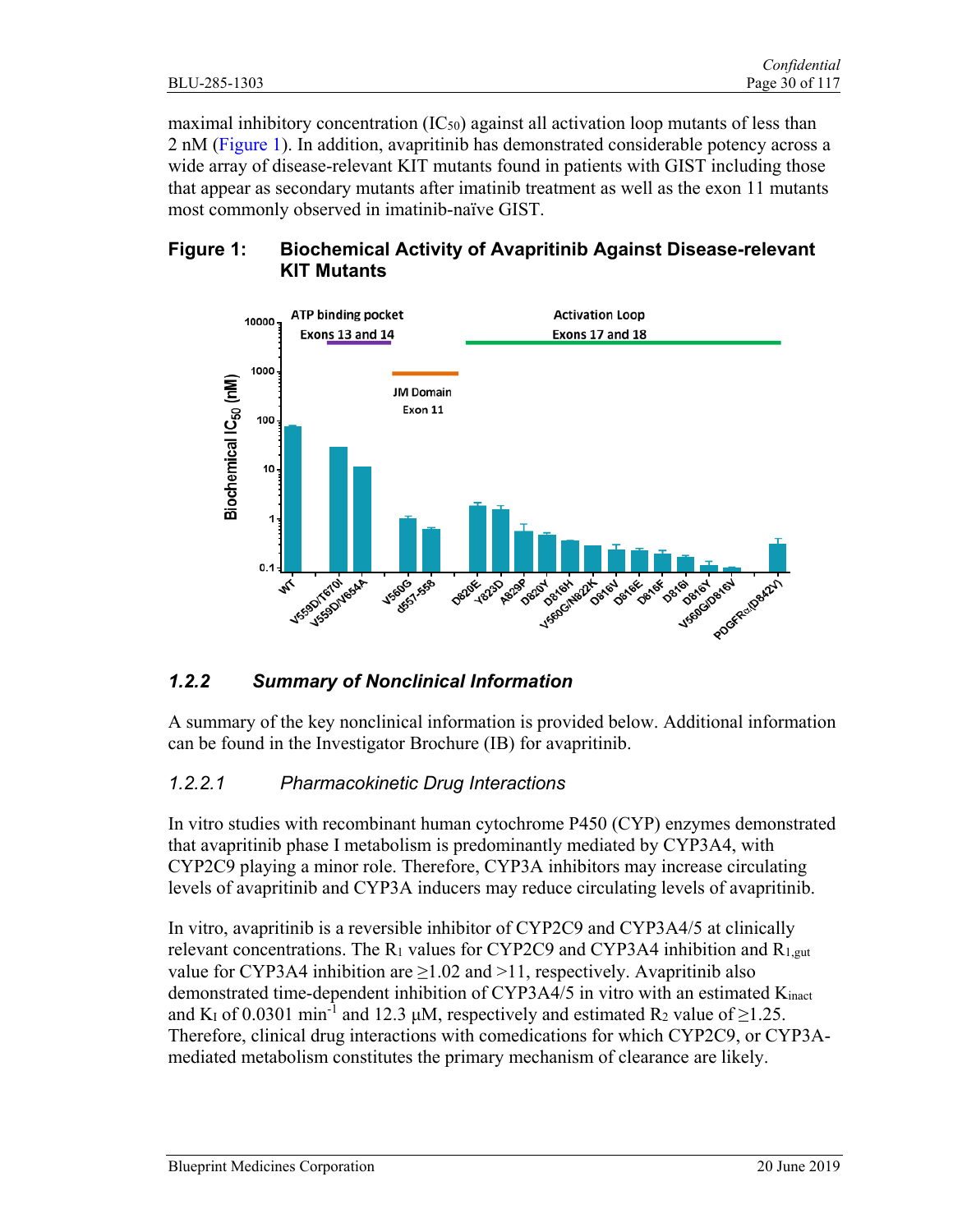maximal inhibitory concentration ($IC_{50}$) against all activation loop mutants of less than 2 nM (Figure 1). In addition, avapritinib has demonstrated considerable potency across a wide array of disease-relevant KIT mutants found in patients with GIST including those that appear as secondary mutants after imatinib treatment as well as the exon 11 mutants most commonly observed in imatinib-naïve GIST.

**Figure 1: Biochemical Activity of Avapritinib Against Disease-relevant KIT Mutants**

### 1.2.2 Summary of Nonclinical Information

A summary of the key nonclinical information is provided below. Additional information can be found in the Investigator Brochure (IB) for avapritinib.

#### 1.2.2.1 Pharmacokinetic Drug Interactions

In vitro studies with recombinant human cytochrome P450 (CYP) enzymes demonstrated that avapritinib phase I metabolism is predominantly mediated by CYP3A4, with CYP2C9 playing a minor role. Therefore, CYP3A inhibitors may increase circulating levels of avapritinib and CYP3A inducers may reduce circulating levels of avapritinib.

In vitro, avapritinib is a reversible inhibitor of CYP2C9 and CYP3A4/5 at clinically relevant concentrations. The $R_1$ values for CYP2C9 and CYP3A4 inhibition and $R_{1,gut}$ value for CYP3A4 inhibition are ≥1.02 and >11, respectively. Avapritinib also demonstrated time-dependent inhibition of CYP3A4/5 in vitro with an estimated $K_{inact}$ and $K_I$ of 0.0301 $min^{-1}$ and 12.3 µM, respectively and estimated $R_2$ value of ≥1.25. Therefore, clinical drug interactions with comedications for which CYP2C9, or CYP3A-mediated metabolism constitutes the primary mechanism of clearance are likely.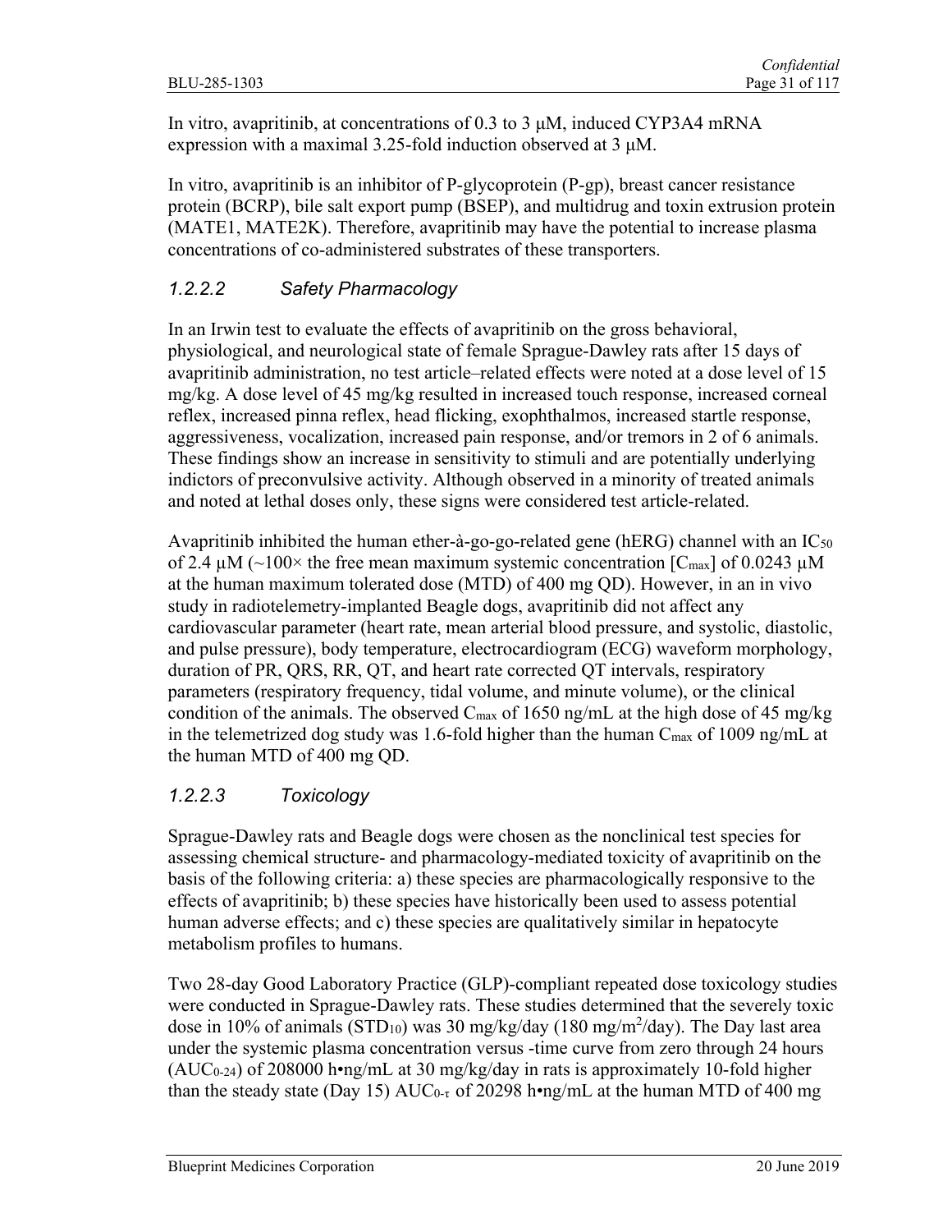In vitro, avapritinib, at concentrations of 0.3 to 3 μM, induced CYP3A4 mRNA expression with a maximal 3.25-fold induction observed at 3 μM.

In vitro, avapritinib is an inhibitor of P-glycoprotein (P-gp), breast cancer resistance protein (BCRP), bile salt export pump (BSEP), and multidrug and toxin extrusion protein (MATE1, MATE2K). Therefore, avapritinib may have the potential to increase plasma concentrations of co-administered substrates of these transporters.

#### *1.2.2.2 Safety Pharmacology*

In an Irwin test to evaluate the effects of avapritinib on the gross behavioral, physiological, and neurological state of female Sprague-Dawley rats after 15 days of avapritinib administration, no test article–related effects were noted at a dose level of 15 mg/kg. A dose level of 45 mg/kg resulted in increased touch response, increased corneal reflex, increased pinna reflex, head flicking, exophthalmos, increased startle response, aggressiveness, vocalization, increased pain response, and/or tremors in 2 of 6 animals. These findings show an increase in sensitivity to stimuli and are potentially underlying indictors of preconvulsive activity. Although observed in a minority of treated animals and noted at lethal doses only, these signs were considered test article-related.

Avapritinib inhibited the human ether-à-go-go-related gene (hERG) channel with an $IC_{50}$ of 2.4 μM (~100× the free mean maximum systemic concentration [$C_{max}$] of 0.0243 μM at the human maximum tolerated dose (MTD) of 400 mg QD). However, in an in vivo study in radiotelemetry-implanted Beagle dogs, avapritinib did not affect any cardiovascular parameter (heart rate, mean arterial blood pressure, and systolic, diastolic, and pulse pressure), body temperature, electrocardiogram (ECG) waveform morphology, duration of PR, QRS, RR, QT, and heart rate corrected QT intervals, respiratory parameters (respiratory frequency, tidal volume, and minute volume), or the clinical condition of the animals. The observed $C_{max}$ of 1650 ng/mL at the high dose of 45 mg/kg in the telemetrized dog study was 1.6-fold higher than the human $C_{max}$ of 1009 ng/mL at the human MTD of 400 mg QD.

#### *1.2.2.3 Toxicology*

Sprague-Dawley rats and Beagle dogs were chosen as the nonclinical test species for assessing chemical structure- and pharmacology-mediated toxicity of avapritinib on the basis of the following criteria: a) these species are pharmacologically responsive to the effects of avapritinib; b) these species have historically been used to assess potential human adverse effects; and c) these species are qualitatively similar in hepatocyte metabolism profiles to humans.

Two 28-day Good Laboratory Practice (GLP)-compliant repeated dose toxicology studies were conducted in Sprague-Dawley rats. These studies determined that the severely toxic dose in 10% of animals ($STD_{10}$) was 30 mg/kg/day (180 mg/m$^2$/day). The Day last area under the systemic plasma concentration versus -time curve from zero through 24 hours ($AUC_{0-24}$) of 208000 h•ng/mL at 30 mg/kg/day in rats is approximately 10-fold higher than the steady state (Day 15) $AUC_{0-\tau}$ of 20298 h•ng/mL at the human MTD of 400 mg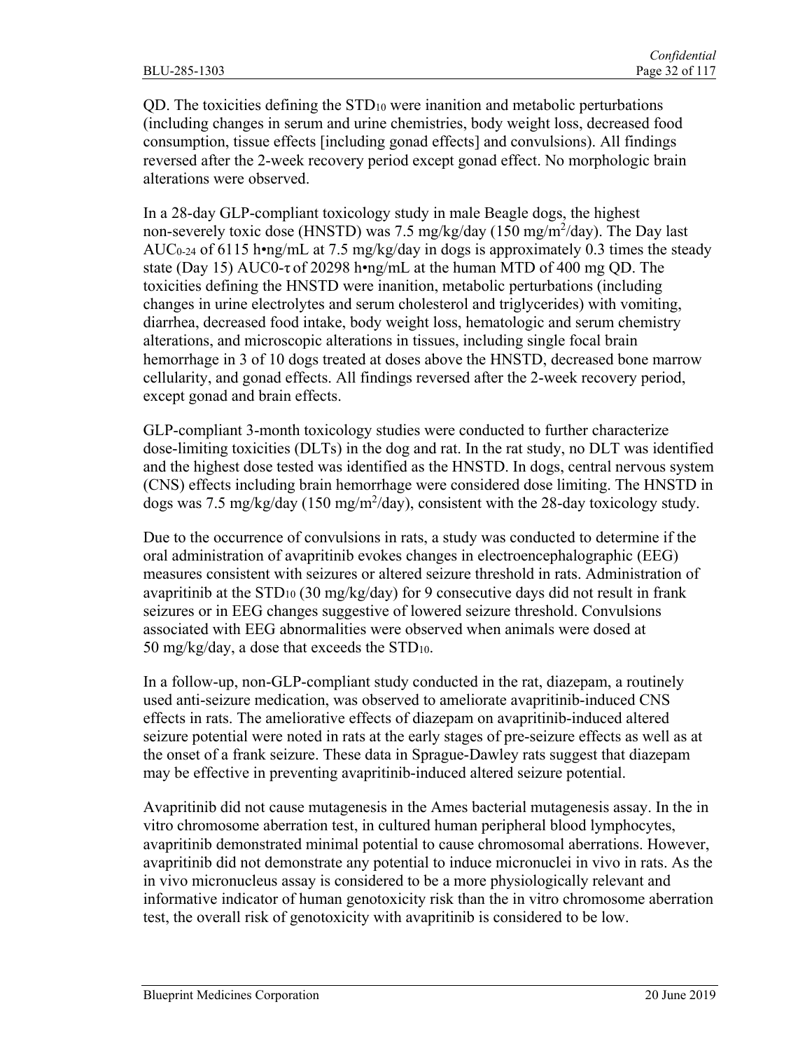QD. The toxicities defining the $STD_{10}$ were inanition and metabolic perturbations (including changes in serum and urine chemistries, body weight loss, decreased food consumption, tissue effects [including gonad effects] and convulsions). All findings reversed after the 2-week recovery period except gonad effect. No morphologic brain alterations were observed.

In a 28-day GLP-compliant toxicology study in male Beagle dogs, the highest non-severely toxic dose (HNSTD) was 7.5 mg/kg/day (150 $mg/m^2$/day). The Day last $AUC_{0-24}$ of 6115 h•ng/mL at 7.5 mg/kg/day in dogs is approximately 0.3 times the steady state (Day 15) $AUC0\text{-}\tau$ of 20298 h•ng/mL at the human MTD of 400 mg QD. The toxicities defining the HNSTD were inanition, metabolic perturbations (including changes in urine electrolytes and serum cholesterol and triglycerides) with vomiting, diarrhea, decreased food intake, body weight loss, hematologic and serum chemistry alterations, and microscopic alterations in tissues, including single focal brain hemorrhage in 3 of 10 dogs treated at doses above the HNSTD, decreased bone marrow cellularity, and gonad effects. All findings reversed after the 2-week recovery period, except gonad and brain effects.

GLP-compliant 3-month toxicology studies were conducted to further characterize dose-limiting toxicities (DLTs) in the dog and rat. In the rat study, no DLT was identified and the highest dose tested was identified as the HNSTD. In dogs, central nervous system (CNS) effects including brain hemorrhage were considered dose limiting. The HNSTD in dogs was 7.5 mg/kg/day (150 $mg/m^2$/day), consistent with the 28-day toxicology study.

Due to the occurrence of convulsions in rats, a study was conducted to determine if the oral administration of avapritinib evokes changes in electroencephalographic (EEG) measures consistent with seizures or altered seizure threshold in rats. Administration of avapritinib at the $STD_{10}$ (30 mg/kg/day) for 9 consecutive days did not result in frank seizures or in EEG changes suggestive of lowered seizure threshold. Convulsions associated with EEG abnormalities were observed when animals were dosed at 50 mg/kg/day, a dose that exceeds the $STD_{10}$.

In a follow-up, non-GLP-compliant study conducted in the rat, diazepam, a routinely used anti-seizure medication, was observed to ameliorate avapritinib-induced CNS effects in rats. The ameliorative effects of diazepam on avapritinib-induced altered seizure potential were noted in rats at the early stages of pre-seizure effects as well as at the onset of a frank seizure. These data in Sprague-Dawley rats suggest that diazepam may be effective in preventing avapritinib-induced altered seizure potential.

Avapritinib did not cause mutagenesis in the Ames bacterial mutagenesis assay. In the in vitro chromosome aberration test, in cultured human peripheral blood lymphocytes, avapritinib demonstrated minimal potential to cause chromosomal aberrations. However, avapritinib did not demonstrate any potential to induce micronuclei in vivo in rats. As the in vivo micronucleus assay is considered to be a more physiologically relevant and informative indicator of human genotoxicity risk than the in vitro chromosome aberration test, the overall risk of genotoxicity with avapritinib is considered to be low.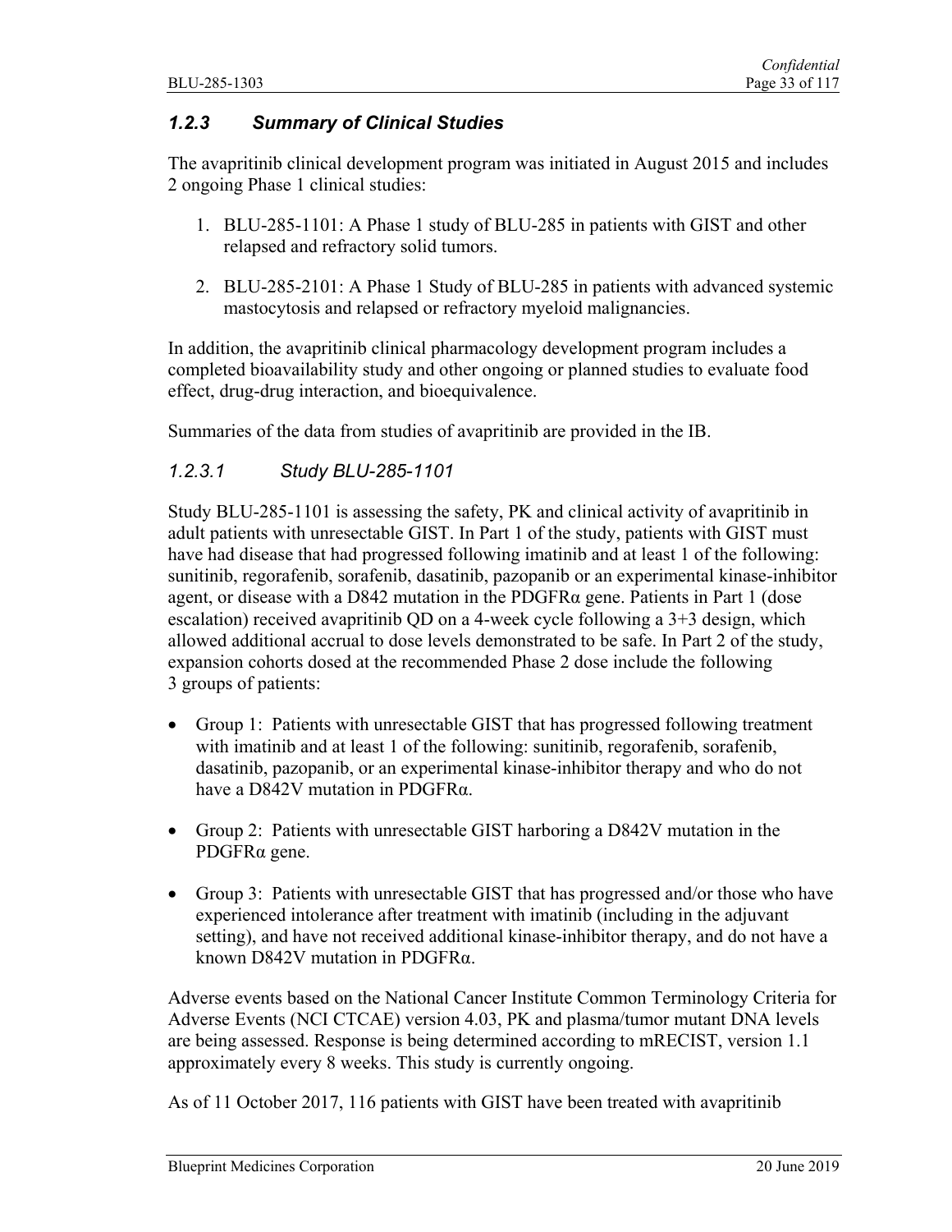### *1.2.3 Summary of Clinical Studies*

The avapritinib clinical development program was initiated in August 2015 and includes 2 ongoing Phase 1 clinical studies:

1. BLU-285-1101: A Phase 1 study of BLU-285 in patients with GIST and other relapsed and refractory solid tumors.
2. BLU-285-2101: A Phase 1 Study of BLU-285 in patients with advanced systemic mastocytosis and relapsed or refractory myeloid malignancies.

In addition, the avapritinib clinical pharmacology development program includes a completed bioavailability study and other ongoing or planned studies to evaluate food effect, drug-drug interaction, and bioequivalence.

Summaries of the data from studies of avapritinib are provided in the IB.

#### *1.2.3.1 Study BLU-285-1101*

Study BLU-285-1101 is assessing the safety, PK and clinical activity of avapritinib in adult patients with unresectable GIST. In Part 1 of the study, patients with GIST must have had disease that had progressed following imatinib and at least 1 of the following: sunitinib, regorafenib, sorafenib, dasatinib, pazopanib or an experimental kinase-inhibitor agent, or disease with a D842 mutation in the PDGFRα gene. Patients in Part 1 (dose escalation) received avapritinib QD on a 4-week cycle following a 3+3 design, which allowed additional accrual to dose levels demonstrated to be safe. In Part 2 of the study, expansion cohorts dosed at the recommended Phase 2 dose include the following 3 groups of patients:

- Group 1: Patients with unresectable GIST that has progressed following treatment with imatinib and at least 1 of the following: sunitinib, regorafenib, sorafenib, dasatinib, pazopanib, or an experimental kinase-inhibitor therapy and who do not have a D842V mutation in PDGFRα.
- Group 2: Patients with unresectable GIST harboring a D842V mutation in the PDGFRα gene.
- Group 3: Patients with unresectable GIST that has progressed and/or those who have experienced intolerance after treatment with imatinib (including in the adjuvant setting), and have not received additional kinase-inhibitor therapy, and do not have a known D842V mutation in PDGFRα.

Adverse events based on the National Cancer Institute Common Terminology Criteria for Adverse Events (NCI CTCAE) version 4.03, PK and plasma/tumor mutant DNA levels are being assessed. Response is being determined according to mRECIST, version 1.1 approximately every 8 weeks. This study is currently ongoing.

As of 11 October 2017, 116 patients with GIST have been treated with avapritinib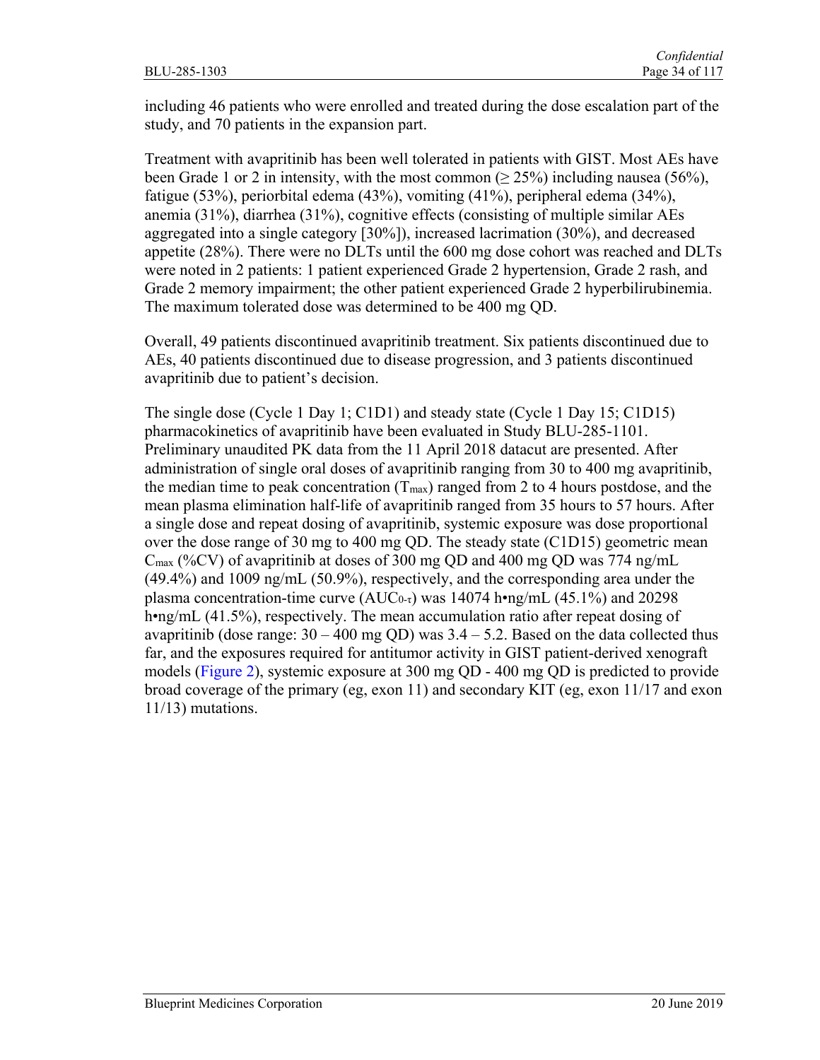including 46 patients who were enrolled and treated during the dose escalation part of the study, and 70 patients in the expansion part.

Treatment with avapritinib has been well tolerated in patients with GIST. Most AEs have been Grade 1 or 2 in intensity, with the most common ($\geq$ 25%) including nausea (56%), fatigue (53%), periorbital edema (43%), vomiting (41%), peripheral edema (34%), anemia (31%), diarrhea (31%), cognitive effects (consisting of multiple similar AEs aggregated into a single category [30%]), increased lacrimation (30%), and decreased appetite (28%). There were no DLTs until the 600 mg dose cohort was reached and DLTs were noted in 2 patients: 1 patient experienced Grade 2 hypertension, Grade 2 rash, and Grade 2 memory impairment; the other patient experienced Grade 2 hyperbilirubinemia. The maximum tolerated dose was determined to be 400 mg QD.

Overall, 49 patients discontinued avapritinib treatment. Six patients discontinued due to AEs, 40 patients discontinued due to disease progression, and 3 patients discontinued avapritinib due to patient's decision.

The single dose (Cycle 1 Day 1; C1D1) and steady state (Cycle 1 Day 15; C1D15) pharmacokinetics of avapritinib have been evaluated in Study BLU-285-1101. Preliminary unaudited PK data from the 11 April 2018 datacut are presented. After administration of single oral doses of avapritinib ranging from 30 to 400 mg avapritinib, the median time to peak concentration ($T_{max}$) ranged from 2 to 4 hours postdose, and the mean plasma elimination half-life of avapritinib ranged from 35 hours to 57 hours. After a single dose and repeat dosing of avapritinib, systemic exposure was dose proportional over the dose range of 30 mg to 400 mg QD. The steady state (C1D15) geometric mean $C_{max}$ (%CV) of avapritinib at doses of 300 mg QD and 400 mg QD was 774 ng/mL (49.4%) and 1009 ng/mL (50.9%), respectively, and the corresponding area under the plasma concentration-time curve ($AUC_{0-\tau}$) was 14074 h•ng/mL (45.1%) and 20298 h•ng/mL (41.5%), respectively. The mean accumulation ratio after repeat dosing of avapritinib (dose range: 30 – 400 mg QD) was 3.4 – 5.2. Based on the data collected thus far, and the exposures required for antitumor activity in GIST patient-derived xenograft models (Figure 2), systemic exposure at 300 mg QD - 400 mg QD is predicted to provide broad coverage of the primary (eg, exon 11) and secondary KIT (eg, exon 11/17 and exon 11/13) mutations.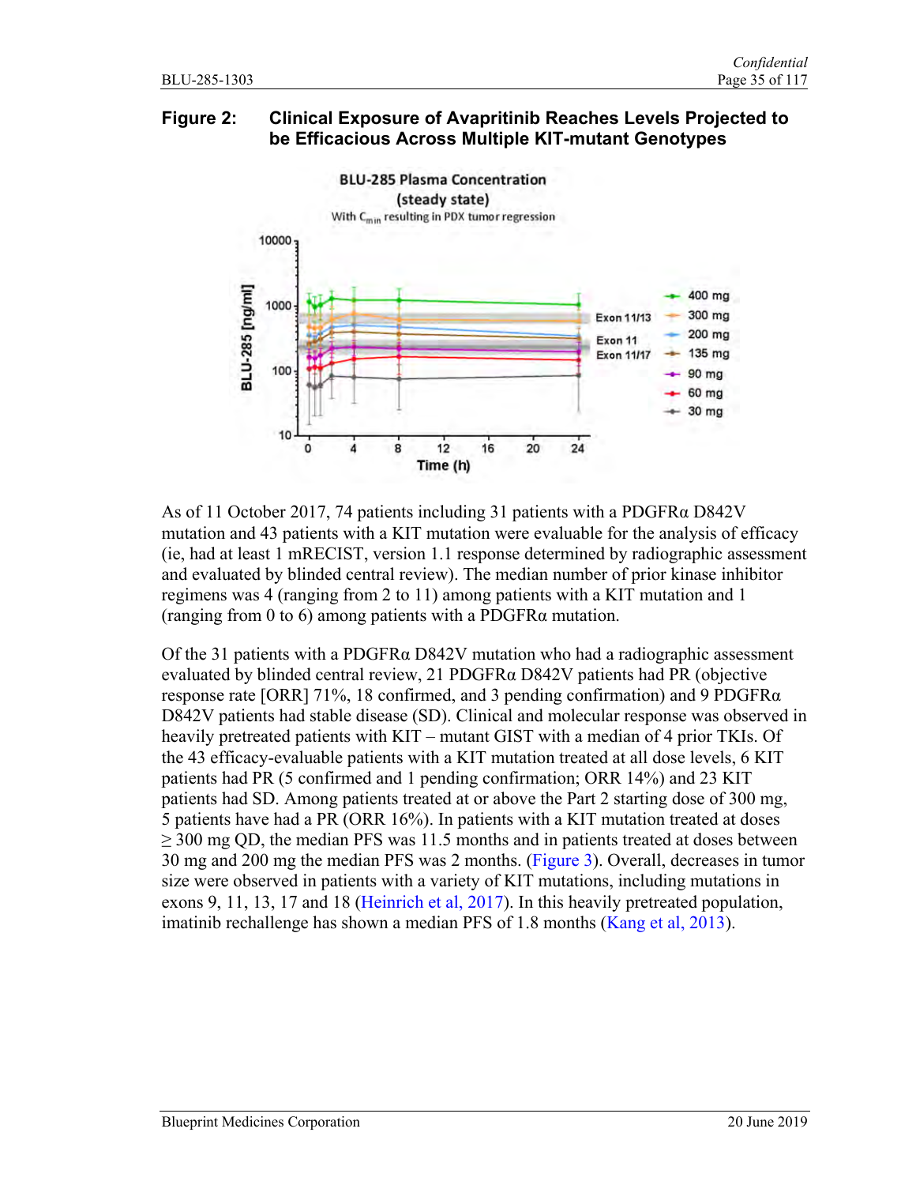**Figure 2: Clinical Exposure of Avapritinib Reaches Levels Projected to be Efficacious Across Multiple KIT-mutant Genotypes**

As of 11 October 2017, 74 patients including 31 patients with a PDGFRα D842V mutation and 43 patients with a KIT mutation were evaluable for the analysis of efficacy (ie, had at least 1 mRECIST, version 1.1 response determined by radiographic assessment and evaluated by blinded central review). The median number of prior kinase inhibitor regimens was 4 (ranging from 2 to 11) among patients with a KIT mutation and 1 (ranging from 0 to 6) among patients with a PDGFRα mutation.

Of the 31 patients with a PDGFRα D842V mutation who had a radiographic assessment evaluated by blinded central review, 21 PDGFRα D842V patients had PR (objective response rate [ORR] 71%, 18 confirmed, and 3 pending confirmation) and 9 PDGFRα D842V patients had stable disease (SD). Clinical and molecular response was observed in heavily pretreated patients with KIT – mutant GIST with a median of 4 prior TKIs. Of the 43 efficacy-evaluable patients with a KIT mutation treated at all dose levels, 6 KIT patients had PR (5 confirmed and 1 pending confirmation; ORR 14%) and 23 KIT patients had SD. Among patients treated at or above the Part 2 starting dose of 300 mg, 5 patients have had a PR (ORR 16%). In patients with a KIT mutation treated at doses ≥ 300 mg QD, the median PFS was 11.5 months and in patients treated at doses between 30 mg and 200 mg the median PFS was 2 months. (Figure 3). Overall, decreases in tumor size were observed in patients with a variety of KIT mutations, including mutations in exons 9, 11, 13, 17 and 18 (Heinrich et al, 2017). In this heavily pretreated population, imatinib rechallenge has shown a median PFS of 1.8 months (Kang et al, 2013).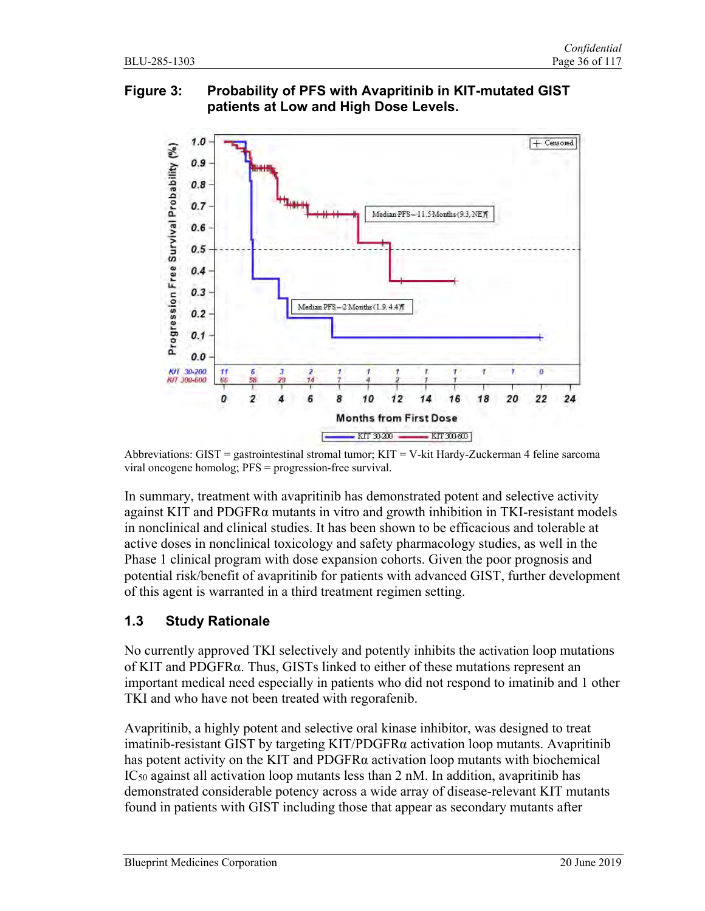**Figure 3: Probability of PFS with Avapritinib in KIT-mutated GIST patients at Low and High Dose Levels.**

Abbreviations: GIST = gastrointestinal stromal tumor; KIT = V-kit Hardy-Zuckerman 4 feline sarcoma viral oncogene homolog; PFS = progression-free survival.

In summary, treatment with avapritinib has demonstrated potent and selective activity against KIT and PDGFRα mutants in vitro and growth inhibition in TKI-resistant models in nonclinical and clinical studies. It has been shown to be efficacious and tolerable at active doses in nonclinical toxicology and safety pharmacology studies, as well in the Phase 1 clinical program with dose expansion cohorts. Given the poor prognosis and potential risk/benefit of avapritinib for patients with advanced GIST, further development of this agent is warranted in a third treatment regimen setting.

## 1.3 Study Rationale

No currently approved TKI selectively and potently inhibits the activation loop mutations of KIT and PDGFRα. Thus, GISTs linked to either of these mutations represent an important medical need especially in patients who did not respond to imatinib and 1 other TKI and who have not been treated with regorafenib.

Avapritinib, a highly potent and selective oral kinase inhibitor, was designed to treat imatinib-resistant GIST by targeting KIT/PDGFRα activation loop mutants. Avapritinib has potent activity on the KIT and PDGFRα activation loop mutants with biochemical $IC_{50}$ against all activation loop mutants less than 2 nM. In addition, avapritinib has demonstrated considerable potency across a wide array of disease-relevant KIT mutants found in patients with GIST including those that appear as secondary mutants after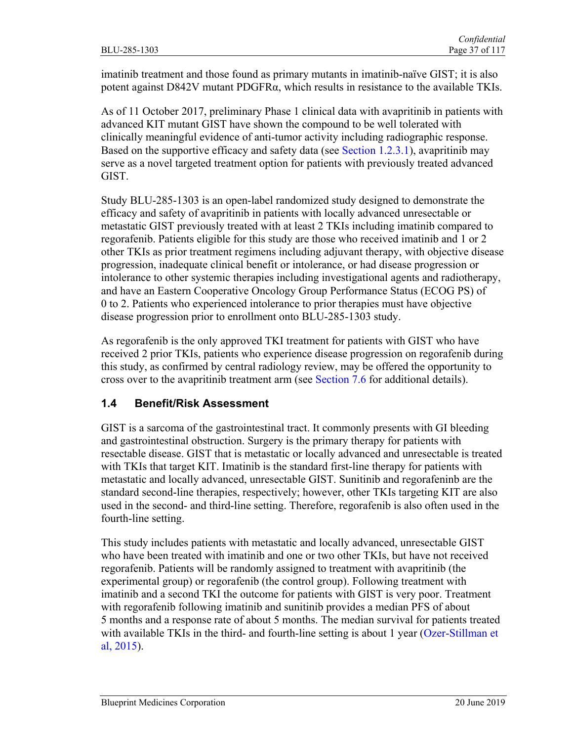imatinib treatment and those found as primary mutants in imatinib-naïve GIST; it is also potent against D842V mutant PDGFRα, which results in resistance to the available TKIs.

As of 11 October 2017, preliminary Phase 1 clinical data with avapritinib in patients with advanced KIT mutant GIST have shown the compound to be well tolerated with clinically meaningful evidence of anti-tumor activity including radiographic response. Based on the supportive efficacy and safety data (see Section 1.2.3.1), avapritinib may serve as a novel targeted treatment option for patients with previously treated advanced GIST.

Study BLU-285-1303 is an open-label randomized study designed to demonstrate the efficacy and safety of avapritinib in patients with locally advanced unresectable or metastatic GIST previously treated with at least 2 TKIs including imatinib compared to regorafenib. Patients eligible for this study are those who received imatinib and 1 or 2 other TKIs as prior treatment regimens including adjuvant therapy, with objective disease progression, inadequate clinical benefit or intolerance, or had disease progression or intolerance to other systemic therapies including investigational agents and radiotherapy, and have an Eastern Cooperative Oncology Group Performance Status (ECOG PS) of 0 to 2. Patients who experienced intolerance to prior therapies must have objective disease progression prior to enrollment onto BLU-285-1303 study.

As regorafenib is the only approved TKI treatment for patients with GIST who have received 2 prior TKIs, patients who experience disease progression on regorafenib during this study, as confirmed by central radiology review, may be offered the opportunity to cross over to the avapritinib treatment arm (see Section 7.6 for additional details).

## 1.4 Benefit/Risk Assessment

GIST is a sarcoma of the gastrointestinal tract. It commonly presents with GI bleeding and gastrointestinal obstruction. Surgery is the primary therapy for patients with resectable disease. GIST that is metastatic or locally advanced and unresectable is treated with TKIs that target KIT. Imatinib is the standard first-line therapy for patients with metastatic and locally advanced, unresectable GIST. Sunitinib and regorafeninb are the standard second-line therapies, respectively; however, other TKIs targeting KIT are also used in the second- and third-line setting. Therefore, regorafenib is also often used in the fourth-line setting.

This study includes patients with metastatic and locally advanced, unresectable GIST who have been treated with imatinib and one or two other TKIs, but have not received regorafenib. Patients will be randomly assigned to treatment with avapritinib (the experimental group) or regorafenib (the control group). Following treatment with imatinib and a second TKI the outcome for patients with GIST is very poor. Treatment with regorafenib following imatinib and sunitinib provides a median PFS of about 5 months and a response rate of about 5 months. The median survival for patients treated with available TKIs in the third- and fourth-line setting is about 1 year (Ozer-Stillman et al, 2015).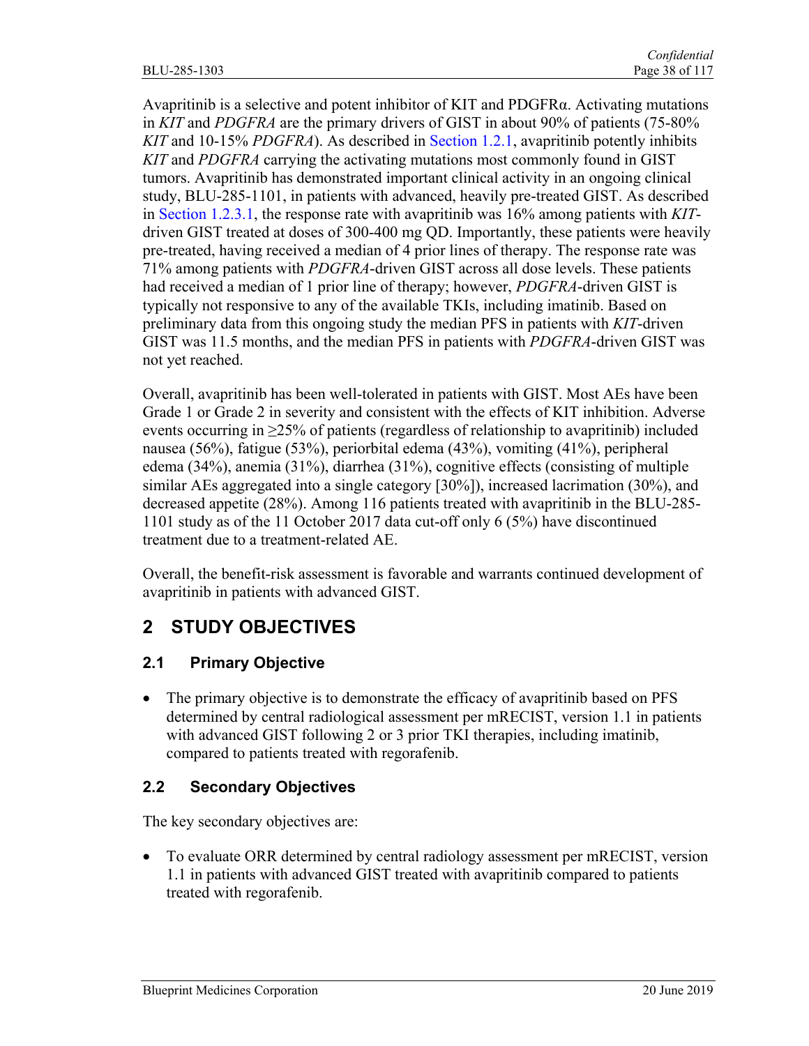Avapritinib is a selective and potent inhibitor of KIT and PDGFRα. Activating mutations in *KIT* and *PDGFRA* are the primary drivers of GIST in about 90% of patients (75-80% *KIT* and 10-15% *PDGFRA*). As described in Section 1.2.1, avapritinib potently inhibits *KIT* and *PDGFRA* carrying the activating mutations most commonly found in GIST tumors. Avapritinib has demonstrated important clinical activity in an ongoing clinical study, BLU-285-1101, in patients with advanced, heavily pre-treated GIST. As described in Section 1.2.3.1, the response rate with avapritinib was 16% among patients with *KIT*-driven GIST treated at doses of 300-400 mg QD. Importantly, these patients were heavily pre-treated, having received a median of 4 prior lines of therapy. The response rate was 71% among patients with *PDGFRA*-driven GIST across all dose levels. These patients had received a median of 1 prior line of therapy; however, *PDGFRA*-driven GIST is typically not responsive to any of the available TKIs, including imatinib. Based on preliminary data from this ongoing study the median PFS in patients with *KIT*-driven GIST was 11.5 months, and the median PFS in patients with *PDGFRA*-driven GIST was not yet reached.

Overall, avapritinib has been well-tolerated in patients with GIST. Most AEs have been Grade 1 or Grade 2 in severity and consistent with the effects of KIT inhibition. Adverse events occurring in ≥25% of patients (regardless of relationship to avapritinib) included nausea (56%), fatigue (53%), periorbital edema (43%), vomiting (41%), peripheral edema (34%), anemia (31%), diarrhea (31%), cognitive effects (consisting of multiple similar AEs aggregated into a single category [30%]), increased lacrimation (30%), and decreased appetite (28%). Among 116 patients treated with avapritinib in the BLU-285-1101 study as of the 11 October 2017 data cut-off only 6 (5%) have discontinued treatment due to a treatment-related AE.

Overall, the benefit-risk assessment is favorable and warrants continued development of avapritinib in patients with advanced GIST.

# 2 STUDY OBJECTIVES

## 2.1 Primary Objective

- The primary objective is to demonstrate the efficacy of avapritinib based on PFS determined by central radiological assessment per mRECIST, version 1.1 in patients with advanced GIST following 2 or 3 prior TKI therapies, including imatinib, compared to patients treated with regorafenib.

## 2.2 Secondary Objectives

The key secondary objectives are:

- To evaluate ORR determined by central radiology assessment per mRECIST, version 1.1 in patients with advanced GIST treated with avapritinib compared to patients treated with regorafenib.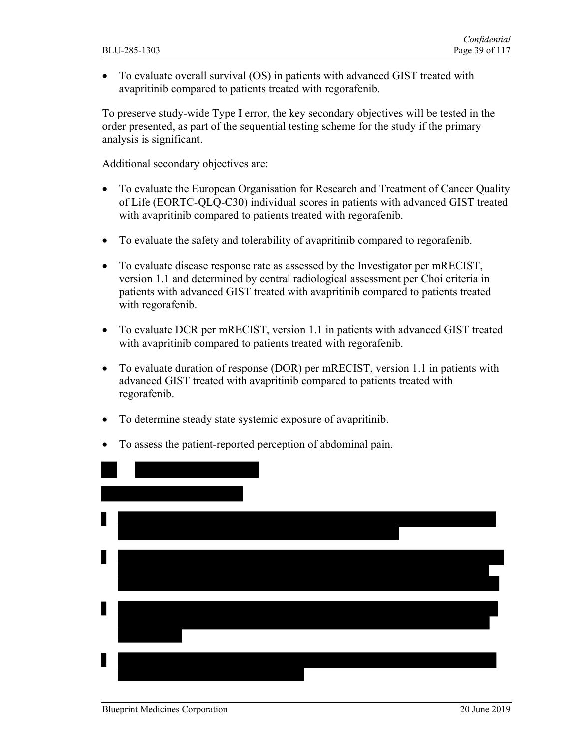- To evaluate overall survival (OS) in patients with advanced GIST treated with avapritinib compared to patients treated with regorafenib.

To preserve study-wide Type I error, the key secondary objectives will be tested in the order presented, as part of the sequential testing scheme for the study if the primary analysis is significant.

Additional secondary objectives are:

- To evaluate the European Organisation for Research and Treatment of Cancer Quality of Life (EORTC-QLQ-C30) individual scores in patients with advanced GIST treated with avapritinib compared to patients treated with regorafenib.
- To evaluate the safety and tolerability of avapritinib compared to regorafenib.
- To evaluate disease response rate as assessed by the Investigator per mRECIST, version 1.1 and determined by central radiological assessment per Choi criteria in patients with advanced GIST treated with avapritinib compared to patients treated with regorafenib.
- To evaluate DCR per mRECIST, version 1.1 in patients with advanced GIST treated with avapritinib compared to patients treated with regorafenib.
- To evaluate duration of response (DOR) per mRECIST, version 1.1 in patients with advanced GIST treated with avapritinib compared to patients treated with regorafenib.
- To determine steady state systemic exposure of avapritinib.
- To assess the patient-reported perception of abdominal pain.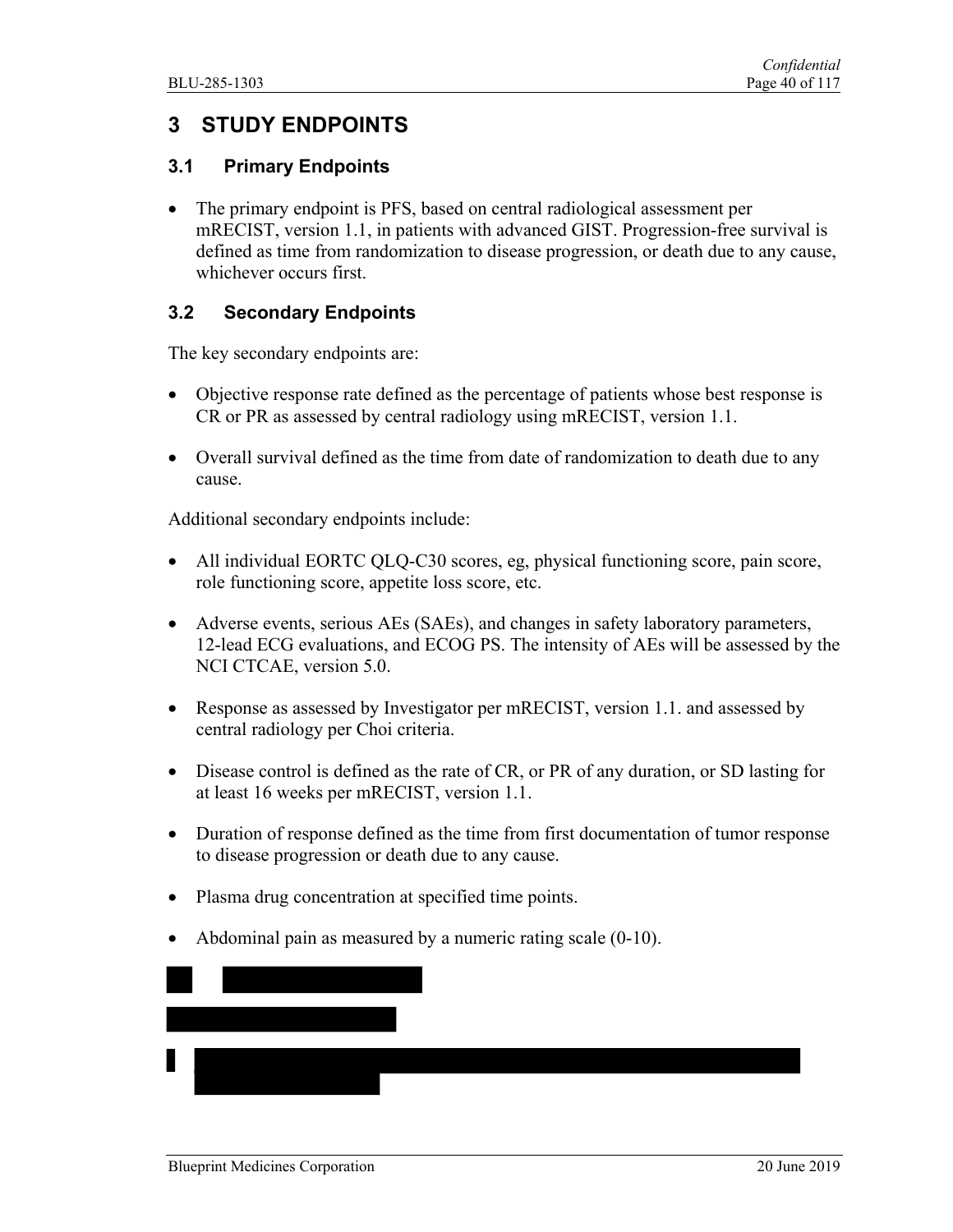# 3 STUDY ENDPOINTS

## 3.1 Primary Endpoints

- The primary endpoint is PFS, based on central radiological assessment per mRECIST, version 1.1, in patients with advanced GIST. Progression-free survival is defined as time from randomization to disease progression, or death due to any cause, whichever occurs first.

## 3.2 Secondary Endpoints

The key secondary endpoints are:

- Objective response rate defined as the percentage of patients whose best response is CR or PR as assessed by central radiology using mRECIST, version 1.1.
- Overall survival defined as the time from date of randomization to death due to any cause.

Additional secondary endpoints include:

- All individual EORTC QLQ-C30 scores, eg, physical functioning score, pain score, role functioning score, appetite loss score, etc.
- Adverse events, serious AEs (SAEs), and changes in safety laboratory parameters, 12-lead ECG evaluations, and ECOG PS. The intensity of AEs will be assessed by the NCI CTCAE, version 5.0.
- Response as assessed by Investigator per mRECIST, version 1.1. and assessed by central radiology per Choi criteria.
- Disease control is defined as the rate of CR, or PR of any duration, or SD lasting for at least 16 weeks per mRECIST, version 1.1.
- Duration of response defined as the time from first documentation of tumor response to disease progression or death due to any cause.
- Plasma drug concentration at specified time points.
- Abdominal pain as measured by a numeric rating scale (0-10).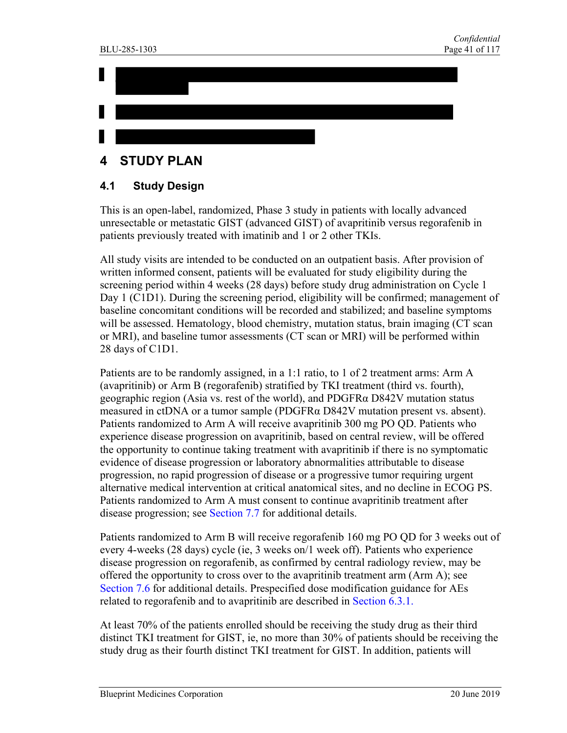# 4 STUDY PLAN

## 4.1 Study Design

This is an open-label, randomized, Phase 3 study in patients with locally advanced unresectable or metastatic GIST (advanced GIST) of avapritinib versus regorafenib in patients previously treated with imatinib and 1 or 2 other TKIs.

All study visits are intended to be conducted on an outpatient basis. After provision of written informed consent, patients will be evaluated for study eligibility during the screening period within 4 weeks (28 days) before study drug administration on Cycle 1 Day 1 (C1D1). During the screening period, eligibility will be confirmed; management of baseline concomitant conditions will be recorded and stabilized; and baseline symptoms will be assessed. Hematology, blood chemistry, mutation status, brain imaging (CT scan or MRI), and baseline tumor assessments (CT scan or MRI) will be performed within 28 days of C1D1.

Patients are to be randomly assigned, in a 1:1 ratio, to 1 of 2 treatment arms: Arm A (avapritinib) or Arm B (regorafenib) stratified by TKI treatment (third vs. fourth), geographic region (Asia vs. rest of the world), and PDGFRα D842V mutation status measured in ctDNA or a tumor sample (PDGFRα D842V mutation present vs. absent). Patients randomized to Arm A will receive avapritinib 300 mg PO QD. Patients who experience disease progression on avapritinib, based on central review, will be offered the opportunity to continue taking treatment with avapritinib if there is no symptomatic evidence of disease progression or laboratory abnormalities attributable to disease progression, no rapid progression of disease or a progressive tumor requiring urgent alternative medical intervention at critical anatomical sites, and no decline in ECOG PS. Patients randomized to Arm A must consent to continue avapritinib treatment after disease progression; see Section 7.7 for additional details.

Patients randomized to Arm B will receive regorafenib 160 mg PO QD for 3 weeks out of every 4-weeks (28 days) cycle (ie, 3 weeks on/1 week off). Patients who experience disease progression on regorafenib, as confirmed by central radiology review, may be offered the opportunity to cross over to the avapritinib treatment arm (Arm A); see Section 7.6 for additional details. Prespecified dose modification guidance for AEs related to regorafenib and to avapritinib are described in Section 6.3.1.

At least 70% of the patients enrolled should be receiving the study drug as their third distinct TKI treatment for GIST, ie, no more than 30% of patients should be receiving the study drug as their fourth distinct TKI treatment for GIST. In addition, patients will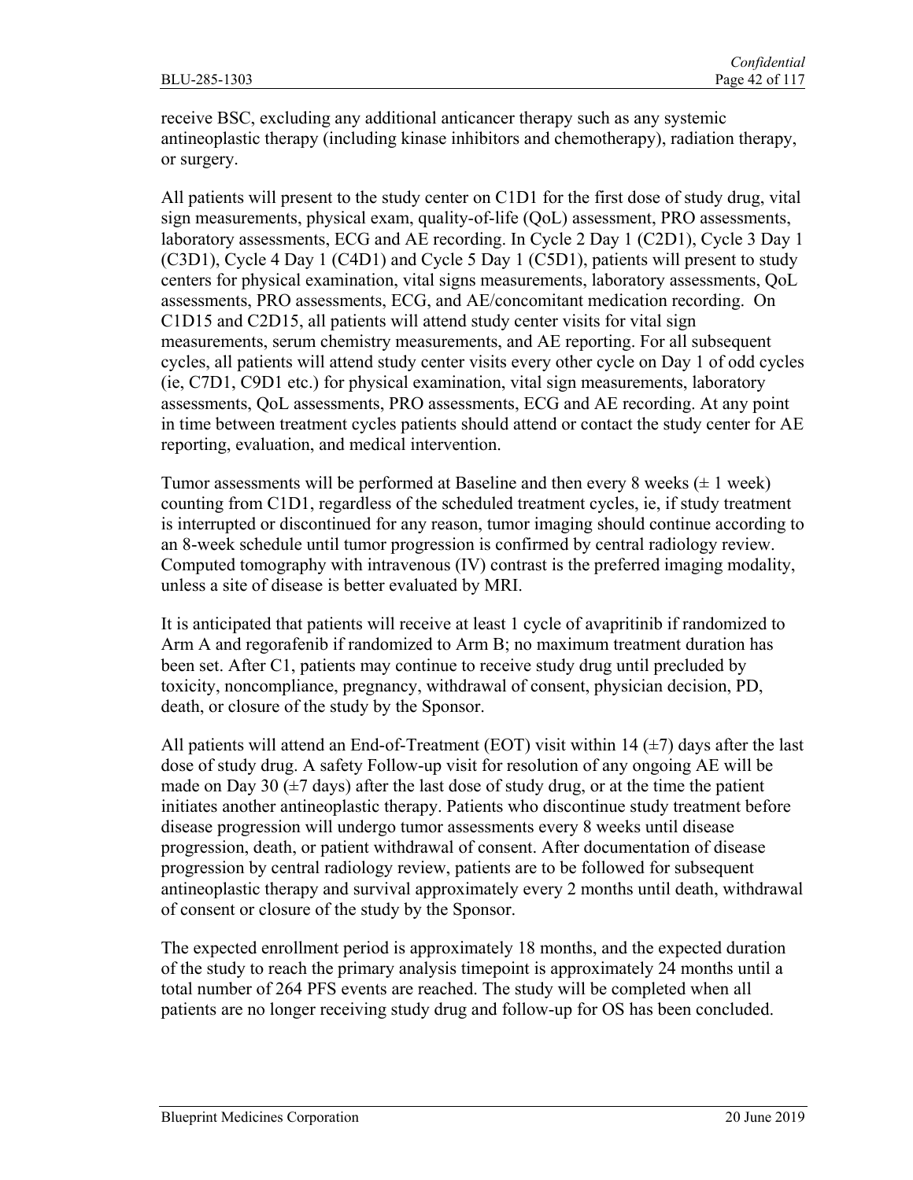receive BSC, excluding any additional anticancer therapy such as any systemic antineoplastic therapy (including kinase inhibitors and chemotherapy), radiation therapy, or surgery.

All patients will present to the study center on C1D1 for the first dose of study drug, vital sign measurements, physical exam, quality-of-life (QoL) assessment, PRO assessments, laboratory assessments, ECG and AE recording. In Cycle 2 Day 1 (C2D1), Cycle 3 Day 1 (C3D1), Cycle 4 Day 1 (C4D1) and Cycle 5 Day 1 (C5D1), patients will present to study centers for physical examination, vital signs measurements, laboratory assessments, QoL assessments, PRO assessments, ECG, and AE/concomitant medication recording. On C1D15 and C2D15, all patients will attend study center visits for vital sign measurements, serum chemistry measurements, and AE reporting. For all subsequent cycles, all patients will attend study center visits every other cycle on Day 1 of odd cycles (ie, C7D1, C9D1 etc.) for physical examination, vital sign measurements, laboratory assessments, QoL assessments, PRO assessments, ECG and AE recording. At any point in time between treatment cycles patients should attend or contact the study center for AE reporting, evaluation, and medical intervention.

Tumor assessments will be performed at Baseline and then every 8 weeks (± 1 week) counting from C1D1, regardless of the scheduled treatment cycles, ie, if study treatment is interrupted or discontinued for any reason, tumor imaging should continue according to an 8-week schedule until tumor progression is confirmed by central radiology review. Computed tomography with intravenous (IV) contrast is the preferred imaging modality, unless a site of disease is better evaluated by MRI.

It is anticipated that patients will receive at least 1 cycle of avapritinib if randomized to Arm A and regorafenib if randomized to Arm B; no maximum treatment duration has been set. After C1, patients may continue to receive study drug until precluded by toxicity, noncompliance, pregnancy, withdrawal of consent, physician decision, PD, death, or closure of the study by the Sponsor.

All patients will attend an End-of-Treatment (EOT) visit within 14 (±7) days after the last dose of study drug. A safety Follow-up visit for resolution of any ongoing AE will be made on Day 30 (±7 days) after the last dose of study drug, or at the time the patient initiates another antineoplastic therapy. Patients who discontinue study treatment before disease progression will undergo tumor assessments every 8 weeks until disease progression, death, or patient withdrawal of consent. After documentation of disease progression by central radiology review, patients are to be followed for subsequent antineoplastic therapy and survival approximately every 2 months until death, withdrawal of consent or closure of the study by the Sponsor.

The expected enrollment period is approximately 18 months, and the expected duration of the study to reach the primary analysis timepoint is approximately 24 months until a total number of 264 PFS events are reached. The study will be completed when all patients are no longer receiving study drug and follow-up for OS has been concluded.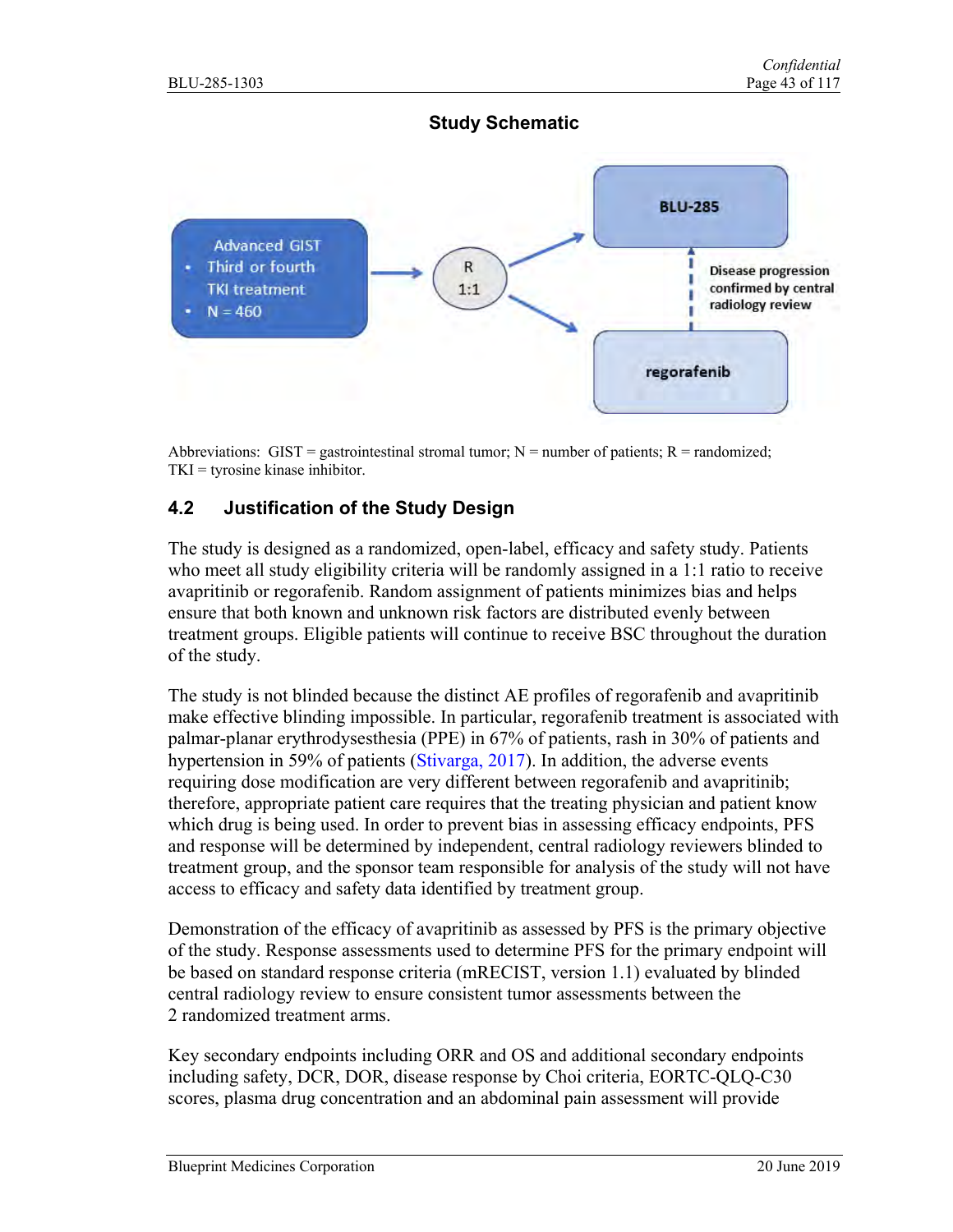**Study Schematic**

Advanced GIST
- Third or fourth TKI treatment
- N = 460

R 1:1

BLU-285

regorafenib

Disease progression confirmed by central radiology review

Abbreviations: GIST = gastrointestinal stromal tumor; N = number of patients; R = randomized; TKI = tyrosine kinase inhibitor.

## 4.2 Justification of the Study Design

The study is designed as a randomized, open-label, efficacy and safety study. Patients who meet all study eligibility criteria will be randomly assigned in a 1:1 ratio to receive avapritinib or regorafenib. Random assignment of patients minimizes bias and helps ensure that both known and unknown risk factors are distributed evenly between treatment groups. Eligible patients will continue to receive BSC throughout the duration of the study.

The study is not blinded because the distinct AE profiles of regorafenib and avapritinib make effective blinding impossible. In particular, regorafenib treatment is associated with palmar-planar erythrodysesthesia (PPE) in 67% of patients, rash in 30% of patients and hypertension in 59% of patients (Stivarga, 2017). In addition, the adverse events requiring dose modification are very different between regorafenib and avapritinib; therefore, appropriate patient care requires that the treating physician and patient know which drug is being used. In order to prevent bias in assessing efficacy endpoints, PFS and response will be determined by independent, central radiology reviewers blinded to treatment group, and the sponsor team responsible for analysis of the study will not have access to efficacy and safety data identified by treatment group.

Demonstration of the efficacy of avapritinib as assessed by PFS is the primary objective of the study. Response assessments used to determine PFS for the primary endpoint will be based on standard response criteria (mRECIST, version 1.1) evaluated by blinded central radiology review to ensure consistent tumor assessments between the 2 randomized treatment arms.

Key secondary endpoints including ORR and OS and additional secondary endpoints including safety, DCR, DOR, disease response by Choi criteria, EORTC-QLQ-C30 scores, plasma drug concentration and an abdominal pain assessment will provide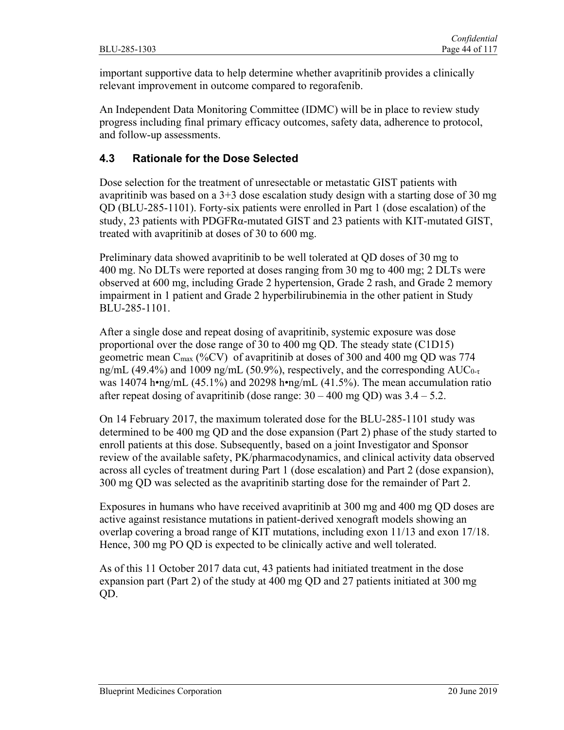important supportive data to help determine whether avapritinib provides a clinically relevant improvement in outcome compared to regorafenib.

An Independent Data Monitoring Committee (IDMC) will be in place to review study progress including final primary efficacy outcomes, safety data, adherence to protocol, and follow-up assessments.

## 4.3 Rationale for the Dose Selected

Dose selection for the treatment of unresectable or metastatic GIST patients with avapritinib was based on a 3+3 dose escalation study design with a starting dose of 30 mg QD (BLU-285-1101). Forty-six patients were enrolled in Part 1 (dose escalation) of the study, 23 patients with PDGFRα-mutated GIST and 23 patients with KIT-mutated GIST, treated with avapritinib at doses of 30 to 600 mg.

Preliminary data showed avapritinib to be well tolerated at QD doses of 30 mg to 400 mg. No DLTs were reported at doses ranging from 30 mg to 400 mg; 2 DLTs were observed at 600 mg, including Grade 2 hypertension, Grade 2 rash, and Grade 2 memory impairment in 1 patient and Grade 2 hyperbilirubinemia in the other patient in Study BLU-285-1101.

After a single dose and repeat dosing of avapritinib, systemic exposure was dose proportional over the dose range of 30 to 400 mg QD. The steady state (C1D15) geometric mean $C_{max}$ (%CV) of avapritinib at doses of 300 and 400 mg QD was 774 ng/mL (49.4%) and 1009 ng/mL (50.9%), respectively, and the corresponding $AUC_{0-\tau}$ was 14074 h•ng/mL (45.1%) and 20298 h•ng/mL (41.5%). The mean accumulation ratio after repeat dosing of avapritinib (dose range: 30 – 400 mg QD) was 3.4 – 5.2.

On 14 February 2017, the maximum tolerated dose for the BLU-285-1101 study was determined to be 400 mg QD and the dose expansion (Part 2) phase of the study started to enroll patients at this dose. Subsequently, based on a joint Investigator and Sponsor review of the available safety, PK/pharmacodynamics, and clinical activity data observed across all cycles of treatment during Part 1 (dose escalation) and Part 2 (dose expansion), 300 mg QD was selected as the avapritinib starting dose for the remainder of Part 2.

Exposures in humans who have received avapritinib at 300 mg and 400 mg QD doses are active against resistance mutations in patient-derived xenograft models showing an overlap covering a broad range of KIT mutations, including exon 11/13 and exon 17/18. Hence, 300 mg PO QD is expected to be clinically active and well tolerated.

As of this 11 October 2017 data cut, 43 patients had initiated treatment in the dose expansion part (Part 2) of the study at 400 mg QD and 27 patients initiated at 300 mg QD.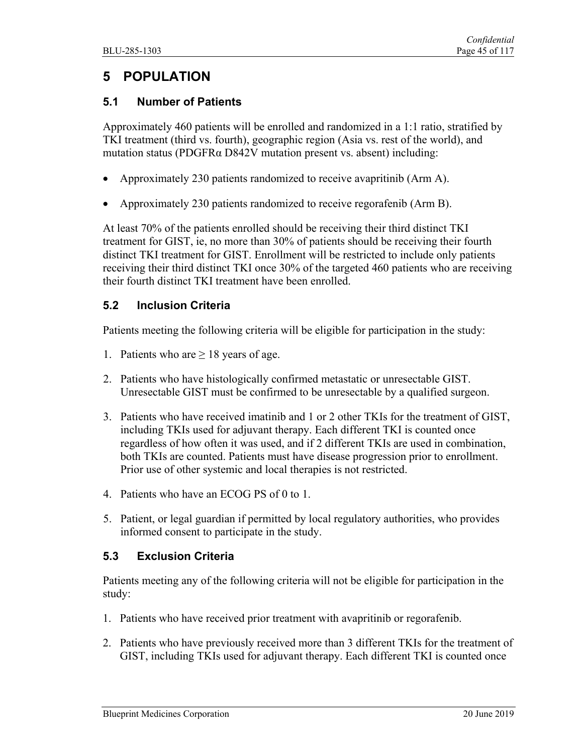# 5 POPULATION

## 5.1 Number of Patients

Approximately 460 patients will be enrolled and randomized in a 1:1 ratio, stratified by TKI treatment (third vs. fourth), geographic region (Asia vs. rest of the world), and mutation status (PDGFRα D842V mutation present vs. absent) including:

- Approximately 230 patients randomized to receive avapritinib (Arm A).
- Approximately 230 patients randomized to receive regorafenib (Arm B).

At least 70% of the patients enrolled should be receiving their third distinct TKI treatment for GIST, ie, no more than 30% of patients should be receiving their fourth distinct TKI treatment for GIST. Enrollment will be restricted to include only patients receiving their third distinct TKI once 30% of the targeted 460 patients who are receiving their fourth distinct TKI treatment have been enrolled.

## 5.2 Inclusion Criteria

Patients meeting the following criteria will be eligible for participation in the study:

1. Patients who are ≥ 18 years of age.
2. Patients who have histologically confirmed metastatic or unresectable GIST. Unresectable GIST must be confirmed to be unresectable by a qualified surgeon.
3. Patients who have received imatinib and 1 or 2 other TKIs for the treatment of GIST, including TKIs used for adjuvant therapy. Each different TKI is counted once regardless of how often it was used, and if 2 different TKIs are used in combination, both TKIs are counted. Patients must have disease progression prior to enrollment. Prior use of other systemic and local therapies is not restricted.
4. Patients who have an ECOG PS of 0 to 1.
5. Patient, or legal guardian if permitted by local regulatory authorities, who provides informed consent to participate in the study.

## 5.3 Exclusion Criteria

Patients meeting any of the following criteria will not be eligible for participation in the study:

1. Patients who have received prior treatment with avapritinib or regorafenib.
2. Patients who have previously received more than 3 different TKIs for the treatment of GIST, including TKIs used for adjuvant therapy. Each different TKI is counted once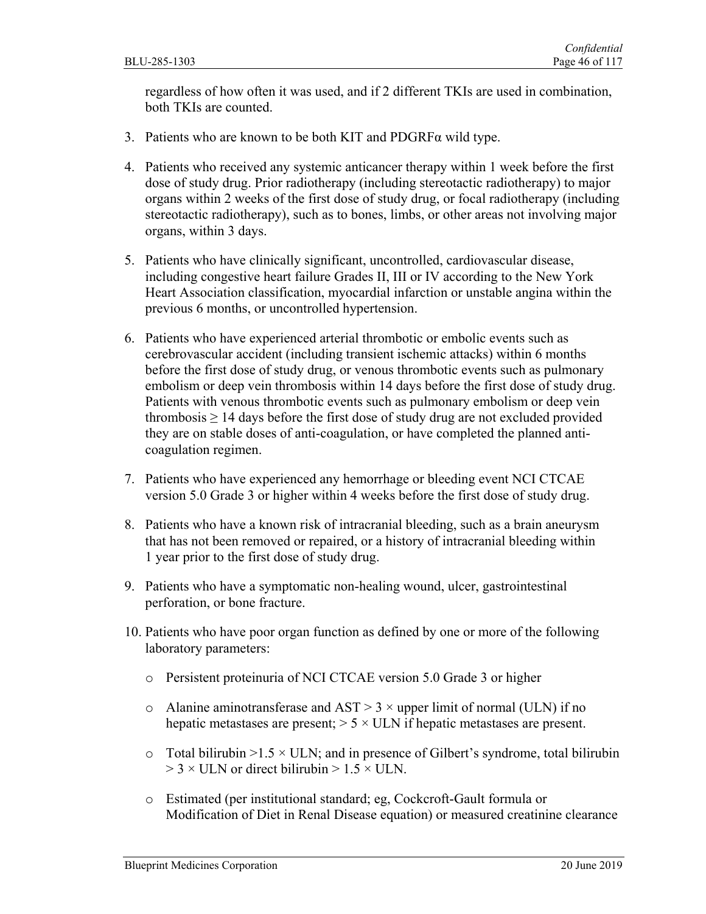regardless of how often it was used, and if 2 different TKIs are used in combination, both TKIs are counted.

3. Patients who are known to be both KIT and PDGRFα wild type.

4. Patients who received any systemic anticancer therapy within 1 week before the first dose of study drug. Prior radiotherapy (including stereotactic radiotherapy) to major organs within 2 weeks of the first dose of study drug, or focal radiotherapy (including stereotactic radiotherapy), such as to bones, limbs, or other areas not involving major organs, within 3 days.

5. Patients who have clinically significant, uncontrolled, cardiovascular disease, including congestive heart failure Grades II, III or IV according to the New York Heart Association classification, myocardial infarction or unstable angina within the previous 6 months, or uncontrolled hypertension.

6. Patients who have experienced arterial thrombotic or embolic events such as cerebrovascular accident (including transient ischemic attacks) within 6 months before the first dose of study drug, or venous thrombotic events such as pulmonary embolism or deep vein thrombosis within 14 days before the first dose of study drug. Patients with venous thrombotic events such as pulmonary embolism or deep vein thrombosis ≥ 14 days before the first dose of study drug are not excluded provided they are on stable doses of anti-coagulation, or have completed the planned anti-coagulation regimen.

7. Patients who have experienced any hemorrhage or bleeding event NCI CTCAE version 5.0 Grade 3 or higher within 4 weeks before the first dose of study drug.

8. Patients who have a known risk of intracranial bleeding, such as a brain aneurysm that has not been removed or repaired, or a history of intracranial bleeding within 1 year prior to the first dose of study drug.

9. Patients who have a symptomatic non-healing wound, ulcer, gastrointestinal perforation, or bone fracture.

10. Patients who have poor organ function as defined by one or more of the following laboratory parameters:

    - Persistent proteinuria of NCI CTCAE version 5.0 Grade 3 or higher
    - Alanine aminotransferase and AST > 3 × upper limit of normal (ULN) if no hepatic metastases are present; > 5 × ULN if hepatic metastases are present.
    - Total bilirubin >1.5 × ULN; and in presence of Gilbert's syndrome, total bilirubin > 3 × ULN or direct bilirubin > 1.5 × ULN.
    - Estimated (per institutional standard; eg, Cockcroft-Gault formula or Modification of Diet in Renal Disease equation) or measured creatinine clearance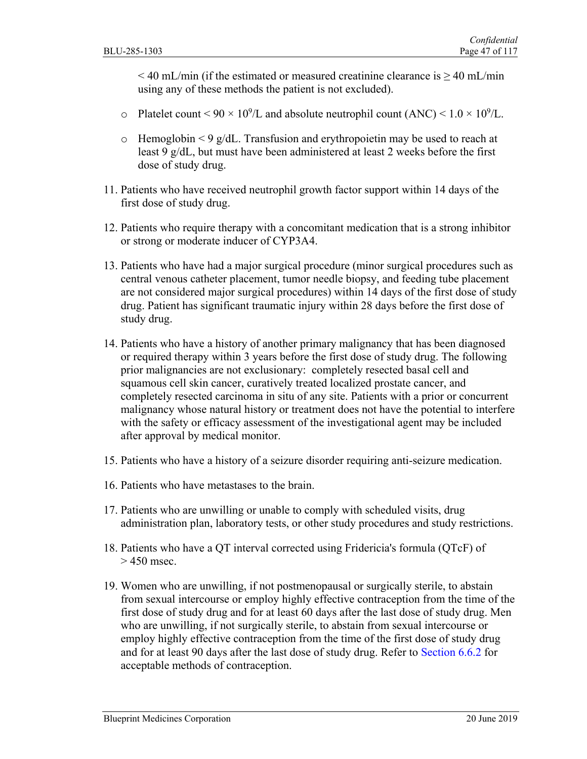< 40 mL/min (if the estimated or measured creatinine clearance is ≥ 40 mL/min using any of these methods the patient is not excluded).

  - Platelet count < $90 \times 10^9$/L and absolute neutrophil count (ANC) < $1.0 \times 10^9$/L.
  - Hemoglobin < 9 g/dL. Transfusion and erythropoietin may be used to reach at least 9 g/dL, but must have been administered at least 2 weeks before the first dose of study drug.

11. Patients who have received neutrophil growth factor support within 14 days of the first dose of study drug.
12. Patients who require therapy with a concomitant medication that is a strong inhibitor or strong or moderate inducer of CYP3A4.
13. Patients who have had a major surgical procedure (minor surgical procedures such as central venous catheter placement, tumor needle biopsy, and feeding tube placement are not considered major surgical procedures) within 14 days of the first dose of study drug. Patient has significant traumatic injury within 28 days before the first dose of study drug.
14. Patients who have a history of another primary malignancy that has been diagnosed or required therapy within 3 years before the first dose of study drug. The following prior malignancies are not exclusionary: completely resected basal cell and squamous cell skin cancer, curatively treated localized prostate cancer, and completely resected carcinoma in situ of any site. Patients with a prior or concurrent malignancy whose natural history or treatment does not have the potential to interfere with the safety or efficacy assessment of the investigational agent may be included after approval by medical monitor.
15. Patients who have a history of a seizure disorder requiring anti-seizure medication.
16. Patients who have metastases to the brain.
17. Patients who are unwilling or unable to comply with scheduled visits, drug administration plan, laboratory tests, or other study procedures and study restrictions.
18. Patients who have a QT interval corrected using Fridericia's formula (QTcF) of > 450 msec.
19. Women who are unwilling, if not postmenopausal or surgically sterile, to abstain from sexual intercourse or employ highly effective contraception from the time of the first dose of study drug and for at least 60 days after the last dose of study drug. Men who are unwilling, if not surgically sterile, to abstain from sexual intercourse or employ highly effective contraception from the time of the first dose of study drug and for at least 90 days after the last dose of study drug. Refer to Section 6.6.2 for acceptable methods of contraception.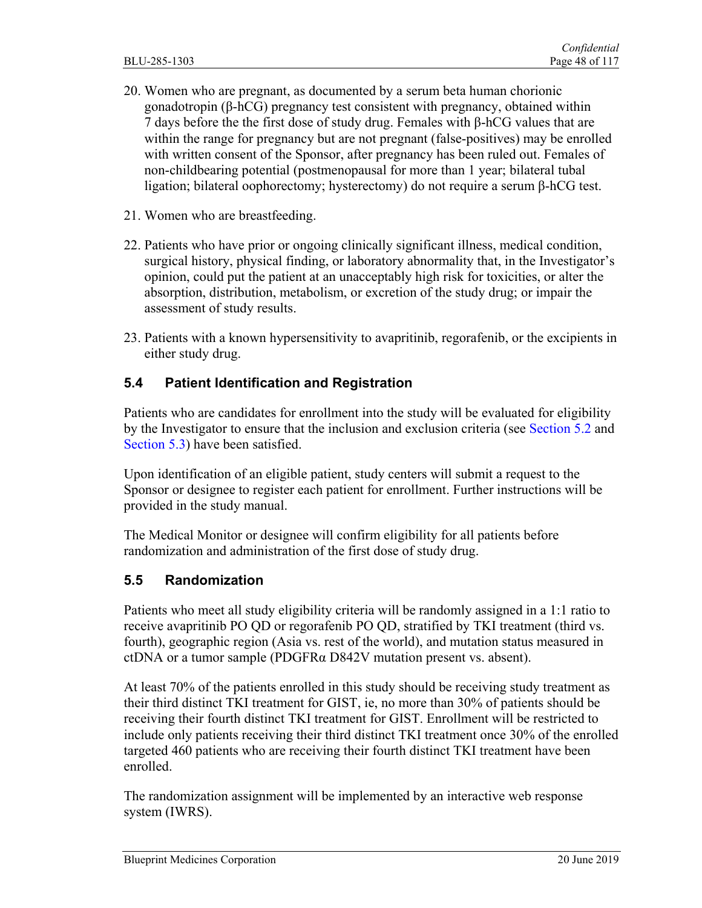20. Women who are pregnant, as documented by a serum beta human chorionic gonadotropin (β-hCG) pregnancy test consistent with pregnancy, obtained within 7 days before the the first dose of study drug. Females with β-hCG values that are within the range for pregnancy but are not pregnant (false-positives) may be enrolled with written consent of the Sponsor, after pregnancy has been ruled out. Females of non-childbearing potential (postmenopausal for more than 1 year; bilateral tubal ligation; bilateral oophorectomy; hysterectomy) do not require a serum β-hCG test.

21. Women who are breastfeeding.

22. Patients who have prior or ongoing clinically significant illness, medical condition, surgical history, physical finding, or laboratory abnormality that, in the Investigator's opinion, could put the patient at an unacceptably high risk for toxicities, or alter the absorption, distribution, metabolism, or excretion of the study drug; or impair the assessment of study results.

23. Patients with a known hypersensitivity to avapritinib, regorafenib, or the excipients in either study drug.

## 5.4 Patient Identification and Registration

Patients who are candidates for enrollment into the study will be evaluated for eligibility by the Investigator to ensure that the inclusion and exclusion criteria (see Section 5.2 and Section 5.3) have been satisfied.

Upon identification of an eligible patient, study centers will submit a request to the Sponsor or designee to register each patient for enrollment. Further instructions will be provided in the study manual.

The Medical Monitor or designee will confirm eligibility for all patients before randomization and administration of the first dose of study drug.

## 5.5 Randomization

Patients who meet all study eligibility criteria will be randomly assigned in a 1:1 ratio to receive avapritinib PO QD or regorafenib PO QD, stratified by TKI treatment (third vs. fourth), geographic region (Asia vs. rest of the world), and mutation status measured in ctDNA or a tumor sample (PDGFRα D842V mutation present vs. absent).

At least 70% of the patients enrolled in this study should be receiving study treatment as their third distinct TKI treatment for GIST, ie, no more than 30% of patients should be receiving their fourth distinct TKI treatment for GIST. Enrollment will be restricted to include only patients receiving their third distinct TKI treatment once 30% of the enrolled targeted 460 patients who are receiving their fourth distinct TKI treatment have been enrolled.

The randomization assignment will be implemented by an interactive web response system (IWRS).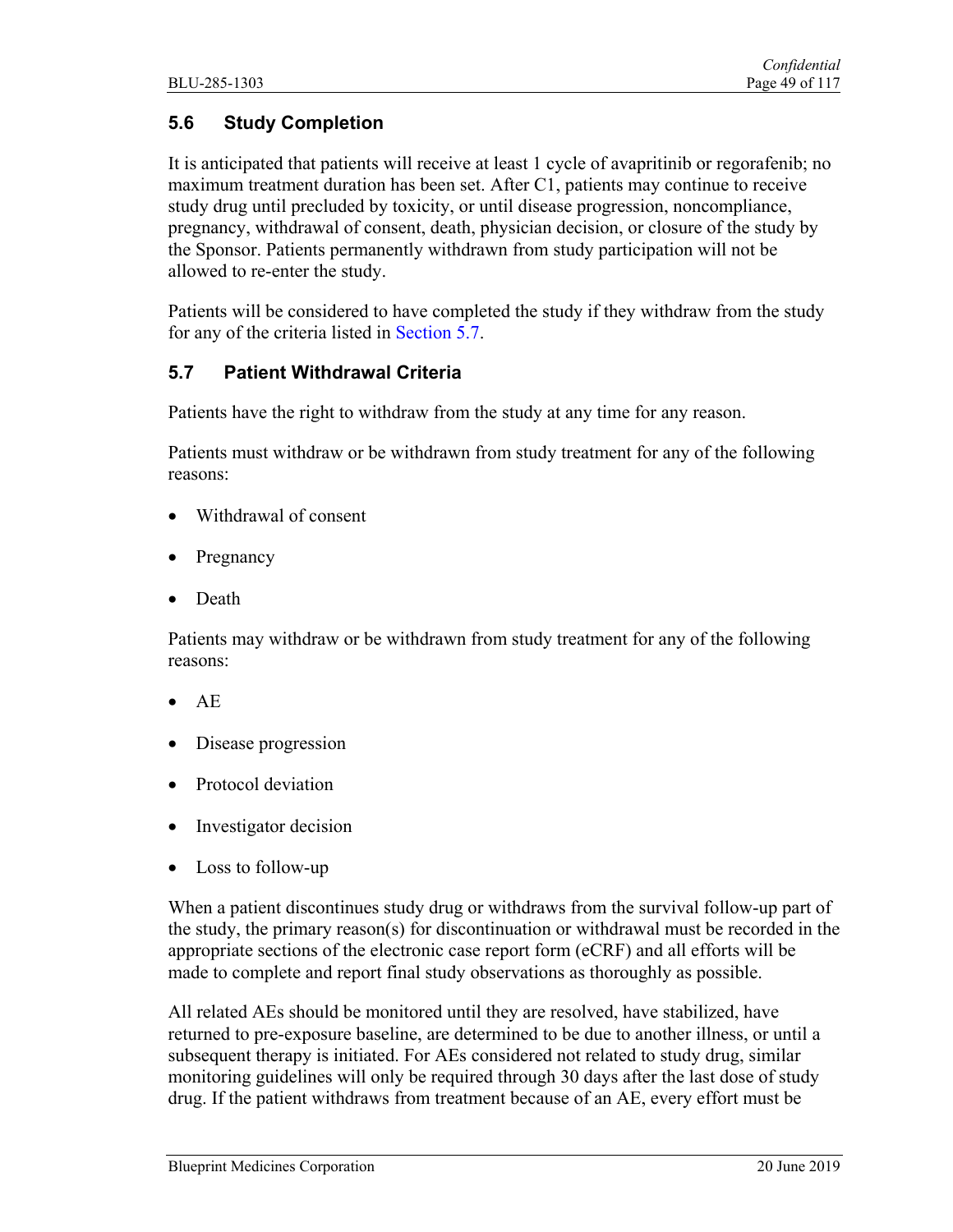## 5.6 Study Completion

It is anticipated that patients will receive at least 1 cycle of avapritinib or regorafenib; no maximum treatment duration has been set. After C1, patients may continue to receive study drug until precluded by toxicity, or until disease progression, noncompliance, pregnancy, withdrawal of consent, death, physician decision, or closure of the study by the Sponsor. Patients permanently withdrawn from study participation will not be allowed to re-enter the study.

Patients will be considered to have completed the study if they withdraw from the study for any of the criteria listed in Section 5.7.

## 5.7 Patient Withdrawal Criteria

Patients have the right to withdraw from the study at any time for any reason.

Patients must withdraw or be withdrawn from study treatment for any of the following reasons:

- Withdrawal of consent
- Pregnancy
- Death

Patients may withdraw or be withdrawn from study treatment for any of the following reasons:

- AE
- Disease progression
- Protocol deviation
- Investigator decision
- Loss to follow-up

When a patient discontinues study drug or withdraws from the survival follow-up part of the study, the primary reason(s) for discontinuation or withdrawal must be recorded in the appropriate sections of the electronic case report form (eCRF) and all efforts will be made to complete and report final study observations as thoroughly as possible.

All related AEs should be monitored until they are resolved, have stabilized, have returned to pre-exposure baseline, are determined to be due to another illness, or until a subsequent therapy is initiated. For AEs considered not related to study drug, similar monitoring guidelines will only be required through 30 days after the last dose of study drug. If the patient withdraws from treatment because of an AE, every effort must be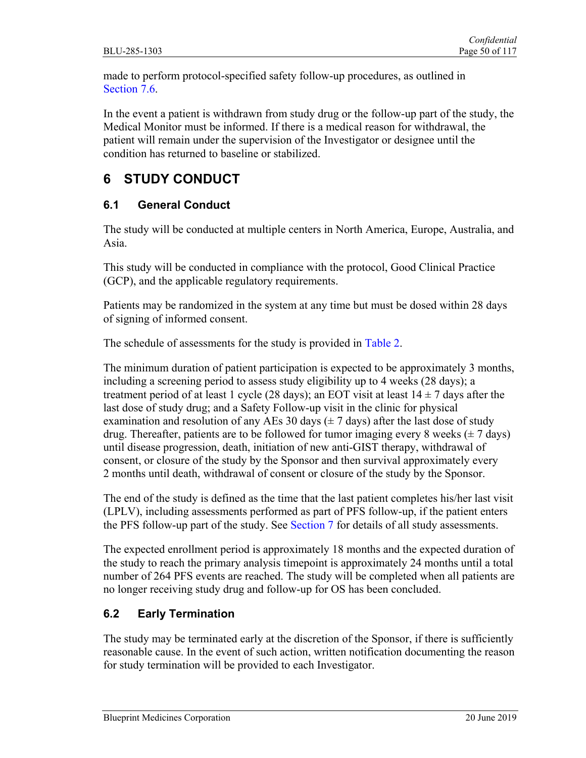made to perform protocol-specified safety follow-up procedures, as outlined in Section 7.6.

In the event a patient is withdrawn from study drug or the follow-up part of the study, the Medical Monitor must be informed. If there is a medical reason for withdrawal, the patient will remain under the supervision of the Investigator or designee until the condition has returned to baseline or stabilized.

# 6 STUDY CONDUCT

## 6.1 General Conduct

The study will be conducted at multiple centers in North America, Europe, Australia, and Asia.

This study will be conducted in compliance with the protocol, Good Clinical Practice (GCP), and the applicable regulatory requirements.

Patients may be randomized in the system at any time but must be dosed within 28 days of signing of informed consent.

The schedule of assessments for the study is provided in Table 2.

The minimum duration of patient participation is expected to be approximately 3 months, including a screening period to assess study eligibility up to 4 weeks (28 days); a treatment period of at least 1 cycle (28 days); an EOT visit at least 14 ± 7 days after the last dose of study drug; and a Safety Follow-up visit in the clinic for physical examination and resolution of any AEs 30 days (± 7 days) after the last dose of study drug. Thereafter, patients are to be followed for tumor imaging every 8 weeks (± 7 days) until disease progression, death, initiation of new anti-GIST therapy, withdrawal of consent, or closure of the study by the Sponsor and then survival approximately every 2 months until death, withdrawal of consent or closure of the study by the Sponsor.

The end of the study is defined as the time that the last patient completes his/her last visit (LPLV), including assessments performed as part of PFS follow-up, if the patient enters the PFS follow-up part of the study. See Section 7 for details of all study assessments.

The expected enrollment period is approximately 18 months and the expected duration of the study to reach the primary analysis timepoint is approximately 24 months until a total number of 264 PFS events are reached. The study will be completed when all patients are no longer receiving study drug and follow-up for OS has been concluded.

## 6.2 Early Termination

The study may be terminated early at the discretion of the Sponsor, if there is sufficiently reasonable cause. In the event of such action, written notification documenting the reason for study termination will be provided to each Investigator.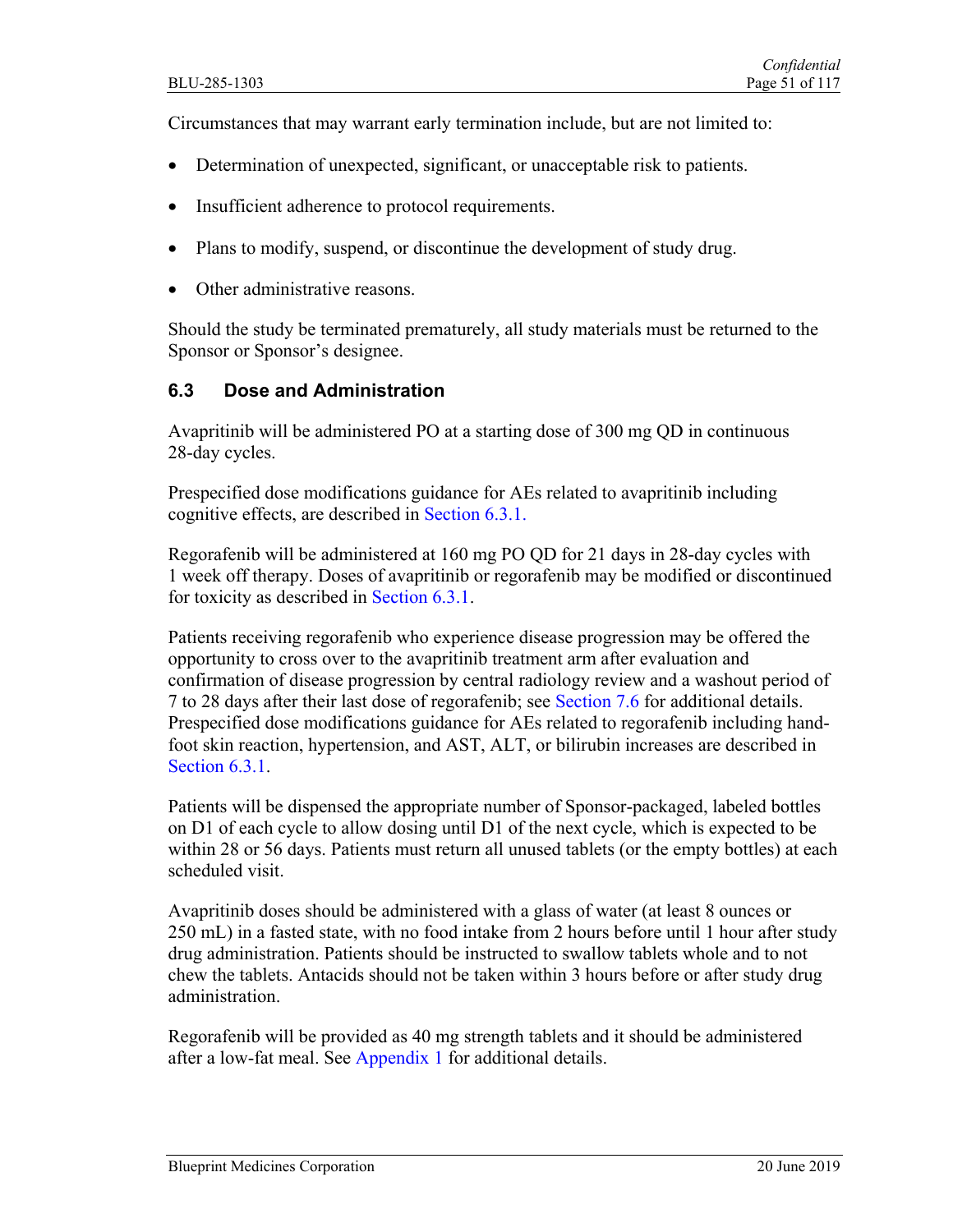Circumstances that may warrant early termination include, but are not limited to:

- Determination of unexpected, significant, or unacceptable risk to patients.
- Insufficient adherence to protocol requirements.
- Plans to modify, suspend, or discontinue the development of study drug.
- Other administrative reasons.

Should the study be terminated prematurely, all study materials must be returned to the Sponsor or Sponsor's designee.

## 6.3 Dose and Administration

Avapritinib will be administered PO at a starting dose of 300 mg QD in continuous 28-day cycles.

Prespecified dose modifications guidance for AEs related to avapritinib including cognitive effects, are described in Section 6.3.1.

Regorafenib will be administered at 160 mg PO QD for 21 days in 28-day cycles with 1 week off therapy. Doses of avapritinib or regorafenib may be modified or discontinued for toxicity as described in Section 6.3.1.

Patients receiving regorafenib who experience disease progression may be offered the opportunity to cross over to the avapritinib treatment arm after evaluation and confirmation of disease progression by central radiology review and a washout period of 7 to 28 days after their last dose of regorafenib; see Section 7.6 for additional details. Prespecified dose modifications guidance for AEs related to regorafenib including hand-foot skin reaction, hypertension, and AST, ALT, or bilirubin increases are described in Section 6.3.1.

Patients will be dispensed the appropriate number of Sponsor-packaged, labeled bottles on D1 of each cycle to allow dosing until D1 of the next cycle, which is expected to be within 28 or 56 days. Patients must return all unused tablets (or the empty bottles) at each scheduled visit.

Avapritinib doses should be administered with a glass of water (at least 8 ounces or 250 mL) in a fasted state, with no food intake from 2 hours before until 1 hour after study drug administration. Patients should be instructed to swallow tablets whole and to not chew the tablets. Antacids should not be taken within 3 hours before or after study drug administration.

Regorafenib will be provided as 40 mg strength tablets and it should be administered after a low-fat meal. See Appendix 1 for additional details.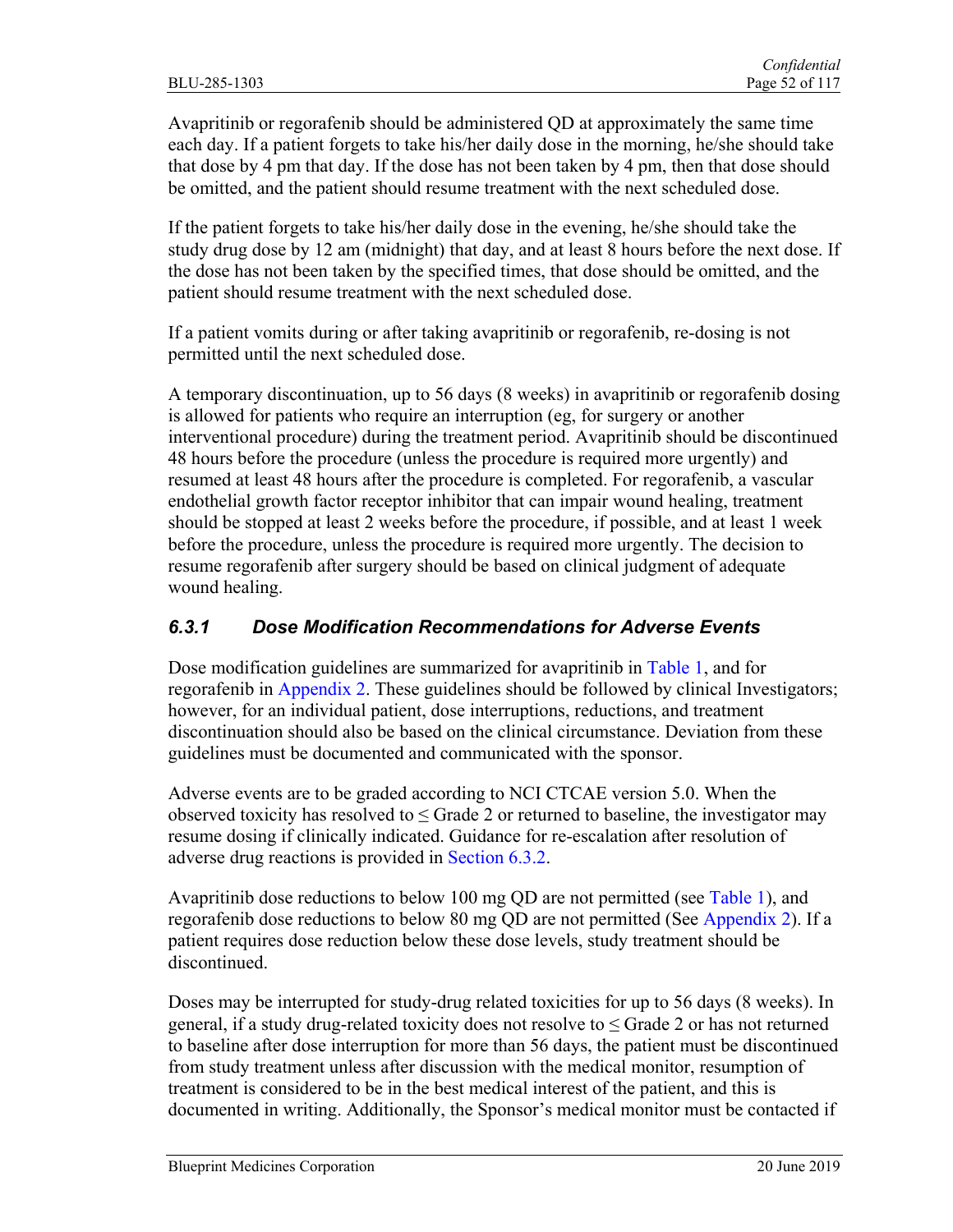Avapritinib or regorafenib should be administered QD at approximately the same time each day. If a patient forgets to take his/her daily dose in the morning, he/she should take that dose by 4 pm that day. If the dose has not been taken by 4 pm, then that dose should be omitted, and the patient should resume treatment with the next scheduled dose.

If the patient forgets to take his/her daily dose in the evening, he/she should take the study drug dose by 12 am (midnight) that day, and at least 8 hours before the next dose. If the dose has not been taken by the specified times, that dose should be omitted, and the patient should resume treatment with the next scheduled dose.

If a patient vomits during or after taking avapritinib or regorafenib, re-dosing is not permitted until the next scheduled dose.

A temporary discontinuation, up to 56 days (8 weeks) in avapritinib or regorafenib dosing is allowed for patients who require an interruption (eg, for surgery or another interventional procedure) during the treatment period. Avapritinib should be discontinued 48 hours before the procedure (unless the procedure is required more urgently) and resumed at least 48 hours after the procedure is completed. For regorafenib, a vascular endothelial growth factor receptor inhibitor that can impair wound healing, treatment should be stopped at least 2 weeks before the procedure, if possible, and at least 1 week before the procedure, unless the procedure is required more urgently. The decision to resume regorafenib after surgery should be based on clinical judgment of adequate wound healing.

### 6.3.1 Dose Modification Recommendations for Adverse Events

Dose modification guidelines are summarized for avapritinib in Table 1, and for regorafenib in Appendix 2. These guidelines should be followed by clinical Investigators; however, for an individual patient, dose interruptions, reductions, and treatment discontinuation should also be based on the clinical circumstance. Deviation from these guidelines must be documented and communicated with the sponsor.

Adverse events are to be graded according to NCI CTCAE version 5.0. When the observed toxicity has resolved to ≤ Grade 2 or returned to baseline, the investigator may resume dosing if clinically indicated. Guidance for re-escalation after resolution of adverse drug reactions is provided in Section 6.3.2.

Avapritinib dose reductions to below 100 mg QD are not permitted (see Table 1), and regorafenib dose reductions to below 80 mg QD are not permitted (See Appendix 2). If a patient requires dose reduction below these dose levels, study treatment should be discontinued.

Doses may be interrupted for study-drug related toxicities for up to 56 days (8 weeks). In general, if a study drug-related toxicity does not resolve to ≤ Grade 2 or has not returned to baseline after dose interruption for more than 56 days, the patient must be discontinued from study treatment unless after discussion with the medical monitor, resumption of treatment is considered to be in the best medical interest of the patient, and this is documented in writing. Additionally, the Sponsor's medical monitor must be contacted if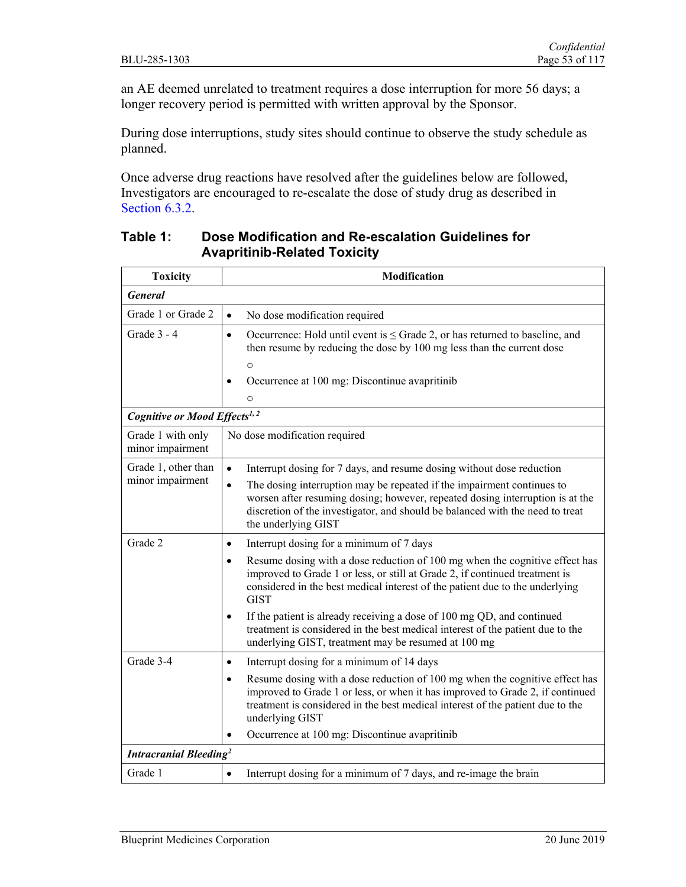an AE deemed unrelated to treatment requires a dose interruption for more 56 days; a longer recovery period is permitted with written approval by the Sponsor.

During dose interruptions, study sites should continue to observe the study schedule as planned.

Once adverse drug reactions have resolved after the guidelines below are followed, Investigators are encouraged to re-escalate the dose of study drug as described in Section 6.3.2.

**Table 1: Dose Modification and Re-escalation Guidelines for Avapritinib-Related Toxicity**

| Toxicity | Modification |
|---|---|
| ***General*** | |
| Grade 1 or Grade 2 | • No dose modification required |
| Grade 3 - 4 | • Occurrence: Hold until event is ≤ Grade 2, or has returned to baseline, and then resume by reducing the dose by 100 mg less than the current dose<br>○<br>• Occurrence at 100 mg: Discontinue avapritinib<br>○ |
| ***Cognitive or Mood Effects[1, 2]*** | |
| Grade 1 with only minor impairment | No dose modification required |
| Grade 1, other than minor impairment | • Interrupt dosing for 7 days, and resume dosing without dose reduction<br>• The dosing interruption may be repeated if the impairment continues to worsen after resuming dosing; however, repeated dosing interruption is at the discretion of the investigator, and should be balanced with the need to treat the underlying GIST |
| Grade 2 | • Interrupt dosing for a minimum of 7 days<br>• Resume dosing with a dose reduction of 100 mg when the cognitive effect has improved to Grade 1 or less, or still at Grade 2, if continued treatment is considered in the best medical interest of the patient due to the underlying GIST<br>• If the patient is already receiving a dose of 100 mg QD, and continued treatment is considered in the best medical interest of the patient due to the underlying GIST, treatment may be resumed at 100 mg |
| Grade 3-4 | • Interrupt dosing for a minimum of 14 days<br>• Resume dosing with a dose reduction of 100 mg when the cognitive effect has improved to Grade 1 or less, or when it has improved to Grade 2, if continued treatment is considered in the best medical interest of the patient due to the underlying GIST<br>• Occurrence at 100 mg: Discontinue avapritinib |
| ***Intracranial Bleeding[2]*** | |
| Grade 1 | • Interrupt dosing for a minimum of 7 days, and re-image the brain |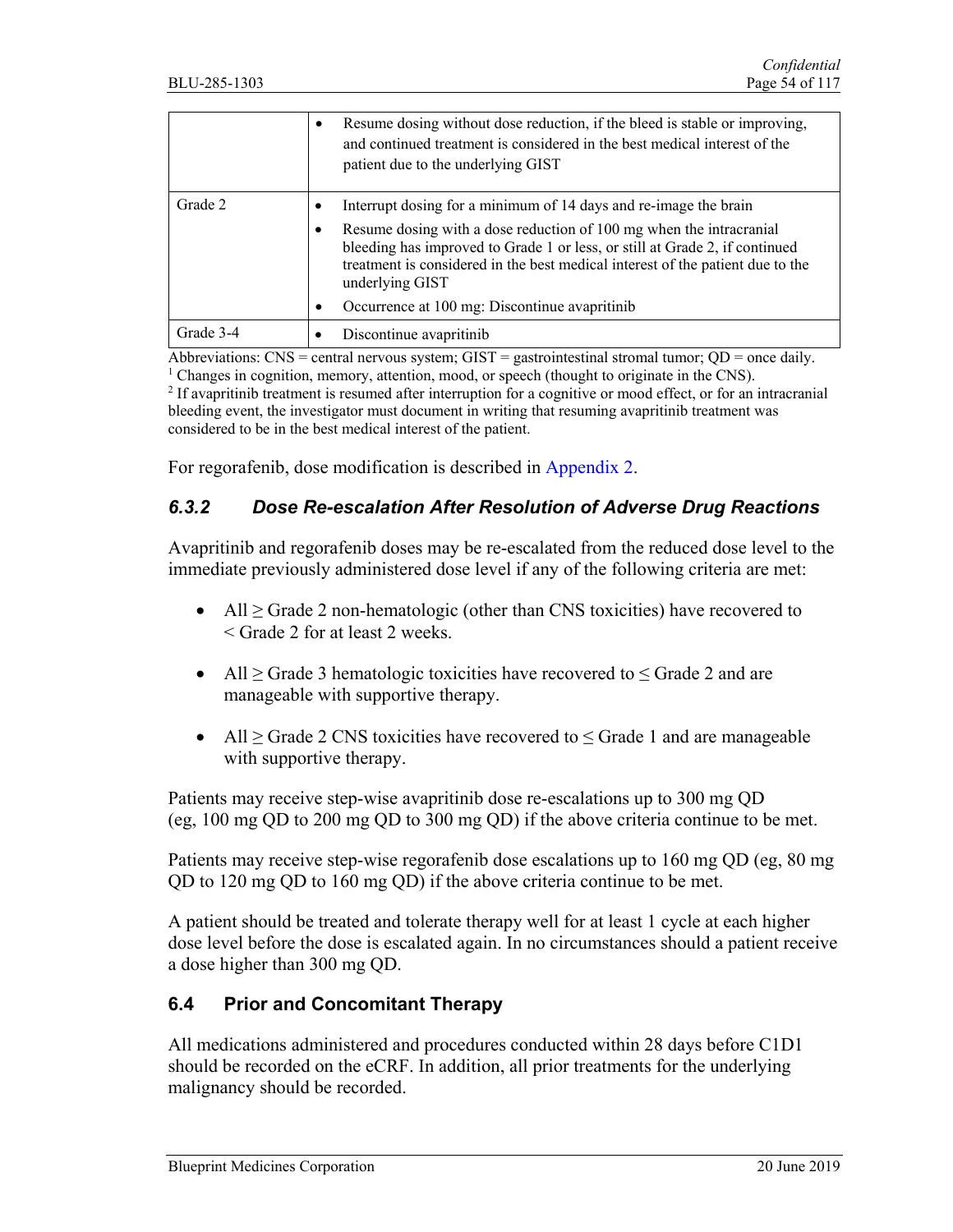| | |
|---|---|
| | • Resume dosing without dose reduction, if the bleed is stable or improving, and continued treatment is considered in the best medical interest of the patient due to the underlying GIST |
| Grade 2 | • Interrupt dosing for a minimum of 14 days and re-image the brain<br>• Resume dosing with a dose reduction of 100 mg when the intracranial bleeding has improved to Grade 1 or less, or still at Grade 2, if continued treatment is considered in the best medical interest of the patient due to the underlying GIST<br>• Occurrence at 100 mg: Discontinue avapritinib |
| Grade 3-4 | • Discontinue avapritinib |

Abbreviations: CNS = central nervous system; GIST = gastrointestinal stromal tumor; QD = once daily.
[1] Changes in cognition, memory, attention, mood, or speech (thought to originate in the CNS).
[2] If avapritinib treatment is resumed after interruption for a cognitive or mood effect, or for an intracranial bleeding event, the investigator must document in writing that resuming avapritinib treatment was considered to be in the best medical interest of the patient.

For regorafenib, dose modification is described in Appendix 2.

### *6.3.2 Dose Re-escalation After Resolution of Adverse Drug Reactions*

Avapritinib and regorafenib doses may be re-escalated from the reduced dose level to the immediate previously administered dose level if any of the following criteria are met:

- All ≥ Grade 2 non-hematologic (other than CNS toxicities) have recovered to < Grade 2 for at least 2 weeks.
- All ≥ Grade 3 hematologic toxicities have recovered to ≤ Grade 2 and are manageable with supportive therapy.
- All ≥ Grade 2 CNS toxicities have recovered to ≤ Grade 1 and are manageable with supportive therapy.

Patients may receive step-wise avapritinib dose re-escalations up to 300 mg QD (eg, 100 mg QD to 200 mg QD to 300 mg QD) if the above criteria continue to be met.

Patients may receive step-wise regorafenib dose escalations up to 160 mg QD (eg, 80 mg QD to 120 mg QD to 160 mg QD) if the above criteria continue to be met.

A patient should be treated and tolerate therapy well for at least 1 cycle at each higher dose level before the dose is escalated again. In no circumstances should a patient receive a dose higher than 300 mg QD.

## 6.4 Prior and Concomitant Therapy

All medications administered and procedures conducted within 28 days before C1D1 should be recorded on the eCRF. In addition, all prior treatments for the underlying malignancy should be recorded.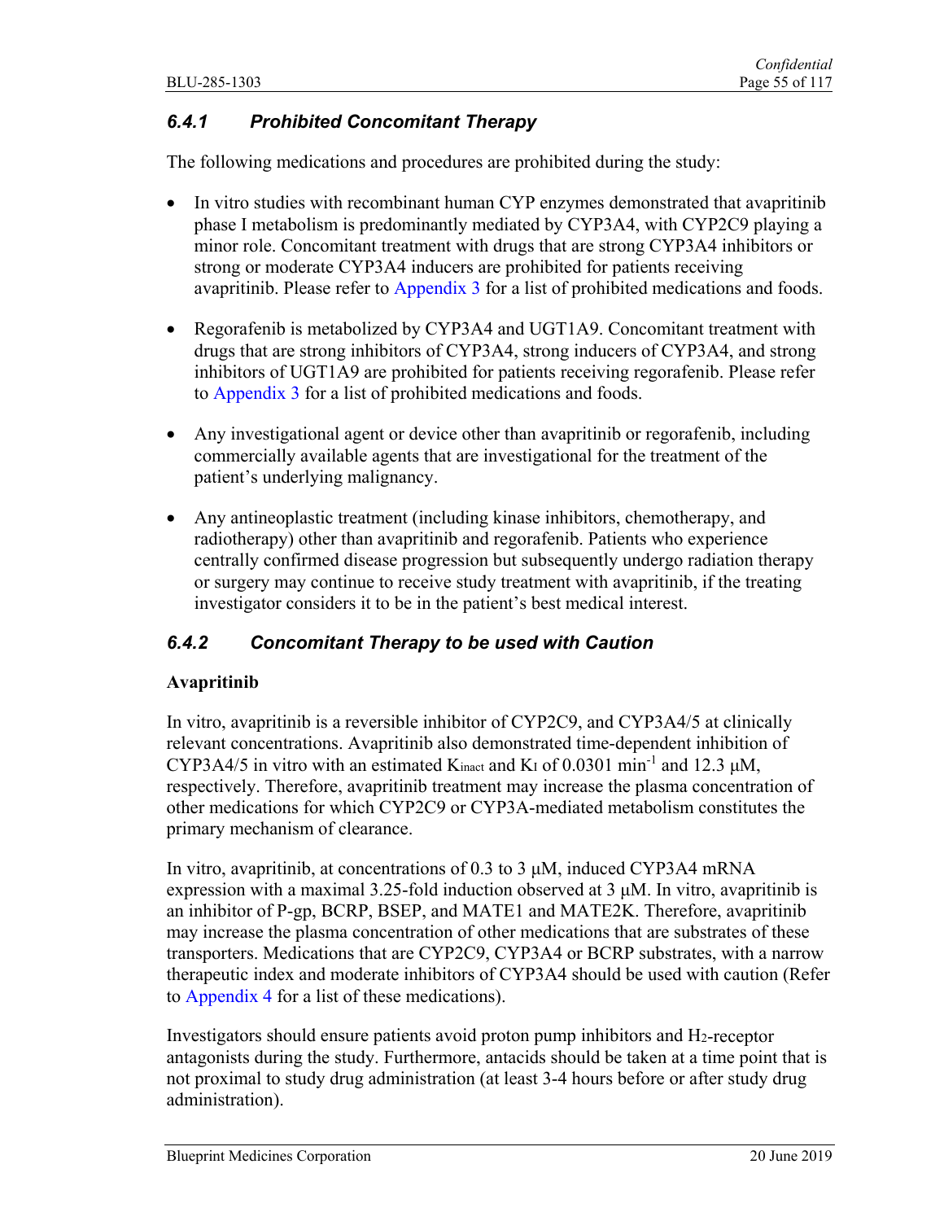### 6.4.1 *Prohibited Concomitant Therapy*

The following medications and procedures are prohibited during the study:

- In vitro studies with recombinant human CYP enzymes demonstrated that avapritinib phase I metabolism is predominantly mediated by CYP3A4, with CYP2C9 playing a minor role. Concomitant treatment with drugs that are strong CYP3A4 inhibitors or strong or moderate CYP3A4 inducers are prohibited for patients receiving avapritinib. Please refer to Appendix 3 for a list of prohibited medications and foods.
- Regorafenib is metabolized by CYP3A4 and UGT1A9. Concomitant treatment with drugs that are strong inhibitors of CYP3A4, strong inducers of CYP3A4, and strong inhibitors of UGT1A9 are prohibited for patients receiving regorafenib. Please refer to Appendix 3 for a list of prohibited medications and foods.
- Any investigational agent or device other than avapritinib or regorafenib, including commercially available agents that are investigational for the treatment of the patient's underlying malignancy.
- Any antineoplastic treatment (including kinase inhibitors, chemotherapy, and radiotherapy) other than avapritinib and regorafenib. Patients who experience centrally confirmed disease progression but subsequently undergo radiation therapy or surgery may continue to receive study treatment with avapritinib, if the treating investigator considers it to be in the patient's best medical interest.

### 6.4.2 *Concomitant Therapy to be used with Caution*

**Avapritinib**

In vitro, avapritinib is a reversible inhibitor of CYP2C9, and CYP3A4/5 at clinically relevant concentrations. Avapritinib also demonstrated time-dependent inhibition of CYP3A4/5 in vitro with an estimated $K_{inact}$ and $K_I$ of 0.0301 $min^{-1}$ and 12.3 μM, respectively. Therefore, avapritinib treatment may increase the plasma concentration of other medications for which CYP2C9 or CYP3A-mediated metabolism constitutes the primary mechanism of clearance.

In vitro, avapritinib, at concentrations of 0.3 to 3 μM, induced CYP3A4 mRNA expression with a maximal 3.25-fold induction observed at 3 μM. In vitro, avapritinib is an inhibitor of P-gp, BCRP, BSEP, and MATE1 and MATE2K. Therefore, avapritinib may increase the plasma concentration of other medications that are substrates of these transporters. Medications that are CYP2C9, CYP3A4 or BCRP substrates, with a narrow therapeutic index and moderate inhibitors of CYP3A4 should be used with caution (Refer to Appendix 4 for a list of these medications).

Investigators should ensure patients avoid proton pump inhibitors and $H_2$-receptor antagonists during the study. Furthermore, antacids should be taken at a time point that is not proximal to study drug administration (at least 3-4 hours before or after study drug administration).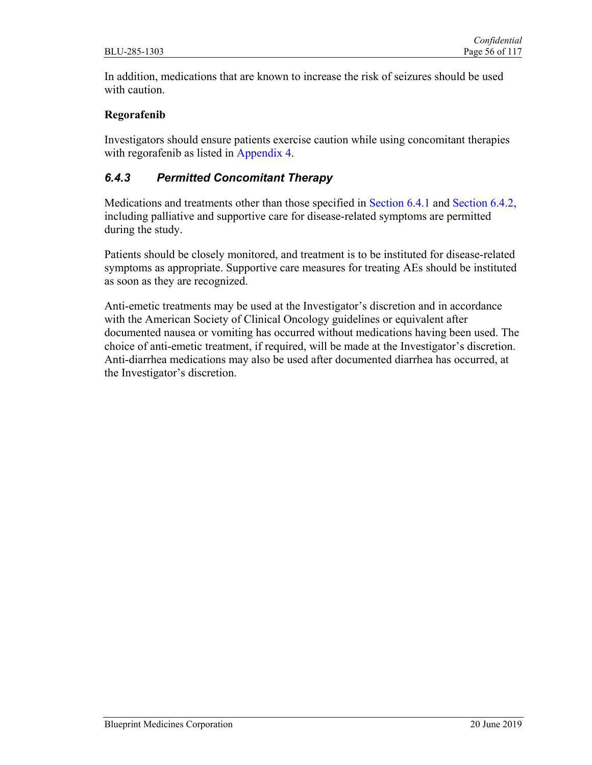In addition, medications that are known to increase the risk of seizures should be used with caution.

**Regorafenib**

Investigators should ensure patients exercise caution while using concomitant therapies with regorafenib as listed in Appendix 4.

### *6.4.3 Permitted Concomitant Therapy*

Medications and treatments other than those specified in Section 6.4.1 and Section 6.4.2, including palliative and supportive care for disease-related symptoms are permitted during the study.

Patients should be closely monitored, and treatment is to be instituted for disease-related symptoms as appropriate. Supportive care measures for treating AEs should be instituted as soon as they are recognized.

Anti-emetic treatments may be used at the Investigator's discretion and in accordance with the American Society of Clinical Oncology guidelines or equivalent after documented nausea or vomiting has occurred without medications having been used. The choice of anti-emetic treatment, if required, will be made at the Investigator's discretion. Anti-diarrhea medications may also be used after documented diarrhea has occurred, at the Investigator's discretion.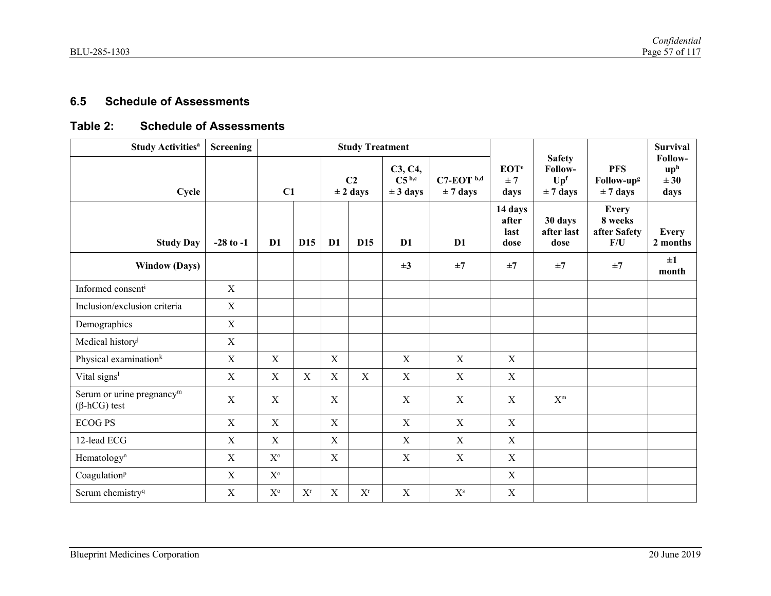## 6.5 Schedule of Assessments

### Table 2: Schedule of Assessments

| Study Activities[a] | Screening | Study Treatment | | | | | | EOT[e] ± 7 days | Safety Follow-Up[f] ± 7 days | PFS Follow-up[g] ± 7 days | Survival Follow-up[h] ± 30 days |
|---|---|---|---|---|---|---|---|---|---|---|---|
| Cycle | | C1 | | C2 ± 2 days | | C3, C4, C5 [b,c] ± 3 days | C7-EOT [b,d] ± 7 days | | | | |
| Study Day | -28 to -1 | D1 | D15 | D1 | D15 | D1 | D1 | 14 days after last dose | 30 days after last dose | Every 8 weeks after Safety F/U | Every 2 months |
| Window (Days) | | | | | | ±3 | ±7 | ±7 | ±7 | ±7 | ±1 month |
| Informed consent[i] | X | | | | | | | | | | |
| Inclusion/exclusion criteria | X | | | | | | | | | | |
| Demographics | X | | | | | | | | | | |
| Medical history[j] | X | | | | | | | | | | |
| Physical examination[k] | X | X | | X | | X | X | X | | | |
| Vital signs[l] | X | X | X | X | X | X | X | X | | | |
| Serum or urine pregnancy[m] (β-hCG) test | X | X | | X | | X | X | X | X[m] | | |
| ECOG PS | X | X | | X | | X | X | X | | | |
| 12-lead ECG | X | X | | X | | X | X | X | | | |
| Hematology[n] | X | X[o] | | X | | X | X | X | | | |
| Coagulation[p] | X | X[o] | | | | | | X | | | |
| Serum chemistry[q] | X | X[o] | X[r] | X | X[r] | X | X[s] | X | | | |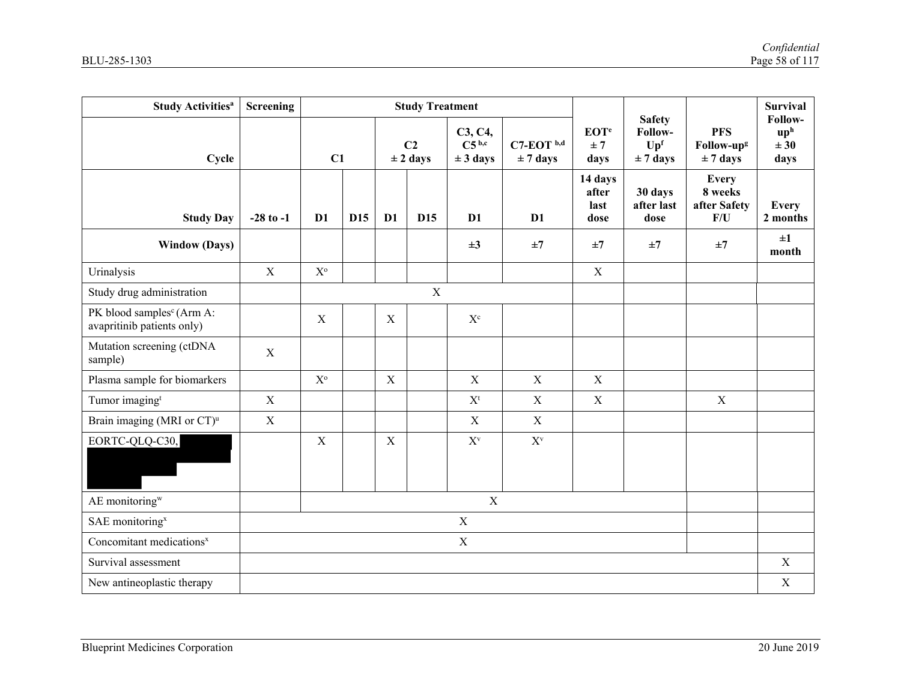| Study Activities[a] | Screening | Study Treatment | | | | | | EOT[e] ± 7 days | Safety Follow-Up[f] ± 7 days | PFS Follow-up[g] ± 7 days | Survival Follow-up[h] ± 30 days |
|---|---|---|---|---|---|---|---|---|---|---|---|
| Cycle | | C1 | | C2 ± 2 days | | C3, C4, C5 [b,c] ± 3 days | C7-EOT [b,d] ± 7 days | | | | |
| Study Day | -28 to -1 | D1 | D15 | D1 | D15 | D1 | D1 | 14 days after last dose | 30 days after last dose | Every 8 weeks after Safety F/U | Every 2 months |
| Window (Days) | | | | | | ±3 | ±7 | ±7 | ±7 | ±7 | ±1 month |
| Urinalysis | X | X[o] | | | | | | X | | | |
| Study drug administration | | X | | | | | | | | | |
| PK blood samples[c] (Arm A: avapritinib patients only) | | X | | X | | X[c] | | | | | |
| Mutation screening (ctDNA sample) | X | | | | | | | | | | |
| Plasma sample for biomarkers | | X[o] | | X | | X | X | X | | | |
| Tumor imaging[t] | X | | | | | X[t] | X | X | | X | |
| Brain imaging (MRI or CT)[u] | X | | | | | X | X | | | | |
| EORTC-QLQ-C30, | | X | | X | | X[v] | X[v] | | | | |
| AE monitoring[w] | | X | | | | | | | | | |
| SAE monitoring[x] | X | | | | | | | | | | |
| Concomitant medications[x] | X | | | | | | | | | | |
| Survival assessment | | | | | | | | | | | X |
| New antineoplastic therapy | | | | | | | | | | | X |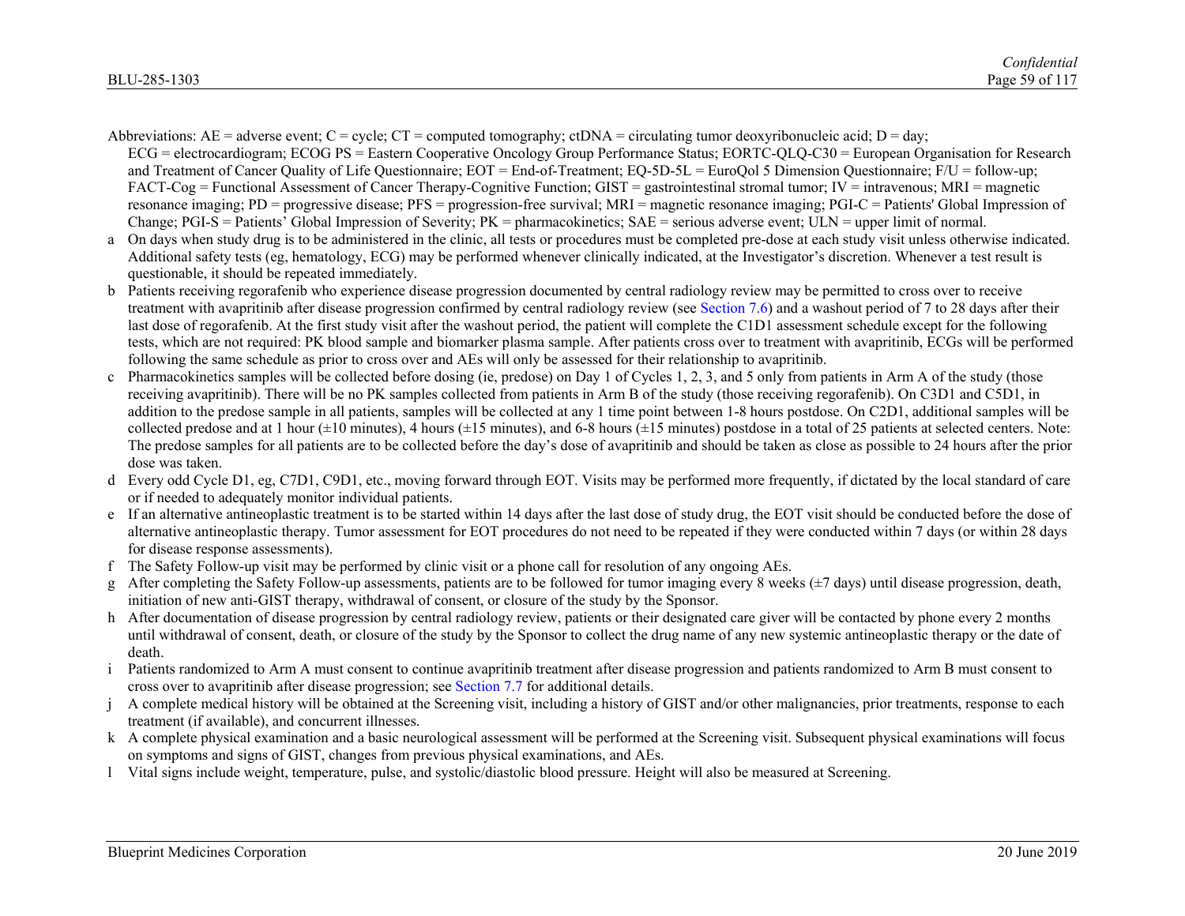Abbreviations: AE = adverse event; C = cycle; CT = computed tomography; ctDNA = circulating tumor deoxyribonucleic acid; D = day; ECG = electrocardiogram; ECOG PS = Eastern Cooperative Oncology Group Performance Status; EORTC-QLQ-C30 = European Organisation for Research and Treatment of Cancer Quality of Life Questionnaire; EOT = End-of-Treatment; EQ-5D-5L = EuroQol 5 Dimension Questionnaire; F/U = follow-up; FACT-Cog = Functional Assessment of Cancer Therapy-Cognitive Function; GIST = gastrointestinal stromal tumor; IV = intravenous; MRI = magnetic resonance imaging; PD = progressive disease; PFS = progression-free survival; MRI = magnetic resonance imaging; PGI-C = Patients' Global Impression of Change; PGI-S = Patients' Global Impression of Severity; PK = pharmacokinetics; SAE = serious adverse event; ULN = upper limit of normal.

a On days when study drug is to be administered in the clinic, all tests or procedures must be completed pre-dose at each study visit unless otherwise indicated. Additional safety tests (eg, hematology, ECG) may be performed whenever clinically indicated, at the Investigator's discretion. Whenever a test result is questionable, it should be repeated immediately.

b Patients receiving regorafenib who experience disease progression documented by central radiology review may be permitted to cross over to receive treatment with avapritinib after disease progression confirmed by central radiology review (see Section 7.6) and a washout period of 7 to 28 days after their last dose of regorafenib. At the first study visit after the washout period, the patient will complete the C1D1 assessment schedule except for the following tests, which are not required: PK blood sample and biomarker plasma sample. After patients cross over to treatment with avapritinib, ECGs will be performed following the same schedule as prior to cross over and AEs will only be assessed for their relationship to avapritinib.

c Pharmacokinetics samples will be collected before dosing (ie, predose) on Day 1 of Cycles 1, 2, 3, and 5 only from patients in Arm A of the study (those receiving avapritinib). There will be no PK samples collected from patients in Arm B of the study (those receiving regorafenib). On C3D1 and C5D1, in addition to the predose sample in all patients, samples will be collected at any 1 time point between 1-8 hours postdose. On C2D1, additional samples will be collected predose and at 1 hour (±10 minutes), 4 hours (±15 minutes), and 6-8 hours (±15 minutes) postdose in a total of 25 patients at selected centers. Note: The predose samples for all patients are to be collected before the day's dose of avapritinib and should be taken as close as possible to 24 hours after the prior dose was taken.

d Every odd Cycle D1, eg, C7D1, C9D1, etc., moving forward through EOT. Visits may be performed more frequently, if dictated by the local standard of care or if needed to adequately monitor individual patients.

e If an alternative antineoplastic treatment is to be started within 14 days after the last dose of study drug, the EOT visit should be conducted before the dose of alternative antineoplastic therapy. Tumor assessment for EOT procedures do not need to be repeated if they were conducted within 7 days (or within 28 days for disease response assessments).

f The Safety Follow-up visit may be performed by clinic visit or a phone call for resolution of any ongoing AEs.

g After completing the Safety Follow-up assessments, patients are to be followed for tumor imaging every 8 weeks (±7 days) until disease progression, death, initiation of new anti-GIST therapy, withdrawal of consent, or closure of the study by the Sponsor.

h After documentation of disease progression by central radiology review, patients or their designated care giver will be contacted by phone every 2 months until withdrawal of consent, death, or closure of the study by the Sponsor to collect the drug name of any new systemic antineoplastic therapy or the date of death.

i Patients randomized to Arm A must consent to continue avapritinib treatment after disease progression and patients randomized to Arm B must consent to cross over to avapritinib after disease progression; see Section 7.7 for additional details.

j A complete medical history will be obtained at the Screening visit, including a history of GIST and/or other malignancies, prior treatments, response to each treatment (if available), and concurrent illnesses.

k A complete physical examination and a basic neurological assessment will be performed at the Screening visit. Subsequent physical examinations will focus on symptoms and signs of GIST, changes from previous physical examinations, and AEs.

l Vital signs include weight, temperature, pulse, and systolic/diastolic blood pressure. Height will also be measured at Screening.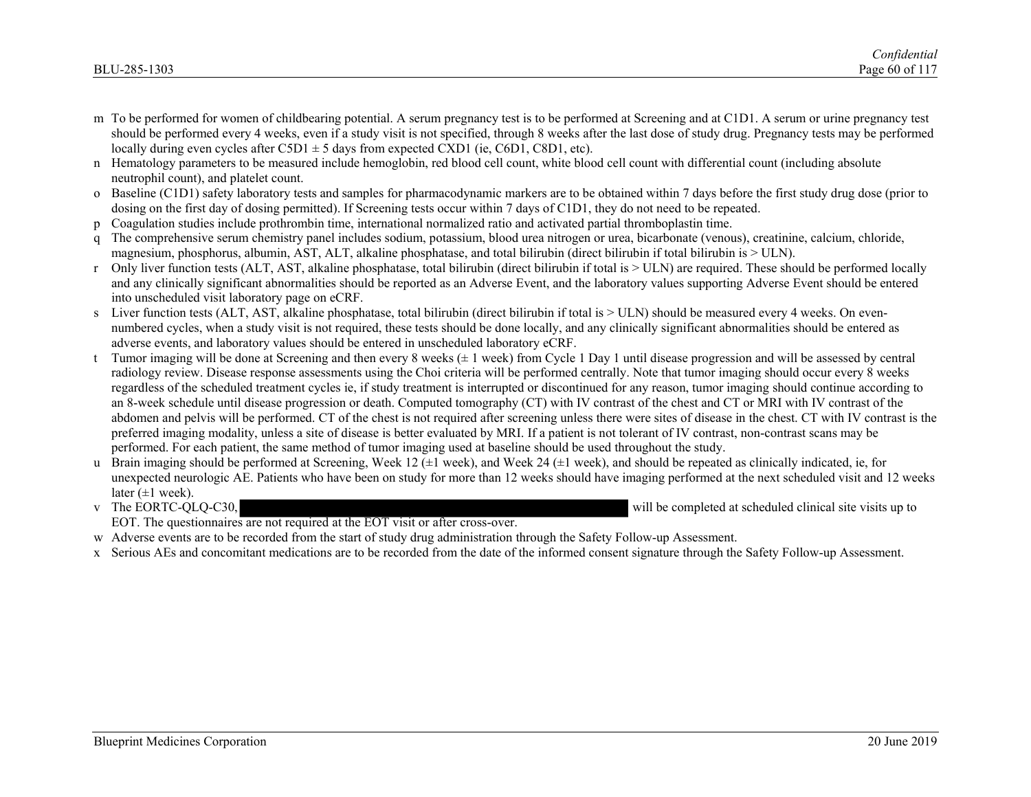m To be performed for women of childbearing potential. A serum pregnancy test is to be performed at Screening and at C1D1. A serum or urine pregnancy test should be performed every 4 weeks, even if a study visit is not specified, through 8 weeks after the last dose of study drug. Pregnancy tests may be performed locally during even cycles after C5D1 ± 5 days from expected CXD1 (ie, C6D1, C8D1, etc).

n Hematology parameters to be measured include hemoglobin, red blood cell count, white blood cell count with differential count (including absolute neutrophil count), and platelet count.

o Baseline (C1D1) safety laboratory tests and samples for pharmacodynamic markers are to be obtained within 7 days before the first study drug dose (prior to dosing on the first day of dosing permitted). If Screening tests occur within 7 days of C1D1, they do not need to be repeated.

p Coagulation studies include prothrombin time, international normalized ratio and activated partial thromboplastin time.

q The comprehensive serum chemistry panel includes sodium, potassium, blood urea nitrogen or urea, bicarbonate (venous), creatinine, calcium, chloride, magnesium, phosphorus, albumin, AST, ALT, alkaline phosphatase, and total bilirubin (direct bilirubin if total bilirubin is > ULN).

r Only liver function tests (ALT, AST, alkaline phosphatase, total bilirubin (direct bilirubin if total is > ULN) are required. These should be performed locally and any clinically significant abnormalities should be reported as an Adverse Event, and the laboratory values supporting Adverse Event should be entered into unscheduled visit laboratory page on eCRF.

s Liver function tests (ALT, AST, alkaline phosphatase, total bilirubin (direct bilirubin if total is > ULN) should be measured every 4 weeks. On even-numbered cycles, when a study visit is not required, these tests should be done locally, and any clinically significant abnormalities should be entered as adverse events, and laboratory values should be entered in unscheduled laboratory eCRF.

t Tumor imaging will be done at Screening and then every 8 weeks (± 1 week) from Cycle 1 Day 1 until disease progression and will be assessed by central radiology review. Disease response assessments using the Choi criteria will be performed centrally. Note that tumor imaging should occur every 8 weeks regardless of the scheduled treatment cycles ie, if study treatment is interrupted or discontinued for any reason, tumor imaging should continue according to an 8-week schedule until disease progression or death. Computed tomography (CT) with IV contrast of the chest and CT or MRI with IV contrast of the abdomen and pelvis will be performed. CT of the chest is not required after screening unless there were sites of disease in the chest. CT with IV contrast is the preferred imaging modality, unless a site of disease is better evaluated by MRI. If a patient is not tolerant of IV contrast, non-contrast scans may be performed. For each patient, the same method of tumor imaging used at baseline should be used throughout the study.

u Brain imaging should be performed at Screening, Week 12 (±1 week), and Week 24 (±1 week), and should be repeated as clinically indicated, ie, for unexpected neurologic AE. Patients who have been on study for more than 12 weeks should have imaging performed at the next scheduled visit and 12 weeks later (±1 week).

v The EORTC-QLQ-C30, [REDACTED] will be completed at scheduled clinical site visits up to EOT. The questionnaires are not required at the EOT visit or after cross-over.

w Adverse events are to be recorded from the start of study drug administration through the Safety Follow-up Assessment.

x Serious AEs and concomitant medications are to be recorded from the date of the informed consent signature through the Safety Follow-up Assessment.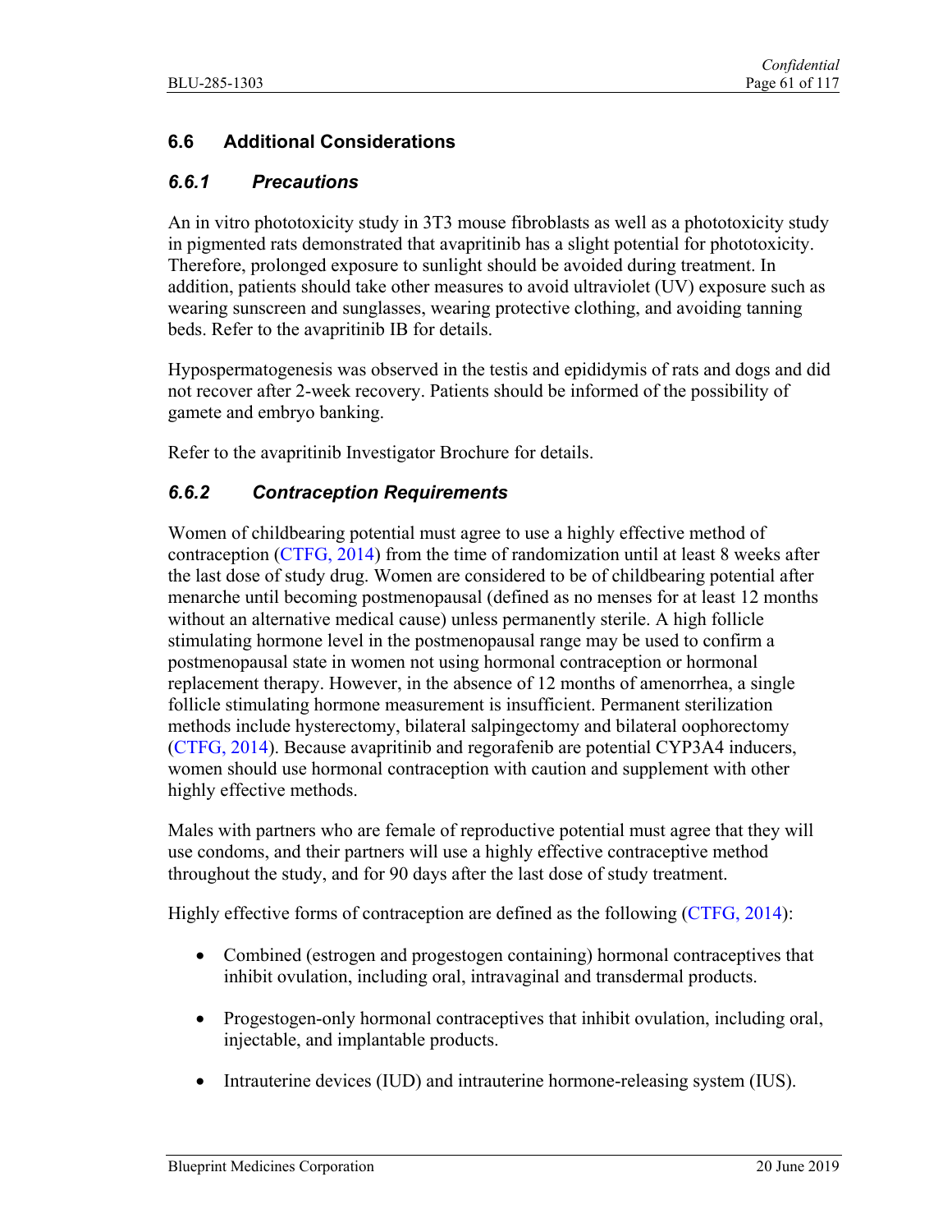## 6.6 Additional Considerations

### *6.6.1 Precautions*

An in vitro phototoxicity study in 3T3 mouse fibroblasts as well as a phototoxicity study in pigmented rats demonstrated that avapritinib has a slight potential for phototoxicity. Therefore, prolonged exposure to sunlight should be avoided during treatment. In addition, patients should take other measures to avoid ultraviolet (UV) exposure such as wearing sunscreen and sunglasses, wearing protective clothing, and avoiding tanning beds. Refer to the avapritinib IB for details.

Hypospermatogenesis was observed in the testis and epididymis of rats and dogs and did not recover after 2-week recovery. Patients should be informed of the possibility of gamete and embryo banking.

Refer to the avapritinib Investigator Brochure for details.

### *6.6.2 Contraception Requirements*

Women of childbearing potential must agree to use a highly effective method of contraception (CTFG, 2014) from the time of randomization until at least 8 weeks after the last dose of study drug. Women are considered to be of childbearing potential after menarche until becoming postmenopausal (defined as no menses for at least 12 months without an alternative medical cause) unless permanently sterile. A high follicle stimulating hormone level in the postmenopausal range may be used to confirm a postmenopausal state in women not using hormonal contraception or hormonal replacement therapy. However, in the absence of 12 months of amenorrhea, a single follicle stimulating hormone measurement is insufficient. Permanent sterilization methods include hysterectomy, bilateral salpingectomy and bilateral oophorectomy (CTFG, 2014). Because avapritinib and regorafenib are potential CYP3A4 inducers, women should use hormonal contraception with caution and supplement with other highly effective methods.

Males with partners who are female of reproductive potential must agree that they will use condoms, and their partners will use a highly effective contraceptive method throughout the study, and for 90 days after the last dose of study treatment.

Highly effective forms of contraception are defined as the following (CTFG, 2014):

- Combined (estrogen and progestogen containing) hormonal contraceptives that inhibit ovulation, including oral, intravaginal and transdermal products.
- Progestogen-only hormonal contraceptives that inhibit ovulation, including oral, injectable, and implantable products.
- Intrauterine devices (IUD) and intrauterine hormone-releasing system (IUS).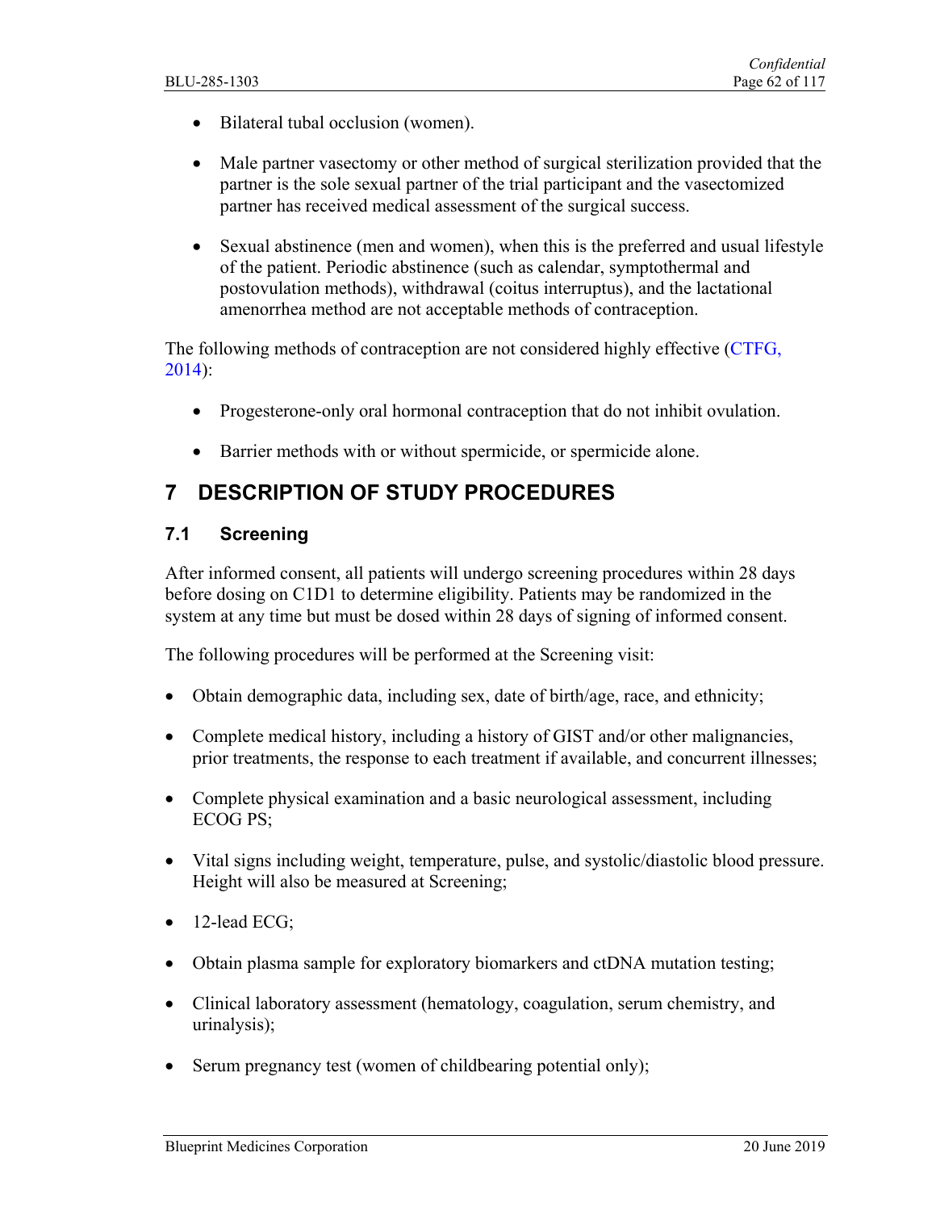- Bilateral tubal occlusion (women).
- Male partner vasectomy or other method of surgical sterilization provided that the partner is the sole sexual partner of the trial participant and the vasectomized partner has received medical assessment of the surgical success.
- Sexual abstinence (men and women), when this is the preferred and usual lifestyle of the patient. Periodic abstinence (such as calendar, symptothermal and postovulation methods), withdrawal (coitus interruptus), and the lactational amenorrhea method are not acceptable methods of contraception.

The following methods of contraception are not considered highly effective (CTFG, 2014):

- Progesterone-only oral hormonal contraception that do not inhibit ovulation.
- Barrier methods with or without spermicide, or spermicide alone.

# 7 DESCRIPTION OF STUDY PROCEDURES

## 7.1 Screening

After informed consent, all patients will undergo screening procedures within 28 days before dosing on C1D1 to determine eligibility. Patients may be randomized in the system at any time but must be dosed within 28 days of signing of informed consent.

The following procedures will be performed at the Screening visit:

- Obtain demographic data, including sex, date of birth/age, race, and ethnicity;
- Complete medical history, including a history of GIST and/or other malignancies, prior treatments, the response to each treatment if available, and concurrent illnesses;
- Complete physical examination and a basic neurological assessment, including ECOG PS;
- Vital signs including weight, temperature, pulse, and systolic/diastolic blood pressure. Height will also be measured at Screening;
- 12-lead ECG;
- Obtain plasma sample for exploratory biomarkers and ctDNA mutation testing;
- Clinical laboratory assessment (hematology, coagulation, serum chemistry, and urinalysis);
- Serum pregnancy test (women of childbearing potential only);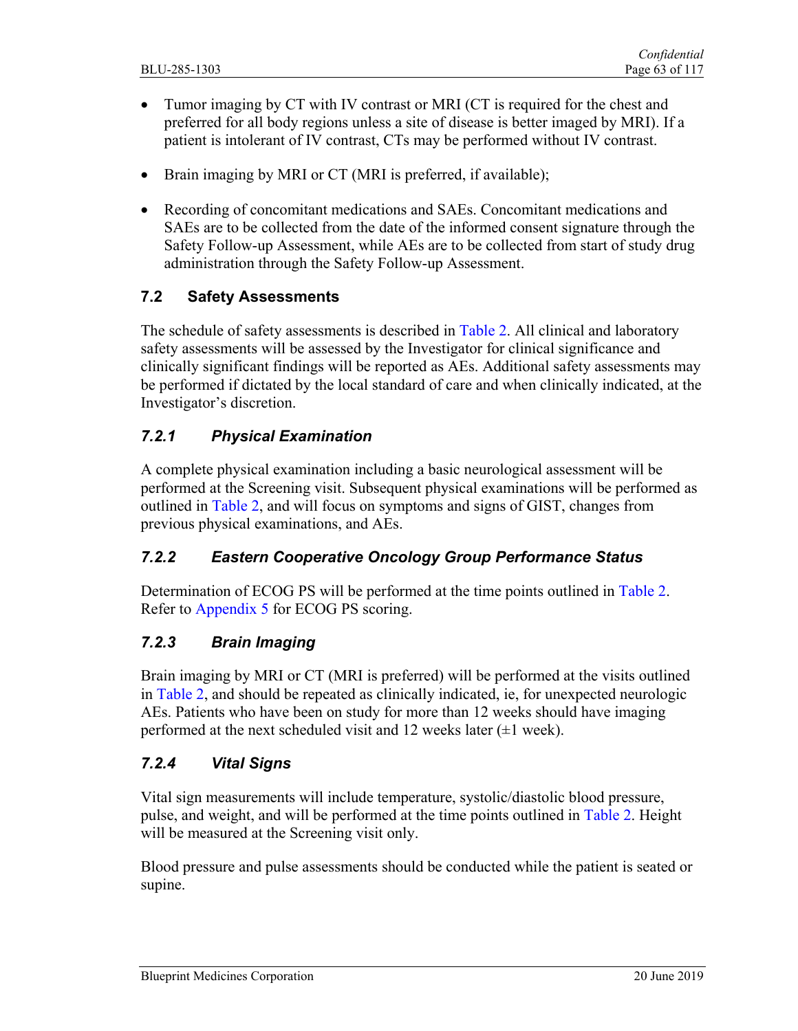- Tumor imaging by CT with IV contrast or MRI (CT is required for the chest and preferred for all body regions unless a site of disease is better imaged by MRI). If a patient is intolerant of IV contrast, CTs may be performed without IV contrast.
- Brain imaging by MRI or CT (MRI is preferred, if available);
- Recording of concomitant medications and SAEs. Concomitant medications and SAEs are to be collected from the date of the informed consent signature through the Safety Follow-up Assessment, while AEs are to be collected from start of study drug administration through the Safety Follow-up Assessment.

## 7.2 Safety Assessments

The schedule of safety assessments is described in Table 2. All clinical and laboratory safety assessments will be assessed by the Investigator for clinical significance and clinically significant findings will be reported as AEs. Additional safety assessments may be performed if dictated by the local standard of care and when clinically indicated, at the Investigator's discretion.

### *7.2.1 Physical Examination*

A complete physical examination including a basic neurological assessment will be performed at the Screening visit. Subsequent physical examinations will be performed as outlined in Table 2, and will focus on symptoms and signs of GIST, changes from previous physical examinations, and AEs.

### *7.2.2 Eastern Cooperative Oncology Group Performance Status*

Determination of ECOG PS will be performed at the time points outlined in Table 2. Refer to Appendix 5 for ECOG PS scoring.

### *7.2.3 Brain Imaging*

Brain imaging by MRI or CT (MRI is preferred) will be performed at the visits outlined in Table 2, and should be repeated as clinically indicated, ie, for unexpected neurologic AEs. Patients who have been on study for more than 12 weeks should have imaging performed at the next scheduled visit and 12 weeks later (±1 week).

### *7.2.4 Vital Signs*

Vital sign measurements will include temperature, systolic/diastolic blood pressure, pulse, and weight, and will be performed at the time points outlined in Table 2. Height will be measured at the Screening visit only.

Blood pressure and pulse assessments should be conducted while the patient is seated or supine.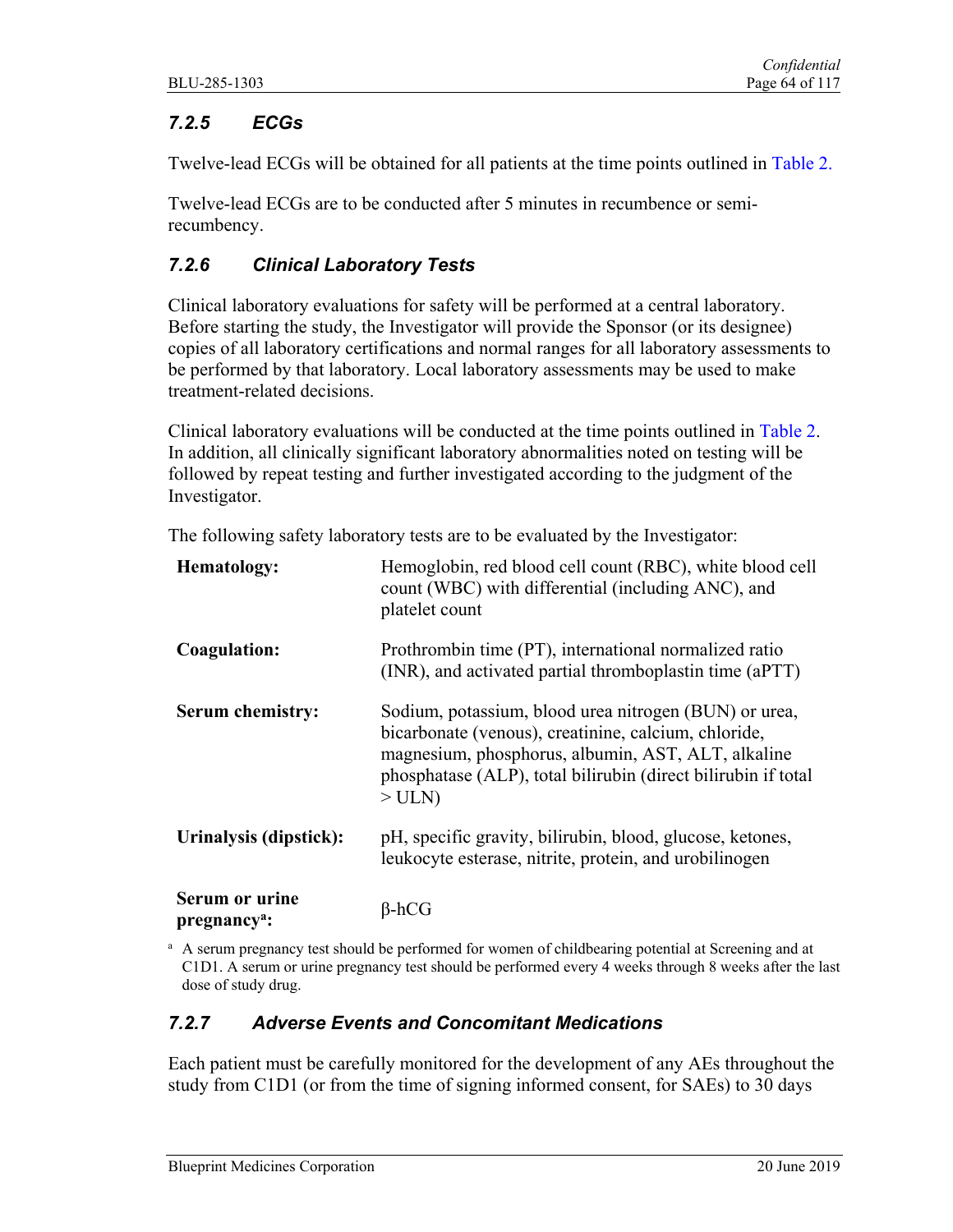### *7.2.5 ECGs*

Twelve-lead ECGs will be obtained for all patients at the time points outlined in Table 2.

Twelve-lead ECGs are to be conducted after 5 minutes in recumbence or semi-recumbency.

### *7.2.6 Clinical Laboratory Tests*

Clinical laboratory evaluations for safety will be performed at a central laboratory. Before starting the study, the Investigator will provide the Sponsor (or its designee) copies of all laboratory certifications and normal ranges for all laboratory assessments to be performed by that laboratory. Local laboratory assessments may be used to make treatment-related decisions.

Clinical laboratory evaluations will be conducted at the time points outlined in Table 2. In addition, all clinically significant laboratory abnormalities noted on testing will be followed by repeat testing and further investigated according to the judgment of the Investigator.

The following safety laboratory tests are to be evaluated by the Investigator:

| | |
|---|---|
| **Hematology:** | Hemoglobin, red blood cell count (RBC), white blood cell count (WBC) with differential (including ANC), and platelet count |
| **Coagulation:** | Prothrombin time (PT), international normalized ratio (INR), and activated partial thromboplastin time (aPTT) |
| **Serum chemistry:** | Sodium, potassium, blood urea nitrogen (BUN) or urea, bicarbonate (venous), creatinine, calcium, chloride, magnesium, phosphorus, albumin, AST, ALT, alkaline phosphatase (ALP), total bilirubin (direct bilirubin if total > ULN) |
| **Urinalysis (dipstick):** | pH, specific gravity, bilirubin, blood, glucose, ketones, leukocyte esterase, nitrite, protein, and urobilinogen |
| **Serum or urine pregnancy[a]:** | β-hCG |

[a] A serum pregnancy test should be performed for women of childbearing potential at Screening and at C1D1. A serum or urine pregnancy test should be performed every 4 weeks through 8 weeks after the last dose of study drug.

### *7.2.7 Adverse Events and Concomitant Medications*

Each patient must be carefully monitored for the development of any AEs throughout the study from C1D1 (or from the time of signing informed consent, for SAEs) to 30 days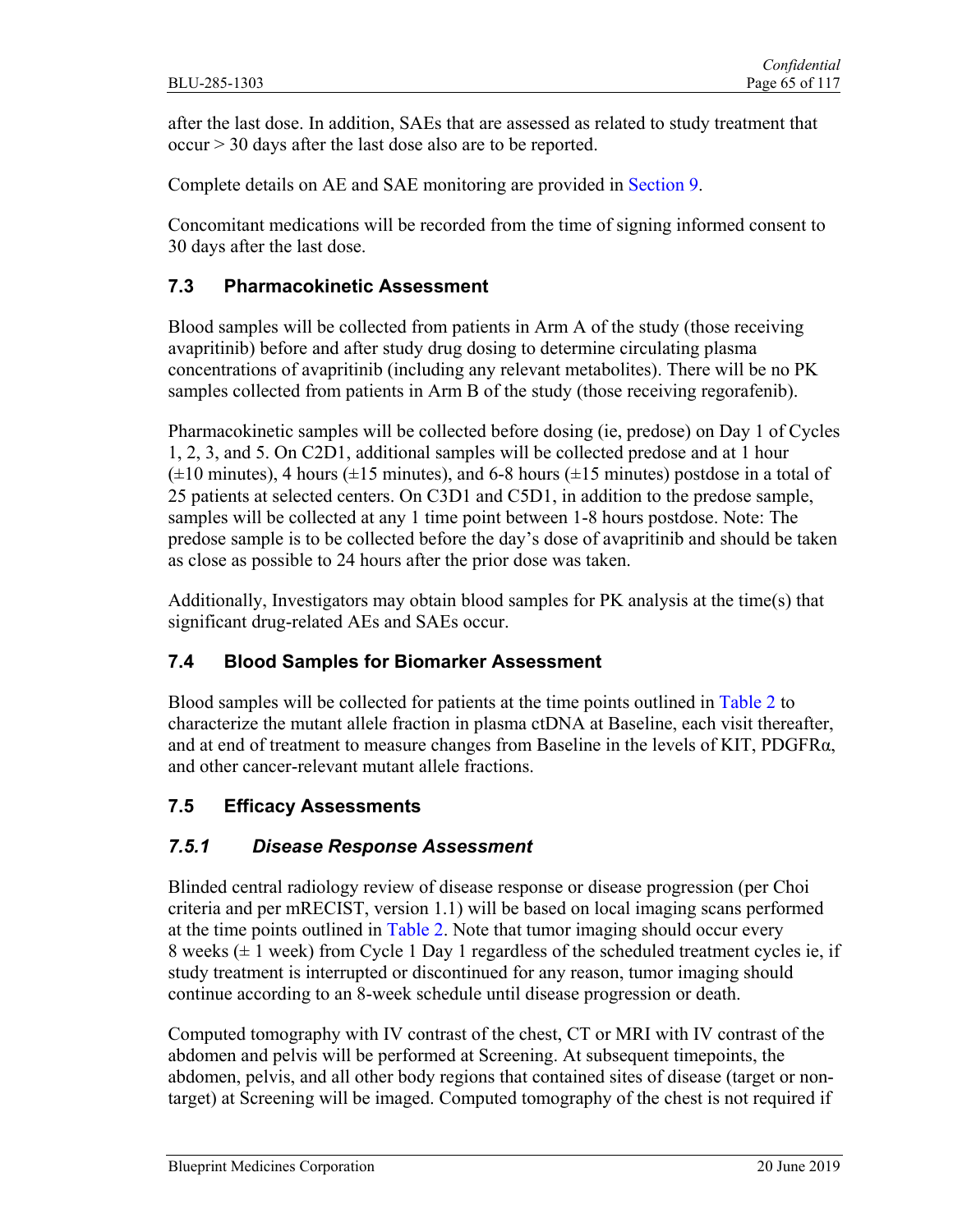after the last dose. In addition, SAEs that are assessed as related to study treatment that occur > 30 days after the last dose also are to be reported.

Complete details on AE and SAE monitoring are provided in Section 9.

Concomitant medications will be recorded from the time of signing informed consent to 30 days after the last dose.

## 7.3 Pharmacokinetic Assessment

Blood samples will be collected from patients in Arm A of the study (those receiving avapritinib) before and after study drug dosing to determine circulating plasma concentrations of avapritinib (including any relevant metabolites). There will be no PK samples collected from patients in Arm B of the study (those receiving regorafenib).

Pharmacokinetic samples will be collected before dosing (ie, predose) on Day 1 of Cycles 1, 2, 3, and 5. On C2D1, additional samples will be collected predose and at 1 hour (±10 minutes), 4 hours (±15 minutes), and 6-8 hours (±15 minutes) postdose in a total of 25 patients at selected centers. On C3D1 and C5D1, in addition to the predose sample, samples will be collected at any 1 time point between 1-8 hours postdose. Note: The predose sample is to be collected before the day's dose of avapritinib and should be taken as close as possible to 24 hours after the prior dose was taken.

Additionally, Investigators may obtain blood samples for PK analysis at the time(s) that significant drug-related AEs and SAEs occur.

## 7.4 Blood Samples for Biomarker Assessment

Blood samples will be collected for patients at the time points outlined in Table 2 to characterize the mutant allele fraction in plasma ctDNA at Baseline, each visit thereafter, and at end of treatment to measure changes from Baseline in the levels of KIT, PDGFRα, and other cancer-relevant mutant allele fractions.

## 7.5 Efficacy Assessments

### *7.5.1 Disease Response Assessment*

Blinded central radiology review of disease response or disease progression (per Choi criteria and per mRECIST, version 1.1) will be based on local imaging scans performed at the time points outlined in Table 2. Note that tumor imaging should occur every 8 weeks (± 1 week) from Cycle 1 Day 1 regardless of the scheduled treatment cycles ie, if study treatment is interrupted or discontinued for any reason, tumor imaging should continue according to an 8-week schedule until disease progression or death.

Computed tomography with IV contrast of the chest, CT or MRI with IV contrast of the abdomen and pelvis will be performed at Screening. At subsequent timepoints, the abdomen, pelvis, and all other body regions that contained sites of disease (target or non-target) at Screening will be imaged. Computed tomography of the chest is not required if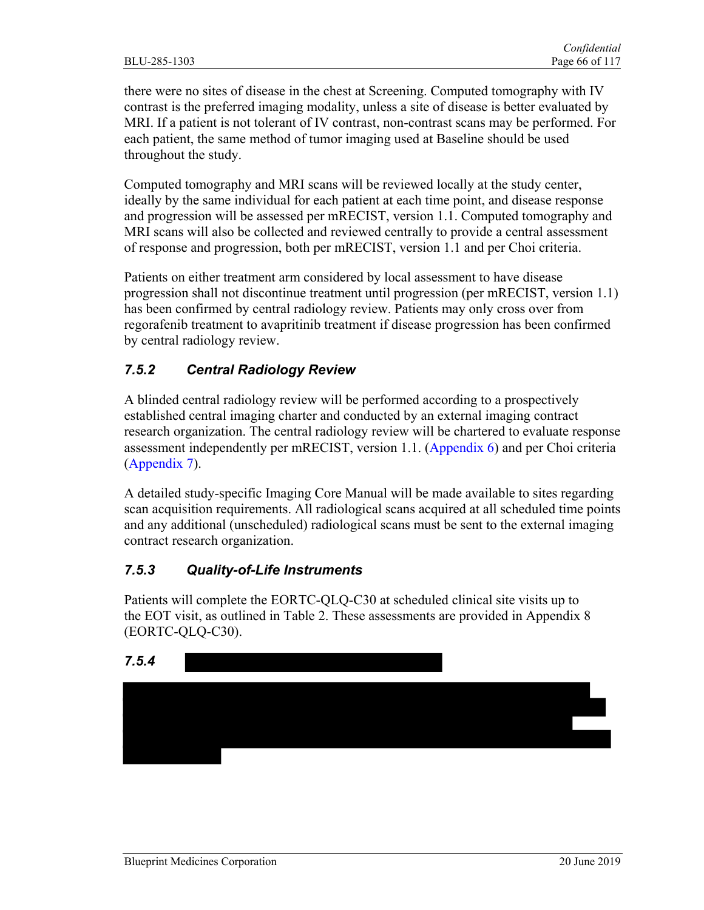there were no sites of disease in the chest at Screening. Computed tomography with IV contrast is the preferred imaging modality, unless a site of disease is better evaluated by MRI. If a patient is not tolerant of IV contrast, non-contrast scans may be performed. For each patient, the same method of tumor imaging used at Baseline should be used throughout the study.

Computed tomography and MRI scans will be reviewed locally at the study center, ideally by the same individual for each patient at each time point, and disease response and progression will be assessed per mRECIST, version 1.1. Computed tomography and MRI scans will also be collected and reviewed centrally to provide a central assessment of response and progression, both per mRECIST, version 1.1 and per Choi criteria.

Patients on either treatment arm considered by local assessment to have disease progression shall not discontinue treatment until progression (per mRECIST, version 1.1) has been confirmed by central radiology review. Patients may only cross over from regorafenib treatment to avapritinib treatment if disease progression has been confirmed by central radiology review.

### *7.5.2 Central Radiology Review*

A blinded central radiology review will be performed according to a prospectively established central imaging charter and conducted by an external imaging contract research organization. The central radiology review will be chartered to evaluate response assessment independently per mRECIST, version 1.1. (Appendix 6) and per Choi criteria (Appendix 7).

A detailed study-specific Imaging Core Manual will be made available to sites regarding scan acquisition requirements. All radiological scans acquired at all scheduled time points and any additional (unscheduled) radiological scans must be sent to the external imaging contract research organization.

### *7.5.3 Quality-of-Life Instruments*

Patients will complete the EORTC-QLQ-C30 at scheduled clinical site visits up to the EOT visit, as outlined in Table 2. These assessments are provided in Appendix 8 (EORTC-QLQ-C30).

### *7.5.4*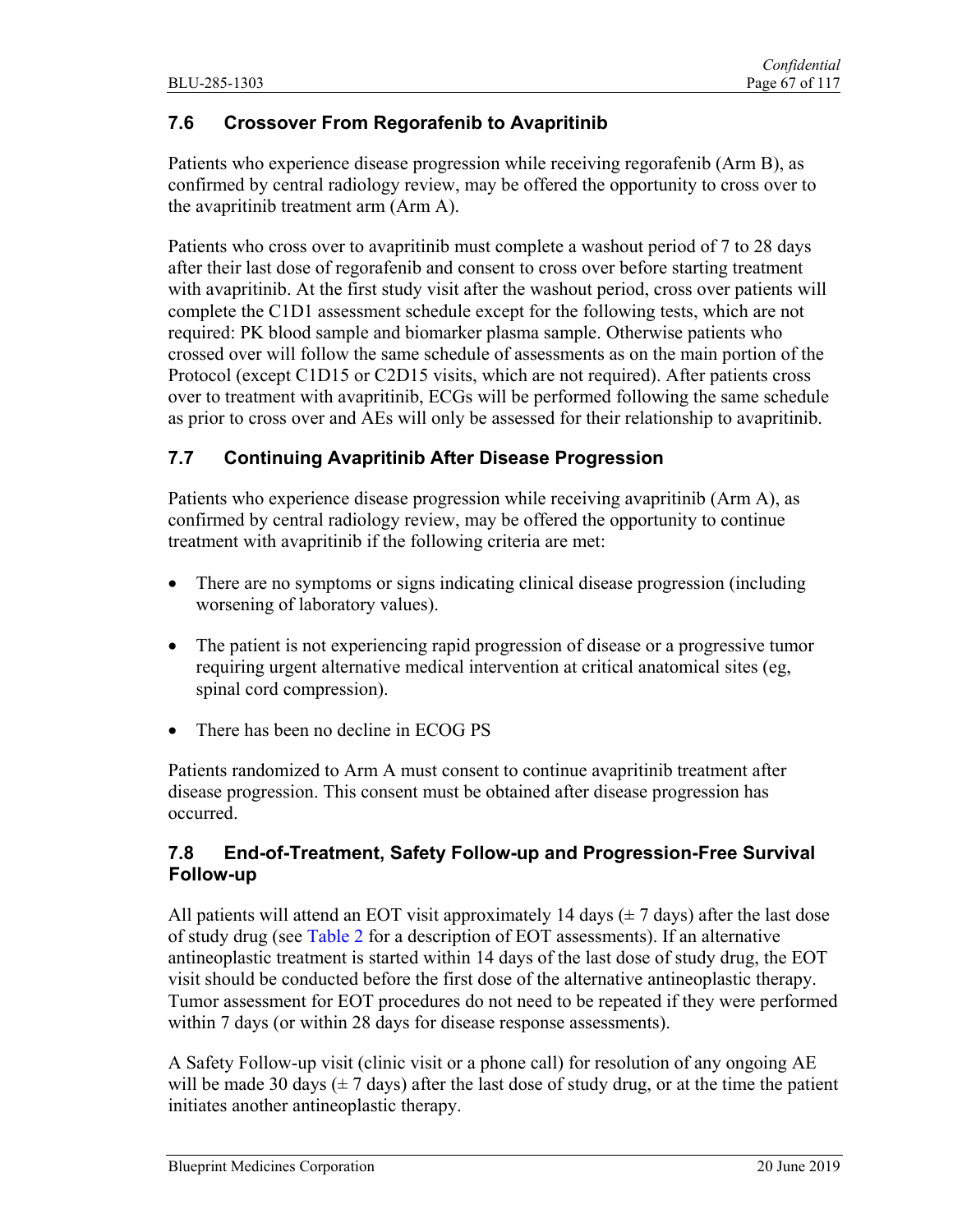## 7.6 Crossover From Regorafenib to Avapritinib

Patients who experience disease progression while receiving regorafenib (Arm B), as confirmed by central radiology review, may be offered the opportunity to cross over to the avapritinib treatment arm (Arm A).

Patients who cross over to avapritinib must complete a washout period of 7 to 28 days after their last dose of regorafenib and consent to cross over before starting treatment with avapritinib. At the first study visit after the washout period, cross over patients will complete the C1D1 assessment schedule except for the following tests, which are not required: PK blood sample and biomarker plasma sample. Otherwise patients who crossed over will follow the same schedule of assessments as on the main portion of the Protocol (except C1D15 or C2D15 visits, which are not required). After patients cross over to treatment with avapritinib, ECGs will be performed following the same schedule as prior to cross over and AEs will only be assessed for their relationship to avapritinib.

## 7.7 Continuing Avapritinib After Disease Progression

Patients who experience disease progression while receiving avapritinib (Arm A), as confirmed by central radiology review, may be offered the opportunity to continue treatment with avapritinib if the following criteria are met:

- There are no symptoms or signs indicating clinical disease progression (including worsening of laboratory values).
- The patient is not experiencing rapid progression of disease or a progressive tumor requiring urgent alternative medical intervention at critical anatomical sites (eg, spinal cord compression).
- There has been no decline in ECOG PS

Patients randomized to Arm A must consent to continue avapritinib treatment after disease progression. This consent must be obtained after disease progression has occurred.

## 7.8 End-of-Treatment, Safety Follow-up and Progression-Free Survival Follow-up

All patients will attend an EOT visit approximately 14 days (± 7 days) after the last dose of study drug (see Table 2 for a description of EOT assessments). If an alternative antineoplastic treatment is started within 14 days of the last dose of study drug, the EOT visit should be conducted before the first dose of the alternative antineoplastic therapy. Tumor assessment for EOT procedures do not need to be repeated if they were performed within 7 days (or within 28 days for disease response assessments).

A Safety Follow-up visit (clinic visit or a phone call) for resolution of any ongoing AE will be made 30 days (± 7 days) after the last dose of study drug, or at the time the patient initiates another antineoplastic therapy.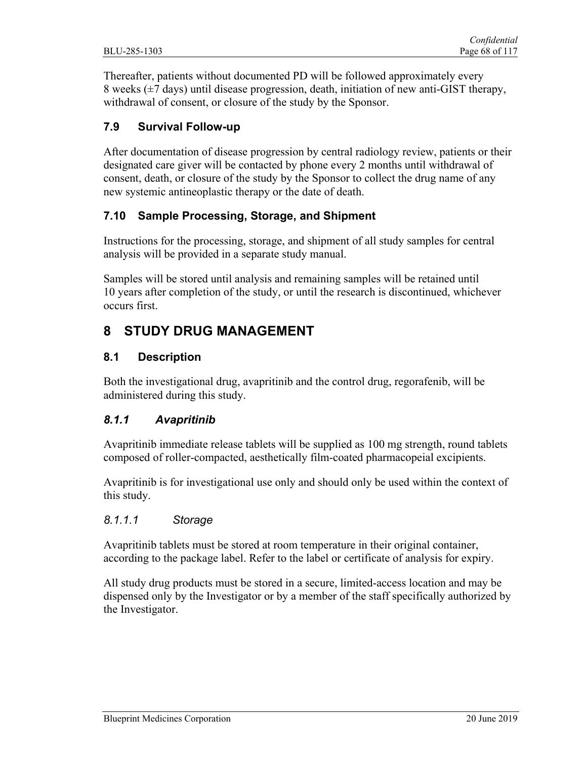Thereafter, patients without documented PD will be followed approximately every 8 weeks (±7 days) until disease progression, death, initiation of new anti-GIST therapy, withdrawal of consent, or closure of the study by the Sponsor.

## 7.9 Survival Follow-up

After documentation of disease progression by central radiology review, patients or their designated care giver will be contacted by phone every 2 months until withdrawal of consent, death, or closure of the study by the Sponsor to collect the drug name of any new systemic antineoplastic therapy or the date of death.

## 7.10 Sample Processing, Storage, and Shipment

Instructions for the processing, storage, and shipment of all study samples for central analysis will be provided in a separate study manual.

Samples will be stored until analysis and remaining samples will be retained until 10 years after completion of the study, or until the research is discontinued, whichever occurs first.

# 8 STUDY DRUG MANAGEMENT

## 8.1 Description

Both the investigational drug, avapritinib and the control drug, regorafenib, will be administered during this study.

### *8.1.1 Avapritinib*

Avapritinib immediate release tablets will be supplied as 100 mg strength, round tablets composed of roller-compacted, aesthetically film-coated pharmacopeial excipients.

Avapritinib is for investigational use only and should only be used within the context of this study.

#### *8.1.1.1 Storage*

Avapritinib tablets must be stored at room temperature in their original container, according to the package label. Refer to the label or certificate of analysis for expiry.

All study drug products must be stored in a secure, limited-access location and may be dispensed only by the Investigator or by a member of the staff specifically authorized by the Investigator.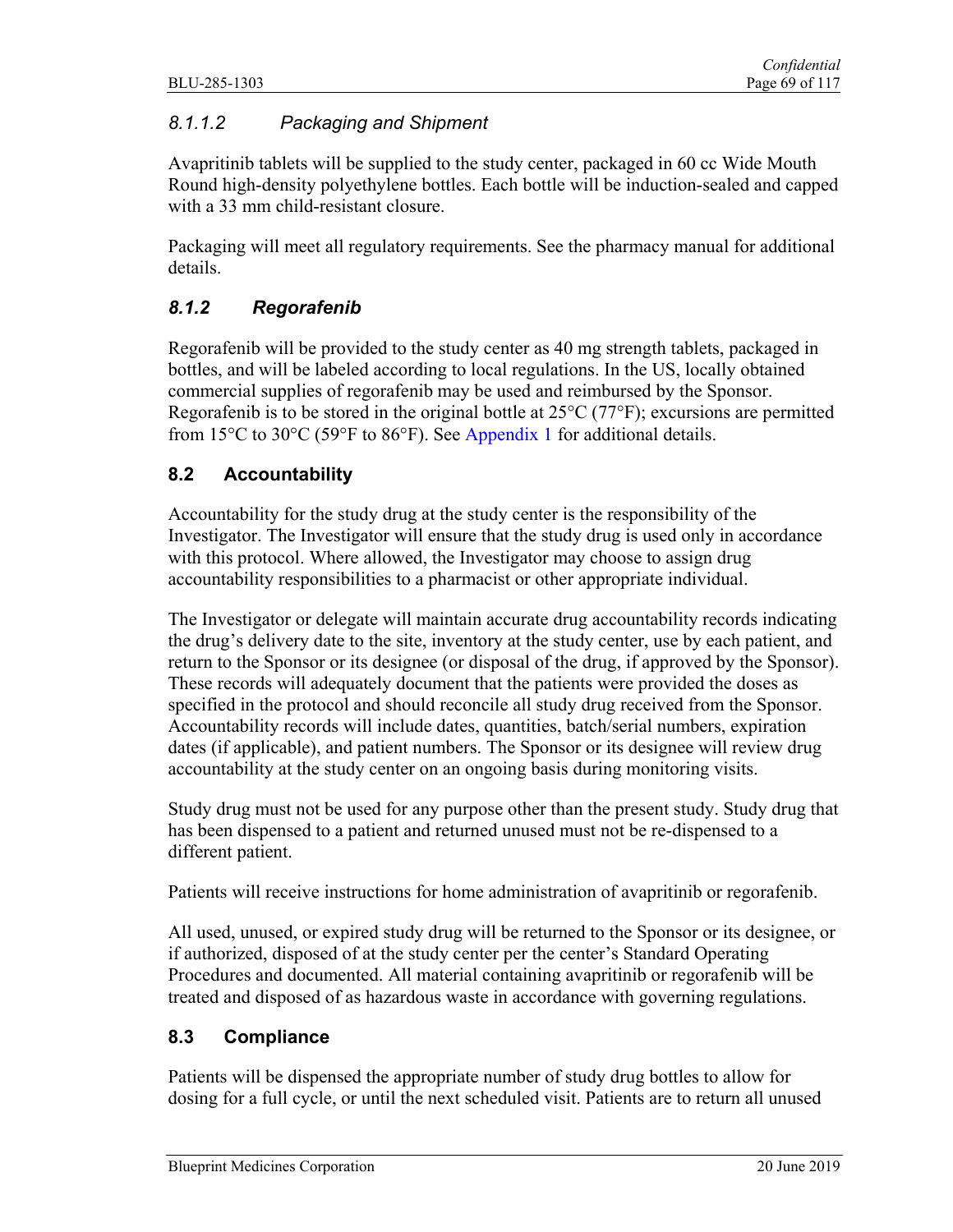#### *8.1.1.2 Packaging and Shipment*

Avapritinib tablets will be supplied to the study center, packaged in 60 cc Wide Mouth Round high-density polyethylene bottles. Each bottle will be induction-sealed and capped with a 33 mm child-resistant closure.

Packaging will meet all regulatory requirements. See the pharmacy manual for additional details.

### *8.1.2 Regorafenib*

Regorafenib will be provided to the study center as 40 mg strength tablets, packaged in bottles, and will be labeled according to local regulations. In the US, locally obtained commercial supplies of regorafenib may be used and reimbursed by the Sponsor. Regorafenib is to be stored in the original bottle at 25°C (77°F); excursions are permitted from 15°C to 30°C (59°F to 86°F). See Appendix 1 for additional details.

## 8.2 Accountability

Accountability for the study drug at the study center is the responsibility of the Investigator. The Investigator will ensure that the study drug is used only in accordance with this protocol. Where allowed, the Investigator may choose to assign drug accountability responsibilities to a pharmacist or other appropriate individual.

The Investigator or delegate will maintain accurate drug accountability records indicating the drug's delivery date to the site, inventory at the study center, use by each patient, and return to the Sponsor or its designee (or disposal of the drug, if approved by the Sponsor). These records will adequately document that the patients were provided the doses as specified in the protocol and should reconcile all study drug received from the Sponsor. Accountability records will include dates, quantities, batch/serial numbers, expiration dates (if applicable), and patient numbers. The Sponsor or its designee will review drug accountability at the study center on an ongoing basis during monitoring visits.

Study drug must not be used for any purpose other than the present study. Study drug that has been dispensed to a patient and returned unused must not be re-dispensed to a different patient.

Patients will receive instructions for home administration of avapritinib or regorafenib.

All used, unused, or expired study drug will be returned to the Sponsor or its designee, or if authorized, disposed of at the study center per the center's Standard Operating Procedures and documented. All material containing avapritinib or regorafenib will be treated and disposed of as hazardous waste in accordance with governing regulations.

## 8.3 Compliance

Patients will be dispensed the appropriate number of study drug bottles to allow for dosing for a full cycle, or until the next scheduled visit. Patients are to return all unused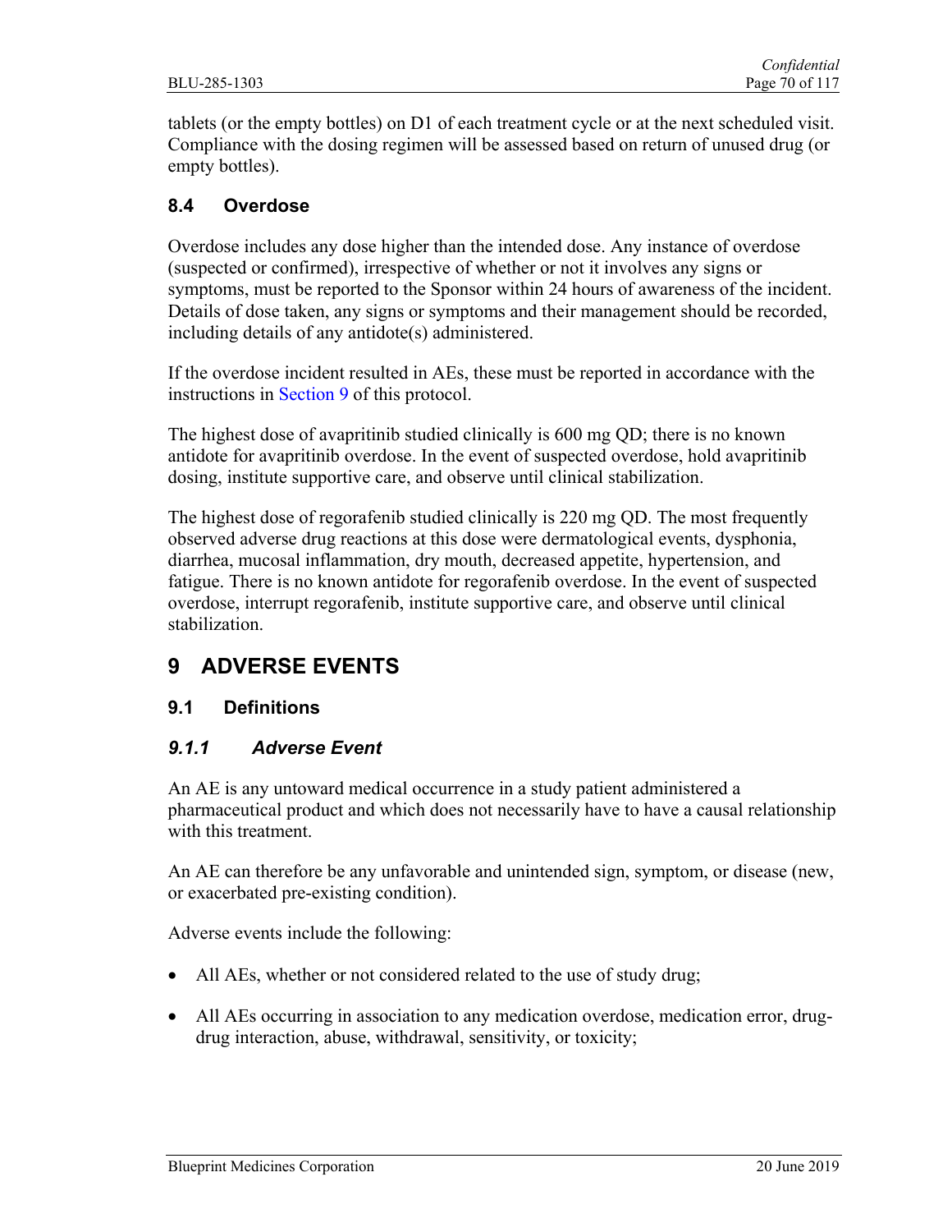tablets (or the empty bottles) on D1 of each treatment cycle or at the next scheduled visit. Compliance with the dosing regimen will be assessed based on return of unused drug (or empty bottles).

## 8.4 Overdose

Overdose includes any dose higher than the intended dose. Any instance of overdose (suspected or confirmed), irrespective of whether or not it involves any signs or symptoms, must be reported to the Sponsor within 24 hours of awareness of the incident. Details of dose taken, any signs or symptoms and their management should be recorded, including details of any antidote(s) administered.

If the overdose incident resulted in AEs, these must be reported in accordance with the instructions in Section 9 of this protocol.

The highest dose of avapritinib studied clinically is 600 mg QD; there is no known antidote for avapritinib overdose. In the event of suspected overdose, hold avapritinib dosing, institute supportive care, and observe until clinical stabilization.

The highest dose of regorafenib studied clinically is 220 mg QD. The most frequently observed adverse drug reactions at this dose were dermatological events, dysphonia, diarrhea, mucosal inflammation, dry mouth, decreased appetite, hypertension, and fatigue. There is no known antidote for regorafenib overdose. In the event of suspected overdose, interrupt regorafenib, institute supportive care, and observe until clinical stabilization.

# 9 ADVERSE EVENTS

## 9.1 Definitions

### *9.1.1 Adverse Event*

An AE is any untoward medical occurrence in a study patient administered a pharmaceutical product and which does not necessarily have to have a causal relationship with this treatment.

An AE can therefore be any unfavorable and unintended sign, symptom, or disease (new, or exacerbated pre-existing condition).

Adverse events include the following:

- All AEs, whether or not considered related to the use of study drug;
- All AEs occurring in association to any medication overdose, medication error, drug-drug interaction, abuse, withdrawal, sensitivity, or toxicity;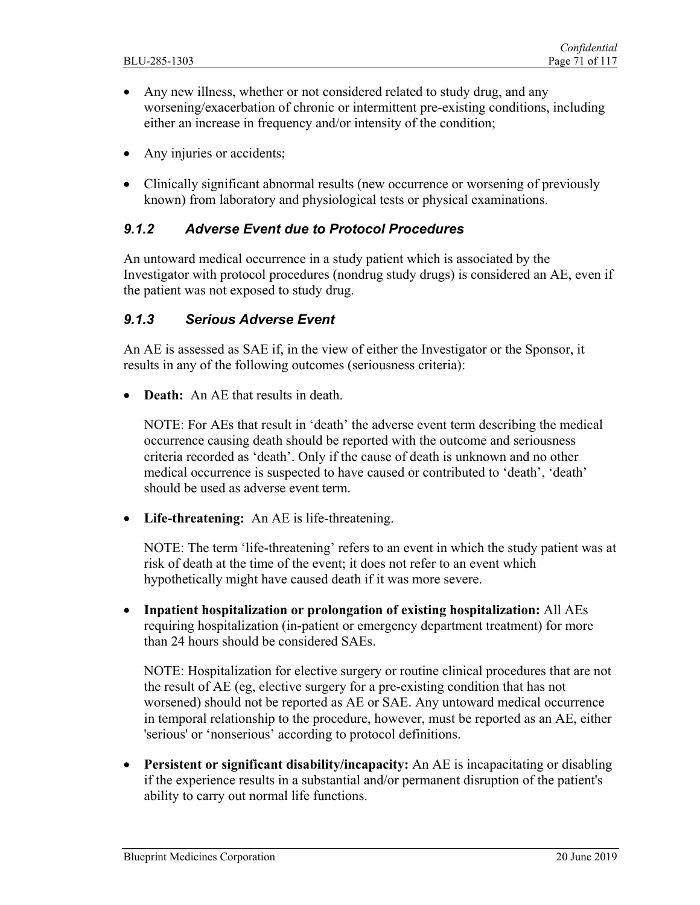- Any new illness, whether or not considered related to study drug, and any worsening/exacerbation of chronic or intermittent pre-existing conditions, including either an increase in frequency and/or intensity of the condition;
- Any injuries or accidents;
- Clinically significant abnormal results (new occurrence or worsening of previously known) from laboratory and physiological tests or physical examinations.

### *9.1.2 Adverse Event due to Protocol Procedures*

An untoward medical occurrence in a study patient which is associated by the Investigator with protocol procedures (nondrug study drugs) is considered an AE, even if the patient was not exposed to study drug.

### *9.1.3 Serious Adverse Event*

An AE is assessed as SAE if, in the view of either the Investigator or the Sponsor, it results in any of the following outcomes (seriousness criteria):

- **Death:** An AE that results in death.

  NOTE: For AEs that result in 'death' the adverse event term describing the medical occurrence causing death should be reported with the outcome and seriousness criteria recorded as 'death'. Only if the cause of death is unknown and no other medical occurrence is suspected to have caused or contributed to 'death', 'death' should be used as adverse event term.

- **Life-threatening:** An AE is life-threatening.

  NOTE: The term 'life-threatening' refers to an event in which the study patient was at risk of death at the time of the event; it does not refer to an event which hypothetically might have caused death if it was more severe.

- **Inpatient hospitalization or prolongation of existing hospitalization:** All AEs requiring hospitalization (in-patient or emergency department treatment) for more than 24 hours should be considered SAEs.

  NOTE: Hospitalization for elective surgery or routine clinical procedures that are not the result of AE (eg, elective surgery for a pre-existing condition that has not worsened) should not be reported as AE or SAE. Any untoward medical occurrence in temporal relationship to the procedure, however, must be reported as an AE, either 'serious' or 'nonserious' according to protocol definitions.

- **Persistent or significant disability/incapacity:** An AE is incapacitating or disabling if the experience results in a substantial and/or permanent disruption of the patient's ability to carry out normal life functions.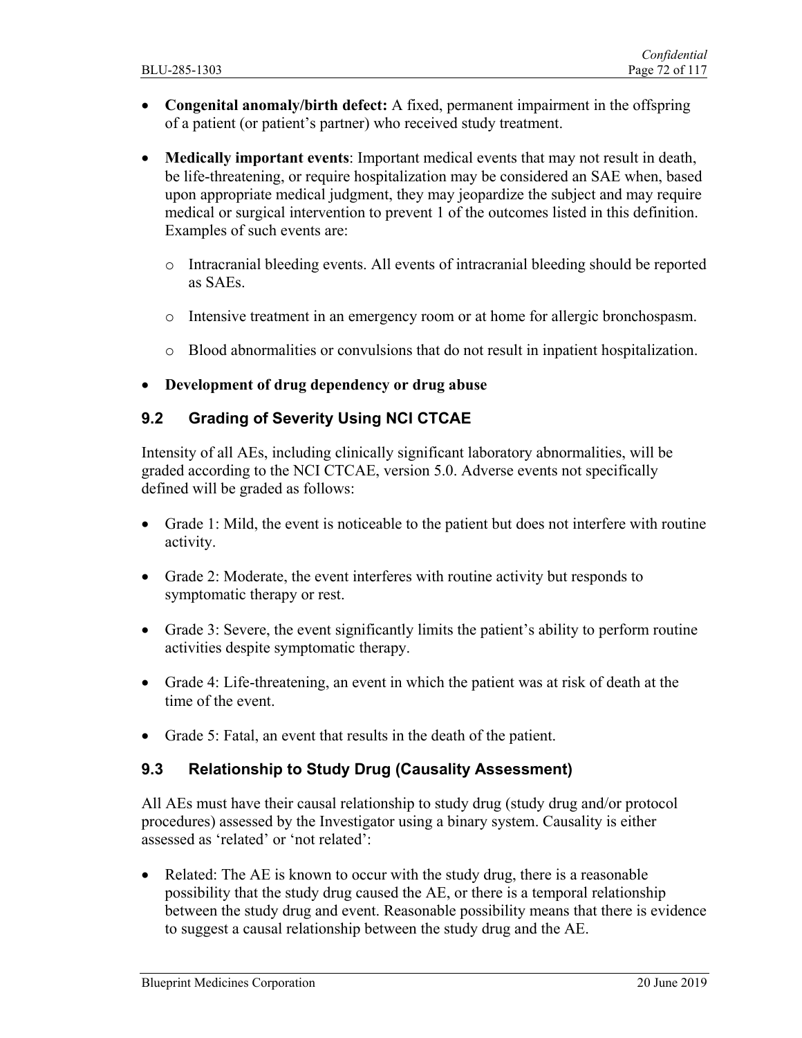- **Congenital anomaly/birth defect:** A fixed, permanent impairment in the offspring of a patient (or patient's partner) who received study treatment.
- **Medically important events**: Important medical events that may not result in death, be life-threatening, or require hospitalization may be considered an SAE when, based upon appropriate medical judgment, they may jeopardize the subject and may require medical or surgical intervention to prevent 1 of the outcomes listed in this definition. Examples of such events are:
  - Intracranial bleeding events. All events of intracranial bleeding should be reported as SAEs.
  - Intensive treatment in an emergency room or at home for allergic bronchospasm.
  - Blood abnormalities or convulsions that do not result in inpatient hospitalization.
- **Development of drug dependency or drug abuse**

## 9.2 Grading of Severity Using NCI CTCAE

Intensity of all AEs, including clinically significant laboratory abnormalities, will be graded according to the NCI CTCAE, version 5.0. Adverse events not specifically defined will be graded as follows:

- Grade 1: Mild, the event is noticeable to the patient but does not interfere with routine activity.
- Grade 2: Moderate, the event interferes with routine activity but responds to symptomatic therapy or rest.
- Grade 3: Severe, the event significantly limits the patient's ability to perform routine activities despite symptomatic therapy.
- Grade 4: Life-threatening, an event in which the patient was at risk of death at the time of the event.
- Grade 5: Fatal, an event that results in the death of the patient.

## 9.3 Relationship to Study Drug (Causality Assessment)

All AEs must have their causal relationship to study drug (study drug and/or protocol procedures) assessed by the Investigator using a binary system. Causality is either assessed as 'related' or 'not related':

- Related: The AE is known to occur with the study drug, there is a reasonable possibility that the study drug caused the AE, or there is a temporal relationship between the study drug and event. Reasonable possibility means that there is evidence to suggest a causal relationship between the study drug and the AE.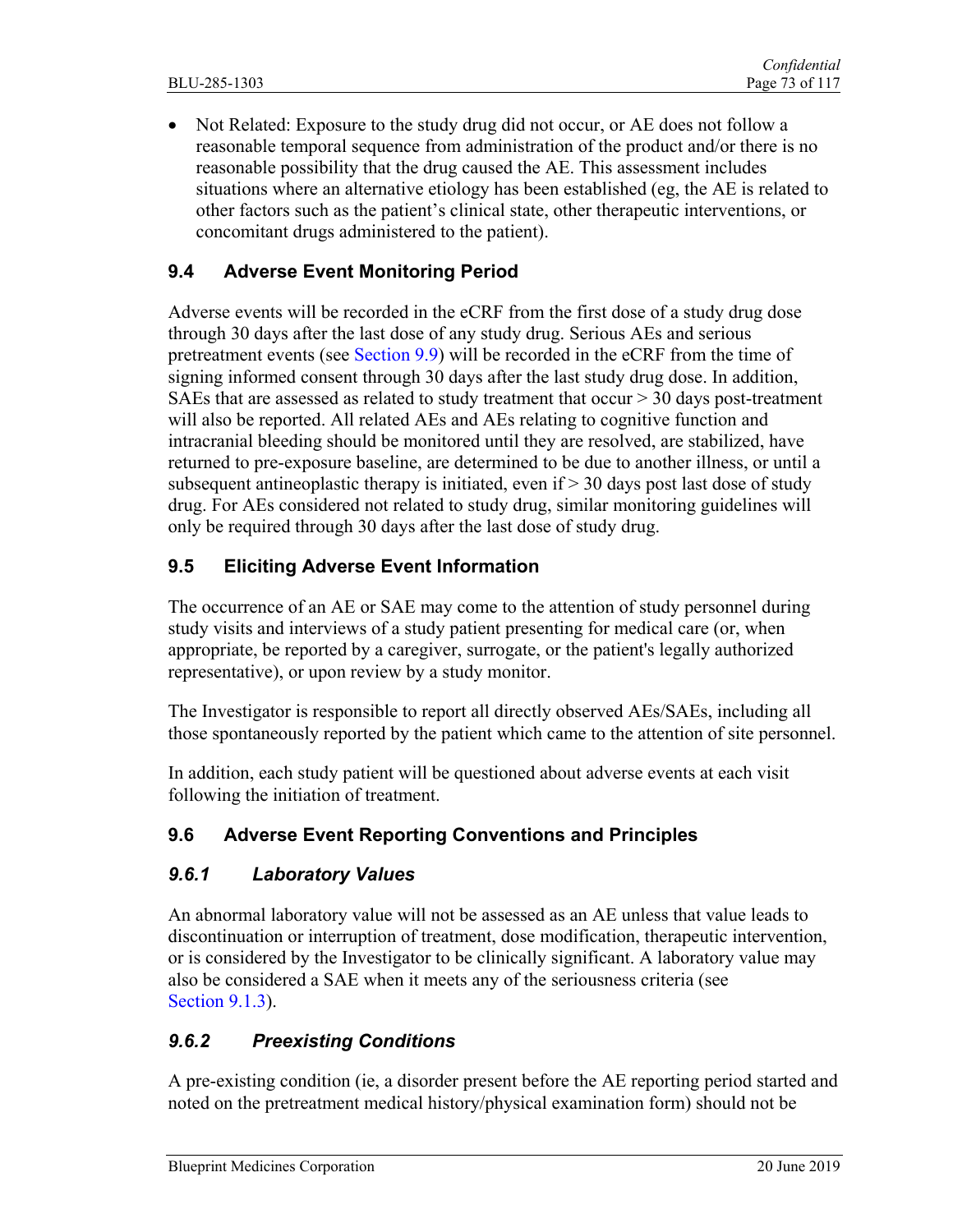- Not Related: Exposure to the study drug did not occur, or AE does not follow a reasonable temporal sequence from administration of the product and/or there is no reasonable possibility that the drug caused the AE. This assessment includes situations where an alternative etiology has been established (eg, the AE is related to other factors such as the patient's clinical state, other therapeutic interventions, or concomitant drugs administered to the patient).

## 9.4 Adverse Event Monitoring Period

Adverse events will be recorded in the eCRF from the first dose of a study drug dose through 30 days after the last dose of any study drug. Serious AEs and serious pretreatment events (see Section 9.9) will be recorded in the eCRF from the time of signing informed consent through 30 days after the last study drug dose. In addition, SAEs that are assessed as related to study treatment that occur > 30 days post-treatment will also be reported. All related AEs and AEs relating to cognitive function and intracranial bleeding should be monitored until they are resolved, are stabilized, have returned to pre-exposure baseline, are determined to be due to another illness, or until a subsequent antineoplastic therapy is initiated, even if > 30 days post last dose of study drug. For AEs considered not related to study drug, similar monitoring guidelines will only be required through 30 days after the last dose of study drug.

## 9.5 Eliciting Adverse Event Information

The occurrence of an AE or SAE may come to the attention of study personnel during study visits and interviews of a study patient presenting for medical care (or, when appropriate, be reported by a caregiver, surrogate, or the patient's legally authorized representative), or upon review by a study monitor.

The Investigator is responsible to report all directly observed AEs/SAEs, including all those spontaneously reported by the patient which came to the attention of site personnel.

In addition, each study patient will be questioned about adverse events at each visit following the initiation of treatment.

## 9.6 Adverse Event Reporting Conventions and Principles

### *9.6.1 Laboratory Values*

An abnormal laboratory value will not be assessed as an AE unless that value leads to discontinuation or interruption of treatment, dose modification, therapeutic intervention, or is considered by the Investigator to be clinically significant. A laboratory value may also be considered a SAE when it meets any of the seriousness criteria (see Section 9.1.3).

### *9.6.2 Preexisting Conditions*

A pre-existing condition (ie, a disorder present before the AE reporting period started and noted on the pretreatment medical history/physical examination form) should not be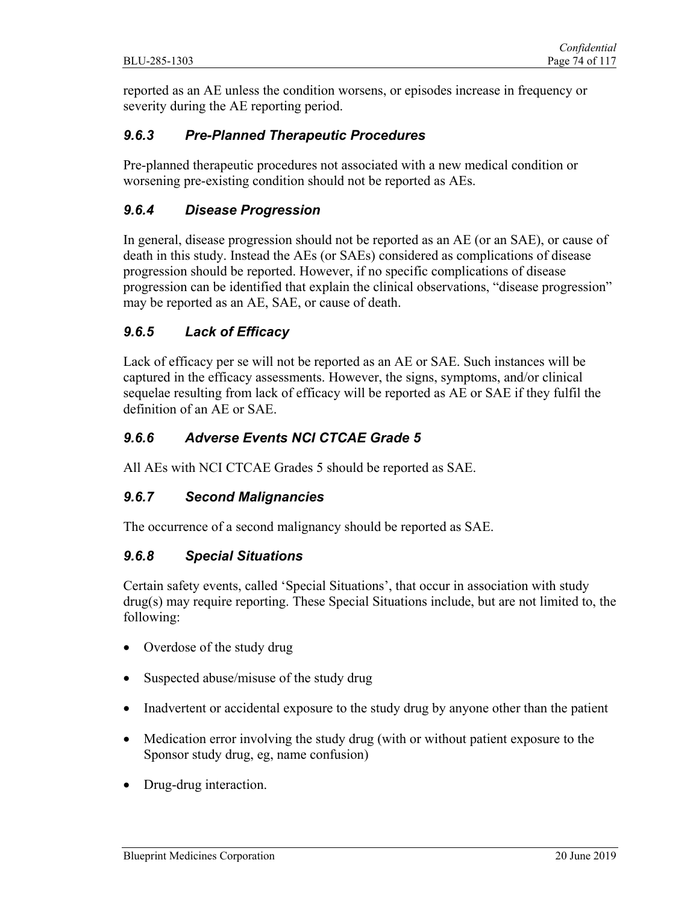reported as an AE unless the condition worsens, or episodes increase in frequency or severity during the AE reporting period.

### *9.6.3 Pre-Planned Therapeutic Procedures*

Pre-planned therapeutic procedures not associated with a new medical condition or worsening pre-existing condition should not be reported as AEs.

### *9.6.4 Disease Progression*

In general, disease progression should not be reported as an AE (or an SAE), or cause of death in this study. Instead the AEs (or SAEs) considered as complications of disease progression should be reported. However, if no specific complications of disease progression can be identified that explain the clinical observations, "disease progression" may be reported as an AE, SAE, or cause of death.

### *9.6.5 Lack of Efficacy*

Lack of efficacy per se will not be reported as an AE or SAE. Such instances will be captured in the efficacy assessments. However, the signs, symptoms, and/or clinical sequelae resulting from lack of efficacy will be reported as AE or SAE if they fulfil the definition of an AE or SAE.

### *9.6.6 Adverse Events NCI CTCAE Grade 5*

All AEs with NCI CTCAE Grades 5 should be reported as SAE.

### *9.6.7 Second Malignancies*

The occurrence of a second malignancy should be reported as SAE.

### *9.6.8 Special Situations*

Certain safety events, called 'Special Situations', that occur in association with study drug(s) may require reporting. These Special Situations include, but are not limited to, the following:

- Overdose of the study drug
- Suspected abuse/misuse of the study drug
- Inadvertent or accidental exposure to the study drug by anyone other than the patient
- Medication error involving the study drug (with or without patient exposure to the Sponsor study drug, eg, name confusion)
- Drug-drug interaction.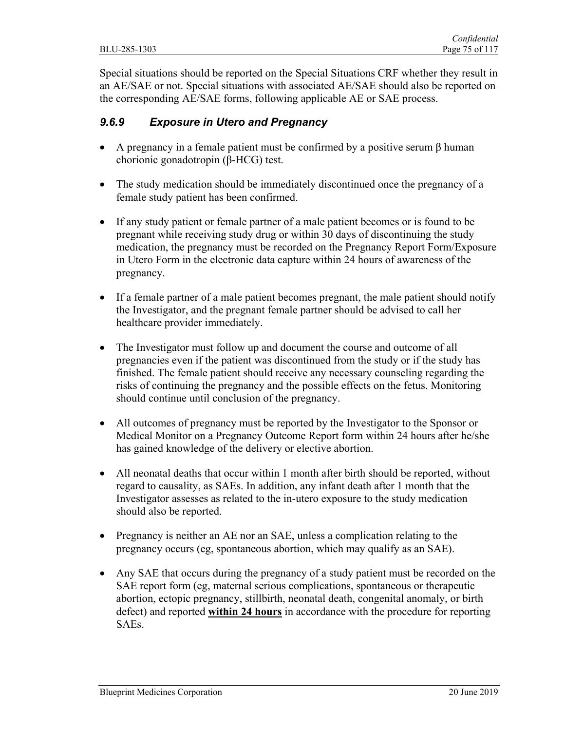Special situations should be reported on the Special Situations CRF whether they result in an AE/SAE or not. Special situations with associated AE/SAE should also be reported on the corresponding AE/SAE forms, following applicable AE or SAE process.

### *9.6.9 Exposure in Utero and Pregnancy*

- A pregnancy in a female patient must be confirmed by a positive serum β human chorionic gonadotropin (β-HCG) test.
- The study medication should be immediately discontinued once the pregnancy of a female study patient has been confirmed.
- If any study patient or female partner of a male patient becomes or is found to be pregnant while receiving study drug or within 30 days of discontinuing the study medication, the pregnancy must be recorded on the Pregnancy Report Form/Exposure in Utero Form in the electronic data capture within 24 hours of awareness of the pregnancy.
- If a female partner of a male patient becomes pregnant, the male patient should notify the Investigator, and the pregnant female partner should be advised to call her healthcare provider immediately.
- The Investigator must follow up and document the course and outcome of all pregnancies even if the patient was discontinued from the study or if the study has finished. The female patient should receive any necessary counseling regarding the risks of continuing the pregnancy and the possible effects on the fetus. Monitoring should continue until conclusion of the pregnancy.
- All outcomes of pregnancy must be reported by the Investigator to the Sponsor or Medical Monitor on a Pregnancy Outcome Report form within 24 hours after he/she has gained knowledge of the delivery or elective abortion.
- All neonatal deaths that occur within 1 month after birth should be reported, without regard to causality, as SAEs. In addition, any infant death after 1 month that the Investigator assesses as related to the in-utero exposure to the study medication should also be reported.
- Pregnancy is neither an AE nor an SAE, unless a complication relating to the pregnancy occurs (eg, spontaneous abortion, which may qualify as an SAE).
- Any SAE that occurs during the pregnancy of a study patient must be recorded on the SAE report form (eg, maternal serious complications, spontaneous or therapeutic abortion, ectopic pregnancy, stillbirth, neonatal death, congenital anomaly, or birth defect) and reported **within 24 hours** in accordance with the procedure for reporting SAEs.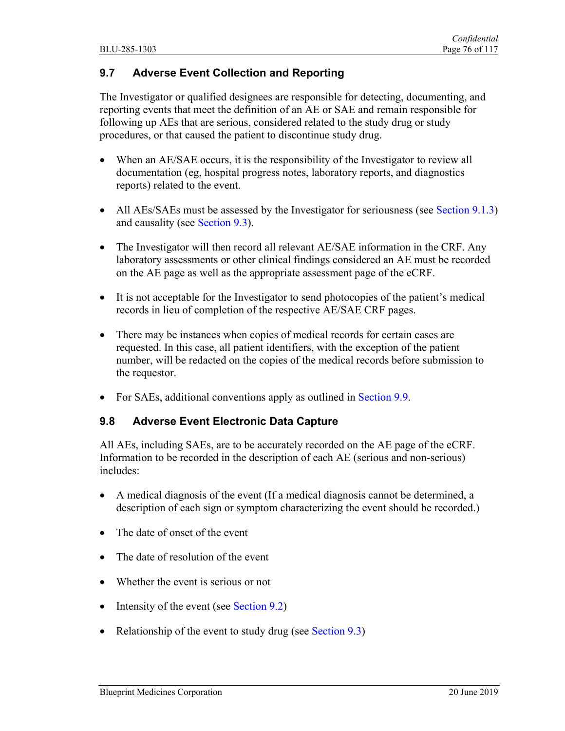## 9.7 Adverse Event Collection and Reporting

The Investigator or qualified designees are responsible for detecting, documenting, and reporting events that meet the definition of an AE or SAE and remain responsible for following up AEs that are serious, considered related to the study drug or study procedures, or that caused the patient to discontinue study drug.

- When an AE/SAE occurs, it is the responsibility of the Investigator to review all documentation (eg, hospital progress notes, laboratory reports, and diagnostics reports) related to the event.
- All AEs/SAEs must be assessed by the Investigator for seriousness (see Section 9.1.3) and causality (see Section 9.3).
- The Investigator will then record all relevant AE/SAE information in the CRF. Any laboratory assessments or other clinical findings considered an AE must be recorded on the AE page as well as the appropriate assessment page of the eCRF.
- It is not acceptable for the Investigator to send photocopies of the patient's medical records in lieu of completion of the respective AE/SAE CRF pages.
- There may be instances when copies of medical records for certain cases are requested. In this case, all patient identifiers, with the exception of the patient number, will be redacted on the copies of the medical records before submission to the requestor.
- For SAEs, additional conventions apply as outlined in Section 9.9.

## 9.8 Adverse Event Electronic Data Capture

All AEs, including SAEs, are to be accurately recorded on the AE page of the eCRF. Information to be recorded in the description of each AE (serious and non-serious) includes:

- A medical diagnosis of the event (If a medical diagnosis cannot be determined, a description of each sign or symptom characterizing the event should be recorded.)
- The date of onset of the event
- The date of resolution of the event
- Whether the event is serious or not
- Intensity of the event (see Section 9.2)
- Relationship of the event to study drug (see Section 9.3)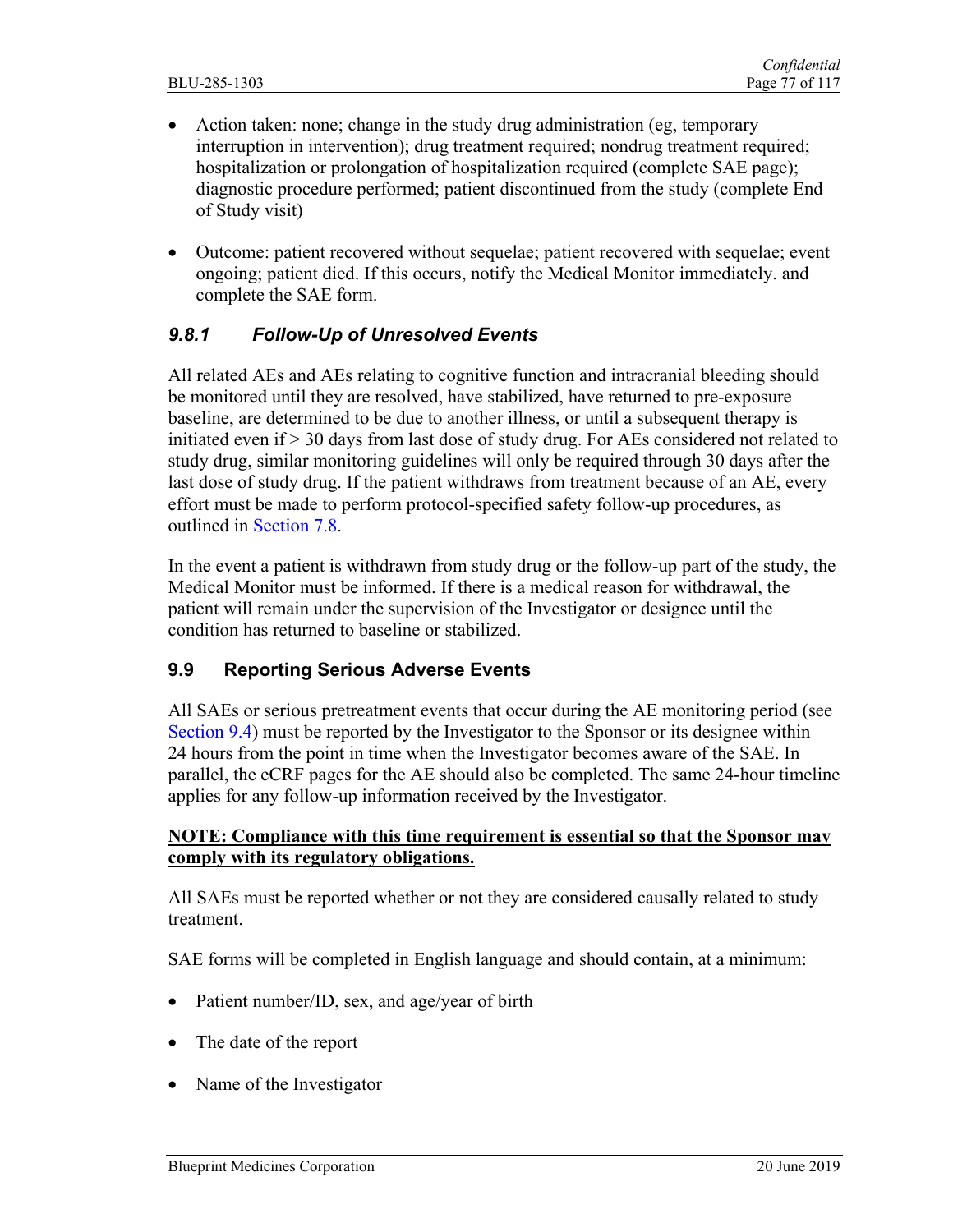- Action taken: none; change in the study drug administration (eg, temporary interruption in intervention); drug treatment required; nondrug treatment required; hospitalization or prolongation of hospitalization required (complete SAE page); diagnostic procedure performed; patient discontinued from the study (complete End of Study visit)

- Outcome: patient recovered without sequelae; patient recovered with sequelae; event ongoing; patient died. If this occurs, notify the Medical Monitor immediately. and complete the SAE form.

### *9.8.1 Follow-Up of Unresolved Events*

All related AEs and AEs relating to cognitive function and intracranial bleeding should be monitored until they are resolved, have stabilized, have returned to pre-exposure baseline, are determined to be due to another illness, or until a subsequent therapy is initiated even if > 30 days from last dose of study drug. For AEs considered not related to study drug, similar monitoring guidelines will only be required through 30 days after the last dose of study drug. If the patient withdraws from treatment because of an AE, every effort must be made to perform protocol-specified safety follow-up procedures, as outlined in Section 7.8.

In the event a patient is withdrawn from study drug or the follow-up part of the study, the Medical Monitor must be informed. If there is a medical reason for withdrawal, the patient will remain under the supervision of the Investigator or designee until the condition has returned to baseline or stabilized.

## 9.9 Reporting Serious Adverse Events

All SAEs or serious pretreatment events that occur during the AE monitoring period (see Section 9.4) must be reported by the Investigator to the Sponsor or its designee within 24 hours from the point in time when the Investigator becomes aware of the SAE. In parallel, the eCRF pages for the AE should also be completed. The same 24-hour timeline applies for any follow-up information received by the Investigator.

**NOTE: Compliance with this time requirement is essential so that the Sponsor may comply with its regulatory obligations.**

All SAEs must be reported whether or not they are considered causally related to study treatment.

SAE forms will be completed in English language and should contain, at a minimum:

- Patient number/ID, sex, and age/year of birth

- The date of the report

- Name of the Investigator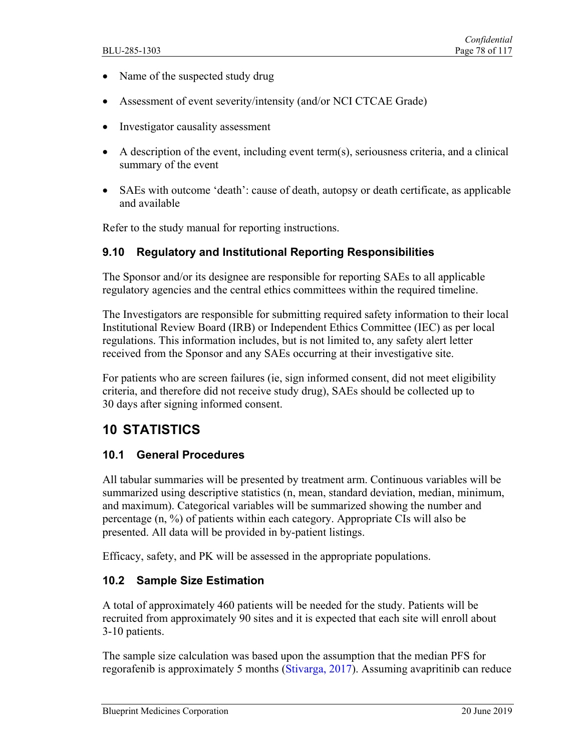- Name of the suspected study drug
- Assessment of event severity/intensity (and/or NCI CTCAE Grade)
- Investigator causality assessment
- A description of the event, including event term(s), seriousness criteria, and a clinical summary of the event
- SAEs with outcome 'death': cause of death, autopsy or death certificate, as applicable and available

Refer to the study manual for reporting instructions.

### 9.10 Regulatory and Institutional Reporting Responsibilities

The Sponsor and/or its designee are responsible for reporting SAEs to all applicable regulatory agencies and the central ethics committees within the required timeline.

The Investigators are responsible for submitting required safety information to their local Institutional Review Board (IRB) or Independent Ethics Committee (IEC) as per local regulations. This information includes, but is not limited to, any safety alert letter received from the Sponsor and any SAEs occurring at their investigative site.

For patients who are screen failures (ie, sign informed consent, did not meet eligibility criteria, and therefore did not receive study drug), SAEs should be collected up to 30 days after signing informed consent.

# 10 STATISTICS

### 10.1 General Procedures

All tabular summaries will be presented by treatment arm. Continuous variables will be summarized using descriptive statistics (n, mean, standard deviation, median, minimum, and maximum). Categorical variables will be summarized showing the number and percentage (n, %) of patients within each category. Appropriate CIs will also be presented. All data will be provided in by-patient listings.

Efficacy, safety, and PK will be assessed in the appropriate populations.

### 10.2 Sample Size Estimation

A total of approximately 460 patients will be needed for the study. Patients will be recruited from approximately 90 sites and it is expected that each site will enroll about 3-10 patients.

The sample size calculation was based upon the assumption that the median PFS for regorafenib is approximately 5 months (Stivarga, 2017). Assuming avapritinib can reduce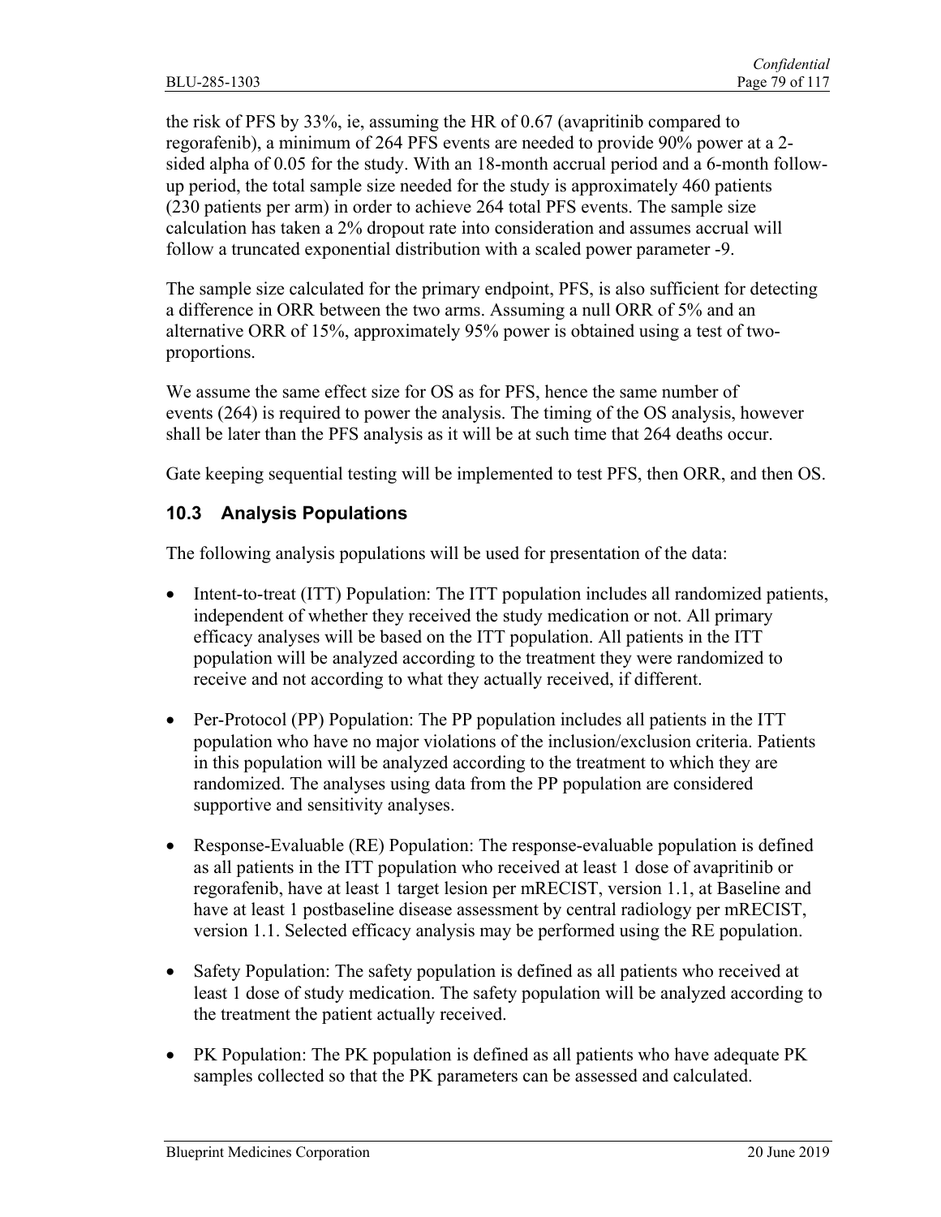the risk of PFS by 33%, ie, assuming the HR of 0.67 (avapritinib compared to regorafenib), a minimum of 264 PFS events are needed to provide 90% power at a 2-sided alpha of 0.05 for the study. With an 18-month accrual period and a 6-month follow-up period, the total sample size needed for the study is approximately 460 patients (230 patients per arm) in order to achieve 264 total PFS events. The sample size calculation has taken a 2% dropout rate into consideration and assumes accrual will follow a truncated exponential distribution with a scaled power parameter -9.

The sample size calculated for the primary endpoint, PFS, is also sufficient for detecting a difference in ORR between the two arms. Assuming a null ORR of 5% and an alternative ORR of 15%, approximately 95% power is obtained using a test of two-proportions.

We assume the same effect size for OS as for PFS, hence the same number of events (264) is required to power the analysis. The timing of the OS analysis, however shall be later than the PFS analysis as it will be at such time that 264 deaths occur.

Gate keeping sequential testing will be implemented to test PFS, then ORR, and then OS.

## 10.3 Analysis Populations

The following analysis populations will be used for presentation of the data:

- Intent-to-treat (ITT) Population: The ITT population includes all randomized patients, independent of whether they received the study medication or not. All primary efficacy analyses will be based on the ITT population. All patients in the ITT population will be analyzed according to the treatment they were randomized to receive and not according to what they actually received, if different.
- Per-Protocol (PP) Population: The PP population includes all patients in the ITT population who have no major violations of the inclusion/exclusion criteria. Patients in this population will be analyzed according to the treatment to which they are randomized. The analyses using data from the PP population are considered supportive and sensitivity analyses.
- Response-Evaluable (RE) Population: The response-evaluable population is defined as all patients in the ITT population who received at least 1 dose of avapritinib or regorafenib, have at least 1 target lesion per mRECIST, version 1.1, at Baseline and have at least 1 postbaseline disease assessment by central radiology per mRECIST, version 1.1. Selected efficacy analysis may be performed using the RE population.
- Safety Population: The safety population is defined as all patients who received at least 1 dose of study medication. The safety population will be analyzed according to the treatment the patient actually received.
- PK Population: The PK population is defined as all patients who have adequate PK samples collected so that the PK parameters can be assessed and calculated.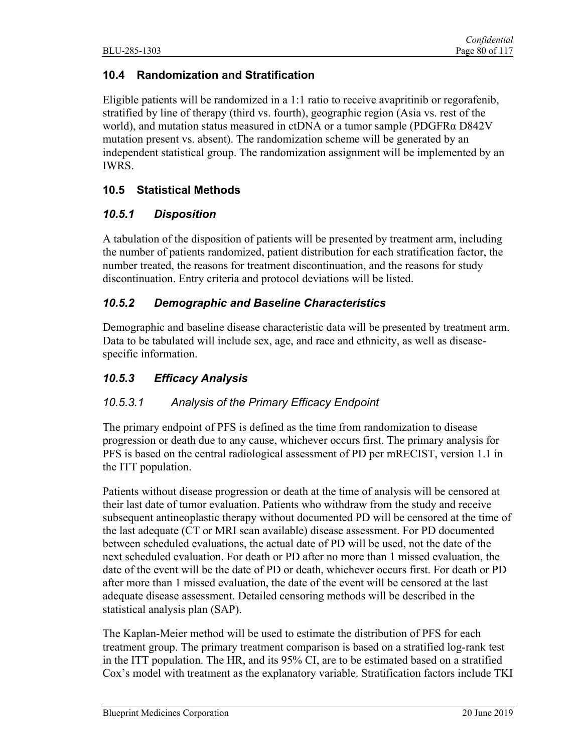## 10.4 Randomization and Stratification

Eligible patients will be randomized in a 1:1 ratio to receive avapritinib or regorafenib, stratified by line of therapy (third vs. fourth), geographic region (Asia vs. rest of the world), and mutation status measured in ctDNA or a tumor sample (PDGFRα D842V mutation present vs. absent). The randomization scheme will be generated by an independent statistical group. The randomization assignment will be implemented by an IWRS.

## 10.5 Statistical Methods

### *10.5.1 Disposition*

A tabulation of the disposition of patients will be presented by treatment arm, including the number of patients randomized, patient distribution for each stratification factor, the number treated, the reasons for treatment discontinuation, and the reasons for study discontinuation. Entry criteria and protocol deviations will be listed.

### *10.5.2 Demographic and Baseline Characteristics*

Demographic and baseline disease characteristic data will be presented by treatment arm. Data to be tabulated will include sex, age, and race and ethnicity, as well as disease-specific information.

### *10.5.3 Efficacy Analysis*

#### *10.5.3.1 Analysis of the Primary Efficacy Endpoint*

The primary endpoint of PFS is defined as the time from randomization to disease progression or death due to any cause, whichever occurs first. The primary analysis for PFS is based on the central radiological assessment of PD per mRECIST, version 1.1 in the ITT population.

Patients without disease progression or death at the time of analysis will be censored at their last date of tumor evaluation. Patients who withdraw from the study and receive subsequent antineoplastic therapy without documented PD will be censored at the time of the last adequate (CT or MRI scan available) disease assessment. For PD documented between scheduled evaluations, the actual date of PD will be used, not the date of the next scheduled evaluation. For death or PD after no more than 1 missed evaluation, the date of the event will be the date of PD or death, whichever occurs first. For death or PD after more than 1 missed evaluation, the date of the event will be censored at the last adequate disease assessment. Detailed censoring methods will be described in the statistical analysis plan (SAP).

The Kaplan-Meier method will be used to estimate the distribution of PFS for each treatment group. The primary treatment comparison is based on a stratified log-rank test in the ITT population. The HR, and its 95% CI, are to be estimated based on a stratified Cox's model with treatment as the explanatory variable. Stratification factors include TKI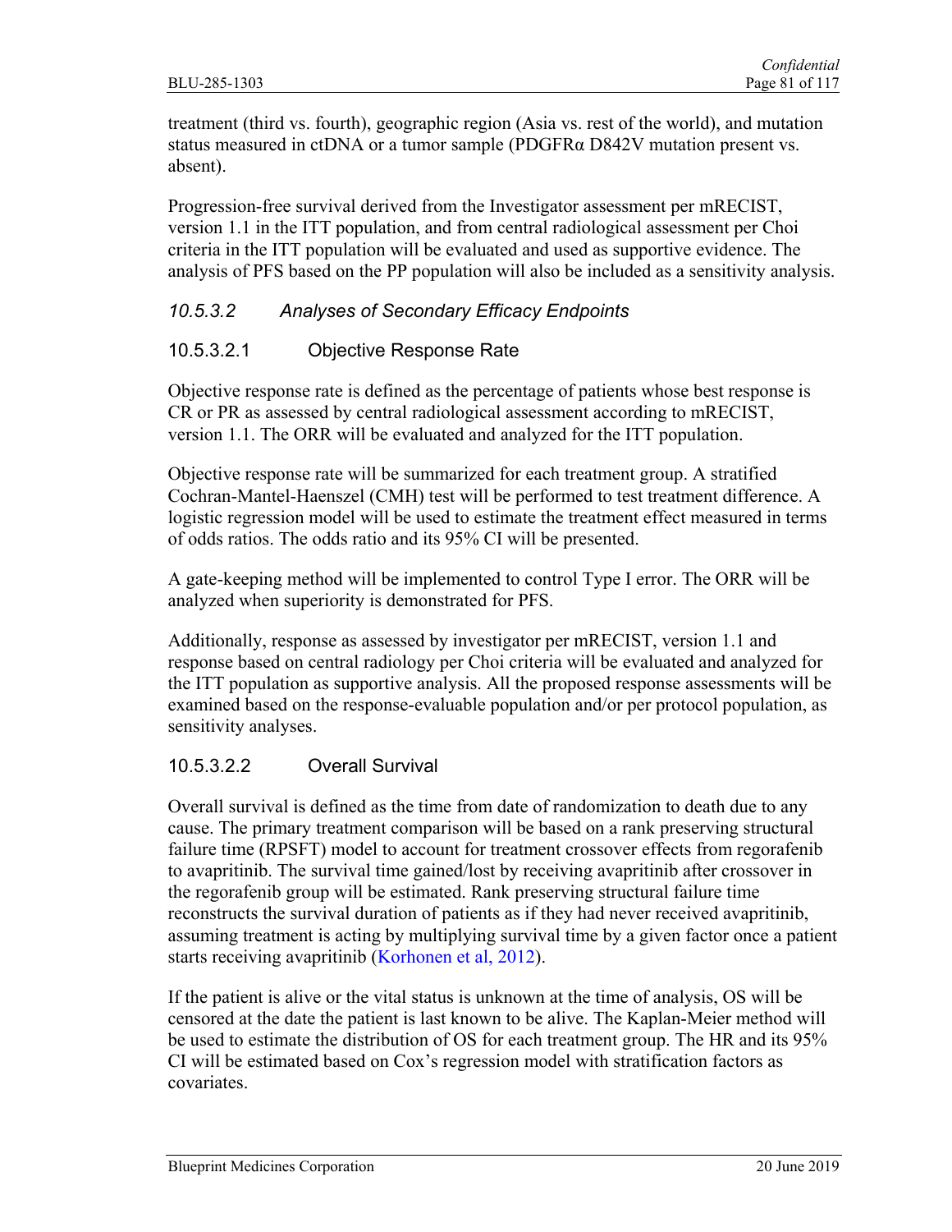treatment (third vs. fourth), geographic region (Asia vs. rest of the world), and mutation status measured in ctDNA or a tumor sample (PDGFRα D842V mutation present vs. absent).

Progression-free survival derived from the Investigator assessment per mRECIST, version 1.1 in the ITT population, and from central radiological assessment per Choi criteria in the ITT population will be evaluated and used as supportive evidence. The analysis of PFS based on the PP population will also be included as a sensitivity analysis.

### *10.5.3.2 Analyses of Secondary Efficacy Endpoints*

#### 10.5.3.2.1 Objective Response Rate

Objective response rate is defined as the percentage of patients whose best response is CR or PR as assessed by central radiological assessment according to mRECIST, version 1.1. The ORR will be evaluated and analyzed for the ITT population.

Objective response rate will be summarized for each treatment group. A stratified Cochran-Mantel-Haenszel (CMH) test will be performed to test treatment difference. A logistic regression model will be used to estimate the treatment effect measured in terms of odds ratios. The odds ratio and its 95% CI will be presented.

A gate-keeping method will be implemented to control Type I error. The ORR will be analyzed when superiority is demonstrated for PFS.

Additionally, response as assessed by investigator per mRECIST, version 1.1 and response based on central radiology per Choi criteria will be evaluated and analyzed for the ITT population as supportive analysis. All the proposed response assessments will be examined based on the response-evaluable population and/or per protocol population, as sensitivity analyses.

#### 10.5.3.2.2 Overall Survival

Overall survival is defined as the time from date of randomization to death due to any cause. The primary treatment comparison will be based on a rank preserving structural failure time (RPSFT) model to account for treatment crossover effects from regorafenib to avapritinib. The survival time gained/lost by receiving avapritinib after crossover in the regorafenib group will be estimated. Rank preserving structural failure time reconstructs the survival duration of patients as if they had never received avapritinib, assuming treatment is acting by multiplying survival time by a given factor once a patient starts receiving avapritinib (Korhonen et al, 2012).

If the patient is alive or the vital status is unknown at the time of analysis, OS will be censored at the date the patient is last known to be alive. The Kaplan-Meier method will be used to estimate the distribution of OS for each treatment group. The HR and its 95% CI will be estimated based on Cox's regression model with stratification factors as covariates.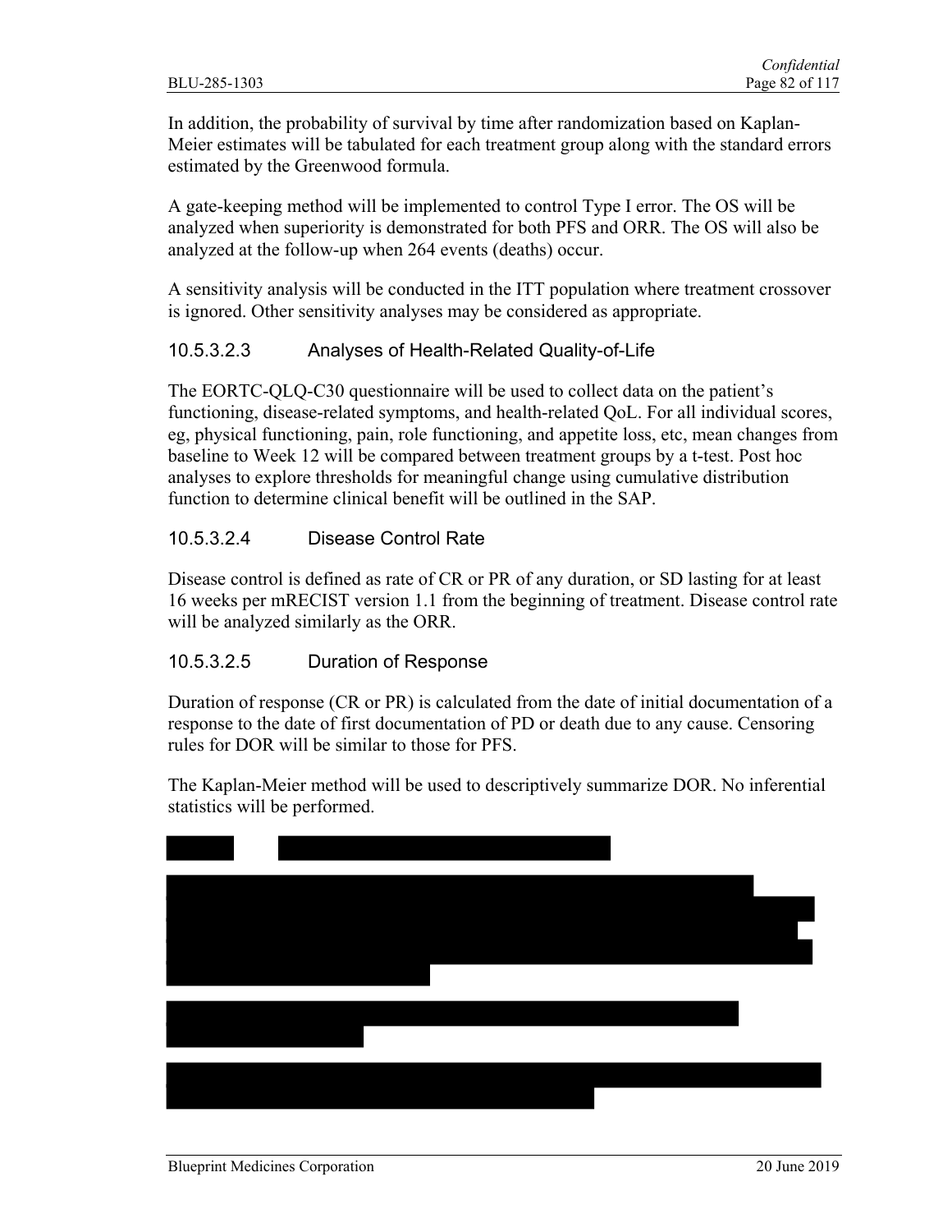In addition, the probability of survival by time after randomization based on Kaplan-Meier estimates will be tabulated for each treatment group along with the standard errors estimated by the Greenwood formula.

A gate-keeping method will be implemented to control Type I error. The OS will be analyzed when superiority is demonstrated for both PFS and ORR. The OS will also be analyzed at the follow-up when 264 events (deaths) occur.

A sensitivity analysis will be conducted in the ITT population where treatment crossover is ignored. Other sensitivity analyses may be considered as appropriate.

#### 10.5.3.2.3 Analyses of Health-Related Quality-of-Life

The EORTC-QLQ-C30 questionnaire will be used to collect data on the patient's functioning, disease-related symptoms, and health-related QoL. For all individual scores, eg, physical functioning, pain, role functioning, and appetite loss, etc, mean changes from baseline to Week 12 will be compared between treatment groups by a t-test. Post hoc analyses to explore thresholds for meaningful change using cumulative distribution function to determine clinical benefit will be outlined in the SAP.

#### 10.5.3.2.4 Disease Control Rate

Disease control is defined as rate of CR or PR of any duration, or SD lasting for at least 16 weeks per mRECIST version 1.1 from the beginning of treatment. Disease control rate will be analyzed similarly as the ORR.

#### 10.5.3.2.5 Duration of Response

Duration of response (CR or PR) is calculated from the date of initial documentation of a response to the date of first documentation of PD or death due to any cause. Censoring rules for DOR will be similar to those for PFS.

The Kaplan-Meier method will be used to descriptively summarize DOR. No inferential statistics will be performed.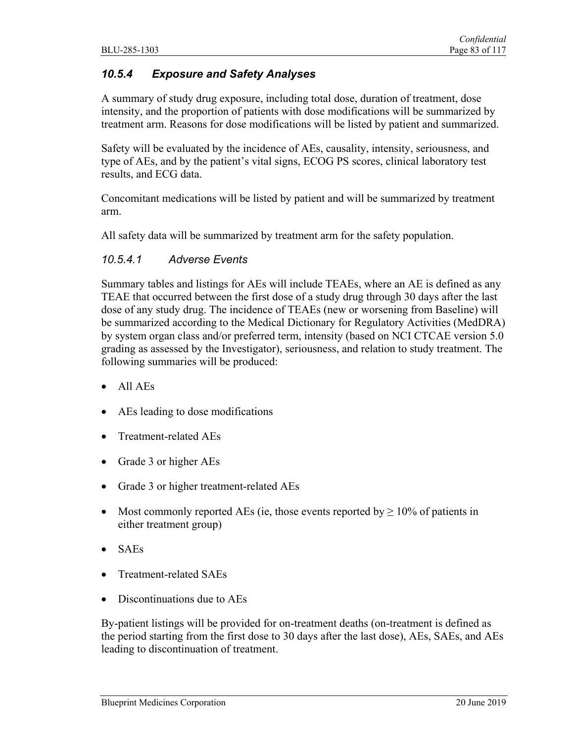### *10.5.4 Exposure and Safety Analyses*

A summary of study drug exposure, including total dose, duration of treatment, dose intensity, and the proportion of patients with dose modifications will be summarized by treatment arm. Reasons for dose modifications will be listed by patient and summarized.

Safety will be evaluated by the incidence of AEs, causality, intensity, seriousness, and type of AEs, and by the patient's vital signs, ECOG PS scores, clinical laboratory test results, and ECG data.

Concomitant medications will be listed by patient and will be summarized by treatment arm.

All safety data will be summarized by treatment arm for the safety population.

#### *10.5.4.1 Adverse Events*

Summary tables and listings for AEs will include TEAEs, where an AE is defined as any TEAE that occurred between the first dose of a study drug through 30 days after the last dose of any study drug. The incidence of TEAEs (new or worsening from Baseline) will be summarized according to the Medical Dictionary for Regulatory Activities (MedDRA) by system organ class and/or preferred term, intensity (based on NCI CTCAE version 5.0 grading as assessed by the Investigator), seriousness, and relation to study treatment. The following summaries will be produced:

- All AEs
- AEs leading to dose modifications
- Treatment-related AEs
- Grade 3 or higher AEs
- Grade 3 or higher treatment-related AEs
- Most commonly reported AEs (ie, those events reported by ≥ 10% of patients in either treatment group)
- SAEs
- Treatment-related SAEs
- Discontinuations due to AEs

By-patient listings will be provided for on-treatment deaths (on-treatment is defined as the period starting from the first dose to 30 days after the last dose), AEs, SAEs, and AEs leading to discontinuation of treatment.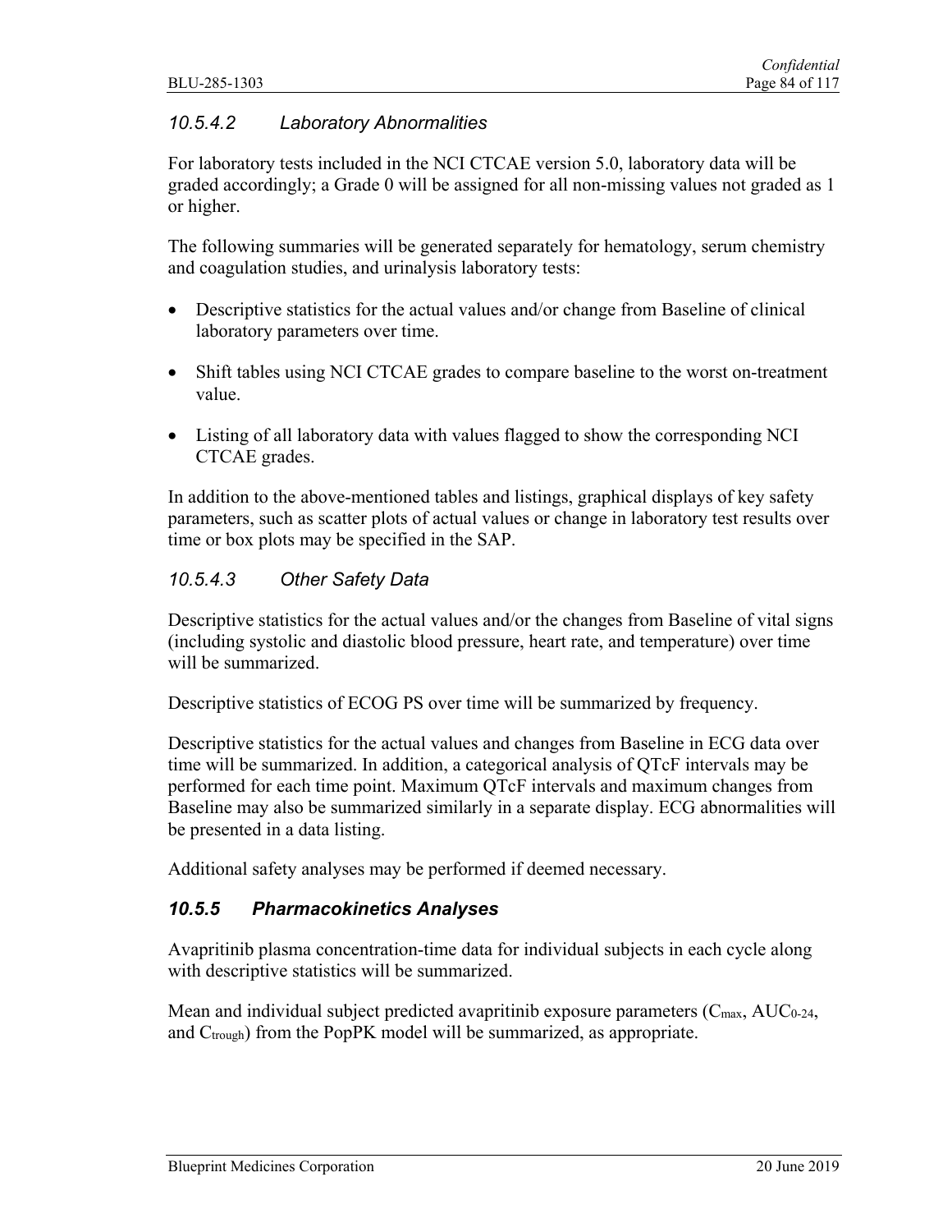#### *10.5.4.2 Laboratory Abnormalities*

For laboratory tests included in the NCI CTCAE version 5.0, laboratory data will be graded accordingly; a Grade 0 will be assigned for all non-missing values not graded as 1 or higher.

The following summaries will be generated separately for hematology, serum chemistry and coagulation studies, and urinalysis laboratory tests:

- Descriptive statistics for the actual values and/or change from Baseline of clinical laboratory parameters over time.
- Shift tables using NCI CTCAE grades to compare baseline to the worst on-treatment value.
- Listing of all laboratory data with values flagged to show the corresponding NCI CTCAE grades.

In addition to the above-mentioned tables and listings, graphical displays of key safety parameters, such as scatter plots of actual values or change in laboratory test results over time or box plots may be specified in the SAP.

#### *10.5.4.3 Other Safety Data*

Descriptive statistics for the actual values and/or the changes from Baseline of vital signs (including systolic and diastolic blood pressure, heart rate, and temperature) over time will be summarized.

Descriptive statistics of ECOG PS over time will be summarized by frequency.

Descriptive statistics for the actual values and changes from Baseline in ECG data over time will be summarized. In addition, a categorical analysis of QTcF intervals may be performed for each time point. Maximum QTcF intervals and maximum changes from Baseline may also be summarized similarly in a separate display. ECG abnormalities will be presented in a data listing.

Additional safety analyses may be performed if deemed necessary.

### *10.5.5 Pharmacokinetics Analyses*

Avapritinib plasma concentration-time data for individual subjects in each cycle along with descriptive statistics will be summarized.

Mean and individual subject predicted avapritinib exposure parameters ($C_{max}$, $AUC_{0-24}$, and $C_{trough}$) from the PopPK model will be summarized, as appropriate.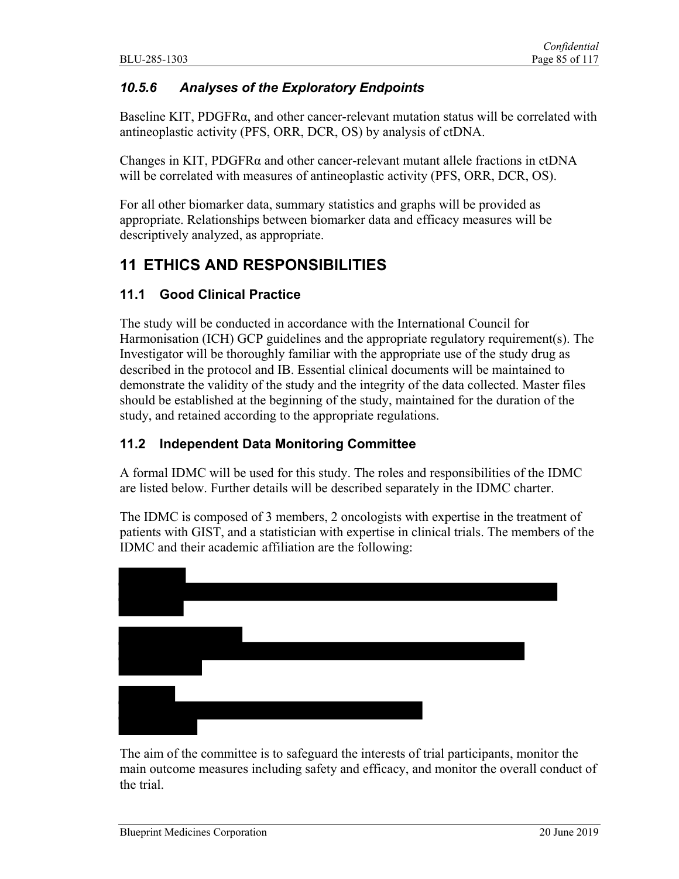### 10.5.6 Analyses of the Exploratory Endpoints

Baseline KIT, PDGFRα, and other cancer-relevant mutation status will be correlated with antineoplastic activity (PFS, ORR, DCR, OS) by analysis of ctDNA.

Changes in KIT, PDGFRα and other cancer-relevant mutant allele fractions in ctDNA will be correlated with measures of antineoplastic activity (PFS, ORR, DCR, OS).

For all other biomarker data, summary statistics and graphs will be provided as appropriate. Relationships between biomarker data and efficacy measures will be descriptively analyzed, as appropriate.

# 11 ETHICS AND RESPONSIBILITIES

## 11.1 Good Clinical Practice

The study will be conducted in accordance with the International Council for Harmonisation (ICH) GCP guidelines and the appropriate regulatory requirement(s). The Investigator will be thoroughly familiar with the appropriate use of the study drug as described in the protocol and IB. Essential clinical documents will be maintained to demonstrate the validity of the study and the integrity of the data collected. Master files should be established at the beginning of the study, maintained for the duration of the study, and retained according to the appropriate regulations.

## 11.2 Independent Data Monitoring Committee

A formal IDMC will be used for this study. The roles and responsibilities of the IDMC are listed below. Further details will be described separately in the IDMC charter.

The IDMC is composed of 3 members, 2 oncologists with expertise in the treatment of patients with GIST, and a statistician with expertise in clinical trials. The members of the IDMC and their academic affiliation are the following:

The aim of the committee is to safeguard the interests of trial participants, monitor the main outcome measures including safety and efficacy, and monitor the overall conduct of the trial.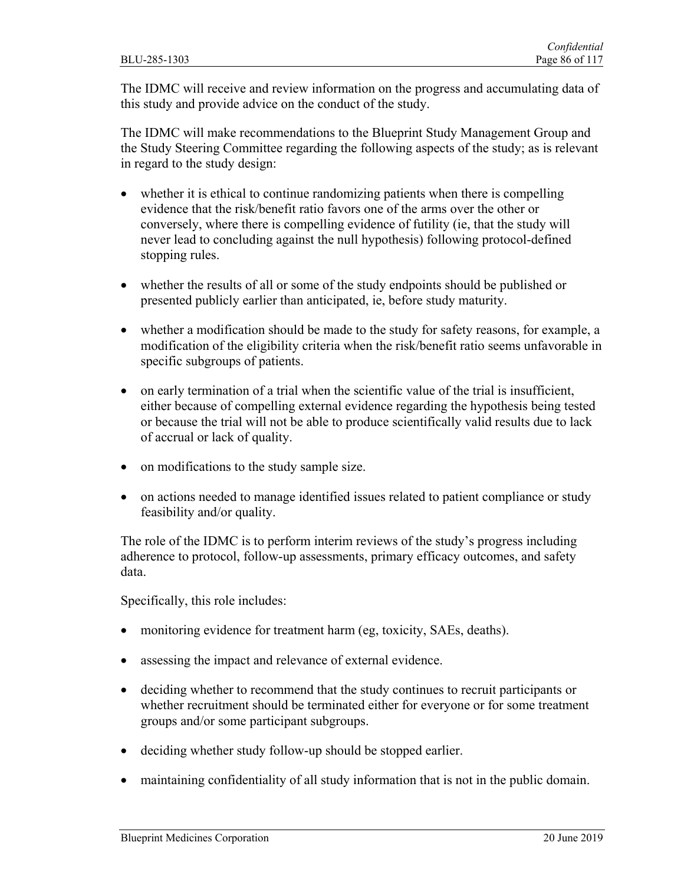The IDMC will receive and review information on the progress and accumulating data of this study and provide advice on the conduct of the study.

The IDMC will make recommendations to the Blueprint Study Management Group and the Study Steering Committee regarding the following aspects of the study; as is relevant in regard to the study design:

- whether it is ethical to continue randomizing patients when there is compelling evidence that the risk/benefit ratio favors one of the arms over the other or conversely, where there is compelling evidence of futility (ie, that the study will never lead to concluding against the null hypothesis) following protocol-defined stopping rules.
- whether the results of all or some of the study endpoints should be published or presented publicly earlier than anticipated, ie, before study maturity.
- whether a modification should be made to the study for safety reasons, for example, a modification of the eligibility criteria when the risk/benefit ratio seems unfavorable in specific subgroups of patients.
- on early termination of a trial when the scientific value of the trial is insufficient, either because of compelling external evidence regarding the hypothesis being tested or because the trial will not be able to produce scientifically valid results due to lack of accrual or lack of quality.
- on modifications to the study sample size.
- on actions needed to manage identified issues related to patient compliance or study feasibility and/or quality.

The role of the IDMC is to perform interim reviews of the study's progress including adherence to protocol, follow-up assessments, primary efficacy outcomes, and safety data.

Specifically, this role includes:

- monitoring evidence for treatment harm (eg, toxicity, SAEs, deaths).
- assessing the impact and relevance of external evidence.
- deciding whether to recommend that the study continues to recruit participants or whether recruitment should be terminated either for everyone or for some treatment groups and/or some participant subgroups.
- deciding whether study follow-up should be stopped earlier.
- maintaining confidentiality of all study information that is not in the public domain.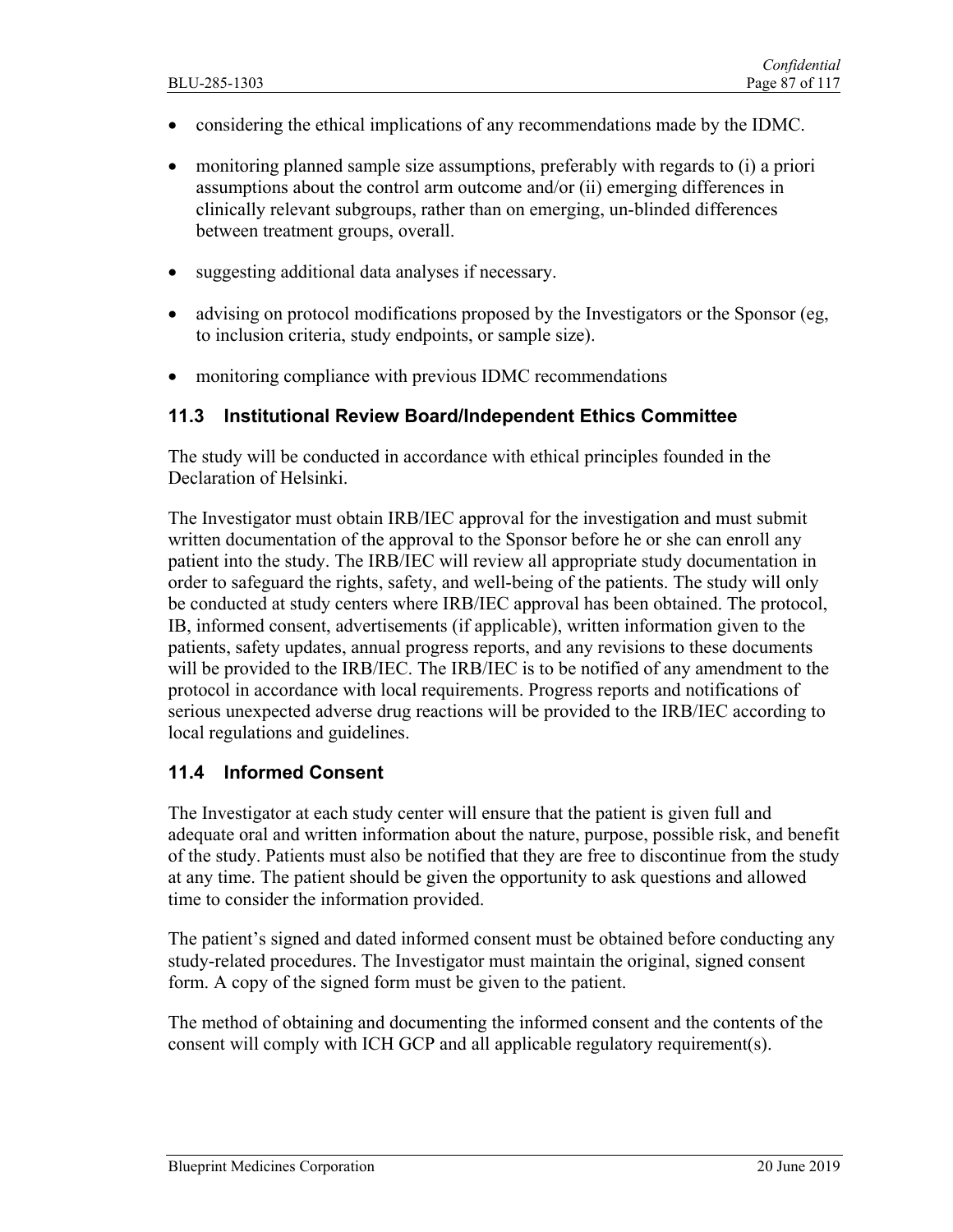- considering the ethical implications of any recommendations made by the IDMC.
- monitoring planned sample size assumptions, preferably with regards to (i) a priori assumptions about the control arm outcome and/or (ii) emerging differences in clinically relevant subgroups, rather than on emerging, un-blinded differences between treatment groups, overall.
- suggesting additional data analyses if necessary.
- advising on protocol modifications proposed by the Investigators or the Sponsor (eg, to inclusion criteria, study endpoints, or sample size).
- monitoring compliance with previous IDMC recommendations

## 11.3 Institutional Review Board/Independent Ethics Committee

The study will be conducted in accordance with ethical principles founded in the Declaration of Helsinki.

The Investigator must obtain IRB/IEC approval for the investigation and must submit written documentation of the approval to the Sponsor before he or she can enroll any patient into the study. The IRB/IEC will review all appropriate study documentation in order to safeguard the rights, safety, and well-being of the patients. The study will only be conducted at study centers where IRB/IEC approval has been obtained. The protocol, IB, informed consent, advertisements (if applicable), written information given to the patients, safety updates, annual progress reports, and any revisions to these documents will be provided to the IRB/IEC. The IRB/IEC is to be notified of any amendment to the protocol in accordance with local requirements. Progress reports and notifications of serious unexpected adverse drug reactions will be provided to the IRB/IEC according to local regulations and guidelines.

## 11.4 Informed Consent

The Investigator at each study center will ensure that the patient is given full and adequate oral and written information about the nature, purpose, possible risk, and benefit of the study. Patients must also be notified that they are free to discontinue from the study at any time. The patient should be given the opportunity to ask questions and allowed time to consider the information provided.

The patient's signed and dated informed consent must be obtained before conducting any study-related procedures. The Investigator must maintain the original, signed consent form. A copy of the signed form must be given to the patient.

The method of obtaining and documenting the informed consent and the contents of the consent will comply with ICH GCP and all applicable regulatory requirement(s).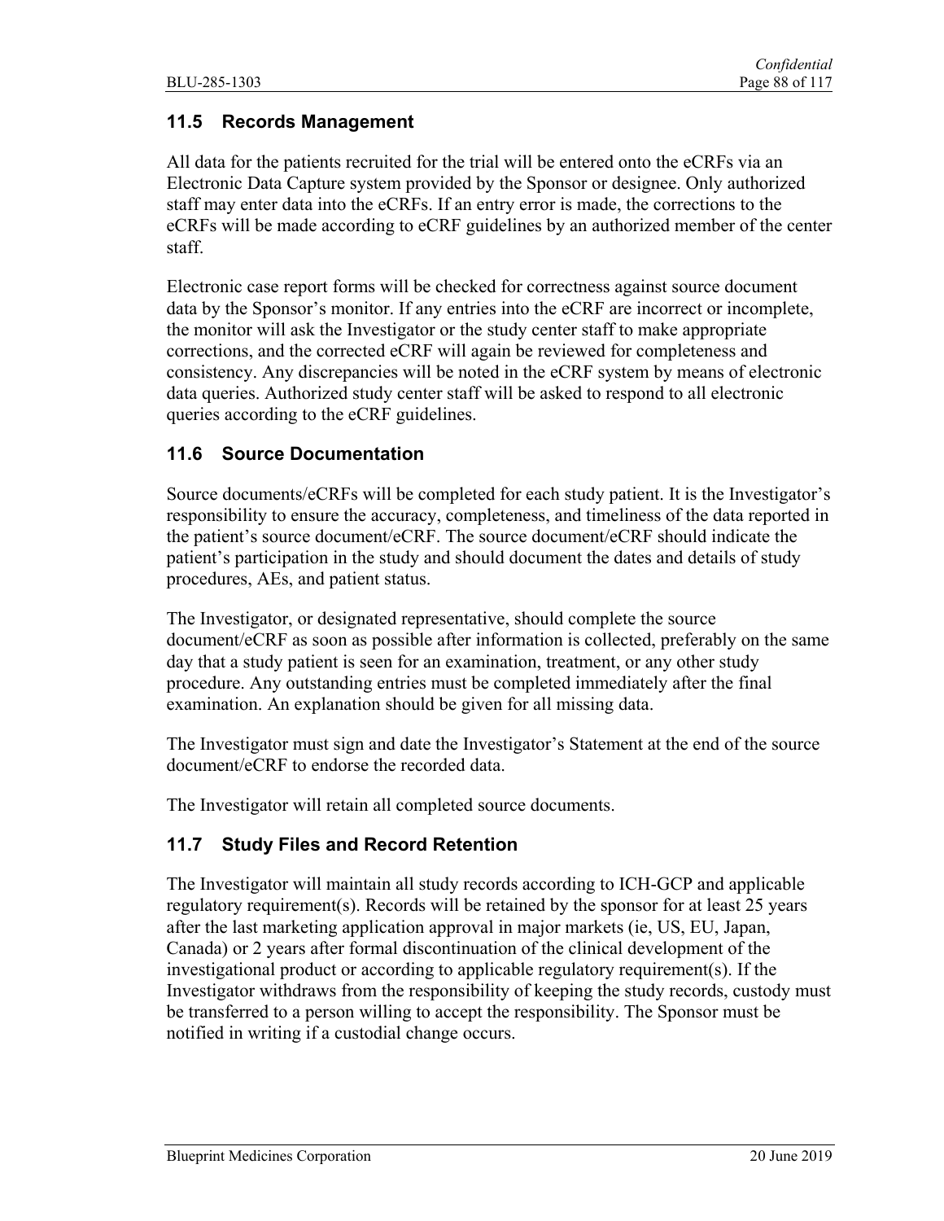## 11.5 Records Management

All data for the patients recruited for the trial will be entered onto the eCRFs via an Electronic Data Capture system provided by the Sponsor or designee. Only authorized staff may enter data into the eCRFs. If an entry error is made, the corrections to the eCRFs will be made according to eCRF guidelines by an authorized member of the center staff.

Electronic case report forms will be checked for correctness against source document data by the Sponsor's monitor. If any entries into the eCRF are incorrect or incomplete, the monitor will ask the Investigator or the study center staff to make appropriate corrections, and the corrected eCRF will again be reviewed for completeness and consistency. Any discrepancies will be noted in the eCRF system by means of electronic data queries. Authorized study center staff will be asked to respond to all electronic queries according to the eCRF guidelines.

## 11.6 Source Documentation

Source documents/eCRFs will be completed for each study patient. It is the Investigator's responsibility to ensure the accuracy, completeness, and timeliness of the data reported in the patient's source document/eCRF. The source document/eCRF should indicate the patient's participation in the study and should document the dates and details of study procedures, AEs, and patient status.

The Investigator, or designated representative, should complete the source document/eCRF as soon as possible after information is collected, preferably on the same day that a study patient is seen for an examination, treatment, or any other study procedure. Any outstanding entries must be completed immediately after the final examination. An explanation should be given for all missing data.

The Investigator must sign and date the Investigator's Statement at the end of the source document/eCRF to endorse the recorded data.

The Investigator will retain all completed source documents.

## 11.7 Study Files and Record Retention

The Investigator will maintain all study records according to ICH-GCP and applicable regulatory requirement(s). Records will be retained by the sponsor for at least 25 years after the last marketing application approval in major markets (ie, US, EU, Japan, Canada) or 2 years after formal discontinuation of the clinical development of the investigational product or according to applicable regulatory requirement(s). If the Investigator withdraws from the responsibility of keeping the study records, custody must be transferred to a person willing to accept the responsibility. The Sponsor must be notified in writing if a custodial change occurs.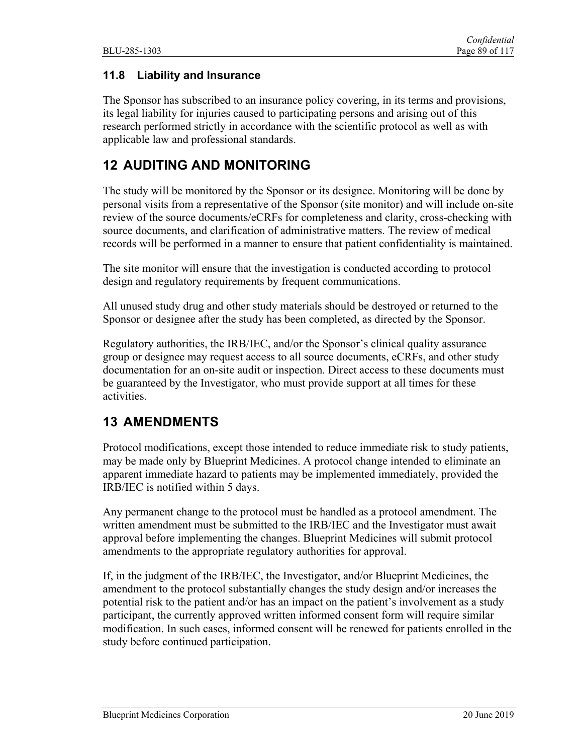### 11.8 Liability and Insurance

The Sponsor has subscribed to an insurance policy covering, in its terms and provisions, its legal liability for injuries caused to participating persons and arising out of this research performed strictly in accordance with the scientific protocol as well as with applicable law and professional standards.

# 12 AUDITING AND MONITORING

The study will be monitored by the Sponsor or its designee. Monitoring will be done by personal visits from a representative of the Sponsor (site monitor) and will include on-site review of the source documents/eCRFs for completeness and clarity, cross-checking with source documents, and clarification of administrative matters. The review of medical records will be performed in a manner to ensure that patient confidentiality is maintained.

The site monitor will ensure that the investigation is conducted according to protocol design and regulatory requirements by frequent communications.

All unused study drug and other study materials should be destroyed or returned to the Sponsor or designee after the study has been completed, as directed by the Sponsor.

Regulatory authorities, the IRB/IEC, and/or the Sponsor's clinical quality assurance group or designee may request access to all source documents, eCRFs, and other study documentation for an on-site audit or inspection. Direct access to these documents must be guaranteed by the Investigator, who must provide support at all times for these activities.

# 13 AMENDMENTS

Protocol modifications, except those intended to reduce immediate risk to study patients, may be made only by Blueprint Medicines. A protocol change intended to eliminate an apparent immediate hazard to patients may be implemented immediately, provided the IRB/IEC is notified within 5 days.

Any permanent change to the protocol must be handled as a protocol amendment. The written amendment must be submitted to the IRB/IEC and the Investigator must await approval before implementing the changes. Blueprint Medicines will submit protocol amendments to the appropriate regulatory authorities for approval.

If, in the judgment of the IRB/IEC, the Investigator, and/or Blueprint Medicines, the amendment to the protocol substantially changes the study design and/or increases the potential risk to the patient and/or has an impact on the patient's involvement as a study participant, the currently approved written informed consent form will require similar modification. In such cases, informed consent will be renewed for patients enrolled in the study before continued participation.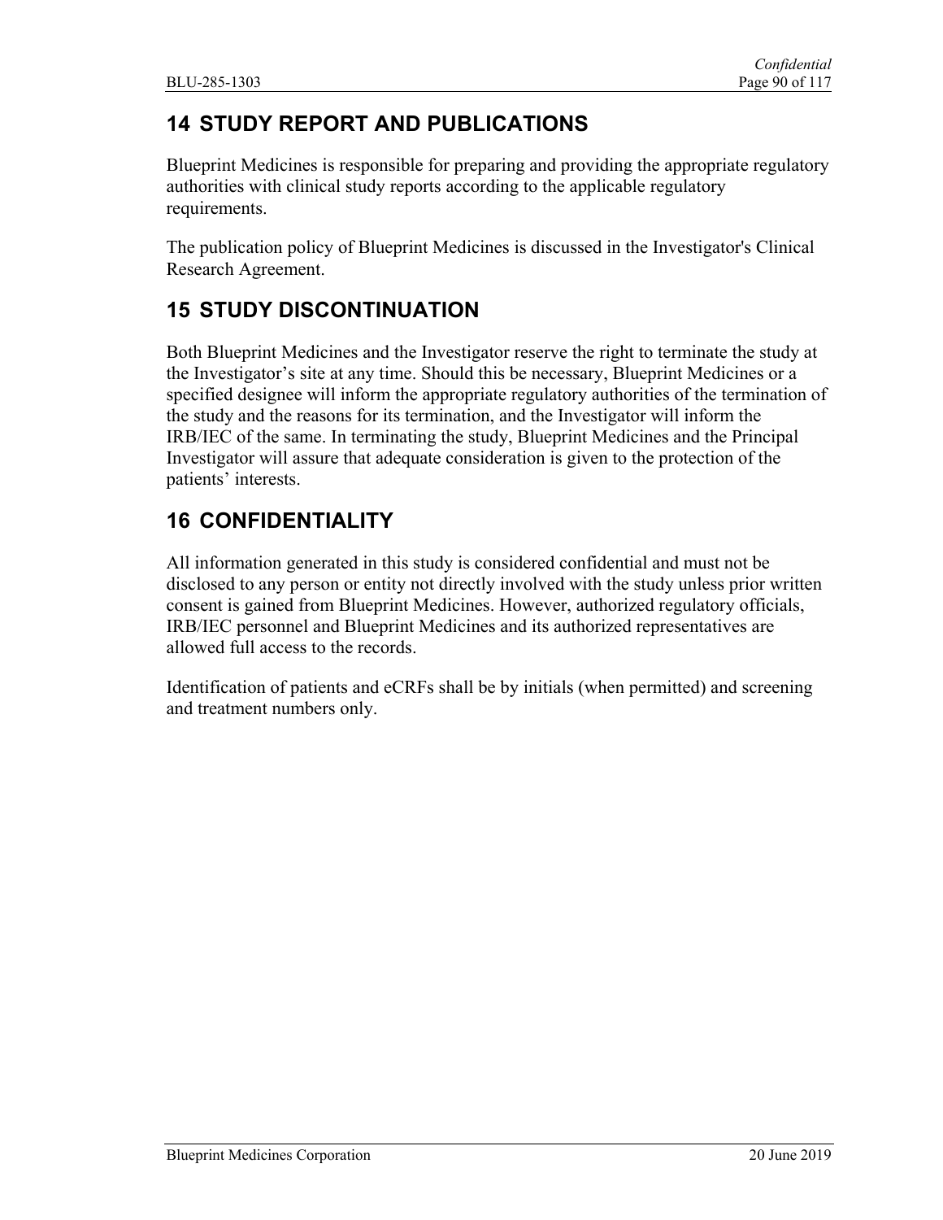# 14 STUDY REPORT AND PUBLICATIONS

Blueprint Medicines is responsible for preparing and providing the appropriate regulatory authorities with clinical study reports according to the applicable regulatory requirements.

The publication policy of Blueprint Medicines is discussed in the Investigator's Clinical Research Agreement.

# 15 STUDY DISCONTINUATION

Both Blueprint Medicines and the Investigator reserve the right to terminate the study at the Investigator's site at any time. Should this be necessary, Blueprint Medicines or a specified designee will inform the appropriate regulatory authorities of the termination of the study and the reasons for its termination, and the Investigator will inform the IRB/IEC of the same. In terminating the study, Blueprint Medicines and the Principal Investigator will assure that adequate consideration is given to the protection of the patients' interests.

# 16 CONFIDENTIALITY

All information generated in this study is considered confidential and must not be disclosed to any person or entity not directly involved with the study unless prior written consent is gained from Blueprint Medicines. However, authorized regulatory officials, IRB/IEC personnel and Blueprint Medicines and its authorized representatives are allowed full access to the records.

Identification of patients and eCRFs shall be by initials (when permitted) and screening and treatment numbers only.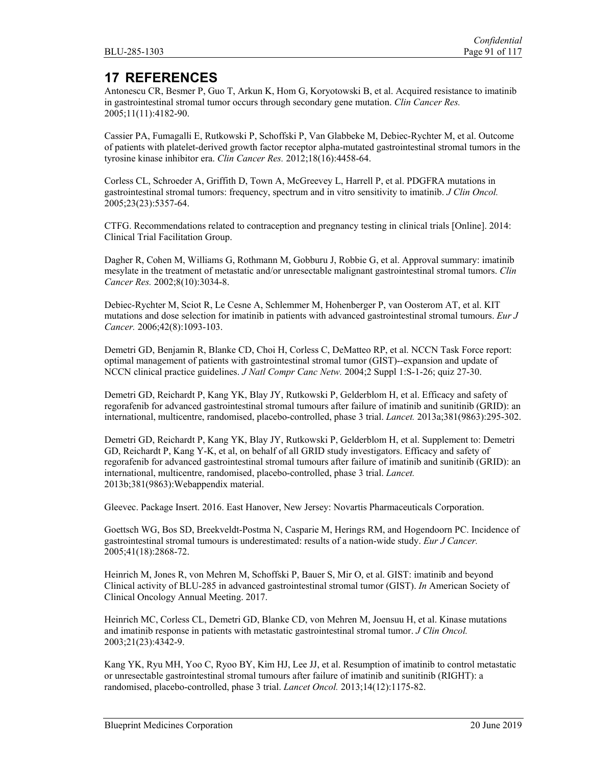# 17 REFERENCES

Antonescu CR, Besmer P, Guo T, Arkun K, Hom G, Koryotowski B, et al. Acquired resistance to imatinib in gastrointestinal stromal tumor occurs through secondary gene mutation. *Clin Cancer Res.* 2005;11(11):4182-90.

Cassier PA, Fumagalli E, Rutkowski P, Schoffski P, Van Glabbeke M, Debiec-Rychter M, et al. Outcome of patients with platelet-derived growth factor receptor alpha-mutated gastrointestinal stromal tumors in the tyrosine kinase inhibitor era. *Clin Cancer Res.* 2012;18(16):4458-64.

Corless CL, Schroeder A, Griffith D, Town A, McGreevey L, Harrell P, et al. PDGFRA mutations in gastrointestinal stromal tumors: frequency, spectrum and in vitro sensitivity to imatinib. *J Clin Oncol.* 2005;23(23):5357-64.

CTFG. Recommendations related to contraception and pregnancy testing in clinical trials [Online]. 2014: Clinical Trial Facilitation Group.

Dagher R, Cohen M, Williams G, Rothmann M, Gobburu J, Robbie G, et al. Approval summary: imatinib mesylate in the treatment of metastatic and/or unresectable malignant gastrointestinal stromal tumors. *Clin Cancer Res.* 2002;8(10):3034-8.

Debiec-Rychter M, Sciot R, Le Cesne A, Schlemmer M, Hohenberger P, van Oosterom AT, et al. KIT mutations and dose selection for imatinib in patients with advanced gastrointestinal stromal tumours. *Eur J Cancer.* 2006;42(8):1093-103.

Demetri GD, Benjamin R, Blanke CD, Choi H, Corless C, DeMatteo RP, et al. NCCN Task Force report: optimal management of patients with gastrointestinal stromal tumor (GIST)--expansion and update of NCCN clinical practice guidelines. *J Natl Compr Canc Netw.* 2004;2 Suppl 1:S-1-26; quiz 27-30.

Demetri GD, Reichardt P, Kang YK, Blay JY, Rutkowski P, Gelderblom H, et al. Efficacy and safety of regorafenib for advanced gastrointestinal stromal tumours after failure of imatinib and sunitinib (GRID): an international, multicentre, randomised, placebo-controlled, phase 3 trial. *Lancet.* 2013a;381(9863):295-302.

Demetri GD, Reichardt P, Kang YK, Blay JY, Rutkowski P, Gelderblom H, et al. Supplement to: Demetri GD, Reichardt P, Kang Y-K, et al, on behalf of all GRID study investigators. Efficacy and safety of regorafenib for advanced gastrointestinal stromal tumours after failure of imatinib and sunitinib (GRID): an international, multicentre, randomised, placebo-controlled, phase 3 trial. *Lancet.* 2013b;381(9863):Webappendix material.

Gleevec. Package Insert. 2016. East Hanover, New Jersey: Novartis Pharmaceuticals Corporation.

Goettsch WG, Bos SD, Breekveldt-Postma N, Casparie M, Herings RM, and Hogendoorn PC. Incidence of gastrointestinal stromal tumours is underestimated: results of a nation-wide study. *Eur J Cancer.* 2005;41(18):2868-72.

Heinrich M, Jones R, von Mehren M, Schoffski P, Bauer S, Mir O, et al. GIST: imatinib and beyond Clinical activity of BLU-285 in advanced gastrointestinal stromal tumor (GIST). *In* American Society of Clinical Oncology Annual Meeting. 2017.

Heinrich MC, Corless CL, Demetri GD, Blanke CD, von Mehren M, Joensuu H, et al. Kinase mutations and imatinib response in patients with metastatic gastrointestinal stromal tumor. *J Clin Oncol.* 2003;21(23):4342-9.

Kang YK, Ryu MH, Yoo C, Ryoo BY, Kim HJ, Lee JJ, et al. Resumption of imatinib to control metastatic or unresectable gastrointestinal stromal tumours after failure of imatinib and sunitinib (RIGHT): a randomised, placebo-controlled, phase 3 trial. *Lancet Oncol.* 2013;14(12):1175-82.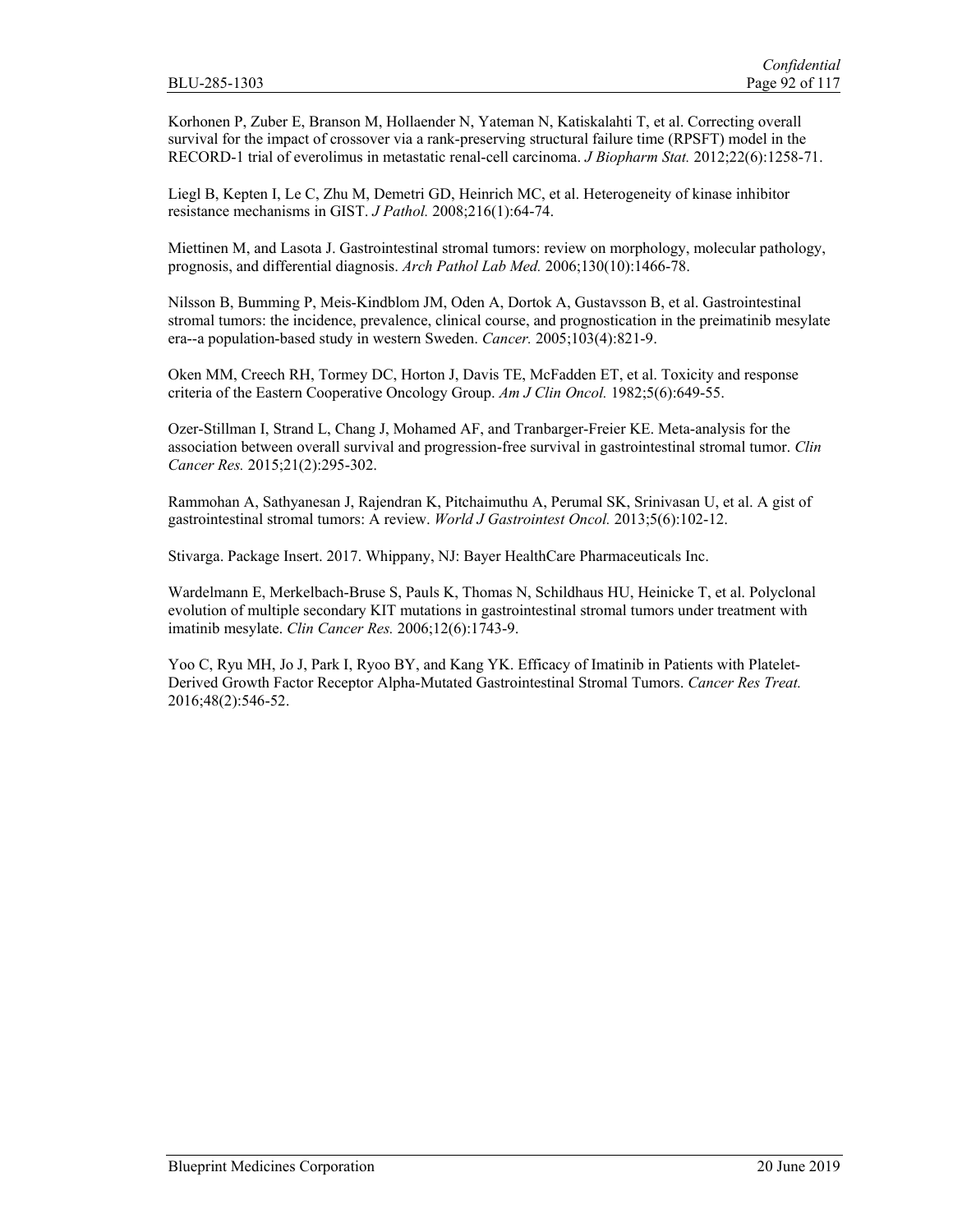Korhonen P, Zuber E, Branson M, Hollaender N, Yateman N, Katiskalahti T, et al. Correcting overall survival for the impact of crossover via a rank-preserving structural failure time (RPSFT) model in the RECORD-1 trial of everolimus in metastatic renal-cell carcinoma. *J Biopharm Stat.* 2012;22(6):1258-71.

Liegl B, Kepten I, Le C, Zhu M, Demetri GD, Heinrich MC, et al. Heterogeneity of kinase inhibitor resistance mechanisms in GIST. *J Pathol.* 2008;216(1):64-74.

Miettinen M, and Lasota J. Gastrointestinal stromal tumors: review on morphology, molecular pathology, prognosis, and differential diagnosis. *Arch Pathol Lab Med.* 2006;130(10):1466-78.

Nilsson B, Bumming P, Meis-Kindblom JM, Oden A, Dortok A, Gustavsson B, et al. Gastrointestinal stromal tumors: the incidence, prevalence, clinical course, and prognostication in the preimatinib mesylate era--a population-based study in western Sweden. *Cancer.* 2005;103(4):821-9.

Oken MM, Creech RH, Tormey DC, Horton J, Davis TE, McFadden ET, et al. Toxicity and response criteria of the Eastern Cooperative Oncology Group. *Am J Clin Oncol.* 1982;5(6):649-55.

Ozer-Stillman I, Strand L, Chang J, Mohamed AF, and Tranbarger-Freier KE. Meta-analysis for the association between overall survival and progression-free survival in gastrointestinal stromal tumor. *Clin Cancer Res.* 2015;21(2):295-302.

Rammohan A, Sathyanesan J, Rajendran K, Pitchaimuthu A, Perumal SK, Srinivasan U, et al. A gist of gastrointestinal stromal tumors: A review. *World J Gastrointest Oncol.* 2013;5(6):102-12.

Stivarga. Package Insert. 2017. Whippany, NJ: Bayer HealthCare Pharmaceuticals Inc.

Wardelmann E, Merkelbach-Bruse S, Pauls K, Thomas N, Schildhaus HU, Heinicke T, et al. Polyclonal evolution of multiple secondary KIT mutations in gastrointestinal stromal tumors under treatment with imatinib mesylate. *Clin Cancer Res.* 2006;12(6):1743-9.

Yoo C, Ryu MH, Jo J, Park I, Ryoo BY, and Kang YK. Efficacy of Imatinib in Patients with Platelet-Derived Growth Factor Receptor Alpha-Mutated Gastrointestinal Stromal Tumors. *Cancer Res Treat.* 2016;48(2):546-52.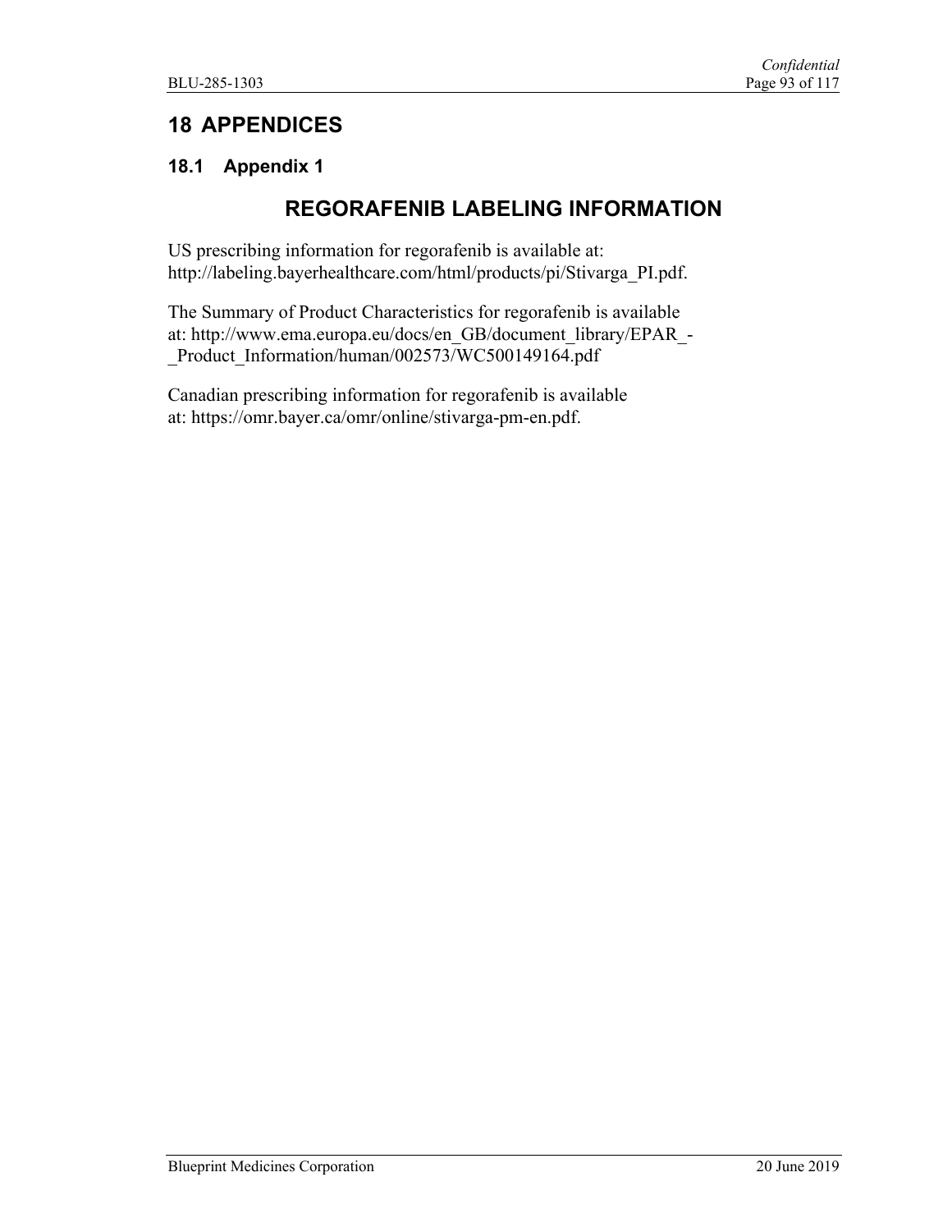# 18 APPENDICES

## 18.1 Appendix 1

### REGORAFENIB LABELING INFORMATION

US prescribing information for regorafenib is available at: http://labeling.bayerhealthcare.com/html/products/pi/Stivarga_PI.pdf.

The Summary of Product Characteristics for regorafenib is available at: http://www.ema.europa.eu/docs/en_GB/document_library/EPAR_-_Product_Information/human/002573/WC500149164.pdf

Canadian prescribing information for regorafenib is available at: https://omr.bayer.ca/omr/online/stivarga-pm-en.pdf.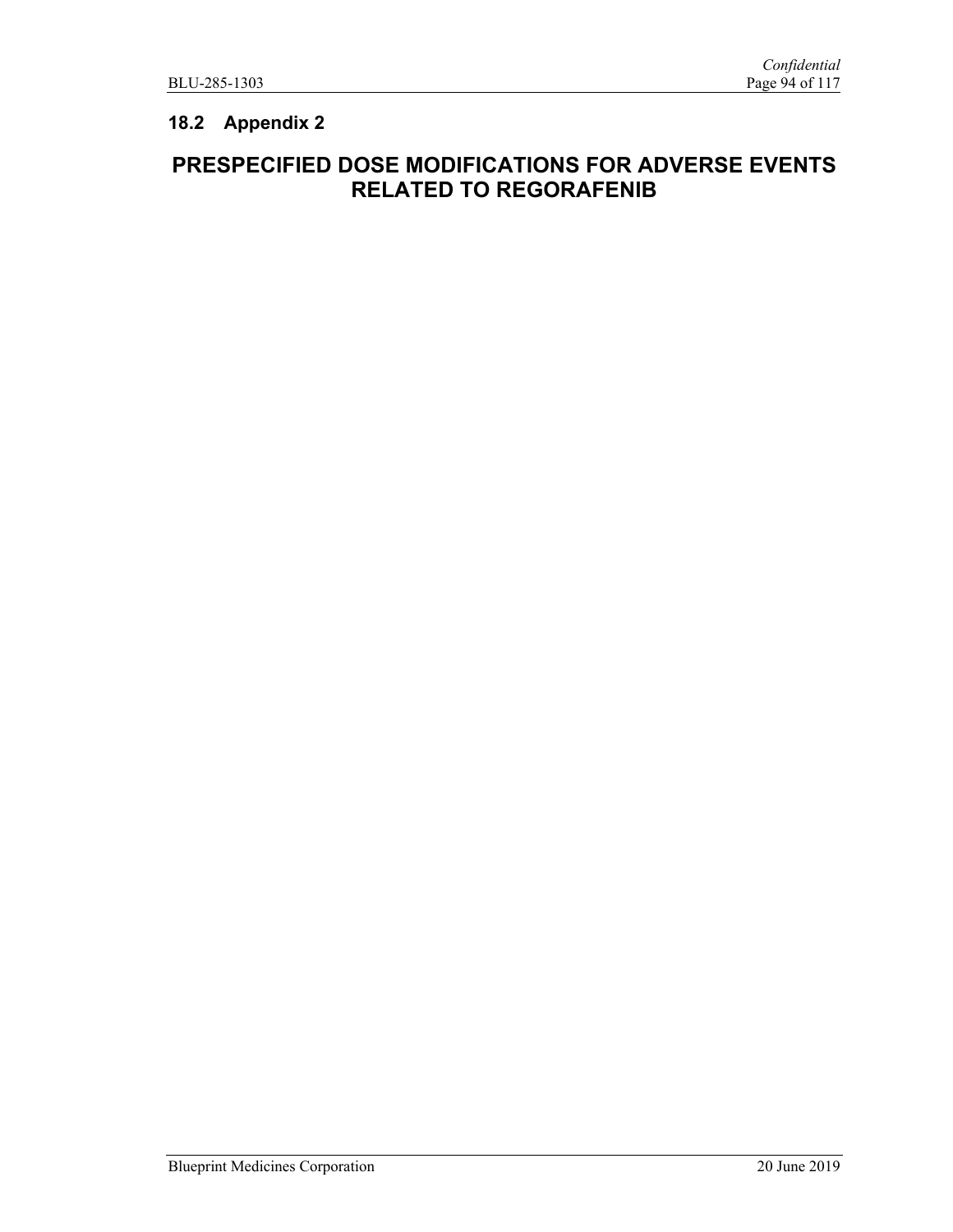## 18.2 Appendix 2

# PRESPECIFIED DOSE MODIFICATIONS FOR ADVERSE EVENTS RELATED TO REGORAFENIB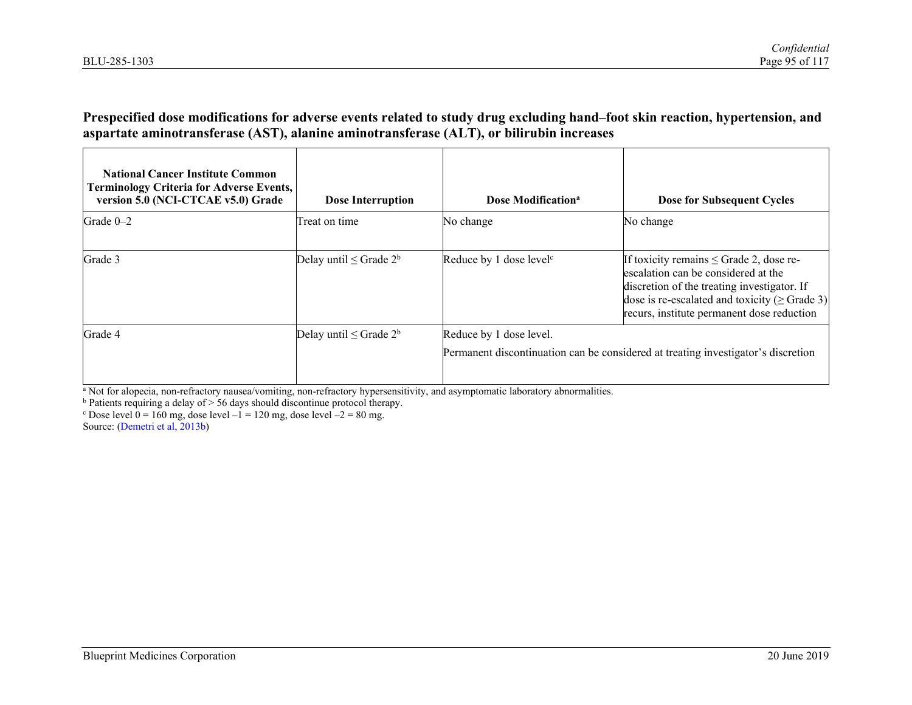**Prespecified dose modifications for adverse events related to study drug excluding hand–foot skin reaction, hypertension, and aspartate aminotransferase (AST), alanine aminotransferase (ALT), or bilirubin increases**

| National Cancer Institute Common Terminology Criteria for Adverse Events, version 5.0 (NCI-CTCAE v5.0) Grade | Dose Interruption | Dose Modification[a] | Dose for Subsequent Cycles |
|---|---|---|---|
| Grade 0–2 | Treat on time | No change | No change |
| Grade 3 | Delay until ≤ Grade 2[b] | Reduce by 1 dose level[c] | If toxicity remains ≤ Grade 2, dose re-escalation can be considered at the discretion of the treating investigator. If dose is re-escalated and toxicity (≥ Grade 3) recurs, institute permanent dose reduction |
| Grade 4 | Delay until ≤ Grade 2[b] | Reduce by 1 dose level.<br>Permanent discontinuation can be considered at treating investigator's discretion | |

[a] Not for alopecia, non-refractory nausea/vomiting, non-refractory hypersensitivity, and asymptomatic laboratory abnormalities.
[b] Patients requiring a delay of > 56 days should discontinue protocol therapy.
[c] Dose level 0 = 160 mg, dose level –1 = 120 mg, dose level –2 = 80 mg.
Source: (Demetri et al, 2013b)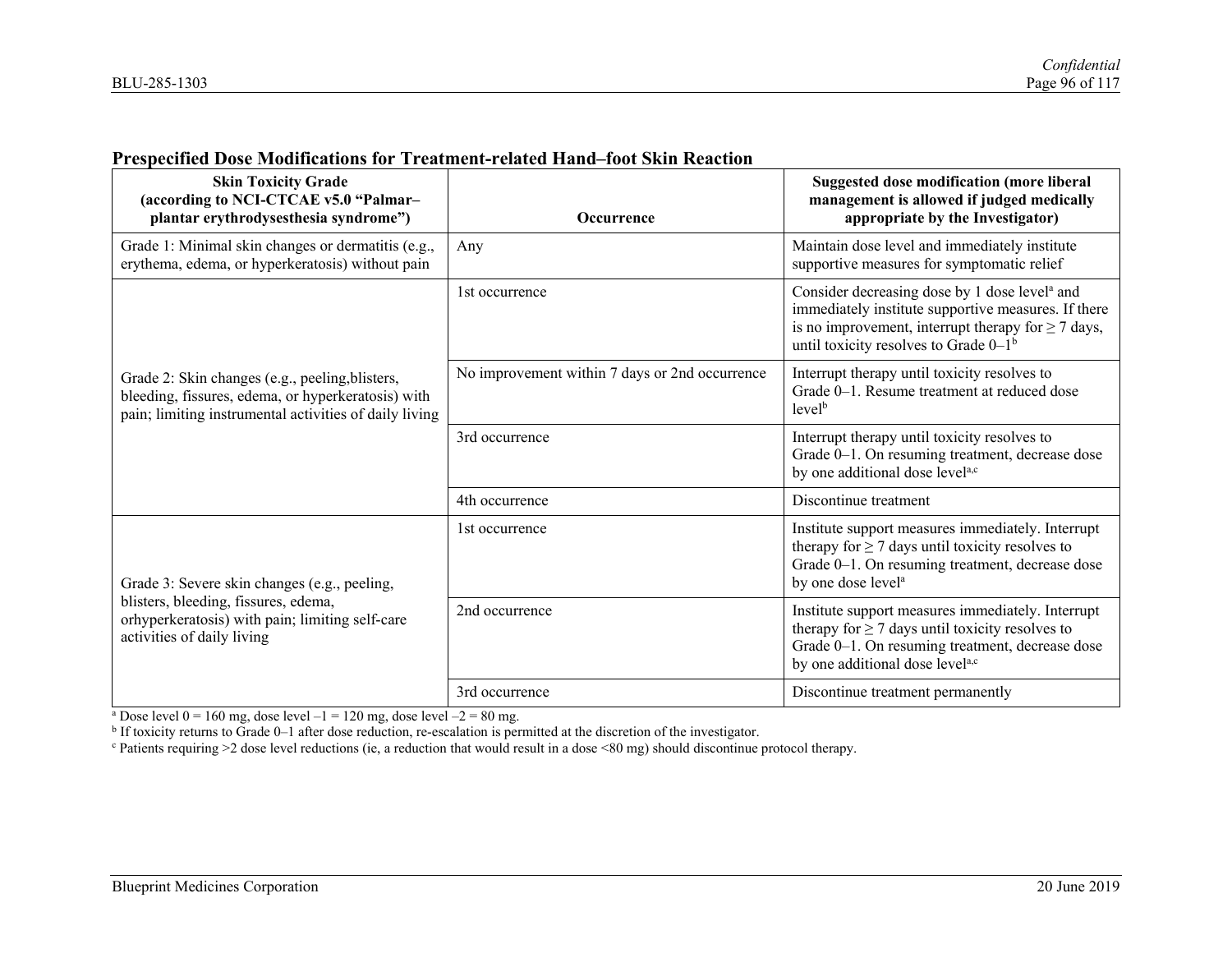**Prespecified Dose Modifications for Treatment-related Hand–foot Skin Reaction**

| Skin Toxicity Grade (according to NCI-CTCAE v5.0 "Palmar–plantar erythrodysesthesia syndrome") | Occurrence | Suggested dose modification (more liberal management is allowed if judged medically appropriate by the Investigator) |
|---|---|---|
| Grade 1: Minimal skin changes or dermatitis (e.g., erythema, edema, or hyperkeratosis) without pain | Any | Maintain dose level and immediately institute supportive measures for symptomatic relief |
| Grade 2: Skin changes (e.g., peeling,blisters, bleeding, fissures, edema, or hyperkeratosis) with pain; limiting instrumental activities of daily living | 1st occurrence | Consider decreasing dose by 1 dose level[a] and immediately institute supportive measures. If there is no improvement, interrupt therapy for ≥ 7 days, until toxicity resolves to Grade 0–1[b] |
| | No improvement within 7 days or 2nd occurrence | Interrupt therapy until toxicity resolves to Grade 0–1. Resume treatment at reduced dose level[b] |
| | 3rd occurrence | Interrupt therapy until toxicity resolves to Grade 0–1. On resuming treatment, decrease dose by one additional dose level[a,c] |
| | 4th occurrence | Discontinue treatment |
| Grade 3: Severe skin changes (e.g., peeling, blisters, bleeding, fissures, edema, orhyperkeratosis) with pain; limiting self-care activities of daily living | 1st occurrence | Institute support measures immediately. Interrupt therapy for ≥ 7 days until toxicity resolves to Grade 0–1. On resuming treatment, decrease dose by one dose level[a] |
| | 2nd occurrence | Institute support measures immediately. Interrupt therapy for ≥ 7 days until toxicity resolves to Grade 0–1. On resuming treatment, decrease dose by one additional dose level[a,c] |
| | 3rd occurrence | Discontinue treatment permanently |

[a] Dose level 0 = 160 mg, dose level –1 = 120 mg, dose level –2 = 80 mg.

[b] If toxicity returns to Grade 0–1 after dose reduction, re-escalation is permitted at the discretion of the investigator.

[c] Patients requiring >2 dose level reductions (ie, a reduction that would result in a dose <80 mg) should discontinue protocol therapy.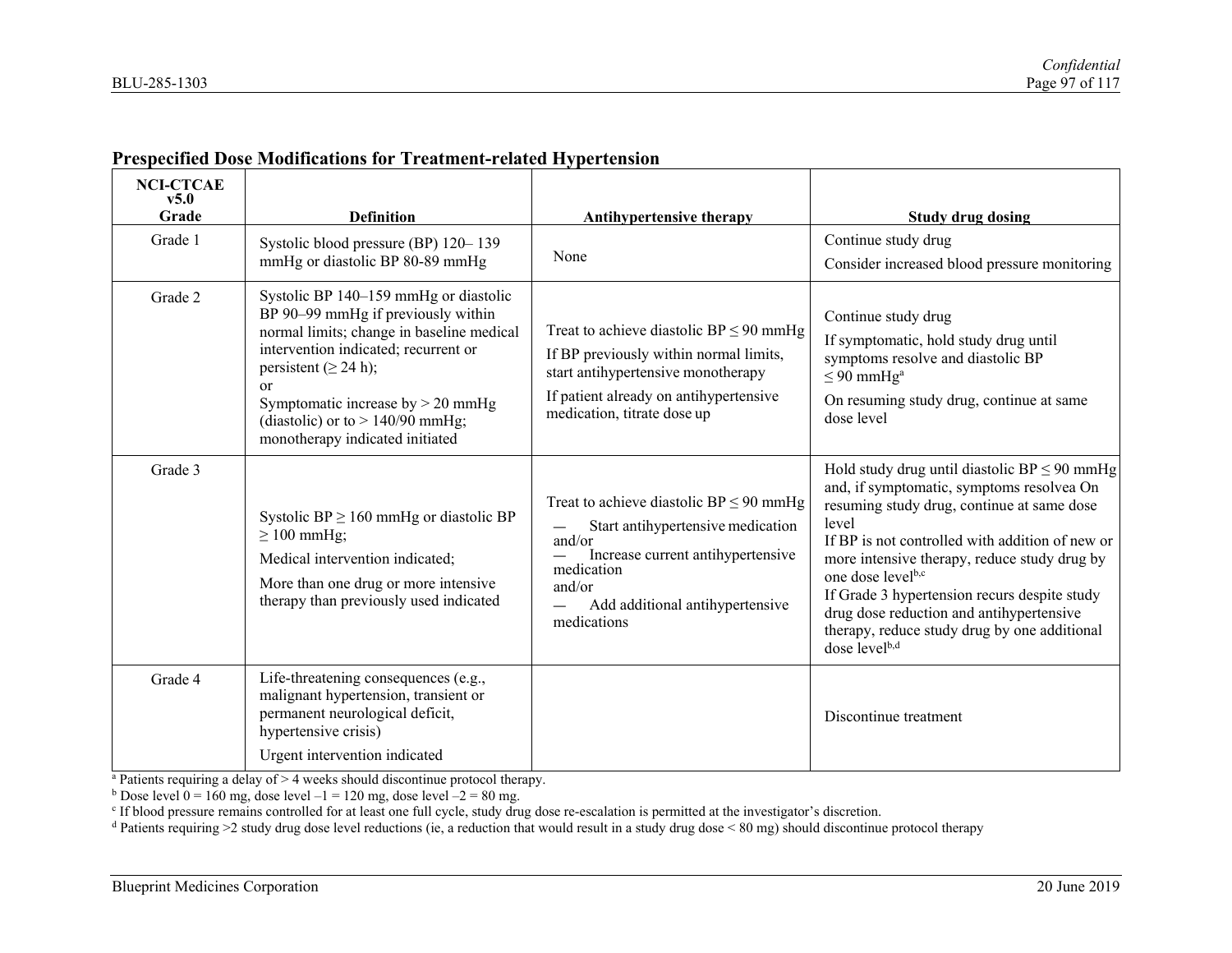### Prespecified Dose Modifications for Treatment-related Hypertension

| NCI-CTCAE v5.0 Grade | Definition | Antihypertensive therapy | Study drug dosing |
|---|---|---|---|
| Grade 1 | Systolic blood pressure (BP) 120– 139 mmHg or diastolic BP 80-89 mmHg | None | Continue study drug<br>Consider increased blood pressure monitoring |
| Grade 2 | Systolic BP 140–159 mmHg or diastolic BP 90–99 mmHg if previously within normal limits; change in baseline medical intervention indicated; recurrent or persistent (≥ 24 h);<br>or<br>Symptomatic increase by > 20 mmHg (diastolic) or to > 140/90 mmHg; monotherapy indicated initiated | Treat to achieve diastolic BP ≤ 90 mmHg<br>If BP previously within normal limits, start antihypertensive monotherapy<br>If patient already on antihypertensive medication, titrate dose up | Continue study drug<br>If symptomatic, hold study drug until symptoms resolve and diastolic BP ≤ 90 mmHg[a]<br>On resuming study drug, continue at same dose level |
| Grade 3 | Systolic BP ≥ 160 mmHg or diastolic BP ≥ 100 mmHg;<br>Medical intervention indicated;<br>More than one drug or more intensive therapy than previously used indicated | Treat to achieve diastolic BP ≤ 90 mmHg<br>— Start antihypertensive medication<br>and/or<br>— Increase current antihypertensive medication<br>and/or<br>— Add additional antihypertensive medications | Hold study drug until diastolic BP ≤ 90 mmHg and, if symptomatic, symptoms resolvea On resuming study drug, continue at same dose level<br>If BP is not controlled with addition of new or more intensive therapy, reduce study drug by one dose level[b,c]<br>If Grade 3 hypertension recurs despite study drug dose reduction and antihypertensive therapy, reduce study drug by one additional dose level[b,d] |
| Grade 4 | Life-threatening consequences (e.g., malignant hypertension, transient or permanent neurological deficit, hypertensive crisis)<br>Urgent intervention indicated | | Discontinue treatment |

[a] Patients requiring a delay of > 4 weeks should discontinue protocol therapy.
[b] Dose level 0 = 160 mg, dose level –1 = 120 mg, dose level –2 = 80 mg.
[c] If blood pressure remains controlled for at least one full cycle, study drug dose re-escalation is permitted at the investigator's discretion.
[d] Patients requiring >2 study drug dose level reductions (ie, a reduction that would result in a study drug dose < 80 mg) should discontinue protocol therapy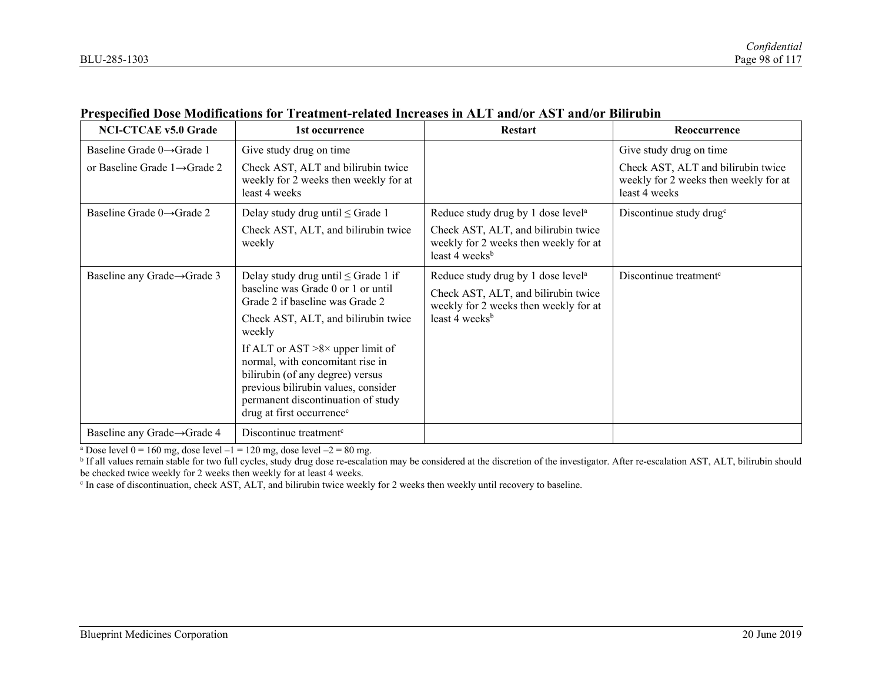**Prespecified Dose Modifications for Treatment-related Increases in ALT and/or AST and/or Bilirubin**

| NCI-CTCAE v5.0 Grade | 1st occurrence | Restart | Reoccurrence |
|---|---|---|---|
| Baseline Grade 0→Grade 1<br><br>or Baseline Grade 1→Grade 2 | Give study drug on time<br><br>Check AST, ALT and bilirubin twice weekly for 2 weeks then weekly for at least 4 weeks | | Give study drug on time<br><br>Check AST, ALT and bilirubin twice weekly for 2 weeks then weekly for at least 4 weeks |
| Baseline Grade 0→Grade 2 | Delay study drug until ≤ Grade 1<br><br>Check AST, ALT, and bilirubin twice weekly | Reduce study drug by 1 dose level[a]<br><br>Check AST, ALT, and bilirubin twice weekly for 2 weeks then weekly for at least 4 weeks[b] | Discontinue study drug[c] |
| Baseline any Grade→Grade 3 | Delay study drug until ≤ Grade 1 if baseline was Grade 0 or 1 or until Grade 2 if baseline was Grade 2<br><br>Check AST, ALT, and bilirubin twice weekly<br><br>If ALT or AST >8× upper limit of normal, with concomitant rise in bilirubin (of any degree) versus previous bilirubin values, consider permanent discontinuation of study drug at first occurrence[c] | Reduce study drug by 1 dose level[a]<br><br>Check AST, ALT, and bilirubin twice weekly for 2 weeks then weekly for at least 4 weeks[b] | Discontinue treatment[c] |
| Baseline any Grade→Grade 4 | Discontinue treatment[c] | | |

[a] Dose level 0 = 160 mg, dose level –1 = 120 mg, dose level –2 = 80 mg.

[b] If all values remain stable for two full cycles, study drug dose re-escalation may be considered at the discretion of the investigator. After re-escalation AST, ALT, bilirubin should be checked twice weekly for 2 weeks then weekly for at least 4 weeks.

[c] In case of discontinuation, check AST, ALT, and bilirubin twice weekly for 2 weeks then weekly until recovery to baseline.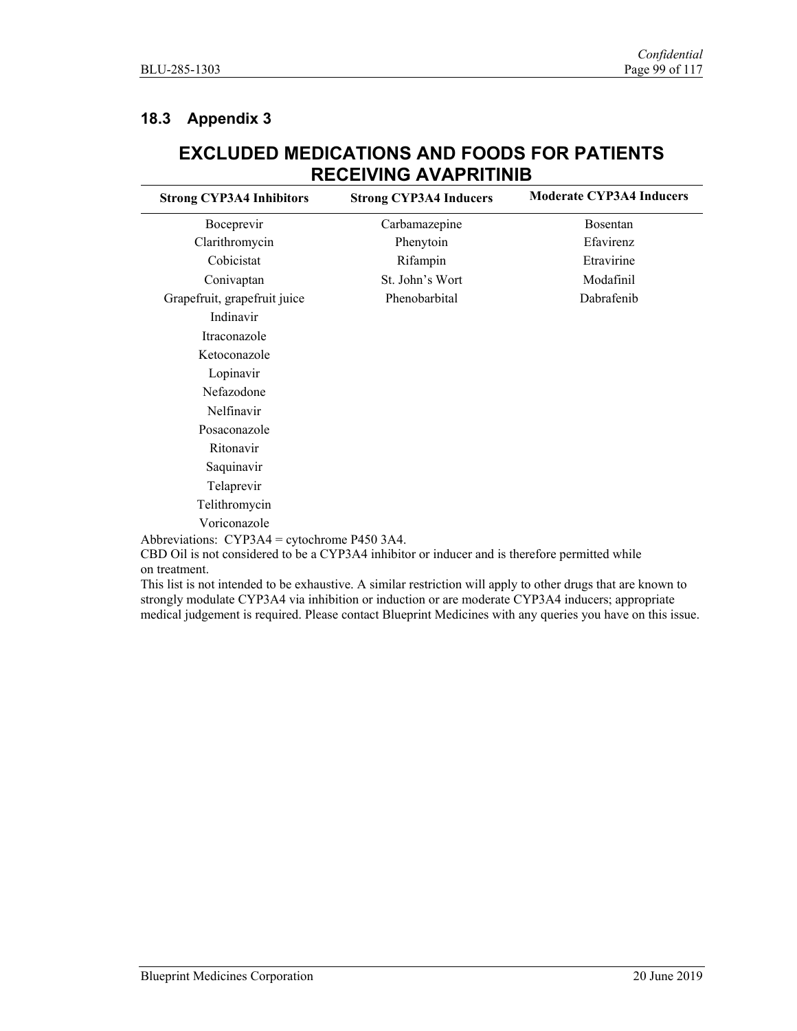## 18.3 Appendix 3

# EXCLUDED MEDICATIONS AND FOODS FOR PATIENTS RECEIVING AVAPRITINIB

| Strong CYP3A4 Inhibitors | Strong CYP3A4 Inducers | Moderate CYP3A4 Inducers |
|---|---|---|
| Boceprevir | Carbamazepine | Bosentan |
| Clarithromycin | Phenytoin | Efavirenz |
| Cobicistat | Rifampin | Etravirine |
| Conivaptan | St. John's Wort | Modafinil |
| Grapefruit, grapefruit juice | Phenobarbital | Dabrafenib |
| Indinavir | | |
| Itraconazole | | |
| Ketoconazole | | |
| Lopinavir | | |
| Nefazodone | | |
| Nelfinavir | | |
| Posaconazole | | |
| Ritonavir | | |
| Saquinavir | | |
| Telaprevir | | |
| Telithromycin | | |
| Voriconazole | | |

Abbreviations: CYP3A4 = cytochrome P450 3A4.

CBD Oil is not considered to be a CYP3A4 inhibitor or inducer and is therefore permitted while on treatment.

This list is not intended to be exhaustive. A similar restriction will apply to other drugs that are known to strongly modulate CYP3A4 via inhibition or induction or are moderate CYP3A4 inducers; appropriate medical judgement is required. Please contact Blueprint Medicines with any queries you have on this issue.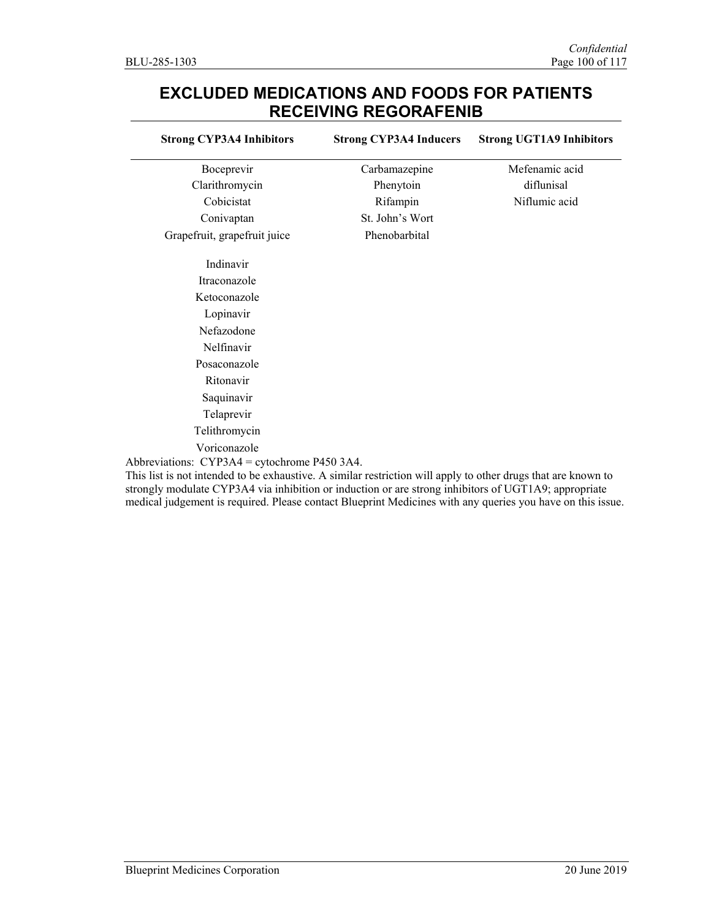# EXCLUDED MEDICATIONS AND FOODS FOR PATIENTS RECEIVING REGORAFENIB

| Strong CYP3A4 Inhibitors | Strong CYP3A4 Inducers | Strong UGT1A9 Inhibitors |
|---|---|---|
| Boceprevir | Carbamazepine | Mefenamic acid |
| Clarithromycin | Phenytoin | diflunisal |
| Cobicistat | Rifampin | Niflumic acid |
| Conivaptan | St. John's Wort | |
| Grapefruit, grapefruit juice | Phenobarbital | |
| Indinavir | | |
| Itraconazole | | |
| Ketoconazole | | |
| Lopinavir | | |
| Nefazodone | | |
| Nelfinavir | | |
| Posaconazole | | |
| Ritonavir | | |
| Saquinavir | | |
| Telaprevir | | |
| Telithromycin | | |
| Voriconazole | | |

Abbreviations: CYP3A4 = cytochrome P450 3A4.

This list is not intended to be exhaustive. A similar restriction will apply to other drugs that are known to strongly modulate CYP3A4 via inhibition or induction or are strong inhibitors of UGT1A9; appropriate medical judgement is required. Please contact Blueprint Medicines with any queries you have on this issue.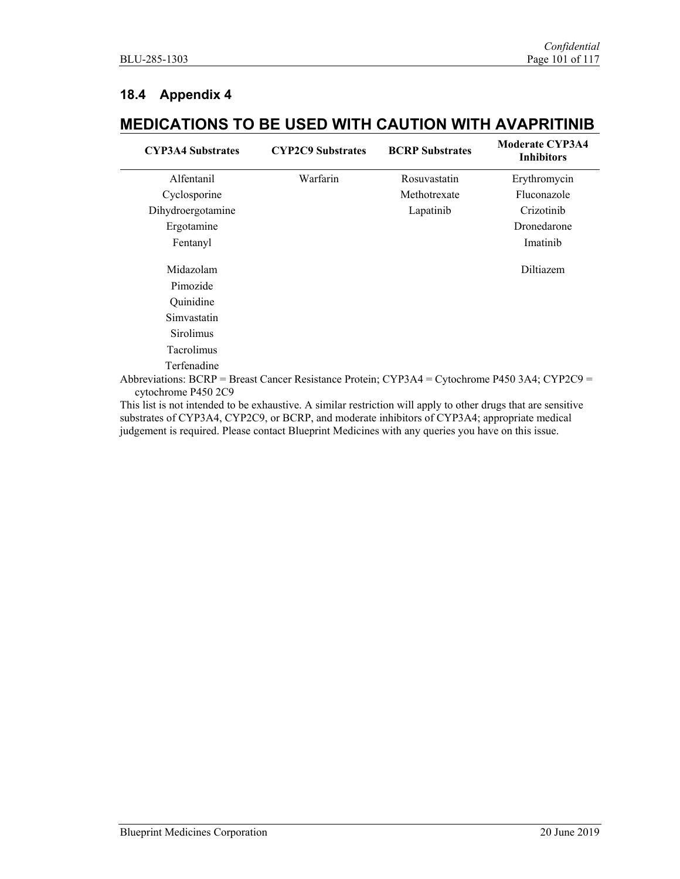## 18.4 Appendix 4

# MEDICATIONS TO BE USED WITH CAUTION WITH AVAPRITINIB

| CYP3A4 Substrates | CYP2C9 Substrates | BCRP Substrates | Moderate CYP3A4 Inhibitors |
|---|---|---|---|
| Alfentanil | Warfarin | Rosuvastatin | Erythromycin |
| Cyclosporine | | Methotrexate | Fluconazole |
| Dihydroergotamine | | Lapatinib | Crizotinib |
| Ergotamine | | | Dronedarone |
| Fentanyl | | | Imatinib |
| Midazolam | | | Diltiazem |
| Pimozide | | | |
| Quinidine | | | |
| Simvastatin | | | |
| Sirolimus | | | |
| Tacrolimus | | | |
| Terfenadine | | | |

Abbreviations: BCRP = Breast Cancer Resistance Protein; CYP3A4 = Cytochrome P450 3A4; CYP2C9 = cytochrome P450 2C9

This list is not intended to be exhaustive. A similar restriction will apply to other drugs that are sensitive substrates of CYP3A4, CYP2C9, or BCRP, and moderate inhibitors of CYP3A4; appropriate medical judgement is required. Please contact Blueprint Medicines with any queries you have on this issue.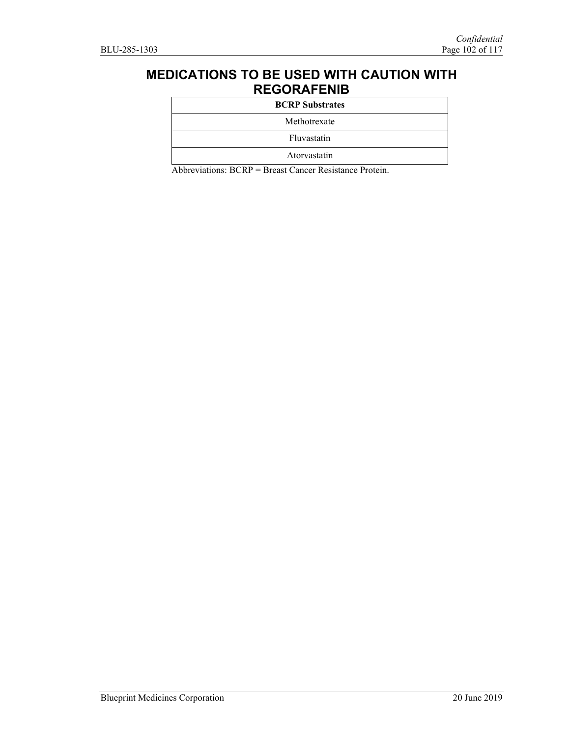# MEDICATIONS TO BE USED WITH CAUTION WITH REGORAFENIB

| BCRP Substrates |
| --- |
| Methotrexate |
| Fluvastatin |
| Atorvastatin |

Abbreviations: BCRP = Breast Cancer Resistance Protein.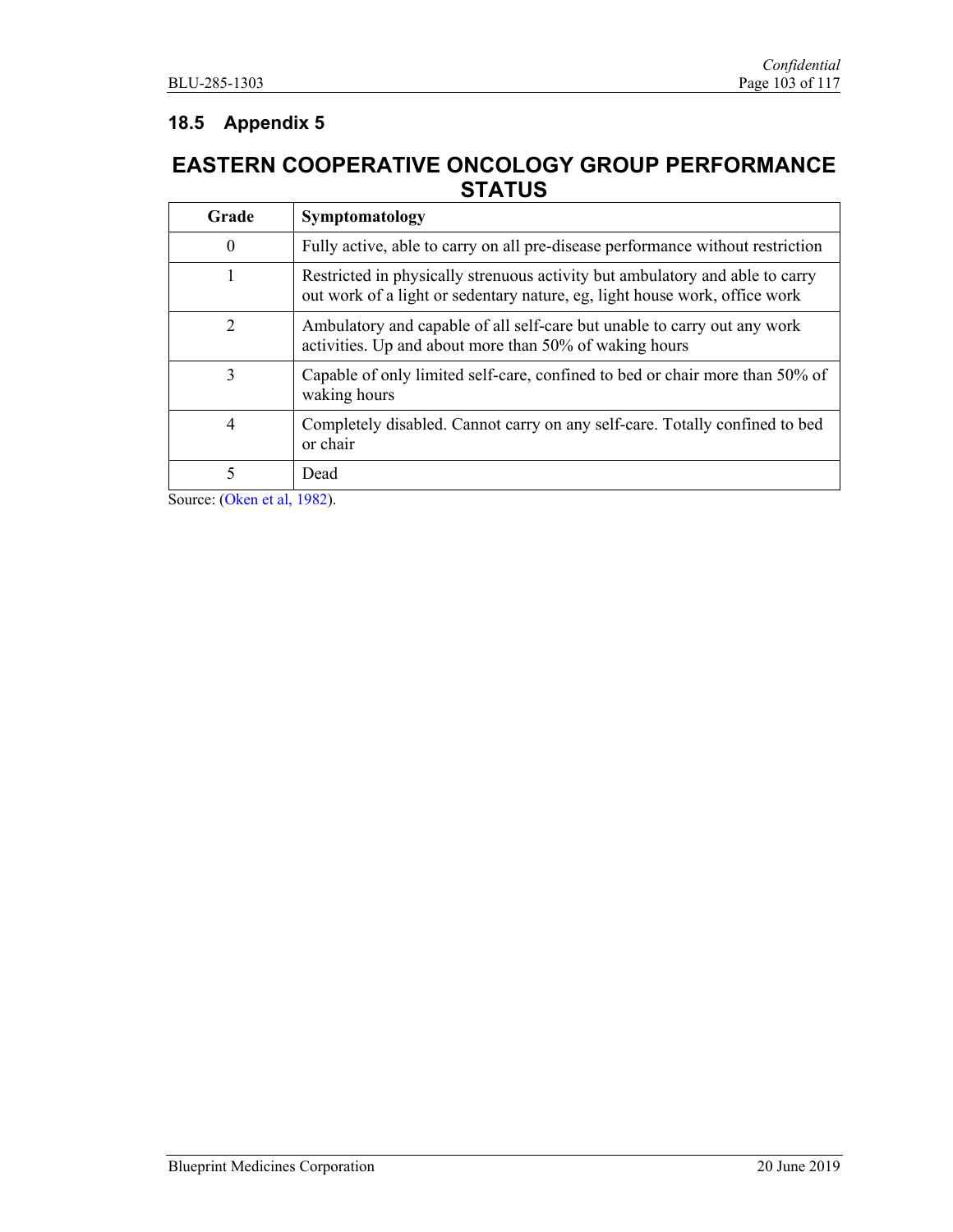## 18.5 Appendix 5

# EASTERN COOPERATIVE ONCOLOGY GROUP PERFORMANCE STATUS

| Grade | Symptomatology |
|---|---|
| 0 | Fully active, able to carry on all pre-disease performance without restriction |
| 1 | Restricted in physically strenuous activity but ambulatory and able to carry out work of a light or sedentary nature, eg, light house work, office work |
| 2 | Ambulatory and capable of all self-care but unable to carry out any work activities. Up and about more than 50% of waking hours |
| 3 | Capable of only limited self-care, confined to bed or chair more than 50% of waking hours |
| 4 | Completely disabled. Cannot carry on any self-care. Totally confined to bed or chair |
| 5 | Dead |

Source: (Oken et al, 1982).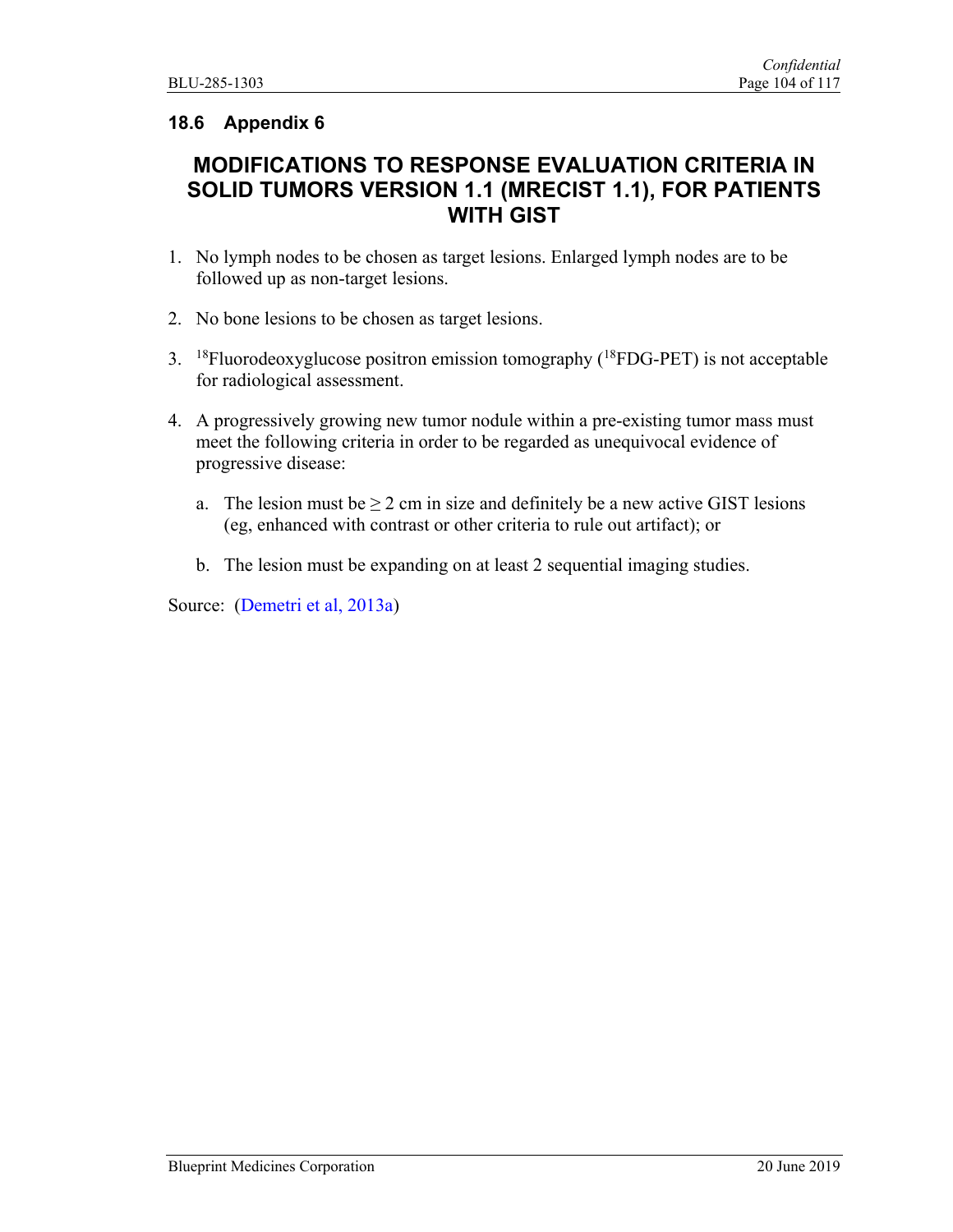## 18.6 Appendix 6

# MODIFICATIONS TO RESPONSE EVALUATION CRITERIA IN SOLID TUMORS VERSION 1.1 (MRECIST 1.1), FOR PATIENTS WITH GIST

1. No lymph nodes to be chosen as target lesions. Enlarged lymph nodes are to be followed up as non-target lesions.

2. No bone lesions to be chosen as target lesions.

3. $^{18}$Fluorodeoxyglucose positron emission tomography ($^{18}$FDG-PET) is not acceptable for radiological assessment.

4. A progressively growing new tumor nodule within a pre-existing tumor mass must meet the following criteria in order to be regarded as unequivocal evidence of progressive disease:

    a. The lesion must be ≥ 2 cm in size and definitely be a new active GIST lesions (eg, enhanced with contrast or other criteria to rule out artifact); or

    b. The lesion must be expanding on at least 2 sequential imaging studies.

Source: (Demetri et al, 2013a)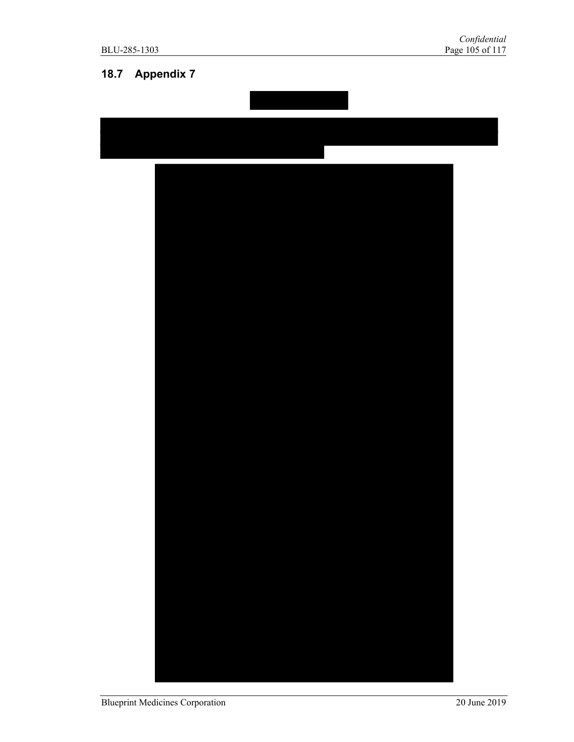## 18.7 Appendix 7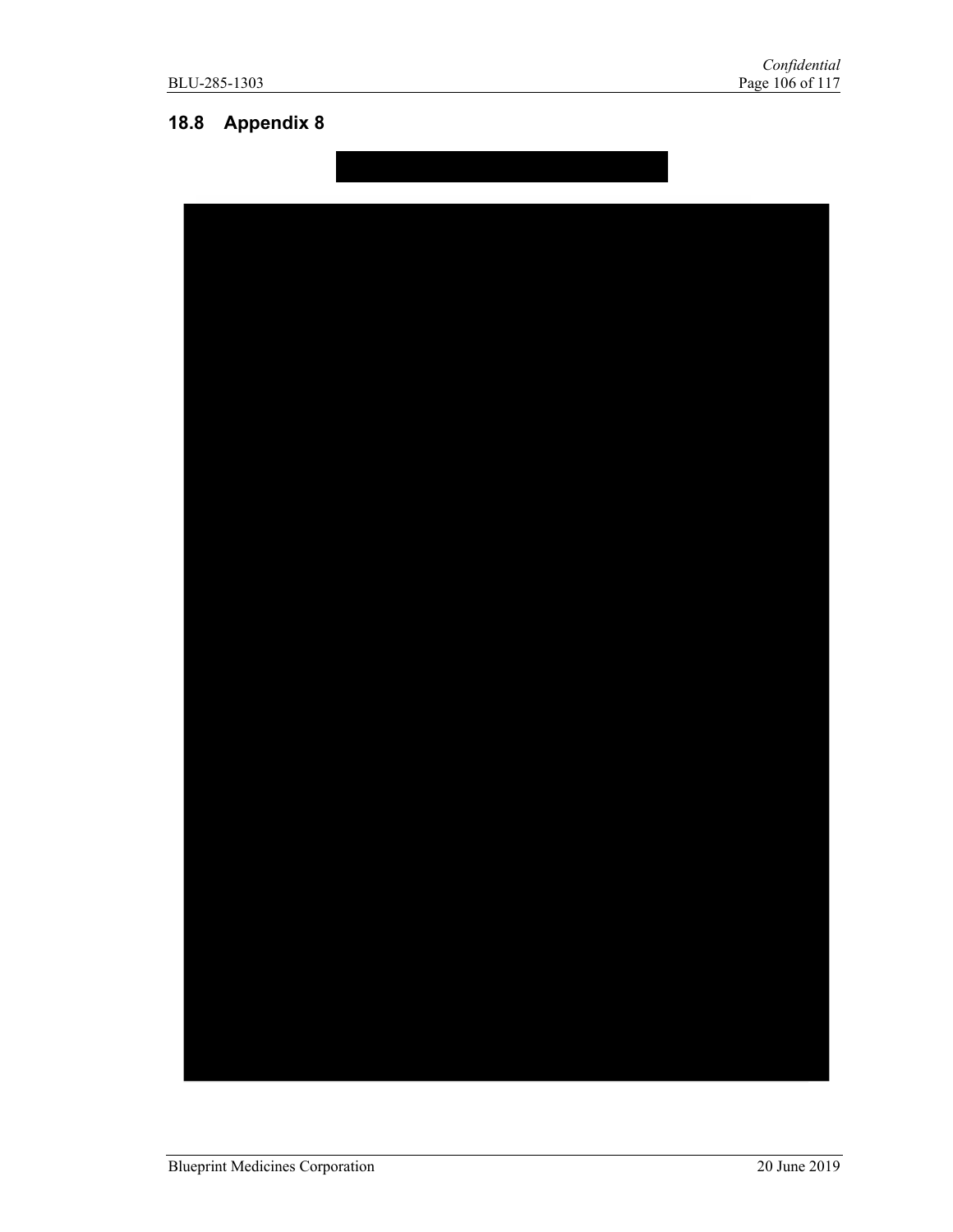## 18.8 Appendix 8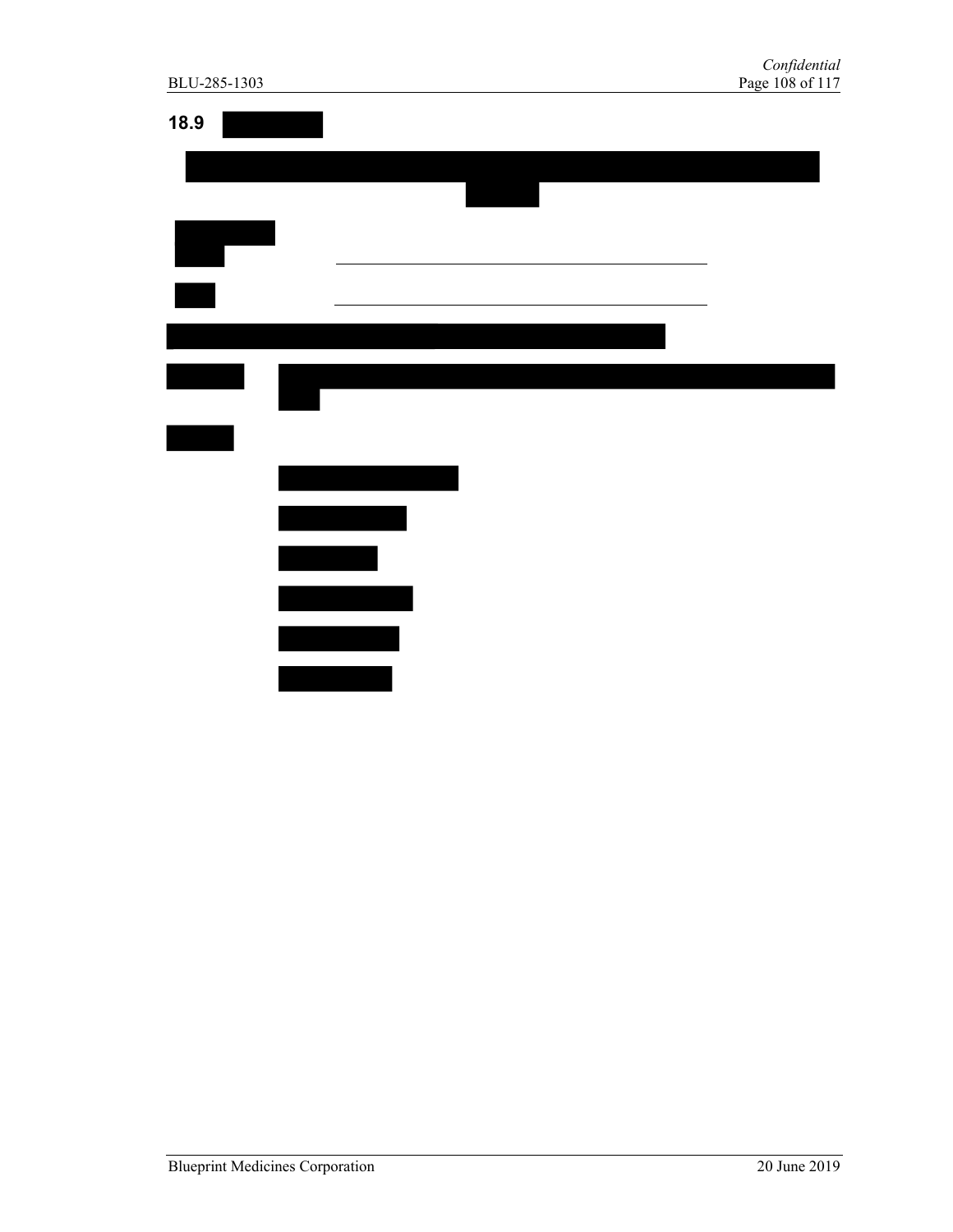## 18.9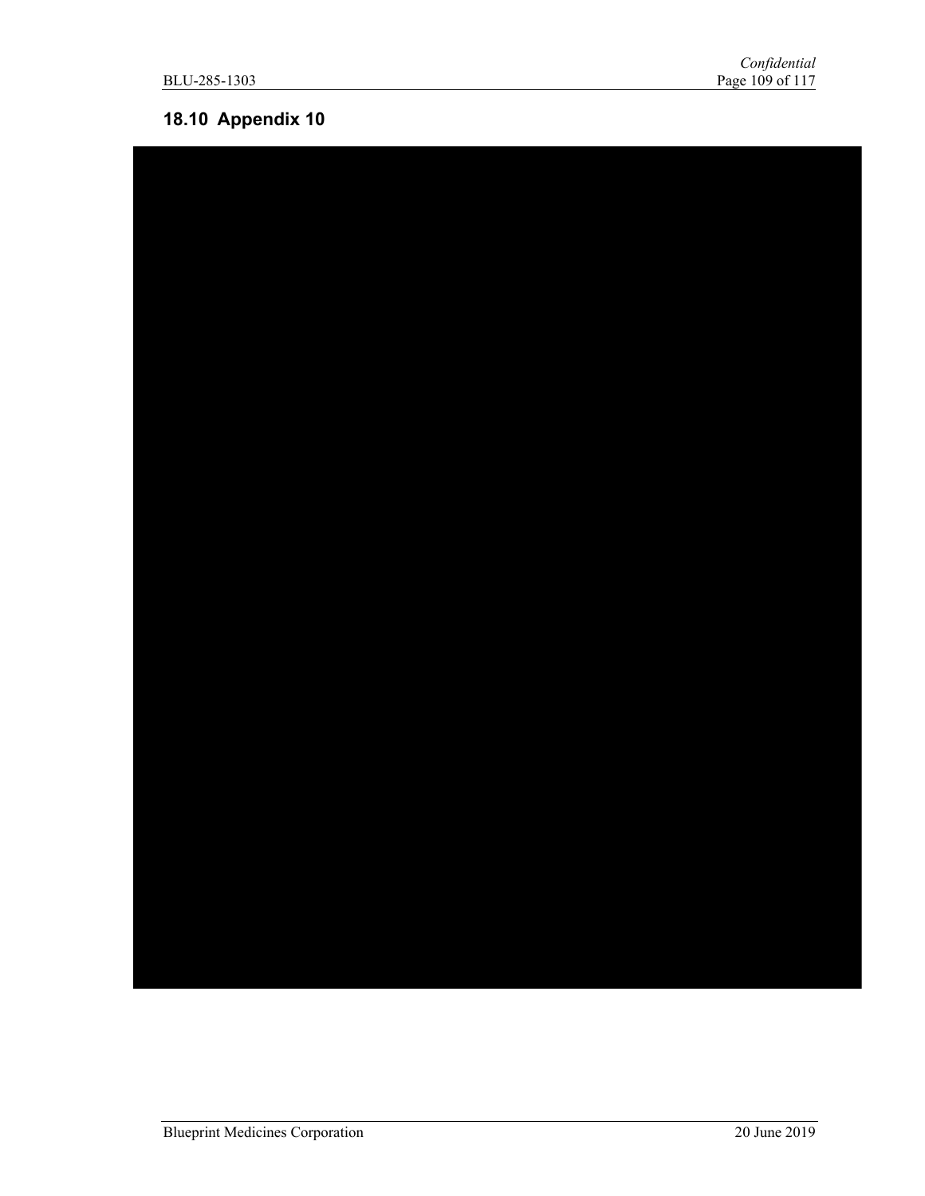## 18.10 Appendix 10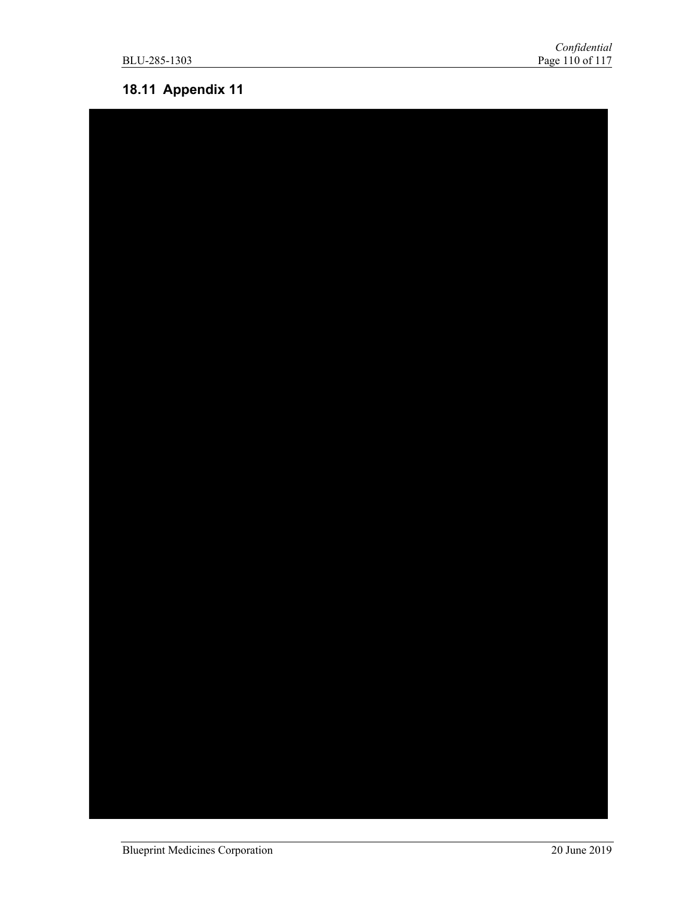## 18.11 Appendix 11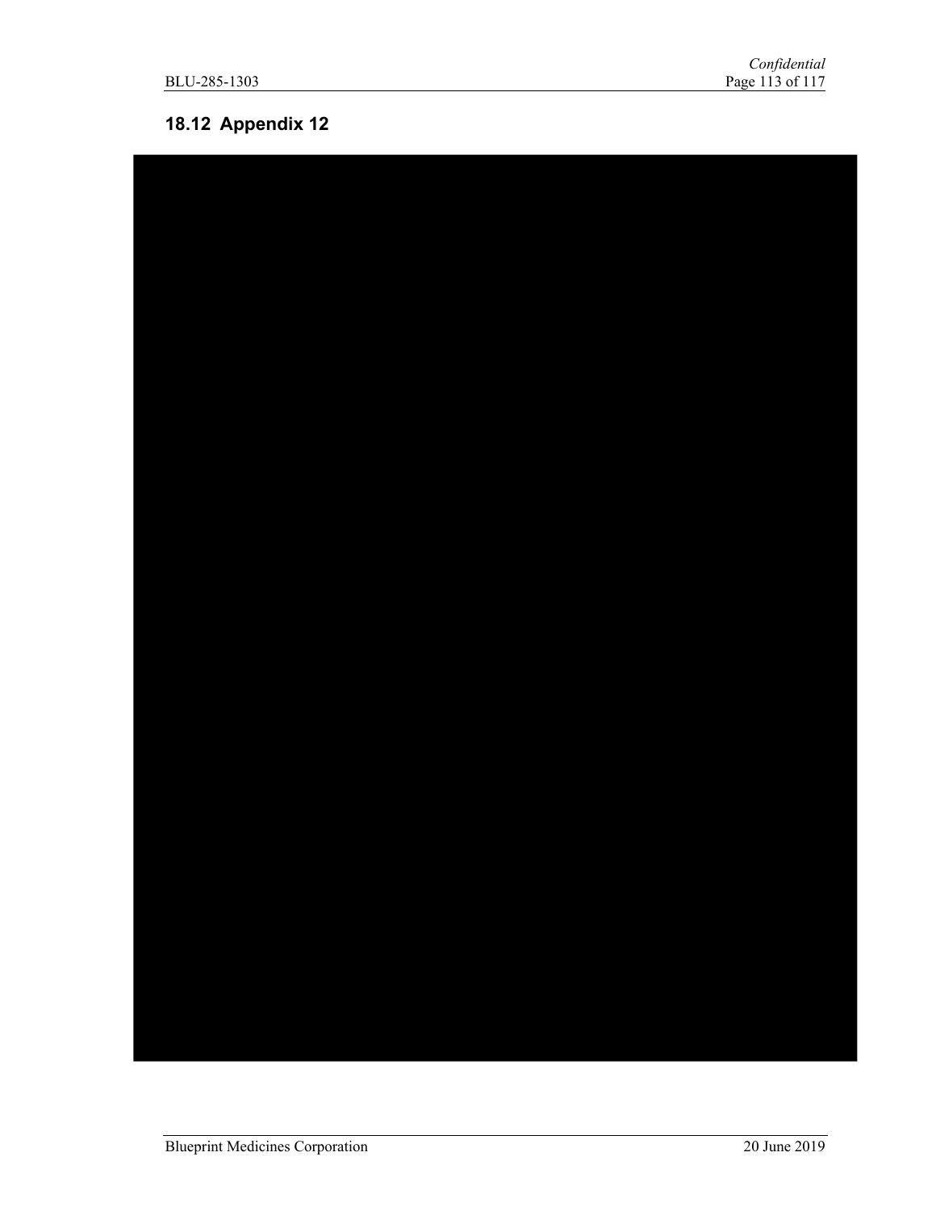## 18.12 Appendix 12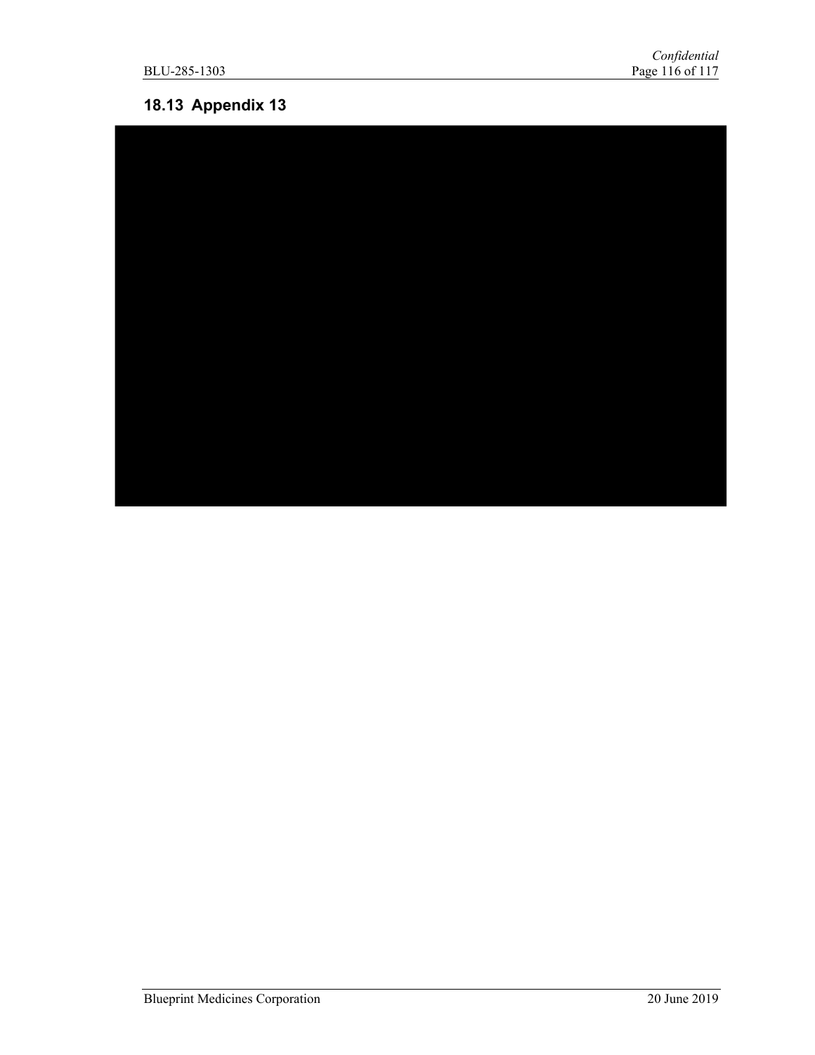## 18.13 Appendix 13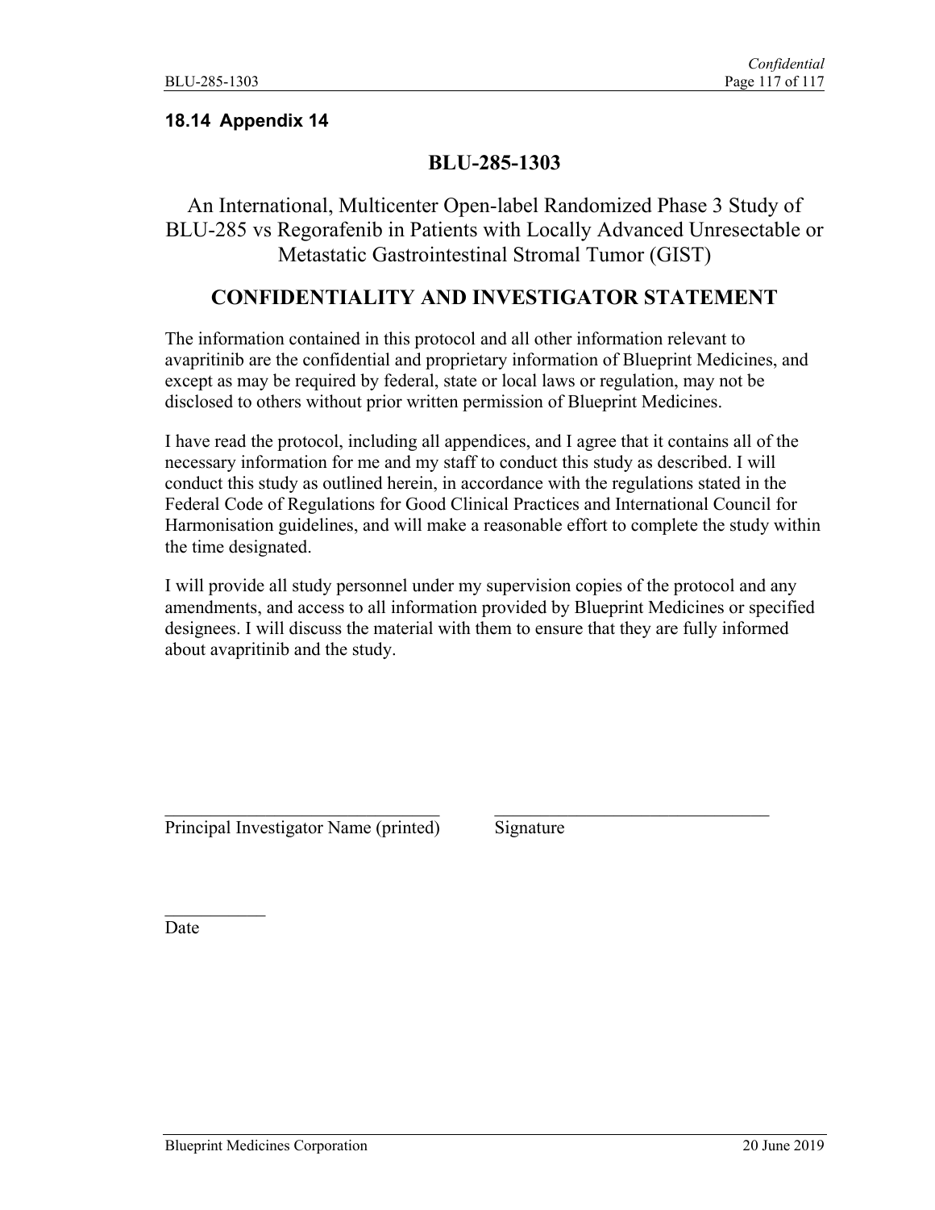### 18.14 Appendix 14

## BLU-285-1303

An International, Multicenter Open-label Randomized Phase 3 Study of BLU-285 vs Regorafenib in Patients with Locally Advanced Unresectable or Metastatic Gastrointestinal Stromal Tumor (GIST)

## CONFIDENTIALITY AND INVESTIGATOR STATEMENT

The information contained in this protocol and all other information relevant to avapritinib are the confidential and proprietary information of Blueprint Medicines, and except as may be required by federal, state or local laws or regulation, may not be disclosed to others without prior written permission of Blueprint Medicines.

I have read the protocol, including all appendices, and I agree that it contains all of the necessary information for me and my staff to conduct this study as described. I will conduct this study as outlined herein, in accordance with the regulations stated in the Federal Code of Regulations for Good Clinical Practices and International Council for Harmonisation guidelines, and will make a reasonable effort to complete the study within the time designated.

I will provide all study personnel under my supervision copies of the protocol and any amendments, and access to all information provided by Blueprint Medicines or specified designees. I will discuss the material with them to ensure that they are fully informed about avapritinib and the study.

_______________________________ _______________________________

Principal Investigator Name (printed) Signature

___________

Date